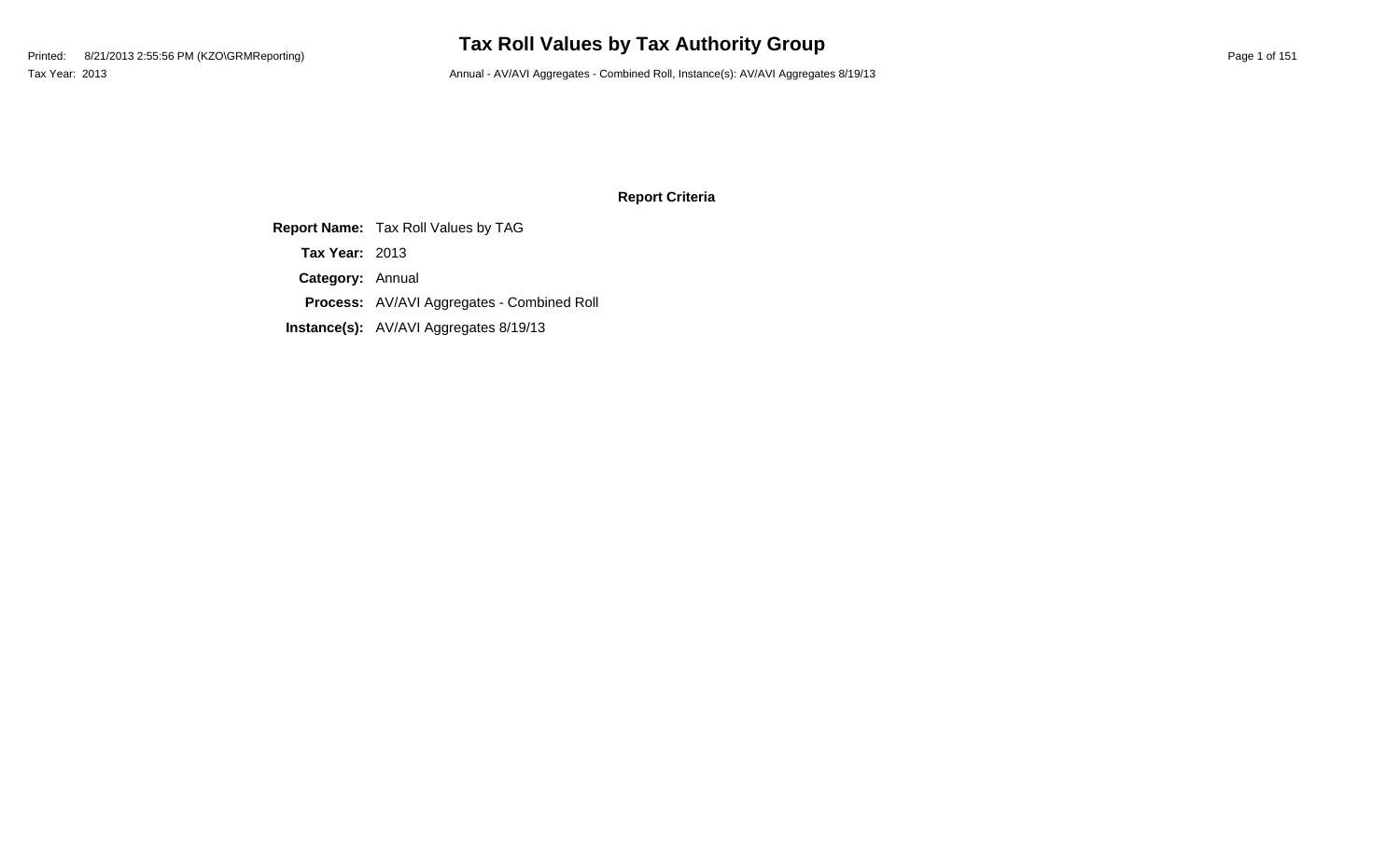# Tax Roll Values by Tax Authority Group

Printed: 8/21/2013 2:55:56 PM (KZO\GRMReporting)

Tax Year: 2013

Annual - AV/AVI Aggregates - Combined Roll, Instance(s): AV/AVI Aggregates 8/19/13

## Report Criteria

**Report Name:** Tax Roll Values by TAG

**Tax Year:** 2013

**Category:** Annual

**Process:** AV/AVI Aggregates - Combined Roll

**Instance(s):** AV/AVI Aggregates 8/19/13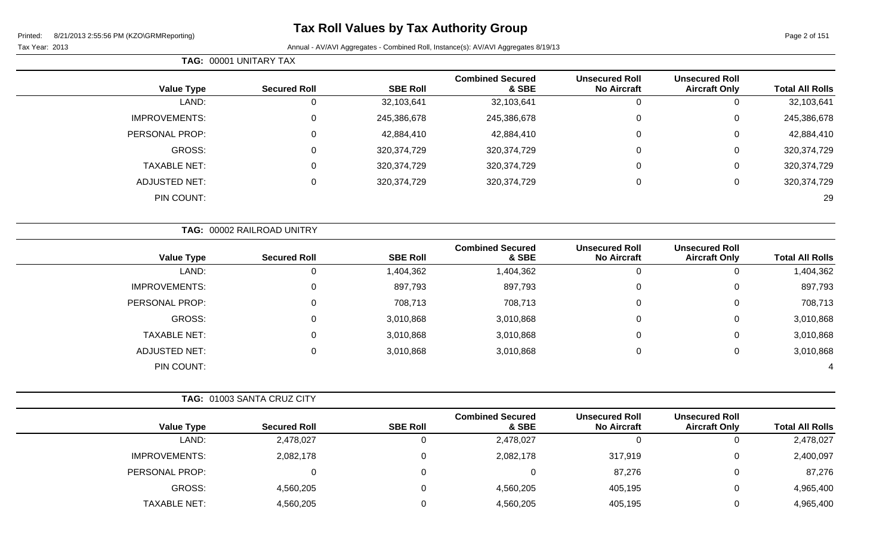# Tax Roll Values by Tax Authority Group

Printed: 8/21/2013 2:55:56 PM (KZO\GRMReporting)

Tax Year: 2013

Annual - AV/AVI Aggregates - Combined Roll, Instance(s): AV/AVI Aggregates 8/19/13

**TAG: 00001 UNITARY TAX**

| Value Type | Secured Roll | SBE Roll | Combined Secured & SBE | Unsecured Roll No Aircraft | Unsecured Roll Aircraft Only | Total All Rolls |
|---|---|---|---|---|---|---|
| LAND: | 0 | 32,103,641 | 32,103,641 | 0 | 0 | 32,103,641 |
| IMPROVEMENTS: | 0 | 245,386,678 | 245,386,678 | 0 | 0 | 245,386,678 |
| PERSONAL PROP: | 0 | 42,884,410 | 42,884,410 | 0 | 0 | 42,884,410 |
| GROSS: | 0 | 320,374,729 | 320,374,729 | 0 | 0 | 320,374,729 |
| TAXABLE NET: | 0 | 320,374,729 | 320,374,729 | 0 | 0 | 320,374,729 |
| ADJUSTED NET: | 0 | 320,374,729 | 320,374,729 | 0 | 0 | 320,374,729 |
| PIN COUNT: | | | | | | 29 |

**TAG: 00002 RAILROAD UNITRY**

| Value Type | Secured Roll | SBE Roll | Combined Secured & SBE | Unsecured Roll No Aircraft | Unsecured Roll Aircraft Only | Total All Rolls |
|---|---|---|---|---|---|---|
| LAND: | 0 | 1,404,362 | 1,404,362 | 0 | 0 | 1,404,362 |
| IMPROVEMENTS: | 0 | 897,793 | 897,793 | 0 | 0 | 897,793 |
| PERSONAL PROP: | 0 | 708,713 | 708,713 | 0 | 0 | 708,713 |
| GROSS: | 0 | 3,010,868 | 3,010,868 | 0 | 0 | 3,010,868 |
| TAXABLE NET: | 0 | 3,010,868 | 3,010,868 | 0 | 0 | 3,010,868 |
| ADJUSTED NET: | 0 | 3,010,868 | 3,010,868 | 0 | 0 | 3,010,868 |
| PIN COUNT: | | | | | | 4 |

**TAG: 01003 SANTA CRUZ CITY**

| Value Type | Secured Roll | SBE Roll | Combined Secured & SBE | Unsecured Roll No Aircraft | Unsecured Roll Aircraft Only | Total All Rolls |
|---|---|---|---|---|---|---|
| LAND: | 2,478,027 | 0 | 2,478,027 | 0 | 0 | 2,478,027 |
| IMPROVEMENTS: | 2,082,178 | 0 | 2,082,178 | 317,919 | 0 | 2,400,097 |
| PERSONAL PROP: | 0 | 0 | 0 | 87,276 | 0 | 87,276 |
| GROSS: | 4,560,205 | 0 | 4,560,205 | 405,195 | 0 | 4,965,400 |
| TAXABLE NET: | 4,560,205 | 0 | 4,560,205 | 405,195 | 0 | 4,965,400 |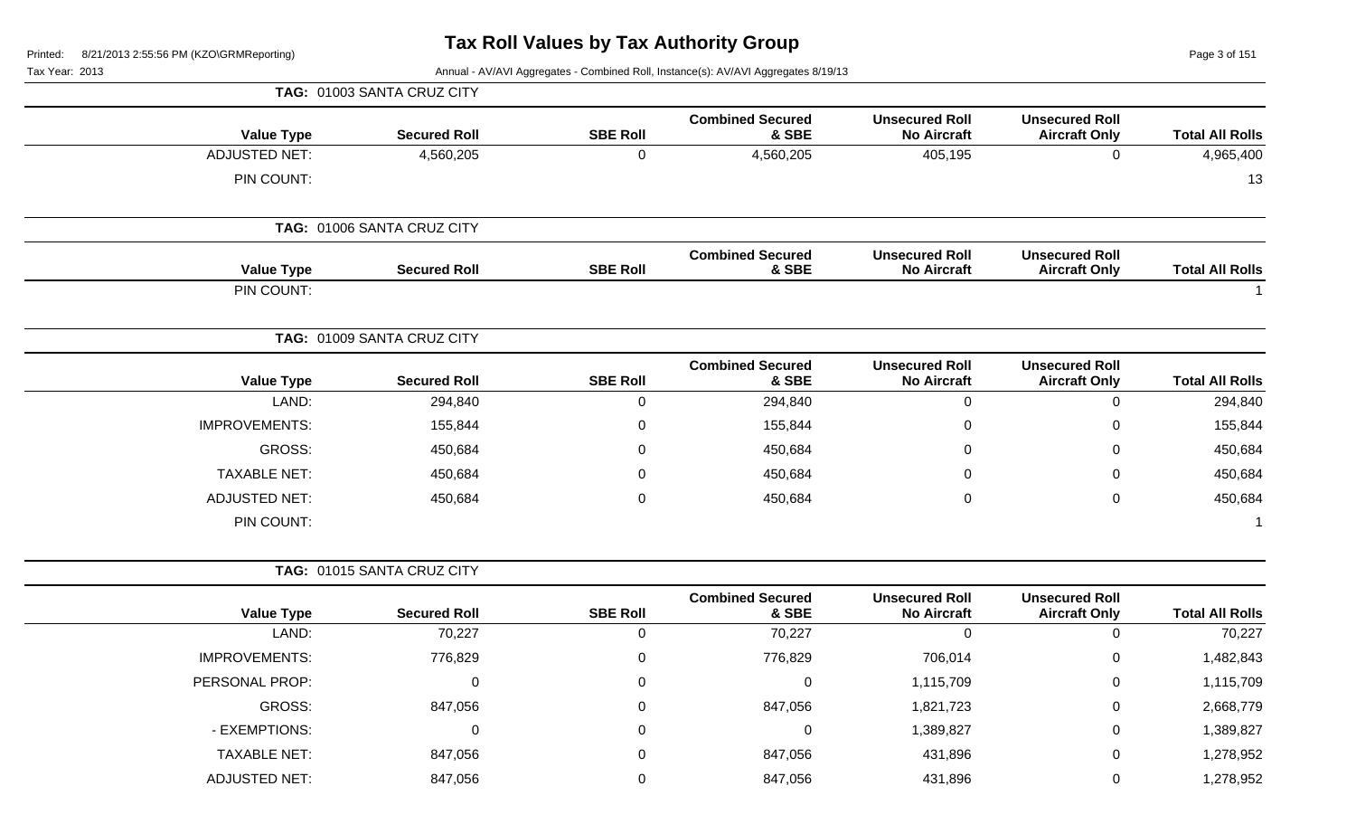# Tax Roll Values by Tax Authority Group

Printed: 8/21/2013 2:55:56 PM (KZO\GRMReporting)

Tax Year: 2013

Annual - AV/AVI Aggregates - Combined Roll, Instance(s): AV/AVI Aggregates 8/19/13

**TAG: 01003 SANTA CRUZ CITY**

| Value Type | Secured Roll | SBE Roll | Combined Secured & SBE | Unsecured Roll No Aircraft | Unsecured Roll Aircraft Only | Total All Rolls |
|---|---|---|---|---|---|---|
| ADJUSTED NET: | 4,560,205 | 0 | 4,560,205 | 405,195 | 0 | 4,965,400 |
| PIN COUNT: | | | | | | 13 |

**TAG: 01006 SANTA CRUZ CITY**

| Value Type | Secured Roll | SBE Roll | Combined Secured & SBE | Unsecured Roll No Aircraft | Unsecured Roll Aircraft Only | Total All Rolls |
|---|---|---|---|---|---|---|
| PIN COUNT: | | | | | | 1 |

**TAG: 01009 SANTA CRUZ CITY**

| Value Type | Secured Roll | SBE Roll | Combined Secured & SBE | Unsecured Roll No Aircraft | Unsecured Roll Aircraft Only | Total All Rolls |
|---|---|---|---|---|---|---|
| LAND: | 294,840 | 0 | 294,840 | 0 | 0 | 294,840 |
| IMPROVEMENTS: | 155,844 | 0 | 155,844 | 0 | 0 | 155,844 |
| GROSS: | 450,684 | 0 | 450,684 | 0 | 0 | 450,684 |
| TAXABLE NET: | 450,684 | 0 | 450,684 | 0 | 0 | 450,684 |
| ADJUSTED NET: | 450,684 | 0 | 450,684 | 0 | 0 | 450,684 |
| PIN COUNT: | | | | | | 1 |

**TAG: 01015 SANTA CRUZ CITY**

| Value Type | Secured Roll | SBE Roll | Combined Secured & SBE | Unsecured Roll No Aircraft | Unsecured Roll Aircraft Only | Total All Rolls |
|---|---|---|---|---|---|---|
| LAND: | 70,227 | 0 | 70,227 | 0 | 0 | 70,227 |
| IMPROVEMENTS: | 776,829 | 0 | 776,829 | 706,014 | 0 | 1,482,843 |
| PERSONAL PROP: | 0 | 0 | 0 | 1,115,709 | 0 | 1,115,709 |
| GROSS: | 847,056 | 0 | 847,056 | 1,821,723 | 0 | 2,668,779 |
| - EXEMPTIONS: | 0 | 0 | 0 | 1,389,827 | 0 | 1,389,827 |
| TAXABLE NET: | 847,056 | 0 | 847,056 | 431,896 | 0 | 1,278,952 |
| ADJUSTED NET: | 847,056 | 0 | 847,056 | 431,896 | 0 | 1,278,952 |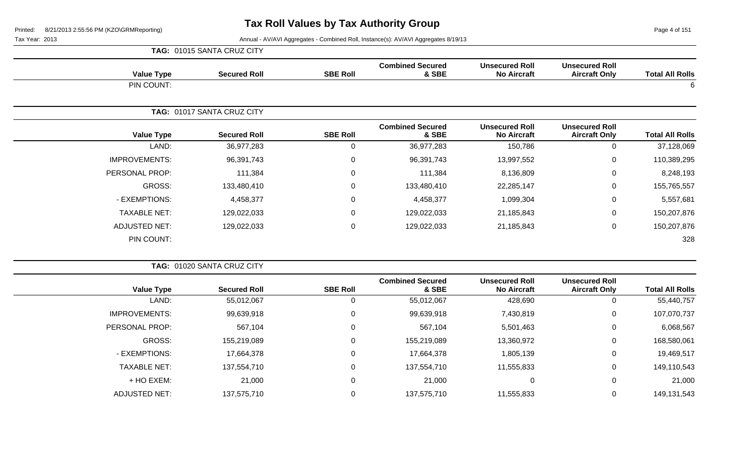# Tax Roll Values by Tax Authority Group

Printed: 8/21/2013 2:55:56 PM (KZO\GRMReporting)

Tax Year: 2013

Annual - AV/AVI Aggregates - Combined Roll, Instance(s): AV/AVI Aggregates 8/19/13

**TAG: 01015 SANTA CRUZ CITY**

| Value Type | Secured Roll | SBE Roll | Combined Secured & SBE | Unsecured Roll No Aircraft | Unsecured Roll Aircraft Only | Total All Rolls |
|---|---|---|---|---|---|---|
| PIN COUNT: | | | | | | 6 |

**TAG: 01017 SANTA CRUZ CITY**

| Value Type | Secured Roll | SBE Roll | Combined Secured & SBE | Unsecured Roll No Aircraft | Unsecured Roll Aircraft Only | Total All Rolls |
|---|---|---|---|---|---|---|
| LAND: | 36,977,283 | 0 | 36,977,283 | 150,786 | 0 | 37,128,069 |
| IMPROVEMENTS: | 96,391,743 | 0 | 96,391,743 | 13,997,552 | 0 | 110,389,295 |
| PERSONAL PROP: | 111,384 | 0 | 111,384 | 8,136,809 | 0 | 8,248,193 |
| GROSS: | 133,480,410 | 0 | 133,480,410 | 22,285,147 | 0 | 155,765,557 |
| - EXEMPTIONS: | 4,458,377 | 0 | 4,458,377 | 1,099,304 | 0 | 5,557,681 |
| TAXABLE NET: | 129,022,033 | 0 | 129,022,033 | 21,185,843 | 0 | 150,207,876 |
| ADJUSTED NET: | 129,022,033 | 0 | 129,022,033 | 21,185,843 | 0 | 150,207,876 |
| PIN COUNT: | | | | | | 328 |

**TAG: 01020 SANTA CRUZ CITY**

| Value Type | Secured Roll | SBE Roll | Combined Secured & SBE | Unsecured Roll No Aircraft | Unsecured Roll Aircraft Only | Total All Rolls |
|---|---|---|---|---|---|---|
| LAND: | 55,012,067 | 0 | 55,012,067 | 428,690 | 0 | 55,440,757 |
| IMPROVEMENTS: | 99,639,918 | 0 | 99,639,918 | 7,430,819 | 0 | 107,070,737 |
| PERSONAL PROP: | 567,104 | 0 | 567,104 | 5,501,463 | 0 | 6,068,567 |
| GROSS: | 155,219,089 | 0 | 155,219,089 | 13,360,972 | 0 | 168,580,061 |
| - EXEMPTIONS: | 17,664,378 | 0 | 17,664,378 | 1,805,139 | 0 | 19,469,517 |
| TAXABLE NET: | 137,554,710 | 0 | 137,554,710 | 11,555,833 | 0 | 149,110,543 |
| + HO EXEM: | 21,000 | 0 | 21,000 | 0 | 0 | 21,000 |
| ADJUSTED NET: | 137,575,710 | 0 | 137,575,710 | 11,555,833 | 0 | 149,131,543 |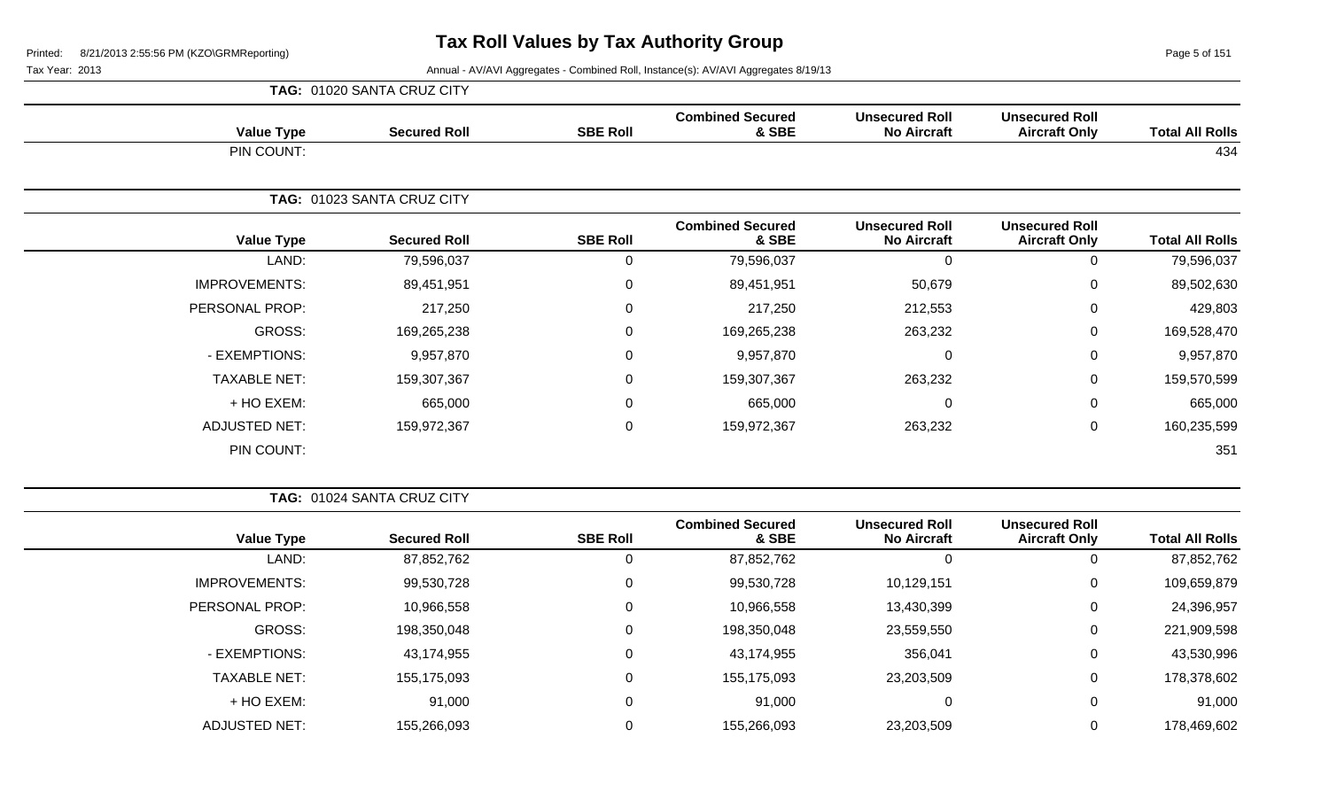# Tax Roll Values by Tax Authority Group

Printed: 8/21/2013 2:55:56 PM (KZO\GRMReporting)

Tax Year: 2013

Annual - AV/AVI Aggregates - Combined Roll, Instance(s): AV/AVI Aggregates 8/19/13

**TAG: 01020 SANTA CRUZ CITY**

| Value Type | Secured Roll | SBE Roll | Combined Secured & SBE | Unsecured Roll No Aircraft | Unsecured Roll Aircraft Only | Total All Rolls |
|---|---|---|---|---|---|---|
| PIN COUNT: | | | | | | 434 |

**TAG: 01023 SANTA CRUZ CITY**

| Value Type | Secured Roll | SBE Roll | Combined Secured & SBE | Unsecured Roll No Aircraft | Unsecured Roll Aircraft Only | Total All Rolls |
|---|---|---|---|---|---|---|
| LAND: | 79,596,037 | 0 | 79,596,037 | 0 | 0 | 79,596,037 |
| IMPROVEMENTS: | 89,451,951 | 0 | 89,451,951 | 50,679 | 0 | 89,502,630 |
| PERSONAL PROP: | 217,250 | 0 | 217,250 | 212,553 | 0 | 429,803 |
| GROSS: | 169,265,238 | 0 | 169,265,238 | 263,232 | 0 | 169,528,470 |
| - EXEMPTIONS: | 9,957,870 | 0 | 9,957,870 | 0 | 0 | 9,957,870 |
| TAXABLE NET: | 159,307,367 | 0 | 159,307,367 | 263,232 | 0 | 159,570,599 |
| + HO EXEM: | 665,000 | 0 | 665,000 | 0 | 0 | 665,000 |
| ADJUSTED NET: | 159,972,367 | 0 | 159,972,367 | 263,232 | 0 | 160,235,599 |
| PIN COUNT: | | | | | | 351 |

**TAG: 01024 SANTA CRUZ CITY**

| Value Type | Secured Roll | SBE Roll | Combined Secured & SBE | Unsecured Roll No Aircraft | Unsecured Roll Aircraft Only | Total All Rolls |
|---|---|---|---|---|---|---|
| LAND: | 87,852,762 | 0 | 87,852,762 | 0 | 0 | 87,852,762 |
| IMPROVEMENTS: | 99,530,728 | 0 | 99,530,728 | 10,129,151 | 0 | 109,659,879 |
| PERSONAL PROP: | 10,966,558 | 0 | 10,966,558 | 13,430,399 | 0 | 24,396,957 |
| GROSS: | 198,350,048 | 0 | 198,350,048 | 23,559,550 | 0 | 221,909,598 |
| - EXEMPTIONS: | 43,174,955 | 0 | 43,174,955 | 356,041 | 0 | 43,530,996 |
| TAXABLE NET: | 155,175,093 | 0 | 155,175,093 | 23,203,509 | 0 | 178,378,602 |
| + HO EXEM: | 91,000 | 0 | 91,000 | 0 | 0 | 91,000 |
| ADJUSTED NET: | 155,266,093 | 0 | 155,266,093 | 23,203,509 | 0 | 178,469,602 |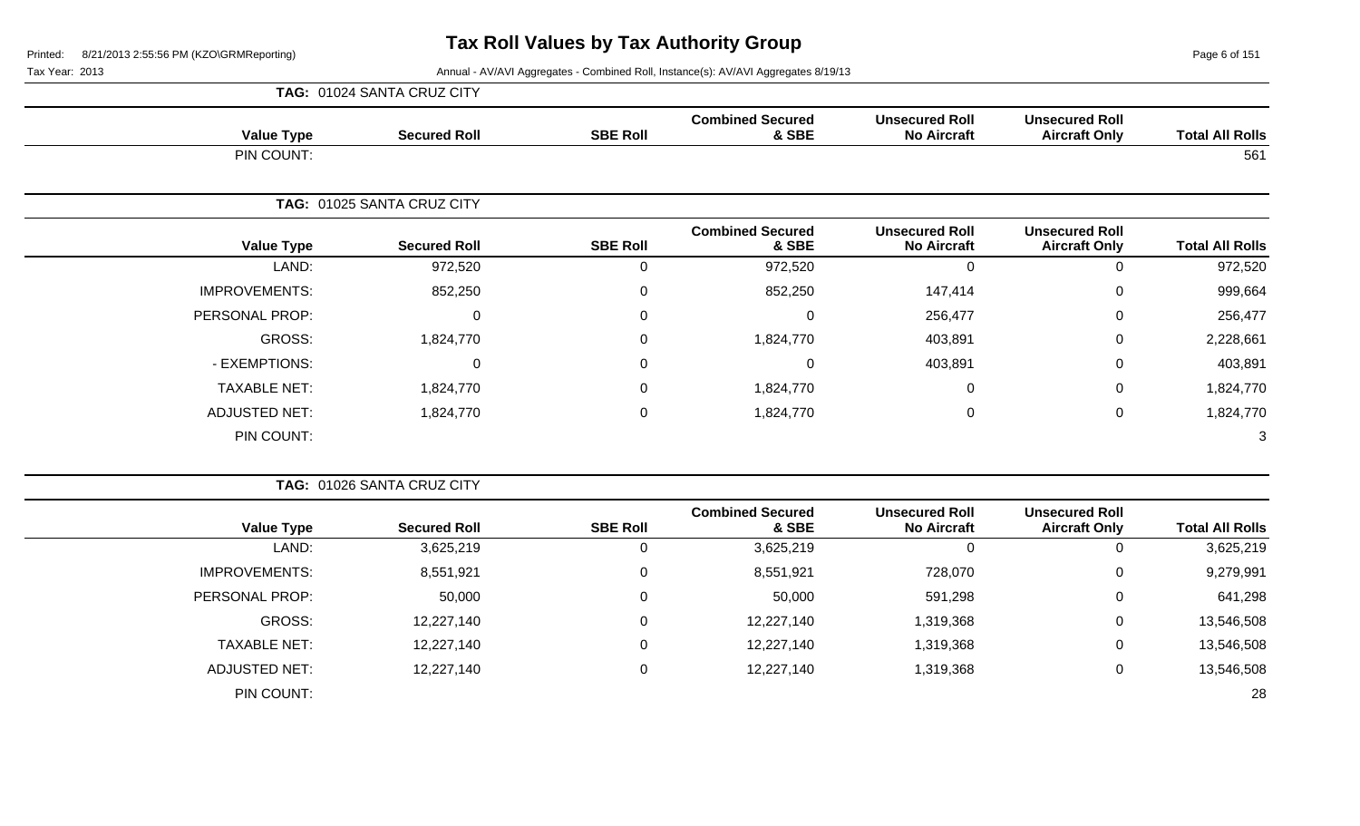# Tax Roll Values by Tax Authority Group

Printed: 8/21/2013 2:55:56 PM (KZO\GRMReporting)

Tax Year: 2013

Annual - AV/AVI Aggregates - Combined Roll, Instance(s): AV/AVI Aggregates 8/19/13

**TAG: 01024 SANTA CRUZ CITY**

| Value Type | Secured Roll | SBE Roll | Combined Secured & SBE | Unsecured Roll No Aircraft | Unsecured Roll Aircraft Only | Total All Rolls |
|---|---|---|---|---|---|---|
| PIN COUNT: | | | | | | 561 |

**TAG: 01025 SANTA CRUZ CITY**

| Value Type | Secured Roll | SBE Roll | Combined Secured & SBE | Unsecured Roll No Aircraft | Unsecured Roll Aircraft Only | Total All Rolls |
|---|---|---|---|---|---|---|
| LAND: | 972,520 | 0 | 972,520 | 0 | 0 | 972,520 |
| IMPROVEMENTS: | 852,250 | 0 | 852,250 | 147,414 | 0 | 999,664 |
| PERSONAL PROP: | 0 | 0 | 0 | 256,477 | 0 | 256,477 |
| GROSS: | 1,824,770 | 0 | 1,824,770 | 403,891 | 0 | 2,228,661 |
| - EXEMPTIONS: | 0 | 0 | 0 | 403,891 | 0 | 403,891 |
| TAXABLE NET: | 1,824,770 | 0 | 1,824,770 | 0 | 0 | 1,824,770 |
| ADJUSTED NET: | 1,824,770 | 0 | 1,824,770 | 0 | 0 | 1,824,770 |
| PIN COUNT: | | | | | | 3 |

**TAG: 01026 SANTA CRUZ CITY**

| Value Type | Secured Roll | SBE Roll | Combined Secured & SBE | Unsecured Roll No Aircraft | Unsecured Roll Aircraft Only | Total All Rolls |
|---|---|---|---|---|---|---|
| LAND: | 3,625,219 | 0 | 3,625,219 | 0 | 0 | 3,625,219 |
| IMPROVEMENTS: | 8,551,921 | 0 | 8,551,921 | 728,070 | 0 | 9,279,991 |
| PERSONAL PROP: | 50,000 | 0 | 50,000 | 591,298 | 0 | 641,298 |
| GROSS: | 12,227,140 | 0 | 12,227,140 | 1,319,368 | 0 | 13,546,508 |
| TAXABLE NET: | 12,227,140 | 0 | 12,227,140 | 1,319,368 | 0 | 13,546,508 |
| ADJUSTED NET: | 12,227,140 | 0 | 12,227,140 | 1,319,368 | 0 | 13,546,508 |
| PIN COUNT: | | | | | | 28 |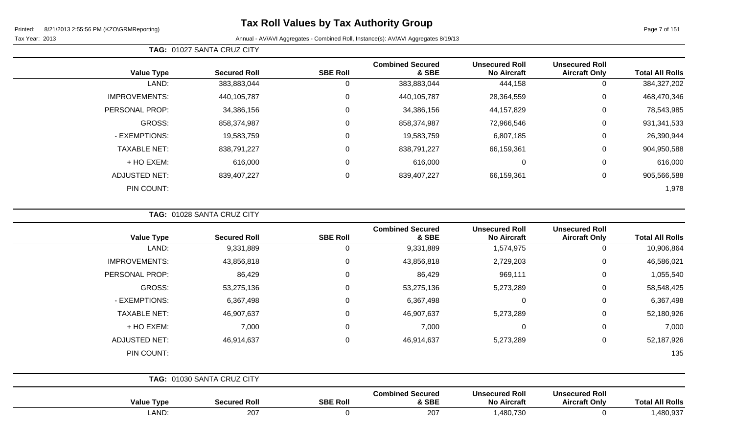# Tax Roll Values by Tax Authority Group

Printed: 8/21/2013 2:55:56 PM (KZO\GRMReporting)

Tax Year: 2013

Annual - AV/AVI Aggregates - Combined Roll, Instance(s): AV/AVI Aggregates 8/19/13

**TAG:** 01027 SANTA CRUZ CITY

| Value Type | Secured Roll | SBE Roll | Combined Secured & SBE | Unsecured Roll No Aircraft | Unsecured Roll Aircraft Only | Total All Rolls |
|---|---|---|---|---|---|---|
| LAND: | 383,883,044 | 0 | 383,883,044 | 444,158 | 0 | 384,327,202 |
| IMPROVEMENTS: | 440,105,787 | 0 | 440,105,787 | 28,364,559 | 0 | 468,470,346 |
| PERSONAL PROP: | 34,386,156 | 0 | 34,386,156 | 44,157,829 | 0 | 78,543,985 |
| GROSS: | 858,374,987 | 0 | 858,374,987 | 72,966,546 | 0 | 931,341,533 |
| - EXEMPTIONS: | 19,583,759 | 0 | 19,583,759 | 6,807,185 | 0 | 26,390,944 |
| TAXABLE NET: | 838,791,227 | 0 | 838,791,227 | 66,159,361 | 0 | 904,950,588 |
| + HO EXEM: | 616,000 | 0 | 616,000 | 0 | 0 | 616,000 |
| ADJUSTED NET: | 839,407,227 | 0 | 839,407,227 | 66,159,361 | 0 | 905,566,588 |
| PIN COUNT: | | | | | | 1,978 |

**TAG:** 01028 SANTA CRUZ CITY

| Value Type | Secured Roll | SBE Roll | Combined Secured & SBE | Unsecured Roll No Aircraft | Unsecured Roll Aircraft Only | Total All Rolls |
|---|---|---|---|---|---|---|
| LAND: | 9,331,889 | 0 | 9,331,889 | 1,574,975 | 0 | 10,906,864 |
| IMPROVEMENTS: | 43,856,818 | 0 | 43,856,818 | 2,729,203 | 0 | 46,586,021 |
| PERSONAL PROP: | 86,429 | 0 | 86,429 | 969,111 | 0 | 1,055,540 |
| GROSS: | 53,275,136 | 0 | 53,275,136 | 5,273,289 | 0 | 58,548,425 |
| - EXEMPTIONS: | 6,367,498 | 0 | 6,367,498 | 0 | 0 | 6,367,498 |
| TAXABLE NET: | 46,907,637 | 0 | 46,907,637 | 5,273,289 | 0 | 52,180,926 |
| + HO EXEM: | 7,000 | 0 | 7,000 | 0 | 0 | 7,000 |
| ADJUSTED NET: | 46,914,637 | 0 | 46,914,637 | 5,273,289 | 0 | 52,187,926 |
| PIN COUNT: | | | | | | 135 |

**TAG:** 01030 SANTA CRUZ CITY

| Value Type | Secured Roll | SBE Roll | Combined Secured & SBE | Unsecured Roll No Aircraft | Unsecured Roll Aircraft Only | Total All Rolls |
|---|---|---|---|---|---|---|
| LAND: | 207 | 0 | 207 | 1,480,730 | 0 | 1,480,937 |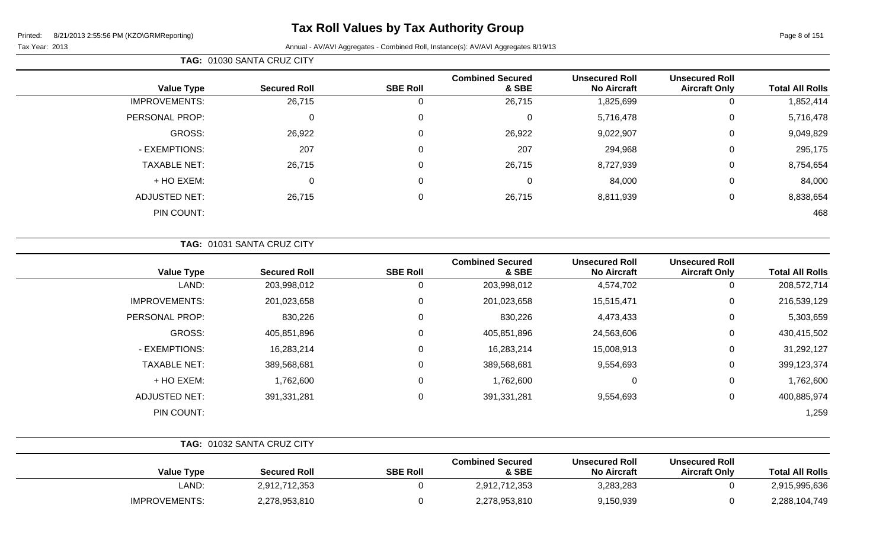**TAG: 01030 SANTA CRUZ CITY**

| Value Type | Secured Roll | SBE Roll | Combined Secured & SBE | Unsecured Roll No Aircraft | Unsecured Roll Aircraft Only | Total All Rolls |
|---|---|---|---|---|---|---|
| IMPROVEMENTS: | 26,715 | 0 | 26,715 | 1,825,699 | 0 | 1,852,414 |
| PERSONAL PROP: | 0 | 0 | 0 | 5,716,478 | 0 | 5,716,478 |
| GROSS: | 26,922 | 0 | 26,922 | 9,022,907 | 0 | 9,049,829 |
| - EXEMPTIONS: | 207 | 0 | 207 | 294,968 | 0 | 295,175 |
| TAXABLE NET: | 26,715 | 0 | 26,715 | 8,727,939 | 0 | 8,754,654 |
| + HO EXEM: | 0 | 0 | 0 | 84,000 | 0 | 84,000 |
| ADJUSTED NET: | 26,715 | 0 | 26,715 | 8,811,939 | 0 | 8,838,654 |
| PIN COUNT: | | | | | | 468 |

**TAG: 01031 SANTA CRUZ CITY**

| Value Type | Secured Roll | SBE Roll | Combined Secured & SBE | Unsecured Roll No Aircraft | Unsecured Roll Aircraft Only | Total All Rolls |
|---|---|---|---|---|---|---|
| LAND: | 203,998,012 | 0 | 203,998,012 | 4,574,702 | 0 | 208,572,714 |
| IMPROVEMENTS: | 201,023,658 | 0 | 201,023,658 | 15,515,471 | 0 | 216,539,129 |
| PERSONAL PROP: | 830,226 | 0 | 830,226 | 4,473,433 | 0 | 5,303,659 |
| GROSS: | 405,851,896 | 0 | 405,851,896 | 24,563,606 | 0 | 430,415,502 |
| - EXEMPTIONS: | 16,283,214 | 0 | 16,283,214 | 15,008,913 | 0 | 31,292,127 |
| TAXABLE NET: | 389,568,681 | 0 | 389,568,681 | 9,554,693 | 0 | 399,123,374 |
| + HO EXEM: | 1,762,600 | 0 | 1,762,600 | 0 | 0 | 1,762,600 |
| ADJUSTED NET: | 391,331,281 | 0 | 391,331,281 | 9,554,693 | 0 | 400,885,974 |
| PIN COUNT: | | | | | | 1,259 |

**TAG: 01032 SANTA CRUZ CITY**

| Value Type | Secured Roll | SBE Roll | Combined Secured & SBE | Unsecured Roll No Aircraft | Unsecured Roll Aircraft Only | Total All Rolls |
|---|---|---|---|---|---|---|
| LAND: | 2,912,712,353 | 0 | 2,912,712,353 | 3,283,283 | 0 | 2,915,995,636 |
| IMPROVEMENTS: | 2,278,953,810 | 0 | 2,278,953,810 | 9,150,939 | 0 | 2,288,104,749 |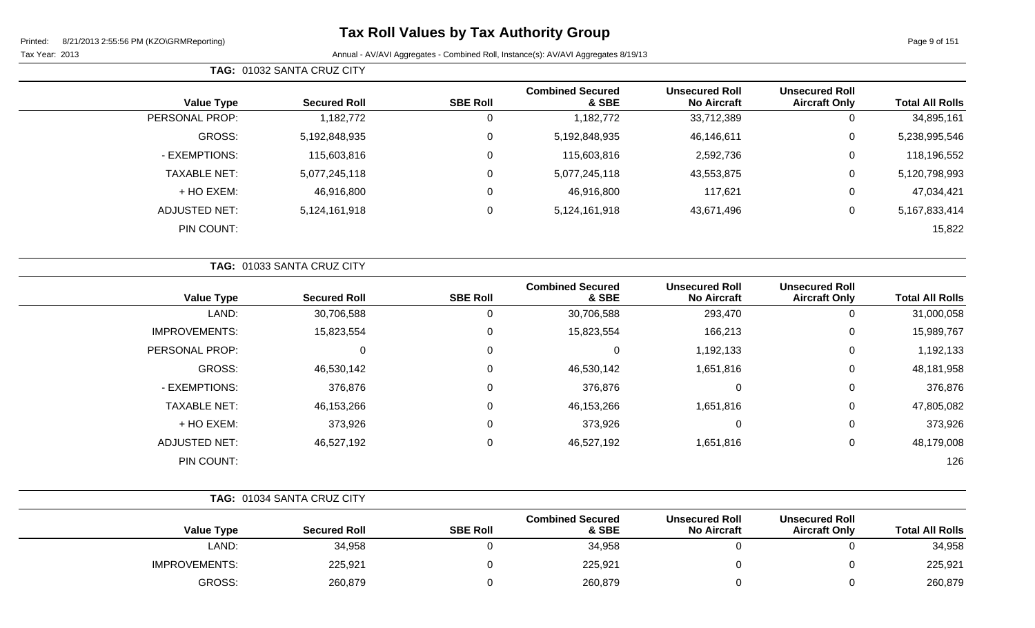# Tax Roll Values by Tax Authority Group

Printed: 8/21/2013 2:55:56 PM (KZO\GRMReporting)

Tax Year: 2013

Annual - AV/AVI Aggregates - Combined Roll, Instance(s): AV/AVI Aggregates 8/19/13

**TAG:** 01032 SANTA CRUZ CITY

| Value Type | Secured Roll | SBE Roll | Combined Secured & SBE | Unsecured Roll No Aircraft | Unsecured Roll Aircraft Only | Total All Rolls |
|---|---|---|---|---|---|---|
| PERSONAL PROP: | 1,182,772 | 0 | 1,182,772 | 33,712,389 | 0 | 34,895,161 |
| GROSS: | 5,192,848,935 | 0 | 5,192,848,935 | 46,146,611 | 0 | 5,238,995,546 |
| - EXEMPTIONS: | 115,603,816 | 0 | 115,603,816 | 2,592,736 | 0 | 118,196,552 |
| TAXABLE NET: | 5,077,245,118 | 0 | 5,077,245,118 | 43,553,875 | 0 | 5,120,798,993 |
| + HO EXEM: | 46,916,800 | 0 | 46,916,800 | 117,621 | 0 | 47,034,421 |
| ADJUSTED NET: | 5,124,161,918 | 0 | 5,124,161,918 | 43,671,496 | 0 | 5,167,833,414 |
| PIN COUNT: | | | | | | 15,822 |

**TAG:** 01033 SANTA CRUZ CITY

| Value Type | Secured Roll | SBE Roll | Combined Secured & SBE | Unsecured Roll No Aircraft | Unsecured Roll Aircraft Only | Total All Rolls |
|---|---|---|---|---|---|---|
| LAND: | 30,706,588 | 0 | 30,706,588 | 293,470 | 0 | 31,000,058 |
| IMPROVEMENTS: | 15,823,554 | 0 | 15,823,554 | 166,213 | 0 | 15,989,767 |
| PERSONAL PROP: | 0 | 0 | 0 | 1,192,133 | 0 | 1,192,133 |
| GROSS: | 46,530,142 | 0 | 46,530,142 | 1,651,816 | 0 | 48,181,958 |
| - EXEMPTIONS: | 376,876 | 0 | 376,876 | 0 | 0 | 376,876 |
| TAXABLE NET: | 46,153,266 | 0 | 46,153,266 | 1,651,816 | 0 | 47,805,082 |
| + HO EXEM: | 373,926 | 0 | 373,926 | 0 | 0 | 373,926 |
| ADJUSTED NET: | 46,527,192 | 0 | 46,527,192 | 1,651,816 | 0 | 48,179,008 |
| PIN COUNT: | | | | | | 126 |

**TAG:** 01034 SANTA CRUZ CITY

| Value Type | Secured Roll | SBE Roll | Combined Secured & SBE | Unsecured Roll No Aircraft | Unsecured Roll Aircraft Only | Total All Rolls |
|---|---|---|---|---|---|---|
| LAND: | 34,958 | 0 | 34,958 | 0 | 0 | 34,958 |
| IMPROVEMENTS: | 225,921 | 0 | 225,921 | 0 | 0 | 225,921 |
| GROSS: | 260,879 | 0 | 260,879 | 0 | 0 | 260,879 |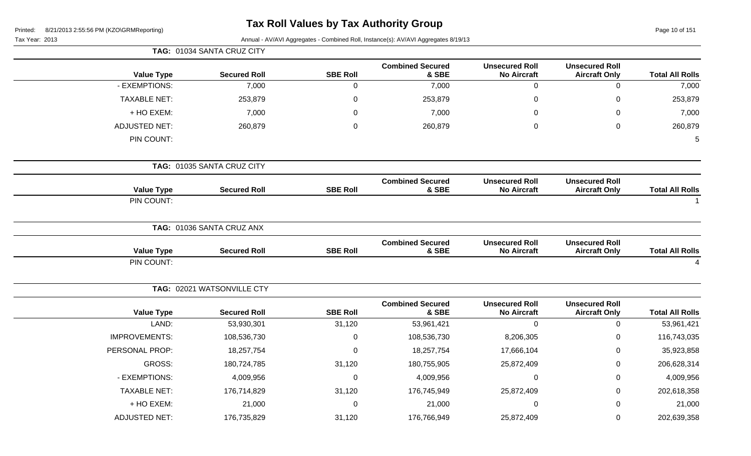# Tax Roll Values by Tax Authority Group

Printed: 8/21/2013 2:55:56 PM (KZO\GRMReporting)

Tax Year: 2013

Annual - AV/AVI Aggregates - Combined Roll, Instance(s): AV/AVI Aggregates 8/19/13

**TAG: 01034 SANTA CRUZ CITY**

| Value Type | Secured Roll | SBE Roll | Combined Secured & SBE | Unsecured Roll No Aircraft | Unsecured Roll Aircraft Only | Total All Rolls |
|---|---|---|---|---|---|---|
| - EXEMPTIONS: | 7,000 | 0 | 7,000 | 0 | 0 | 7,000 |
| TAXABLE NET: | 253,879 | 0 | 253,879 | 0 | 0 | 253,879 |
| + HO EXEM: | 7,000 | 0 | 7,000 | 0 | 0 | 7,000 |
| ADJUSTED NET: | 260,879 | 0 | 260,879 | 0 | 0 | 260,879 |
| PIN COUNT: | | | | | | 5 |

**TAG: 01035 SANTA CRUZ CITY**

| Value Type | Secured Roll | SBE Roll | Combined Secured & SBE | Unsecured Roll No Aircraft | Unsecured Roll Aircraft Only | Total All Rolls |
|---|---|---|---|---|---|---|
| PIN COUNT: | | | | | | 1 |

**TAG: 01036 SANTA CRUZ ANX**

| Value Type | Secured Roll | SBE Roll | Combined Secured & SBE | Unsecured Roll No Aircraft | Unsecured Roll Aircraft Only | Total All Rolls |
|---|---|---|---|---|---|---|
| PIN COUNT: | | | | | | 4 |

**TAG: 02021 WATSONVILLE CTY**

| Value Type | Secured Roll | SBE Roll | Combined Secured & SBE | Unsecured Roll No Aircraft | Unsecured Roll Aircraft Only | Total All Rolls |
|---|---|---|---|---|---|---|
| LAND: | 53,930,301 | 31,120 | 53,961,421 | 0 | 0 | 53,961,421 |
| IMPROVEMENTS: | 108,536,730 | 0 | 108,536,730 | 8,206,305 | 0 | 116,743,035 |
| PERSONAL PROP: | 18,257,754 | 0 | 18,257,754 | 17,666,104 | 0 | 35,923,858 |
| GROSS: | 180,724,785 | 31,120 | 180,755,905 | 25,872,409 | 0 | 206,628,314 |
| - EXEMPTIONS: | 4,009,956 | 0 | 4,009,956 | 0 | 0 | 4,009,956 |
| TAXABLE NET: | 176,714,829 | 31,120 | 176,745,949 | 25,872,409 | 0 | 202,618,358 |
| + HO EXEM: | 21,000 | 0 | 21,000 | 0 | 0 | 21,000 |
| ADJUSTED NET: | 176,735,829 | 31,120 | 176,766,949 | 25,872,409 | 0 | 202,639,358 |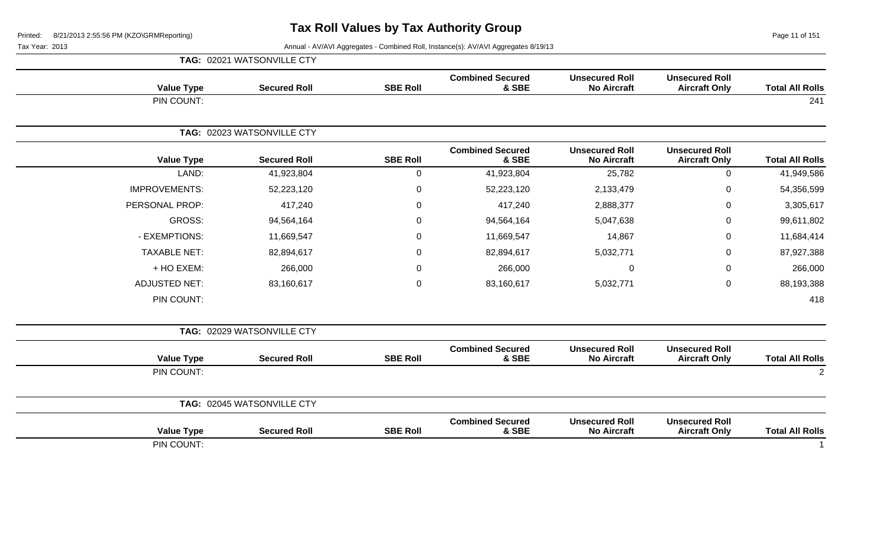# Tax Roll Values by Tax Authority Group

Printed: 8/21/2013 2:55:56 PM (KZO\GRMReporting)

Tax Year: 2013

Annual - AV/AVI Aggregates - Combined Roll, Instance(s): AV/AVI Aggregates 8/19/13

**TAG: 02021 WATSONVILLE CTY**

| Value Type | Secured Roll | SBE Roll | Combined Secured & SBE | Unsecured Roll No Aircraft | Unsecured Roll Aircraft Only | Total All Rolls |
|---|---|---|---|---|---|---|
| PIN COUNT: | | | | | | 241 |

**TAG: 02023 WATSONVILLE CTY**

| Value Type | Secured Roll | SBE Roll | Combined Secured & SBE | Unsecured Roll No Aircraft | Unsecured Roll Aircraft Only | Total All Rolls |
|---|---|---|---|---|---|---|
| LAND: | 41,923,804 | 0 | 41,923,804 | 25,782 | 0 | 41,949,586 |
| IMPROVEMENTS: | 52,223,120 | 0 | 52,223,120 | 2,133,479 | 0 | 54,356,599 |
| PERSONAL PROP: | 417,240 | 0 | 417,240 | 2,888,377 | 0 | 3,305,617 |
| GROSS: | 94,564,164 | 0 | 94,564,164 | 5,047,638 | 0 | 99,611,802 |
| - EXEMPTIONS: | 11,669,547 | 0 | 11,669,547 | 14,867 | 0 | 11,684,414 |
| TAXABLE NET: | 82,894,617 | 0 | 82,894,617 | 5,032,771 | 0 | 87,927,388 |
| + HO EXEM: | 266,000 | 0 | 266,000 | 0 | 0 | 266,000 |
| ADJUSTED NET: | 83,160,617 | 0 | 83,160,617 | 5,032,771 | 0 | 88,193,388 |
| PIN COUNT: | | | | | | 418 |

**TAG: 02029 WATSONVILLE CTY**

| Value Type | Secured Roll | SBE Roll | Combined Secured & SBE | Unsecured Roll No Aircraft | Unsecured Roll Aircraft Only | Total All Rolls |
|---|---|---|---|---|---|---|
| PIN COUNT: | | | | | | 2 |

**TAG: 02045 WATSONVILLE CTY**

| Value Type | Secured Roll | SBE Roll | Combined Secured & SBE | Unsecured Roll No Aircraft | Unsecured Roll Aircraft Only | Total All Rolls |
|---|---|---|---|---|---|---|
| PIN COUNT: | | | | | | 1 |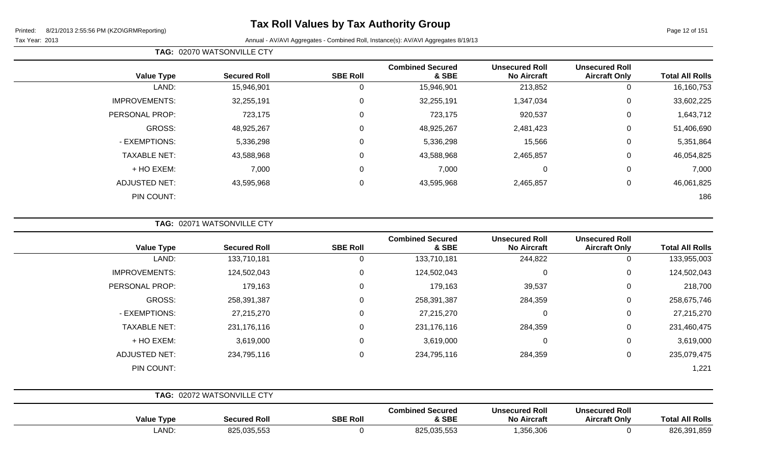# Tax Roll Values by Tax Authority Group

Printed: 8/21/2013 2:55:56 PM (KZO\GRMReporting)

Tax Year: 2013

Annual - AV/AVI Aggregates - Combined Roll, Instance(s): AV/AVI Aggregates 8/19/13

**TAG: 02070 WATSONVILLE CTY**

| Value Type | Secured Roll | SBE Roll | Combined Secured & SBE | Unsecured Roll No Aircraft | Unsecured Roll Aircraft Only | Total All Rolls |
|---|---|---|---|---|---|---|
| LAND: | 15,946,901 | 0 | 15,946,901 | 213,852 | 0 | 16,160,753 |
| IMPROVEMENTS: | 32,255,191 | 0 | 32,255,191 | 1,347,034 | 0 | 33,602,225 |
| PERSONAL PROP: | 723,175 | 0 | 723,175 | 920,537 | 0 | 1,643,712 |
| GROSS: | 48,925,267 | 0 | 48,925,267 | 2,481,423 | 0 | 51,406,690 |
| - EXEMPTIONS: | 5,336,298 | 0 | 5,336,298 | 15,566 | 0 | 5,351,864 |
| TAXABLE NET: | 43,588,968 | 0 | 43,588,968 | 2,465,857 | 0 | 46,054,825 |
| + HO EXEM: | 7,000 | 0 | 7,000 | 0 | 0 | 7,000 |
| ADJUSTED NET: | 43,595,968 | 0 | 43,595,968 | 2,465,857 | 0 | 46,061,825 |
| PIN COUNT: | | | | | | 186 |

**TAG: 02071 WATSONVILLE CTY**

| Value Type | Secured Roll | SBE Roll | Combined Secured & SBE | Unsecured Roll No Aircraft | Unsecured Roll Aircraft Only | Total All Rolls |
|---|---|---|---|---|---|---|
| LAND: | 133,710,181 | 0 | 133,710,181 | 244,822 | 0 | 133,955,003 |
| IMPROVEMENTS: | 124,502,043 | 0 | 124,502,043 | 0 | 0 | 124,502,043 |
| PERSONAL PROP: | 179,163 | 0 | 179,163 | 39,537 | 0 | 218,700 |
| GROSS: | 258,391,387 | 0 | 258,391,387 | 284,359 | 0 | 258,675,746 |
| - EXEMPTIONS: | 27,215,270 | 0 | 27,215,270 | 0 | 0 | 27,215,270 |
| TAXABLE NET: | 231,176,116 | 0 | 231,176,116 | 284,359 | 0 | 231,460,475 |
| + HO EXEM: | 3,619,000 | 0 | 3,619,000 | 0 | 0 | 3,619,000 |
| ADJUSTED NET: | 234,795,116 | 0 | 234,795,116 | 284,359 | 0 | 235,079,475 |
| PIN COUNT: | | | | | | 1,221 |

**TAG: 02072 WATSONVILLE CTY**

| Value Type | Secured Roll | SBE Roll | Combined Secured & SBE | Unsecured Roll No Aircraft | Unsecured Roll Aircraft Only | Total All Rolls |
|---|---|---|---|---|---|---|
| LAND: | 825,035,553 | 0 | 825,035,553 | 1,356,306 | 0 | 826,391,859 |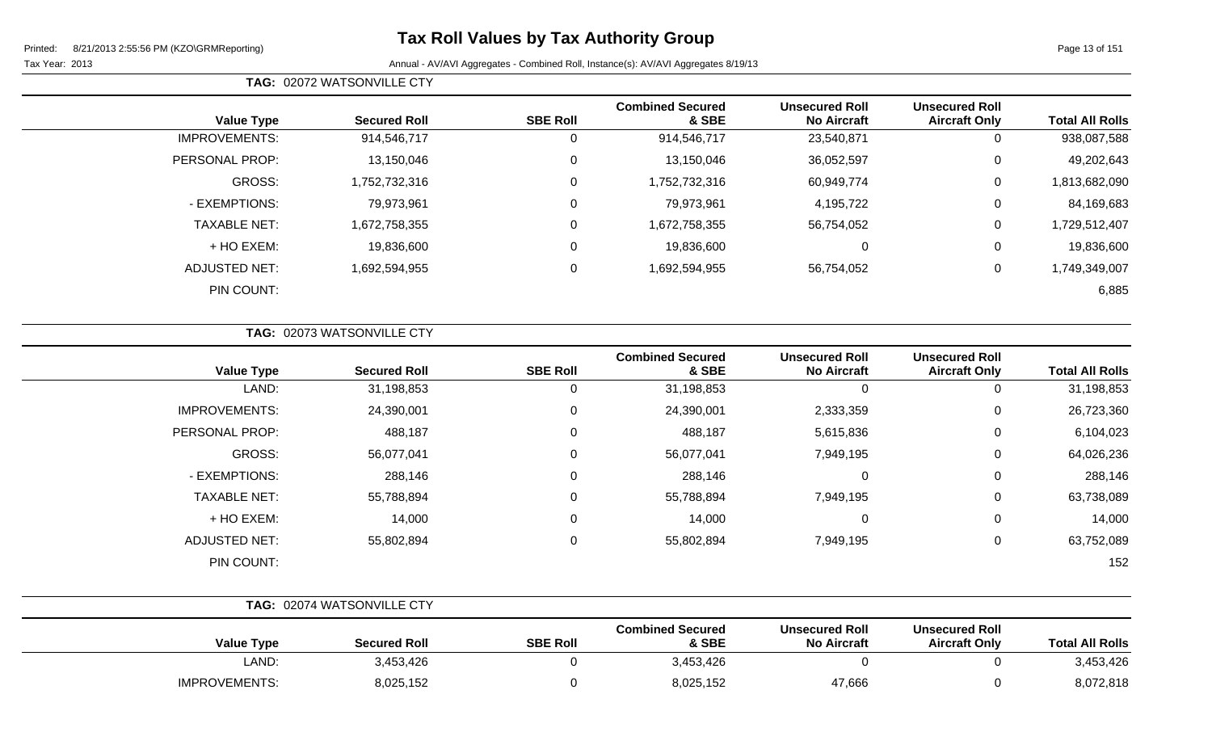**TAG:** 02072 WATSONVILLE CTY

| Value Type | Secured Roll | SBE Roll | Combined Secured & SBE | Unsecured Roll No Aircraft | Unsecured Roll Aircraft Only | Total All Rolls |
|---|---|---|---|---|---|---|
| IMPROVEMENTS: | 914,546,717 | 0 | 914,546,717 | 23,540,871 | 0 | 938,087,588 |
| PERSONAL PROP: | 13,150,046 | 0 | 13,150,046 | 36,052,597 | 0 | 49,202,643 |
| GROSS: | 1,752,732,316 | 0 | 1,752,732,316 | 60,949,774 | 0 | 1,813,682,090 |
| - EXEMPTIONS: | 79,973,961 | 0 | 79,973,961 | 4,195,722 | 0 | 84,169,683 |
| TAXABLE NET: | 1,672,758,355 | 0 | 1,672,758,355 | 56,754,052 | 0 | 1,729,512,407 |
| + HO EXEM: | 19,836,600 | 0 | 19,836,600 | 0 | 0 | 19,836,600 |
| ADJUSTED NET: | 1,692,594,955 | 0 | 1,692,594,955 | 56,754,052 | 0 | 1,749,349,007 |
| PIN COUNT: | | | | | | 6,885 |

**TAG:** 02073 WATSONVILLE CTY

| Value Type | Secured Roll | SBE Roll | Combined Secured & SBE | Unsecured Roll No Aircraft | Unsecured Roll Aircraft Only | Total All Rolls |
|---|---|---|---|---|---|---|
| LAND: | 31,198,853 | 0 | 31,198,853 | 0 | 0 | 31,198,853 |
| IMPROVEMENTS: | 24,390,001 | 0 | 24,390,001 | 2,333,359 | 0 | 26,723,360 |
| PERSONAL PROP: | 488,187 | 0 | 488,187 | 5,615,836 | 0 | 6,104,023 |
| GROSS: | 56,077,041 | 0 | 56,077,041 | 7,949,195 | 0 | 64,026,236 |
| - EXEMPTIONS: | 288,146 | 0 | 288,146 | 0 | 0 | 288,146 |
| TAXABLE NET: | 55,788,894 | 0 | 55,788,894 | 7,949,195 | 0 | 63,738,089 |
| + HO EXEM: | 14,000 | 0 | 14,000 | 0 | 0 | 14,000 |
| ADJUSTED NET: | 55,802,894 | 0 | 55,802,894 | 7,949,195 | 0 | 63,752,089 |
| PIN COUNT: | | | | | | 152 |

**TAG:** 02074 WATSONVILLE CTY

| Value Type | Secured Roll | SBE Roll | Combined Secured & SBE | Unsecured Roll No Aircraft | Unsecured Roll Aircraft Only | Total All Rolls |
|---|---|---|---|---|---|---|
| LAND: | 3,453,426 | 0 | 3,453,426 | 0 | 0 | 3,453,426 |
| IMPROVEMENTS: | 8,025,152 | 0 | 8,025,152 | 47,666 | 0 | 8,072,818 |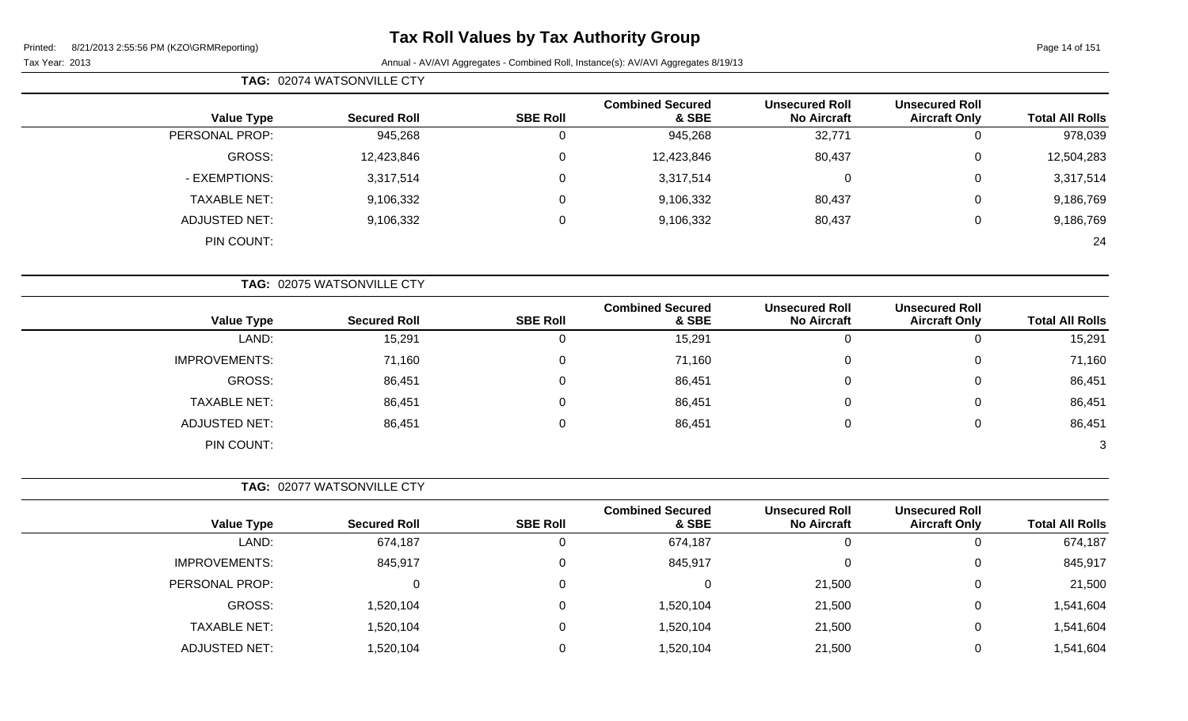# Tax Roll Values by Tax Authority Group

Printed: 8/21/2013 2:55:56 PM (KZO\GRMReporting)

Tax Year: 2013

Annual - AV/AVI Aggregates - Combined Roll, Instance(s): AV/AVI Aggregates 8/19/13

**TAG: 02074 WATSONVILLE CTY**

| Value Type | Secured Roll | SBE Roll | Combined Secured & SBE | Unsecured Roll No Aircraft | Unsecured Roll Aircraft Only | Total All Rolls |
|---|---|---|---|---|---|---|
| PERSONAL PROP: | 945,268 | 0 | 945,268 | 32,771 | 0 | 978,039 |
| GROSS: | 12,423,846 | 0 | 12,423,846 | 80,437 | 0 | 12,504,283 |
| - EXEMPTIONS: | 3,317,514 | 0 | 3,317,514 | 0 | 0 | 3,317,514 |
| TAXABLE NET: | 9,106,332 | 0 | 9,106,332 | 80,437 | 0 | 9,186,769 |
| ADJUSTED NET: | 9,106,332 | 0 | 9,106,332 | 80,437 | 0 | 9,186,769 |
| PIN COUNT: | | | | | | 24 |

**TAG: 02075 WATSONVILLE CTY**

| Value Type | Secured Roll | SBE Roll | Combined Secured & SBE | Unsecured Roll No Aircraft | Unsecured Roll Aircraft Only | Total All Rolls |
|---|---|---|---|---|---|---|
| LAND: | 15,291 | 0 | 15,291 | 0 | 0 | 15,291 |
| IMPROVEMENTS: | 71,160 | 0 | 71,160 | 0 | 0 | 71,160 |
| GROSS: | 86,451 | 0 | 86,451 | 0 | 0 | 86,451 |
| TAXABLE NET: | 86,451 | 0 | 86,451 | 0 | 0 | 86,451 |
| ADJUSTED NET: | 86,451 | 0 | 86,451 | 0 | 0 | 86,451 |
| PIN COUNT: | | | | | | 3 |

**TAG: 02077 WATSONVILLE CTY**

| Value Type | Secured Roll | SBE Roll | Combined Secured & SBE | Unsecured Roll No Aircraft | Unsecured Roll Aircraft Only | Total All Rolls |
|---|---|---|---|---|---|---|
| LAND: | 674,187 | 0 | 674,187 | 0 | 0 | 674,187 |
| IMPROVEMENTS: | 845,917 | 0 | 845,917 | 0 | 0 | 845,917 |
| PERSONAL PROP: | 0 | 0 | 0 | 21,500 | 0 | 21,500 |
| GROSS: | 1,520,104 | 0 | 1,520,104 | 21,500 | 0 | 1,541,604 |
| TAXABLE NET: | 1,520,104 | 0 | 1,520,104 | 21,500 | 0 | 1,541,604 |
| ADJUSTED NET: | 1,520,104 | 0 | 1,520,104 | 21,500 | 0 | 1,541,604 |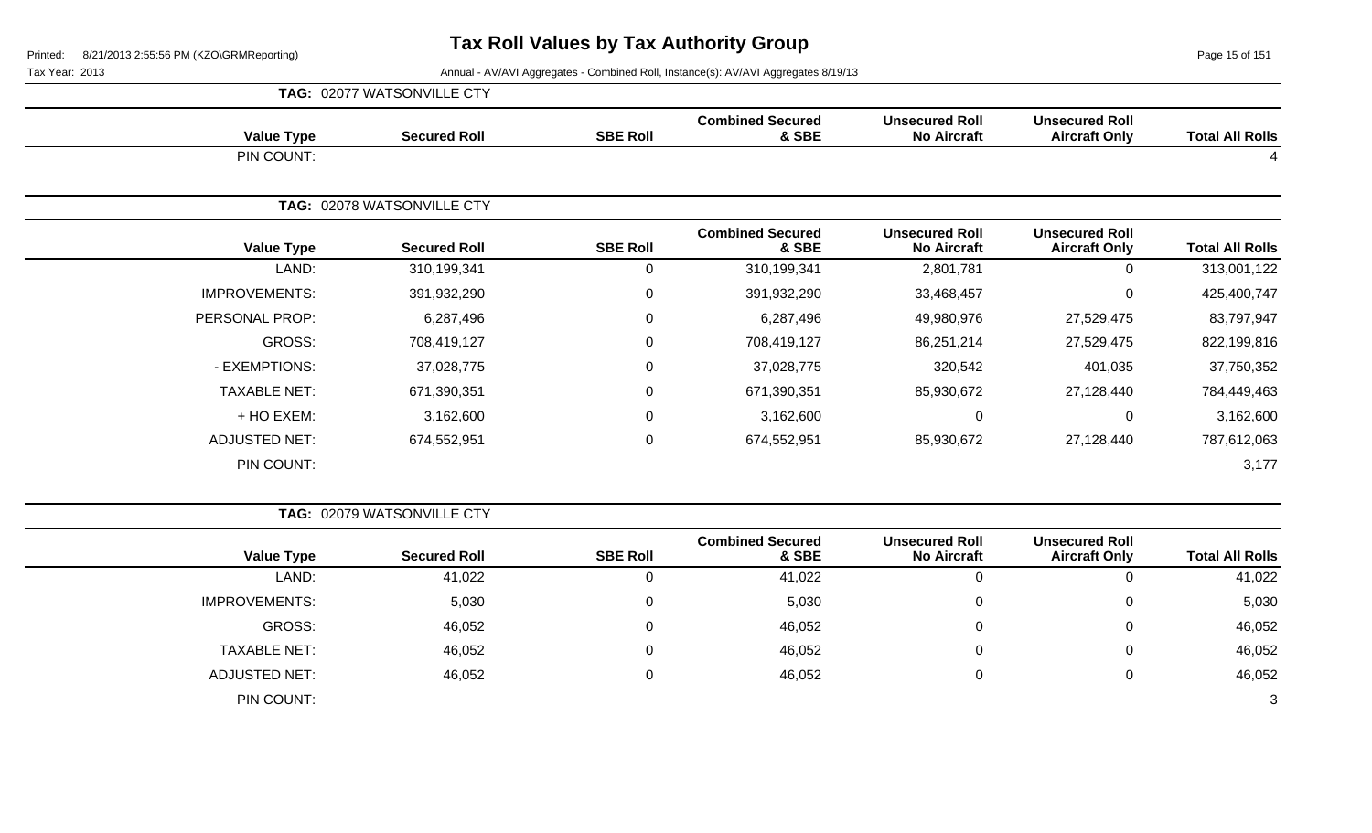# Tax Roll Values by Tax Authority Group

Printed: 8/21/2013 2:55:56 PM (KZO\GRMReporting)

Tax Year: 2013

Annual - AV/AVI Aggregates - Combined Roll, Instance(s): AV/AVI Aggregates 8/19/13

**TAG: 02077 WATSONVILLE CTY**

| Value Type | Secured Roll | SBE Roll | Combined Secured & SBE | Unsecured Roll No Aircraft | Unsecured Roll Aircraft Only | Total All Rolls |
|---|---|---|---|---|---|---|
| PIN COUNT: | | | | | | 4 |

**TAG: 02078 WATSONVILLE CTY**

| Value Type | Secured Roll | SBE Roll | Combined Secured & SBE | Unsecured Roll No Aircraft | Unsecured Roll Aircraft Only | Total All Rolls |
|---|---|---|---|---|---|---|
| LAND: | 310,199,341 | 0 | 310,199,341 | 2,801,781 | 0 | 313,001,122 |
| IMPROVEMENTS: | 391,932,290 | 0 | 391,932,290 | 33,468,457 | 0 | 425,400,747 |
| PERSONAL PROP: | 6,287,496 | 0 | 6,287,496 | 49,980,976 | 27,529,475 | 83,797,947 |
| GROSS: | 708,419,127 | 0 | 708,419,127 | 86,251,214 | 27,529,475 | 822,199,816 |
| - EXEMPTIONS: | 37,028,775 | 0 | 37,028,775 | 320,542 | 401,035 | 37,750,352 |
| TAXABLE NET: | 671,390,351 | 0 | 671,390,351 | 85,930,672 | 27,128,440 | 784,449,463 |
| + HO EXEM: | 3,162,600 | 0 | 3,162,600 | 0 | 0 | 3,162,600 |
| ADJUSTED NET: | 674,552,951 | 0 | 674,552,951 | 85,930,672 | 27,128,440 | 787,612,063 |
| PIN COUNT: | | | | | | 3,177 |

**TAG: 02079 WATSONVILLE CTY**

| Value Type | Secured Roll | SBE Roll | Combined Secured & SBE | Unsecured Roll No Aircraft | Unsecured Roll Aircraft Only | Total All Rolls |
|---|---|---|---|---|---|---|
| LAND: | 41,022 | 0 | 41,022 | 0 | 0 | 41,022 |
| IMPROVEMENTS: | 5,030 | 0 | 5,030 | 0 | 0 | 5,030 |
| GROSS: | 46,052 | 0 | 46,052 | 0 | 0 | 46,052 |
| TAXABLE NET: | 46,052 | 0 | 46,052 | 0 | 0 | 46,052 |
| ADJUSTED NET: | 46,052 | 0 | 46,052 | 0 | 0 | 46,052 |
| PIN COUNT: | | | | | | 3 |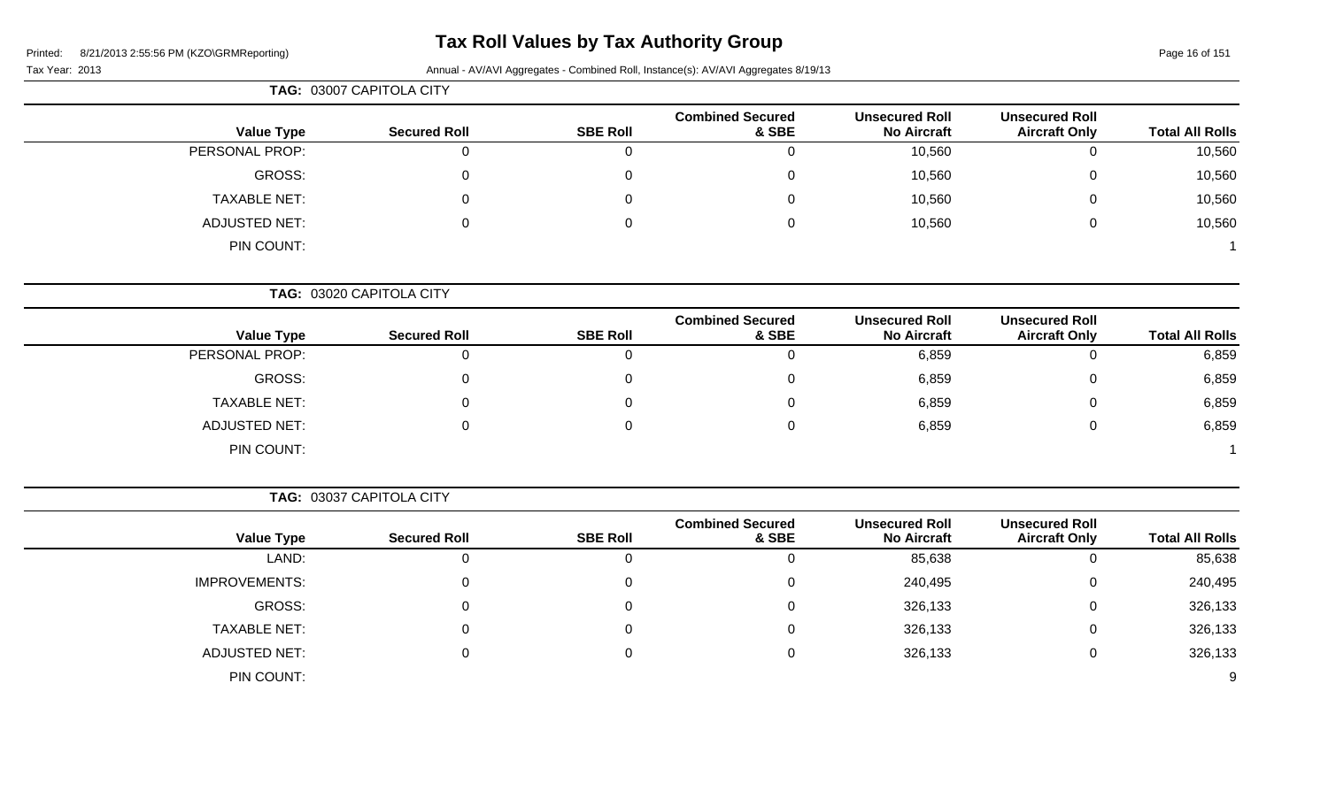# Tax Roll Values by Tax Authority Group

Printed: 8/21/2013 2:55:56 PM (KZO\GRMReporting)

Tax Year: 2013

Annual - AV/AVI Aggregates - Combined Roll, Instance(s): AV/AVI Aggregates 8/19/13

**TAG: 03007 CAPITOLA CITY**

| Value Type | Secured Roll | SBE Roll | Combined Secured & SBE | Unsecured Roll No Aircraft | Unsecured Roll Aircraft Only | Total All Rolls |
|---|---|---|---|---|---|---|
| PERSONAL PROP: | 0 | 0 | 0 | 10,560 | 0 | 10,560 |
| GROSS: | 0 | 0 | 0 | 10,560 | 0 | 10,560 |
| TAXABLE NET: | 0 | 0 | 0 | 10,560 | 0 | 10,560 |
| ADJUSTED NET: | 0 | 0 | 0 | 10,560 | 0 | 10,560 |
| PIN COUNT: | | | | | | 1 |

**TAG: 03020 CAPITOLA CITY**

| Value Type | Secured Roll | SBE Roll | Combined Secured & SBE | Unsecured Roll No Aircraft | Unsecured Roll Aircraft Only | Total All Rolls |
|---|---|---|---|---|---|---|
| PERSONAL PROP: | 0 | 0 | 0 | 6,859 | 0 | 6,859 |
| GROSS: | 0 | 0 | 0 | 6,859 | 0 | 6,859 |
| TAXABLE NET: | 0 | 0 | 0 | 6,859 | 0 | 6,859 |
| ADJUSTED NET: | 0 | 0 | 0 | 6,859 | 0 | 6,859 |
| PIN COUNT: | | | | | | 1 |

**TAG: 03037 CAPITOLA CITY**

| Value Type | Secured Roll | SBE Roll | Combined Secured & SBE | Unsecured Roll No Aircraft | Unsecured Roll Aircraft Only | Total All Rolls |
|---|---|---|---|---|---|---|
| LAND: | 0 | 0 | 0 | 85,638 | 0 | 85,638 |
| IMPROVEMENTS: | 0 | 0 | 0 | 240,495 | 0 | 240,495 |
| GROSS: | 0 | 0 | 0 | 326,133 | 0 | 326,133 |
| TAXABLE NET: | 0 | 0 | 0 | 326,133 | 0 | 326,133 |
| ADJUSTED NET: | 0 | 0 | 0 | 326,133 | 0 | 326,133 |
| PIN COUNT: | | | | | | 9 |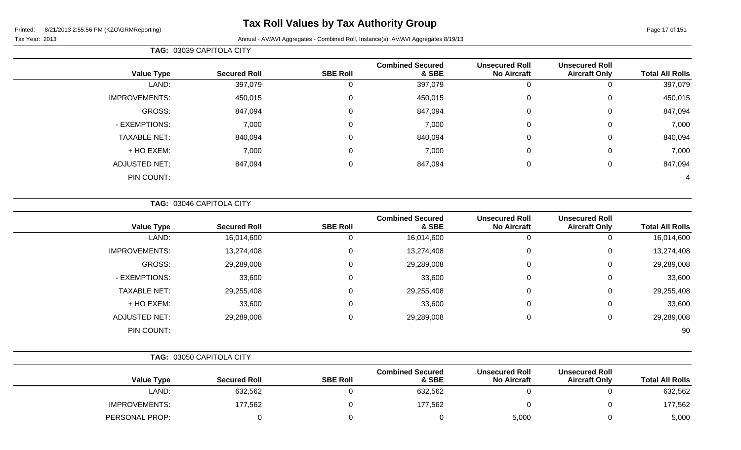# Tax Roll Values by Tax Authority Group

Printed: 8/21/2013 2:55:56 PM (KZO\GRMReporting)

Tax Year: 2013

Annual - AV/AVI Aggregates - Combined Roll, Instance(s): AV/AVI Aggregates 8/19/13

**TAG: 03039 CAPITOLA CITY**

| Value Type | Secured Roll | SBE Roll | Combined Secured & SBE | Unsecured Roll No Aircraft | Unsecured Roll Aircraft Only | Total All Rolls |
|---|---|---|---|---|---|---|
| LAND: | 397,079 | 0 | 397,079 | 0 | 0 | 397,079 |
| IMPROVEMENTS: | 450,015 | 0 | 450,015 | 0 | 0 | 450,015 |
| GROSS: | 847,094 | 0 | 847,094 | 0 | 0 | 847,094 |
| - EXEMPTIONS: | 7,000 | 0 | 7,000 | 0 | 0 | 7,000 |
| TAXABLE NET: | 840,094 | 0 | 840,094 | 0 | 0 | 840,094 |
| + HO EXEM: | 7,000 | 0 | 7,000 | 0 | 0 | 7,000 |
| ADJUSTED NET: | 847,094 | 0 | 847,094 | 0 | 0 | 847,094 |
| PIN COUNT: | | | | | | 4 |

**TAG: 03046 CAPITOLA CITY**

| Value Type | Secured Roll | SBE Roll | Combined Secured & SBE | Unsecured Roll No Aircraft | Unsecured Roll Aircraft Only | Total All Rolls |
|---|---|---|---|---|---|---|
| LAND: | 16,014,600 | 0 | 16,014,600 | 0 | 0 | 16,014,600 |
| IMPROVEMENTS: | 13,274,408 | 0 | 13,274,408 | 0 | 0 | 13,274,408 |
| GROSS: | 29,289,008 | 0 | 29,289,008 | 0 | 0 | 29,289,008 |
| - EXEMPTIONS: | 33,600 | 0 | 33,600 | 0 | 0 | 33,600 |
| TAXABLE NET: | 29,255,408 | 0 | 29,255,408 | 0 | 0 | 29,255,408 |
| + HO EXEM: | 33,600 | 0 | 33,600 | 0 | 0 | 33,600 |
| ADJUSTED NET: | 29,289,008 | 0 | 29,289,008 | 0 | 0 | 29,289,008 |
| PIN COUNT: | | | | | | 90 |

**TAG: 03050 CAPITOLA CITY**

| Value Type | Secured Roll | SBE Roll | Combined Secured & SBE | Unsecured Roll No Aircraft | Unsecured Roll Aircraft Only | Total All Rolls |
|---|---|---|---|---|---|---|
| LAND: | 632,562 | 0 | 632,562 | 0 | 0 | 632,562 |
| IMPROVEMENTS: | 177,562 | 0 | 177,562 | 0 | 0 | 177,562 |
| PERSONAL PROP: | 0 | 0 | 0 | 5,000 | 0 | 5,000 |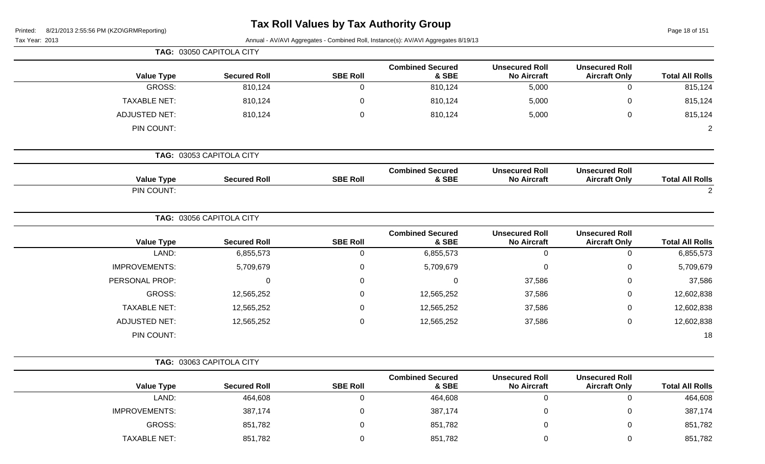# Tax Roll Values by Tax Authority Group

Printed: 8/21/2013 2:55:56 PM (KZO\GRMReporting)

Tax Year: 2013

Annual - AV/AVI Aggregates - Combined Roll, Instance(s): AV/AVI Aggregates 8/19/13

**TAG: 03050 CAPITOLA CITY**

| Value Type | Secured Roll | SBE Roll | Combined Secured & SBE | Unsecured Roll No Aircraft | Unsecured Roll Aircraft Only | Total All Rolls |
|---|---|---|---|---|---|---|
| GROSS: | 810,124 | 0 | 810,124 | 5,000 | 0 | 815,124 |
| TAXABLE NET: | 810,124 | 0 | 810,124 | 5,000 | 0 | 815,124 |
| ADJUSTED NET: | 810,124 | 0 | 810,124 | 5,000 | 0 | 815,124 |
| PIN COUNT: | | | | | | 2 |

**TAG: 03053 CAPITOLA CITY**

| Value Type | Secured Roll | SBE Roll | Combined Secured & SBE | Unsecured Roll No Aircraft | Unsecured Roll Aircraft Only | Total All Rolls |
|---|---|---|---|---|---|---|
| PIN COUNT: | | | | | | 2 |

**TAG: 03056 CAPITOLA CITY**

| Value Type | Secured Roll | SBE Roll | Combined Secured & SBE | Unsecured Roll No Aircraft | Unsecured Roll Aircraft Only | Total All Rolls |
|---|---|---|---|---|---|---|
| LAND: | 6,855,573 | 0 | 6,855,573 | 0 | 0 | 6,855,573 |
| IMPROVEMENTS: | 5,709,679 | 0 | 5,709,679 | 0 | 0 | 5,709,679 |
| PERSONAL PROP: | 0 | 0 | 0 | 37,586 | 0 | 37,586 |
| GROSS: | 12,565,252 | 0 | 12,565,252 | 37,586 | 0 | 12,602,838 |
| TAXABLE NET: | 12,565,252 | 0 | 12,565,252 | 37,586 | 0 | 12,602,838 |
| ADJUSTED NET: | 12,565,252 | 0 | 12,565,252 | 37,586 | 0 | 12,602,838 |
| PIN COUNT: | | | | | | 18 |

**TAG: 03063 CAPITOLA CITY**

| Value Type | Secured Roll | SBE Roll | Combined Secured & SBE | Unsecured Roll No Aircraft | Unsecured Roll Aircraft Only | Total All Rolls |
|---|---|---|---|---|---|---|
| LAND: | 464,608 | 0 | 464,608 | 0 | 0 | 464,608 |
| IMPROVEMENTS: | 387,174 | 0 | 387,174 | 0 | 0 | 387,174 |
| GROSS: | 851,782 | 0 | 851,782 | 0 | 0 | 851,782 |
| TAXABLE NET: | 851,782 | 0 | 851,782 | 0 | 0 | 851,782 |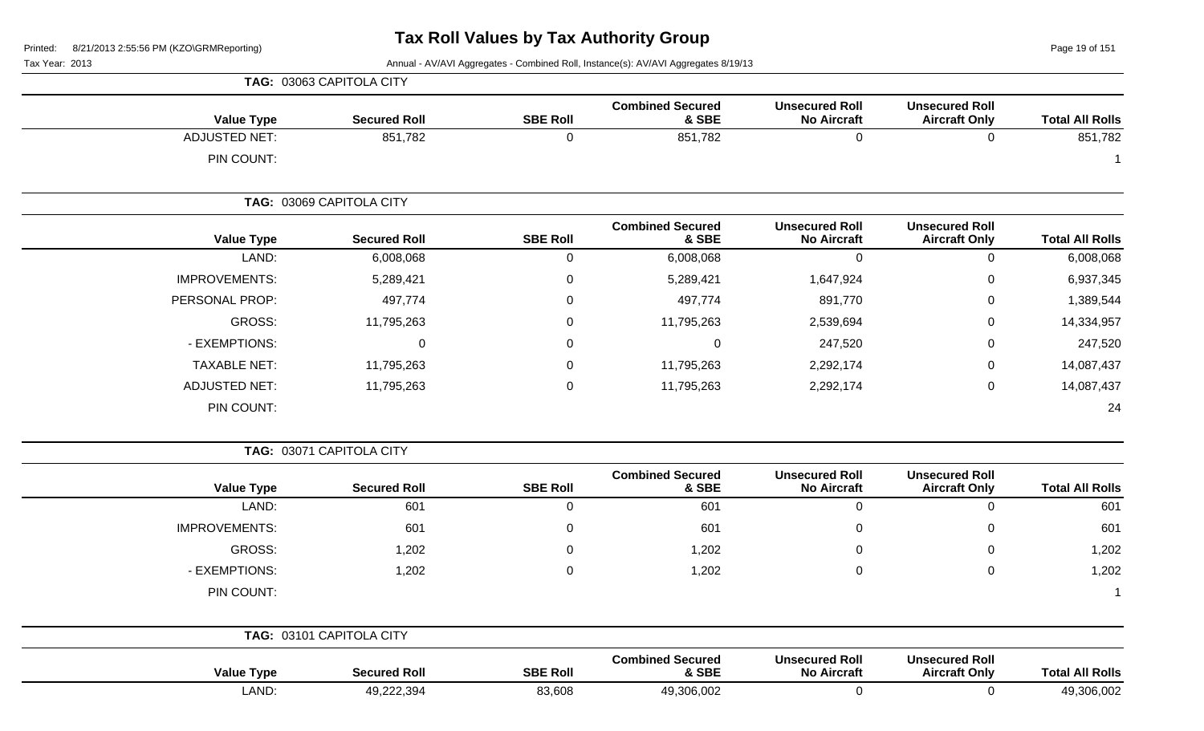# Tax Roll Values by Tax Authority Group

Printed: 8/21/2013 2:55:56 PM (KZO\GRMReporting)

Tax Year: 2013

Annual - AV/AVI Aggregates - Combined Roll, Instance(s): AV/AVI Aggregates 8/19/13

**TAG: 03063 CAPITOLA CITY**

| Value Type | Secured Roll | SBE Roll | Combined Secured & SBE | Unsecured Roll No Aircraft | Unsecured Roll Aircraft Only | Total All Rolls |
|---|---|---|---|---|---|---|
| ADJUSTED NET: | 851,782 | 0 | 851,782 | 0 | 0 | 851,782 |
| PIN COUNT: | | | | | | 1 |

**TAG: 03069 CAPITOLA CITY**

| Value Type | Secured Roll | SBE Roll | Combined Secured & SBE | Unsecured Roll No Aircraft | Unsecured Roll Aircraft Only | Total All Rolls |
|---|---|---|---|---|---|---|
| LAND: | 6,008,068 | 0 | 6,008,068 | 0 | 0 | 6,008,068 |
| IMPROVEMENTS: | 5,289,421 | 0 | 5,289,421 | 1,647,924 | 0 | 6,937,345 |
| PERSONAL PROP: | 497,774 | 0 | 497,774 | 891,770 | 0 | 1,389,544 |
| GROSS: | 11,795,263 | 0 | 11,795,263 | 2,539,694 | 0 | 14,334,957 |
| - EXEMPTIONS: | 0 | 0 | 0 | 247,520 | 0 | 247,520 |
| TAXABLE NET: | 11,795,263 | 0 | 11,795,263 | 2,292,174 | 0 | 14,087,437 |
| ADJUSTED NET: | 11,795,263 | 0 | 11,795,263 | 2,292,174 | 0 | 14,087,437 |
| PIN COUNT: | | | | | | 24 |

**TAG: 03071 CAPITOLA CITY**

| Value Type | Secured Roll | SBE Roll | Combined Secured & SBE | Unsecured Roll No Aircraft | Unsecured Roll Aircraft Only | Total All Rolls |
|---|---|---|---|---|---|---|
| LAND: | 601 | 0 | 601 | 0 | 0 | 601 |
| IMPROVEMENTS: | 601 | 0 | 601 | 0 | 0 | 601 |
| GROSS: | 1,202 | 0 | 1,202 | 0 | 0 | 1,202 |
| - EXEMPTIONS: | 1,202 | 0 | 1,202 | 0 | 0 | 1,202 |
| PIN COUNT: | | | | | | 1 |

**TAG: 03101 CAPITOLA CITY**

| Value Type | Secured Roll | SBE Roll | Combined Secured & SBE | Unsecured Roll No Aircraft | Unsecured Roll Aircraft Only | Total All Rolls |
|---|---|---|---|---|---|---|
| LAND: | 49,222,394 | 83,608 | 49,306,002 | 0 | 0 | 49,306,002 |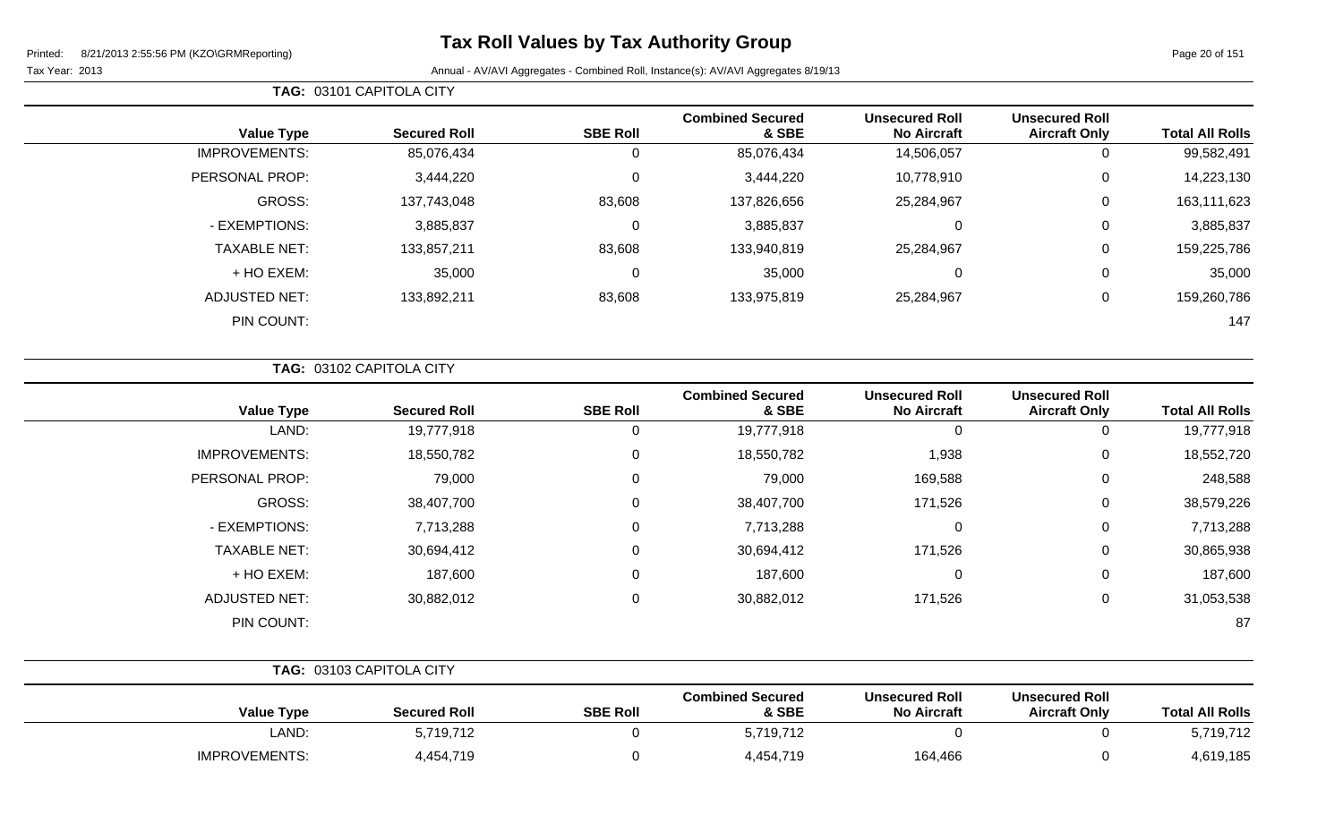# Tax Roll Values by Tax Authority Group

Printed: 8/21/2013 2:55:56 PM (KZO\GRMReporting)

Tax Year: 2013

Annual - AV/AVI Aggregates - Combined Roll, Instance(s): AV/AVI Aggregates 8/19/13

**TAG: 03101 CAPITOLA CITY**

| Value Type | Secured Roll | SBE Roll | Combined Secured & SBE | Unsecured Roll No Aircraft | Unsecured Roll Aircraft Only | Total All Rolls |
|---|---|---|---|---|---|---|
| IMPROVEMENTS: | 85,076,434 | 0 | 85,076,434 | 14,506,057 | 0 | 99,582,491 |
| PERSONAL PROP: | 3,444,220 | 0 | 3,444,220 | 10,778,910 | 0 | 14,223,130 |
| GROSS: | 137,743,048 | 83,608 | 137,826,656 | 25,284,967 | 0 | 163,111,623 |
| - EXEMPTIONS: | 3,885,837 | 0 | 3,885,837 | 0 | 0 | 3,885,837 |
| TAXABLE NET: | 133,857,211 | 83,608 | 133,940,819 | 25,284,967 | 0 | 159,225,786 |
| + HO EXEM: | 35,000 | 0 | 35,000 | 0 | 0 | 35,000 |
| ADJUSTED NET: | 133,892,211 | 83,608 | 133,975,819 | 25,284,967 | 0 | 159,260,786 |
| PIN COUNT: | | | | | | 147 |

**TAG: 03102 CAPITOLA CITY**

| Value Type | Secured Roll | SBE Roll | Combined Secured & SBE | Unsecured Roll No Aircraft | Unsecured Roll Aircraft Only | Total All Rolls |
|---|---|---|---|---|---|---|
| LAND: | 19,777,918 | 0 | 19,777,918 | 0 | 0 | 19,777,918 |
| IMPROVEMENTS: | 18,550,782 | 0 | 18,550,782 | 1,938 | 0 | 18,552,720 |
| PERSONAL PROP: | 79,000 | 0 | 79,000 | 169,588 | 0 | 248,588 |
| GROSS: | 38,407,700 | 0 | 38,407,700 | 171,526 | 0 | 38,579,226 |
| - EXEMPTIONS: | 7,713,288 | 0 | 7,713,288 | 0 | 0 | 7,713,288 |
| TAXABLE NET: | 30,694,412 | 0 | 30,694,412 | 171,526 | 0 | 30,865,938 |
| + HO EXEM: | 187,600 | 0 | 187,600 | 0 | 0 | 187,600 |
| ADJUSTED NET: | 30,882,012 | 0 | 30,882,012 | 171,526 | 0 | 31,053,538 |
| PIN COUNT: | | | | | | 87 |

**TAG: 03103 CAPITOLA CITY**

| Value Type | Secured Roll | SBE Roll | Combined Secured & SBE | Unsecured Roll No Aircraft | Unsecured Roll Aircraft Only | Total All Rolls |
|---|---|---|---|---|---|---|
| LAND: | 5,719,712 | 0 | 5,719,712 | 0 | 0 | 5,719,712 |
| IMPROVEMENTS: | 4,454,719 | 0 | 4,454,719 | 164,466 | 0 | 4,619,185 |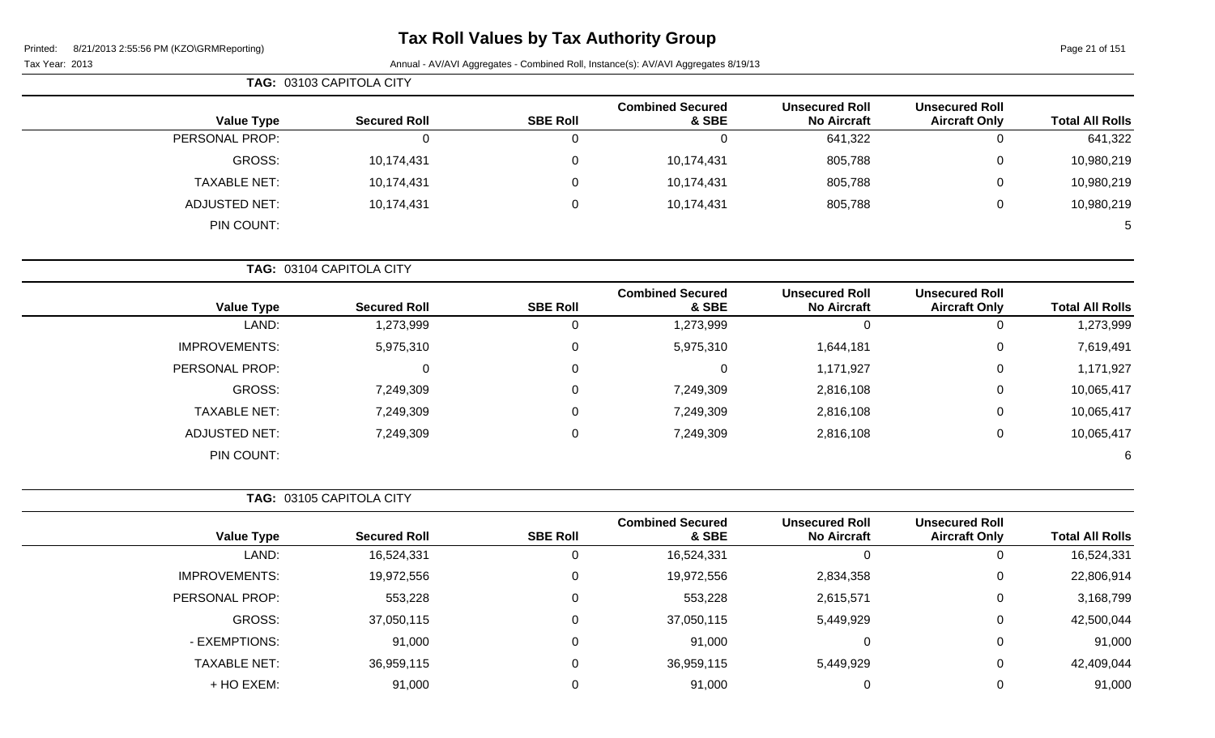# Tax Roll Values by Tax Authority Group

Printed: 8/21/2013 2:55:56 PM (KZO\GRMReporting)

Tax Year: 2013

Annual - AV/AVI Aggregates - Combined Roll, Instance(s): AV/AVI Aggregates 8/19/13

**TAG: 03103 CAPITOLA CITY**

| Value Type | Secured Roll | SBE Roll | Combined Secured & SBE | Unsecured Roll No Aircraft | Unsecured Roll Aircraft Only | Total All Rolls |
|---|---|---|---|---|---|---|
| PERSONAL PROP: | 0 | 0 | 0 | 641,322 | 0 | 641,322 |
| GROSS: | 10,174,431 | 0 | 10,174,431 | 805,788 | 0 | 10,980,219 |
| TAXABLE NET: | 10,174,431 | 0 | 10,174,431 | 805,788 | 0 | 10,980,219 |
| ADJUSTED NET: | 10,174,431 | 0 | 10,174,431 | 805,788 | 0 | 10,980,219 |
| PIN COUNT: | | | | | | 5 |

**TAG: 03104 CAPITOLA CITY**

| Value Type | Secured Roll | SBE Roll | Combined Secured & SBE | Unsecured Roll No Aircraft | Unsecured Roll Aircraft Only | Total All Rolls |
|---|---|---|---|---|---|---|
| LAND: | 1,273,999 | 0 | 1,273,999 | 0 | 0 | 1,273,999 |
| IMPROVEMENTS: | 5,975,310 | 0 | 5,975,310 | 1,644,181 | 0 | 7,619,491 |
| PERSONAL PROP: | 0 | 0 | 0 | 1,171,927 | 0 | 1,171,927 |
| GROSS: | 7,249,309 | 0 | 7,249,309 | 2,816,108 | 0 | 10,065,417 |
| TAXABLE NET: | 7,249,309 | 0 | 7,249,309 | 2,816,108 | 0 | 10,065,417 |
| ADJUSTED NET: | 7,249,309 | 0 | 7,249,309 | 2,816,108 | 0 | 10,065,417 |
| PIN COUNT: | | | | | | 6 |

**TAG: 03105 CAPITOLA CITY**

| Value Type | Secured Roll | SBE Roll | Combined Secured & SBE | Unsecured Roll No Aircraft | Unsecured Roll Aircraft Only | Total All Rolls |
|---|---|---|---|---|---|---|
| LAND: | 16,524,331 | 0 | 16,524,331 | 0 | 0 | 16,524,331 |
| IMPROVEMENTS: | 19,972,556 | 0 | 19,972,556 | 2,834,358 | 0 | 22,806,914 |
| PERSONAL PROP: | 553,228 | 0 | 553,228 | 2,615,571 | 0 | 3,168,799 |
| GROSS: | 37,050,115 | 0 | 37,050,115 | 5,449,929 | 0 | 42,500,044 |
| - EXEMPTIONS: | 91,000 | 0 | 91,000 | 0 | 0 | 91,000 |
| TAXABLE NET: | 36,959,115 | 0 | 36,959,115 | 5,449,929 | 0 | 42,409,044 |
| + HO EXEM: | 91,000 | 0 | 91,000 | 0 | 0 | 91,000 |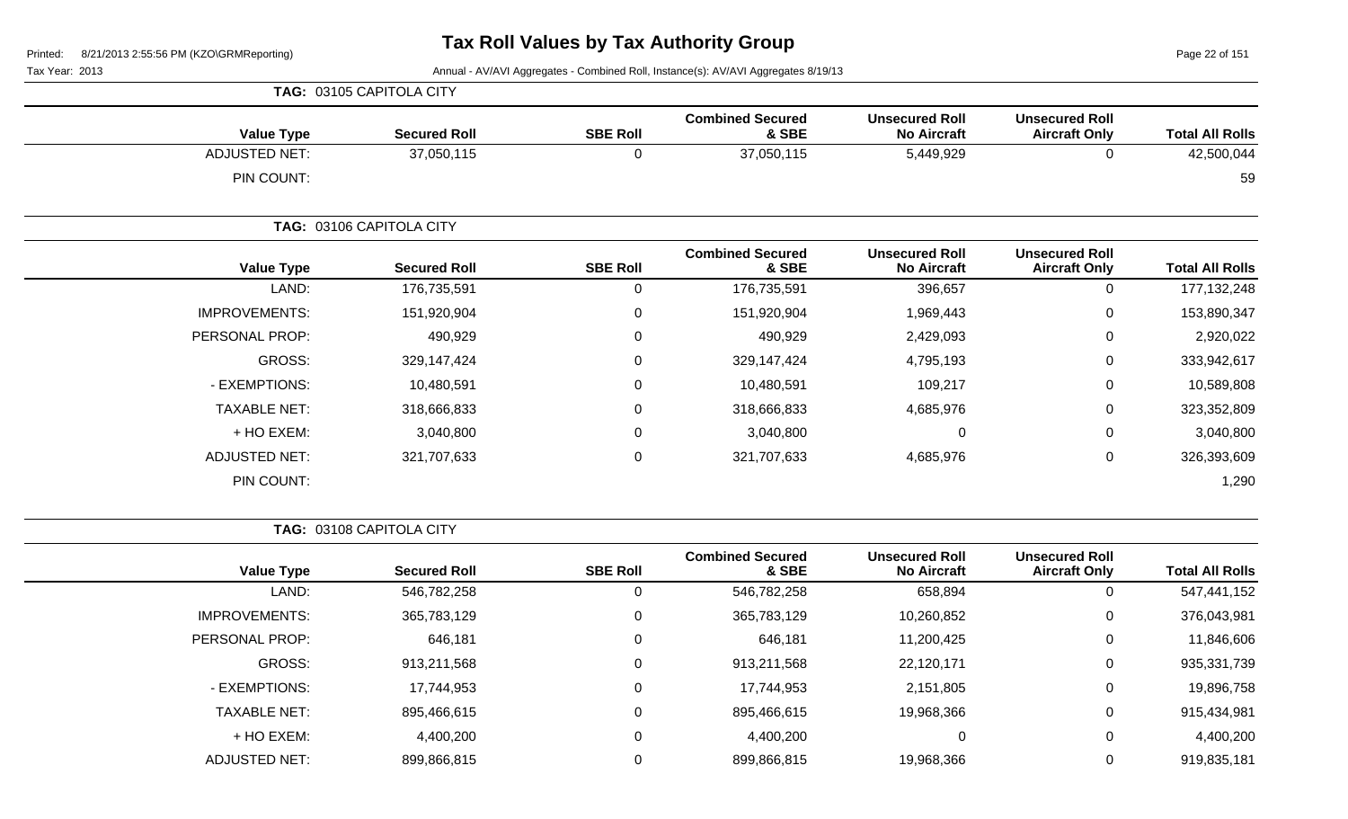# Tax Roll Values by Tax Authority Group

Printed: 8/21/2013 2:55:56 PM (KZO\GRMReporting)

Tax Year: 2013

Annual - AV/AVI Aggregates - Combined Roll, Instance(s): AV/AVI Aggregates 8/19/13

**TAG: 03105 CAPITOLA CITY**

| Value Type | Secured Roll | SBE Roll | Combined Secured & SBE | Unsecured Roll No Aircraft | Unsecured Roll Aircraft Only | Total All Rolls |
|---|---|---|---|---|---|---|
| ADJUSTED NET: | 37,050,115 | 0 | 37,050,115 | 5,449,929 | 0 | 42,500,044 |
| PIN COUNT: | | | | | | 59 |

**TAG: 03106 CAPITOLA CITY**

| Value Type | Secured Roll | SBE Roll | Combined Secured & SBE | Unsecured Roll No Aircraft | Unsecured Roll Aircraft Only | Total All Rolls |
|---|---|---|---|---|---|---|
| LAND: | 176,735,591 | 0 | 176,735,591 | 396,657 | 0 | 177,132,248 |
| IMPROVEMENTS: | 151,920,904 | 0 | 151,920,904 | 1,969,443 | 0 | 153,890,347 |
| PERSONAL PROP: | 490,929 | 0 | 490,929 | 2,429,093 | 0 | 2,920,022 |
| GROSS: | 329,147,424 | 0 | 329,147,424 | 4,795,193 | 0 | 333,942,617 |
| - EXEMPTIONS: | 10,480,591 | 0 | 10,480,591 | 109,217 | 0 | 10,589,808 |
| TAXABLE NET: | 318,666,833 | 0 | 318,666,833 | 4,685,976 | 0 | 323,352,809 |
| + HO EXEM: | 3,040,800 | 0 | 3,040,800 | 0 | 0 | 3,040,800 |
| ADJUSTED NET: | 321,707,633 | 0 | 321,707,633 | 4,685,976 | 0 | 326,393,609 |
| PIN COUNT: | | | | | | 1,290 |

**TAG: 03108 CAPITOLA CITY**

| Value Type | Secured Roll | SBE Roll | Combined Secured & SBE | Unsecured Roll No Aircraft | Unsecured Roll Aircraft Only | Total All Rolls |
|---|---|---|---|---|---|---|
| LAND: | 546,782,258 | 0 | 546,782,258 | 658,894 | 0 | 547,441,152 |
| IMPROVEMENTS: | 365,783,129 | 0 | 365,783,129 | 10,260,852 | 0 | 376,043,981 |
| PERSONAL PROP: | 646,181 | 0 | 646,181 | 11,200,425 | 0 | 11,846,606 |
| GROSS: | 913,211,568 | 0 | 913,211,568 | 22,120,171 | 0 | 935,331,739 |
| - EXEMPTIONS: | 17,744,953 | 0 | 17,744,953 | 2,151,805 | 0 | 19,896,758 |
| TAXABLE NET: | 895,466,615 | 0 | 895,466,615 | 19,968,366 | 0 | 915,434,981 |
| + HO EXEM: | 4,400,200 | 0 | 4,400,200 | 0 | 0 | 4,400,200 |
| ADJUSTED NET: | 899,866,815 | 0 | 899,866,815 | 19,968,366 | 0 | 919,835,181 |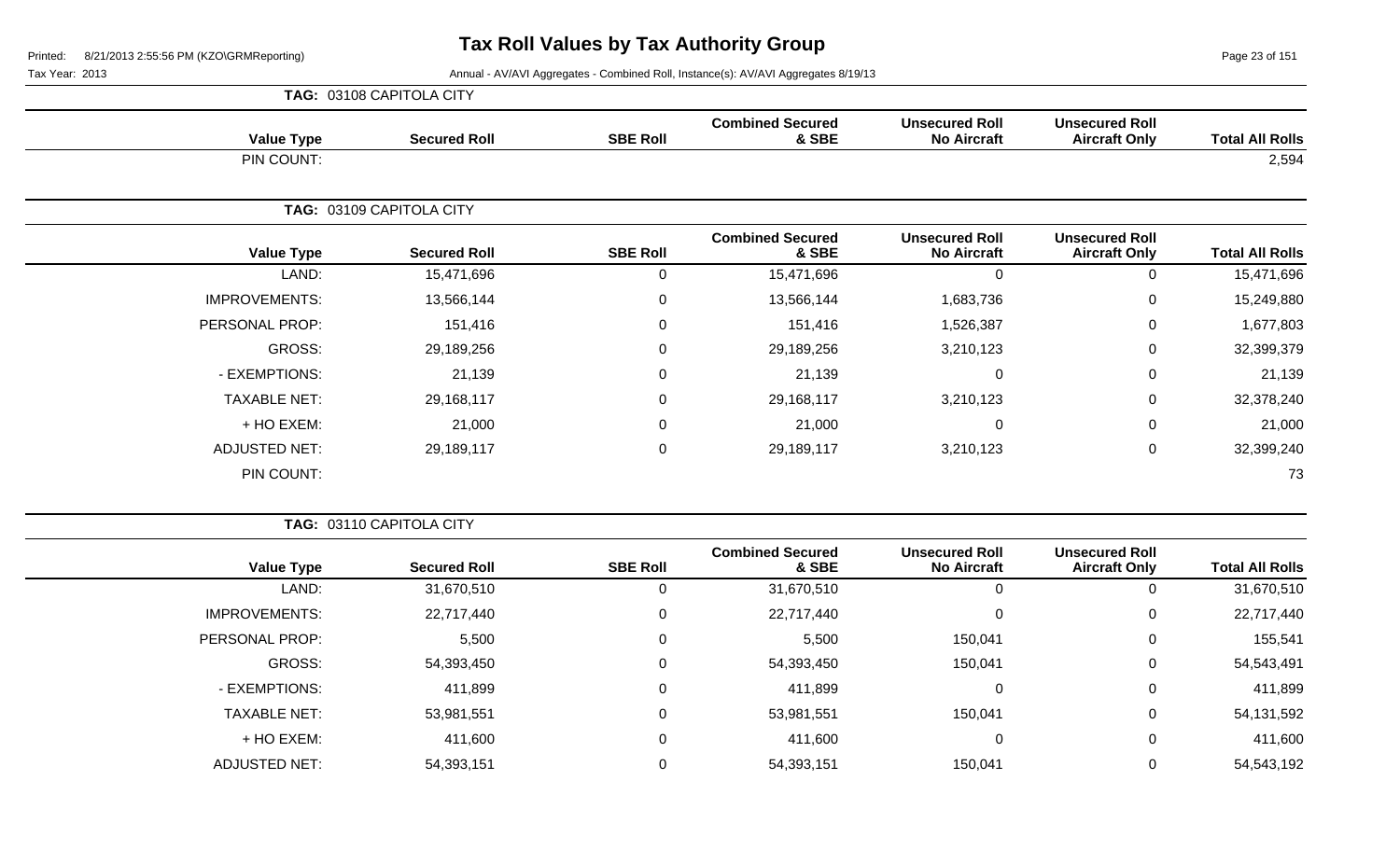# Tax Roll Values by Tax Authority Group

Tax Year: 2013

Annual - AV/AVI Aggregates - Combined Roll, Instance(s): AV/AVI Aggregates 8/19/13

**TAG: 03108 CAPITOLA CITY**

| Value Type | Secured Roll | SBE Roll | Combined Secured & SBE | Unsecured Roll No Aircraft | Unsecured Roll Aircraft Only | Total All Rolls |
|---|---|---|---|---|---|---|
| PIN COUNT: | | | | | | 2,594 |

**TAG: 03109 CAPITOLA CITY**

| Value Type | Secured Roll | SBE Roll | Combined Secured & SBE | Unsecured Roll No Aircraft | Unsecured Roll Aircraft Only | Total All Rolls |
|---|---|---|---|---|---|---|
| LAND: | 15,471,696 | 0 | 15,471,696 | 0 | 0 | 15,471,696 |
| IMPROVEMENTS: | 13,566,144 | 0 | 13,566,144 | 1,683,736 | 0 | 15,249,880 |
| PERSONAL PROP: | 151,416 | 0 | 151,416 | 1,526,387 | 0 | 1,677,803 |
| GROSS: | 29,189,256 | 0 | 29,189,256 | 3,210,123 | 0 | 32,399,379 |
| - EXEMPTIONS: | 21,139 | 0 | 21,139 | 0 | 0 | 21,139 |
| TAXABLE NET: | 29,168,117 | 0 | 29,168,117 | 3,210,123 | 0 | 32,378,240 |
| + HO EXEM: | 21,000 | 0 | 21,000 | 0 | 0 | 21,000 |
| ADJUSTED NET: | 29,189,117 | 0 | 29,189,117 | 3,210,123 | 0 | 32,399,240 |
| PIN COUNT: | | | | | | 73 |

**TAG: 03110 CAPITOLA CITY**

| Value Type | Secured Roll | SBE Roll | Combined Secured & SBE | Unsecured Roll No Aircraft | Unsecured Roll Aircraft Only | Total All Rolls |
|---|---|---|---|---|---|---|
| LAND: | 31,670,510 | 0 | 31,670,510 | 0 | 0 | 31,670,510 |
| IMPROVEMENTS: | 22,717,440 | 0 | 22,717,440 | 0 | 0 | 22,717,440 |
| PERSONAL PROP: | 5,500 | 0 | 5,500 | 150,041 | 0 | 155,541 |
| GROSS: | 54,393,450 | 0 | 54,393,450 | 150,041 | 0 | 54,543,491 |
| - EXEMPTIONS: | 411,899 | 0 | 411,899 | 0 | 0 | 411,899 |
| TAXABLE NET: | 53,981,551 | 0 | 53,981,551 | 150,041 | 0 | 54,131,592 |
| + HO EXEM: | 411,600 | 0 | 411,600 | 0 | 0 | 411,600 |
| ADJUSTED NET: | 54,393,151 | 0 | 54,393,151 | 150,041 | 0 | 54,543,192 |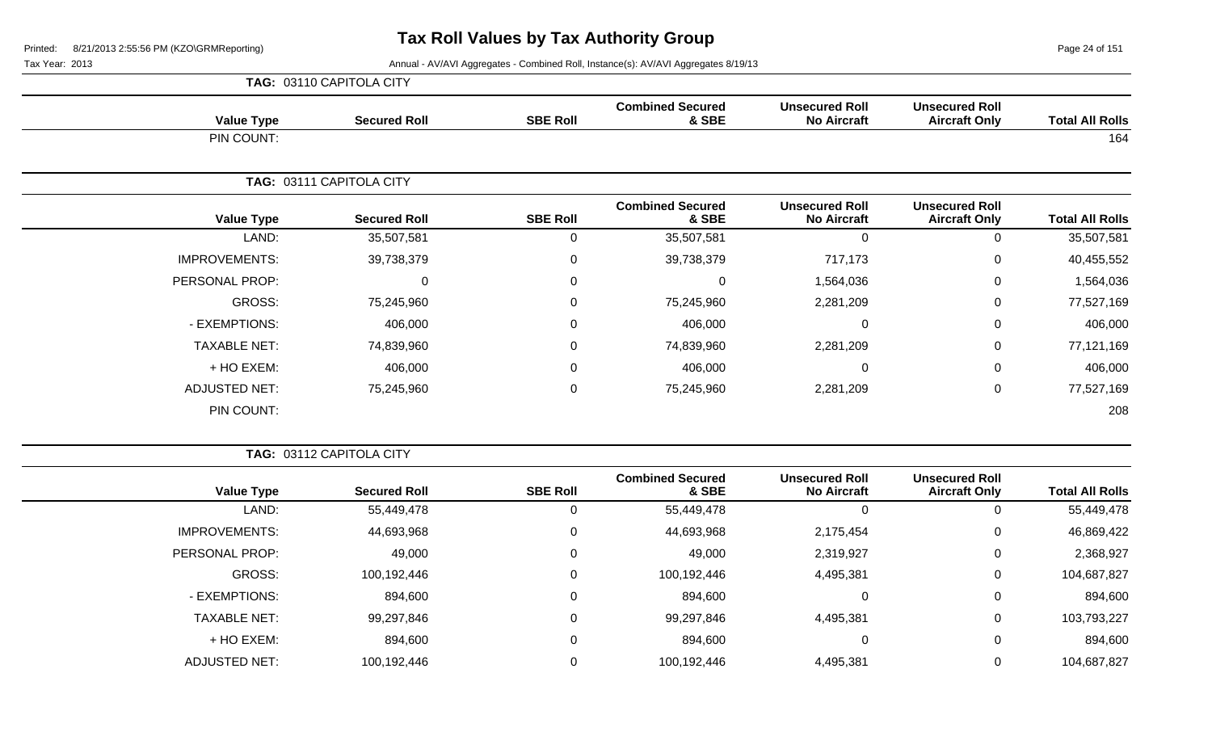# Tax Roll Values by Tax Authority Group

Tax Year: 2013

Annual - AV/AVI Aggregates - Combined Roll, Instance(s): AV/AVI Aggregates 8/19/13

**TAG: 03110 CAPITOLA CITY**

| Value Type | Secured Roll | SBE Roll | Combined Secured & SBE | Unsecured Roll No Aircraft | Unsecured Roll Aircraft Only | Total All Rolls |
|---|---|---|---|---|---|---|
| PIN COUNT: | | | | | | 164 |

**TAG: 03111 CAPITOLA CITY**

| Value Type | Secured Roll | SBE Roll | Combined Secured & SBE | Unsecured Roll No Aircraft | Unsecured Roll Aircraft Only | Total All Rolls |
|---|---|---|---|---|---|---|
| LAND: | 35,507,581 | 0 | 35,507,581 | 0 | 0 | 35,507,581 |
| IMPROVEMENTS: | 39,738,379 | 0 | 39,738,379 | 717,173 | 0 | 40,455,552 |
| PERSONAL PROP: | 0 | 0 | 0 | 1,564,036 | 0 | 1,564,036 |
| GROSS: | 75,245,960 | 0 | 75,245,960 | 2,281,209 | 0 | 77,527,169 |
| - EXEMPTIONS: | 406,000 | 0 | 406,000 | 0 | 0 | 406,000 |
| TAXABLE NET: | 74,839,960 | 0 | 74,839,960 | 2,281,209 | 0 | 77,121,169 |
| + HO EXEM: | 406,000 | 0 | 406,000 | 0 | 0 | 406,000 |
| ADJUSTED NET: | 75,245,960 | 0 | 75,245,960 | 2,281,209 | 0 | 77,527,169 |
| PIN COUNT: | | | | | | 208 |

**TAG: 03112 CAPITOLA CITY**

| Value Type | Secured Roll | SBE Roll | Combined Secured & SBE | Unsecured Roll No Aircraft | Unsecured Roll Aircraft Only | Total All Rolls |
|---|---|---|---|---|---|---|
| LAND: | 55,449,478 | 0 | 55,449,478 | 0 | 0 | 55,449,478 |
| IMPROVEMENTS: | 44,693,968 | 0 | 44,693,968 | 2,175,454 | 0 | 46,869,422 |
| PERSONAL PROP: | 49,000 | 0 | 49,000 | 2,319,927 | 0 | 2,368,927 |
| GROSS: | 100,192,446 | 0 | 100,192,446 | 4,495,381 | 0 | 104,687,827 |
| - EXEMPTIONS: | 894,600 | 0 | 894,600 | 0 | 0 | 894,600 |
| TAXABLE NET: | 99,297,846 | 0 | 99,297,846 | 4,495,381 | 0 | 103,793,227 |
| + HO EXEM: | 894,600 | 0 | 894,600 | 0 | 0 | 894,600 |
| ADJUSTED NET: | 100,192,446 | 0 | 100,192,446 | 4,495,381 | 0 | 104,687,827 |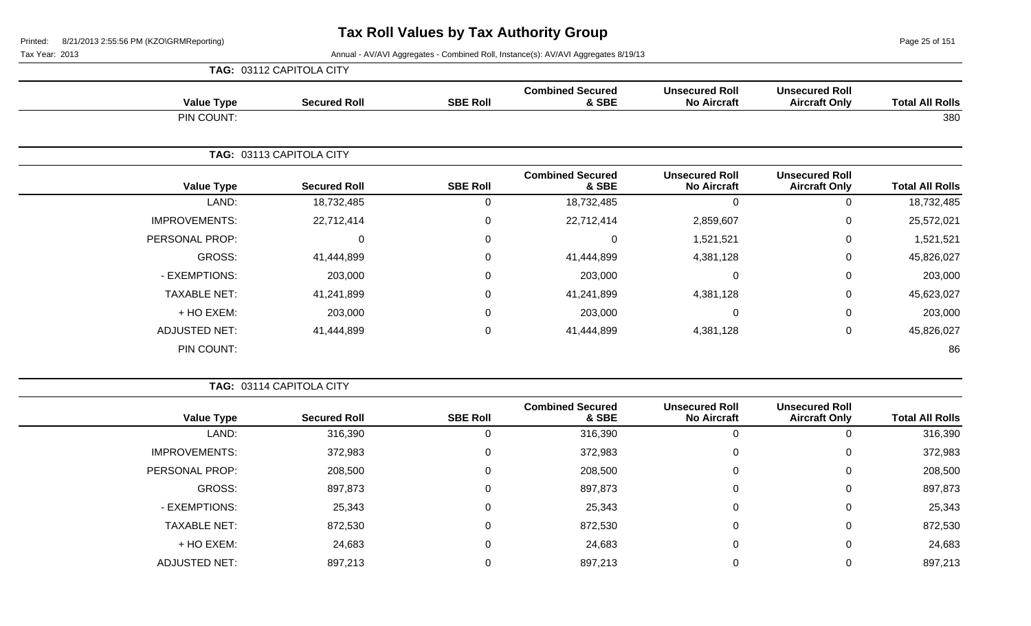# Tax Roll Values by Tax Authority Group

Tax Year: 2013

Annual - AV/AVI Aggregates - Combined Roll, Instance(s): AV/AVI Aggregates 8/19/13

**TAG: 03112 CAPITOLA CITY**

| Value Type | Secured Roll | SBE Roll | Combined Secured & SBE | Unsecured Roll No Aircraft | Unsecured Roll Aircraft Only | Total All Rolls |
|---|---|---|---|---|---|---|
| PIN COUNT: | | | | | | 380 |

**TAG: 03113 CAPITOLA CITY**

| Value Type | Secured Roll | SBE Roll | Combined Secured & SBE | Unsecured Roll No Aircraft | Unsecured Roll Aircraft Only | Total All Rolls |
|---|---|---|---|---|---|---|
| LAND: | 18,732,485 | 0 | 18,732,485 | 0 | 0 | 18,732,485 |
| IMPROVEMENTS: | 22,712,414 | 0 | 22,712,414 | 2,859,607 | 0 | 25,572,021 |
| PERSONAL PROP: | 0 | 0 | 0 | 1,521,521 | 0 | 1,521,521 |
| GROSS: | 41,444,899 | 0 | 41,444,899 | 4,381,128 | 0 | 45,826,027 |
| - EXEMPTIONS: | 203,000 | 0 | 203,000 | 0 | 0 | 203,000 |
| TAXABLE NET: | 41,241,899 | 0 | 41,241,899 | 4,381,128 | 0 | 45,623,027 |
| + HO EXEM: | 203,000 | 0 | 203,000 | 0 | 0 | 203,000 |
| ADJUSTED NET: | 41,444,899 | 0 | 41,444,899 | 4,381,128 | 0 | 45,826,027 |
| PIN COUNT: | | | | | | 86 |

**TAG: 03114 CAPITOLA CITY**

| Value Type | Secured Roll | SBE Roll | Combined Secured & SBE | Unsecured Roll No Aircraft | Unsecured Roll Aircraft Only | Total All Rolls |
|---|---|---|---|---|---|---|
| LAND: | 316,390 | 0 | 316,390 | 0 | 0 | 316,390 |
| IMPROVEMENTS: | 372,983 | 0 | 372,983 | 0 | 0 | 372,983 |
| PERSONAL PROP: | 208,500 | 0 | 208,500 | 0 | 0 | 208,500 |
| GROSS: | 897,873 | 0 | 897,873 | 0 | 0 | 897,873 |
| - EXEMPTIONS: | 25,343 | 0 | 25,343 | 0 | 0 | 25,343 |
| TAXABLE NET: | 872,530 | 0 | 872,530 | 0 | 0 | 872,530 |
| + HO EXEM: | 24,683 | 0 | 24,683 | 0 | 0 | 24,683 |
| ADJUSTED NET: | 897,213 | 0 | 897,213 | 0 | 0 | 897,213 |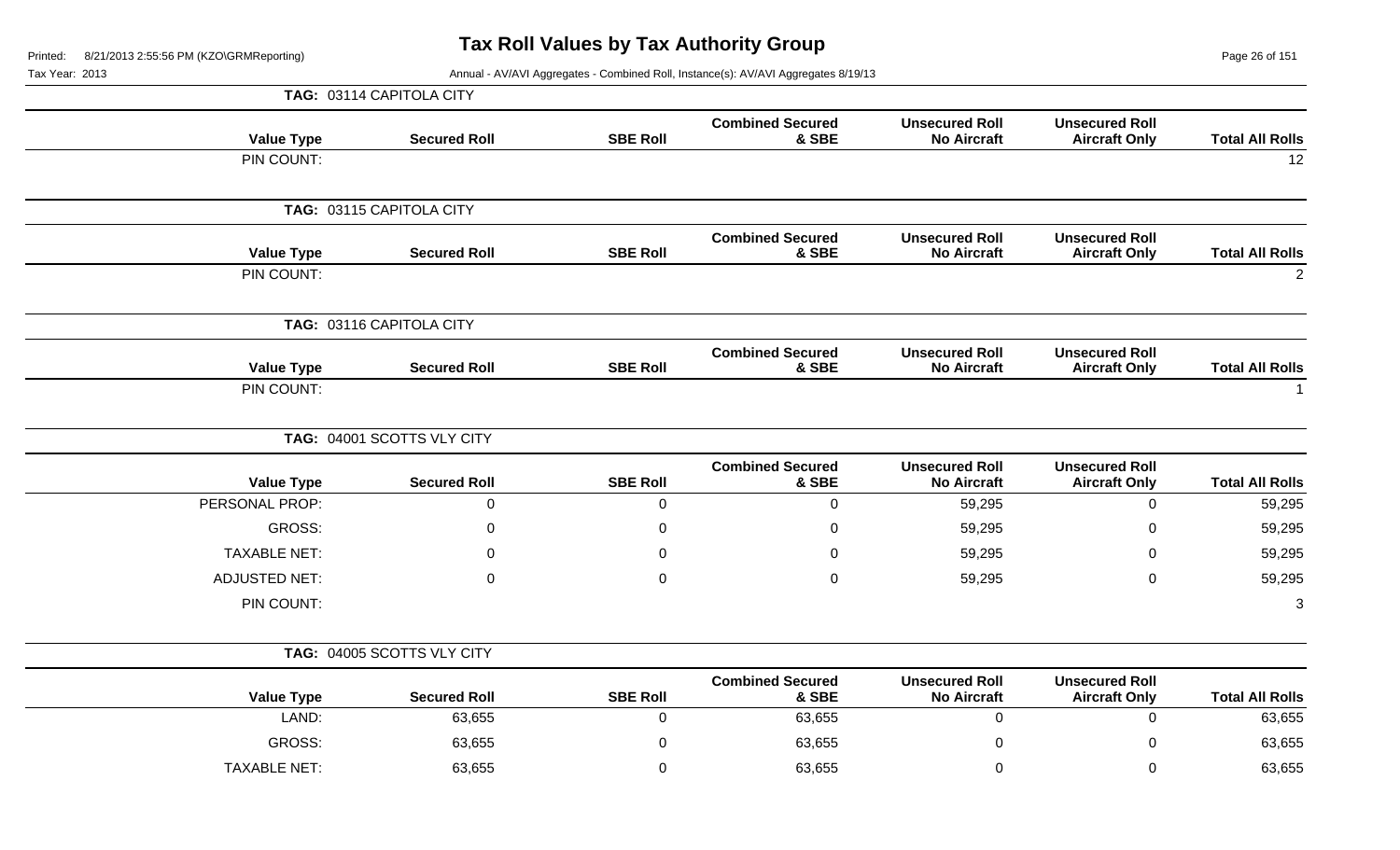# Tax Roll Values by Tax Authority Group

Printed: 8/21/2013 2:55:56 PM (KZO\GRMReporting)

Tax Year: 2013

Annual - AV/AVI Aggregates - Combined Roll, Instance(s): AV/AVI Aggregates 8/19/13

**TAG: 03114 CAPITOLA CITY**

| Value Type | Secured Roll | SBE Roll | Combined Secured & SBE | Unsecured Roll No Aircraft | Unsecured Roll Aircraft Only | Total All Rolls |
|---|---|---|---|---|---|---|
| PIN COUNT: | | | | | | 12 |

**TAG: 03115 CAPITOLA CITY**

| Value Type | Secured Roll | SBE Roll | Combined Secured & SBE | Unsecured Roll No Aircraft | Unsecured Roll Aircraft Only | Total All Rolls |
|---|---|---|---|---|---|---|
| PIN COUNT: | | | | | | 2 |

**TAG: 03116 CAPITOLA CITY**

| Value Type | Secured Roll | SBE Roll | Combined Secured & SBE | Unsecured Roll No Aircraft | Unsecured Roll Aircraft Only | Total All Rolls |
|---|---|---|---|---|---|---|
| PIN COUNT: | | | | | | 1 |

**TAG: 04001 SCOTTS VLY CITY**

| Value Type | Secured Roll | SBE Roll | Combined Secured & SBE | Unsecured Roll No Aircraft | Unsecured Roll Aircraft Only | Total All Rolls |
|---|---|---|---|---|---|---|
| PERSONAL PROP: | 0 | 0 | 0 | 59,295 | 0 | 59,295 |
| GROSS: | 0 | 0 | 0 | 59,295 | 0 | 59,295 |
| TAXABLE NET: | 0 | 0 | 0 | 59,295 | 0 | 59,295 |
| ADJUSTED NET: | 0 | 0 | 0 | 59,295 | 0 | 59,295 |
| PIN COUNT: | | | | | | 3 |

**TAG: 04005 SCOTTS VLY CITY**

| Value Type | Secured Roll | SBE Roll | Combined Secured & SBE | Unsecured Roll No Aircraft | Unsecured Roll Aircraft Only | Total All Rolls |
|---|---|---|---|---|---|---|
| LAND: | 63,655 | 0 | 63,655 | 0 | 0 | 63,655 |
| GROSS: | 63,655 | 0 | 63,655 | 0 | 0 | 63,655 |
| TAXABLE NET: | 63,655 | 0 | 63,655 | 0 | 0 | 63,655 |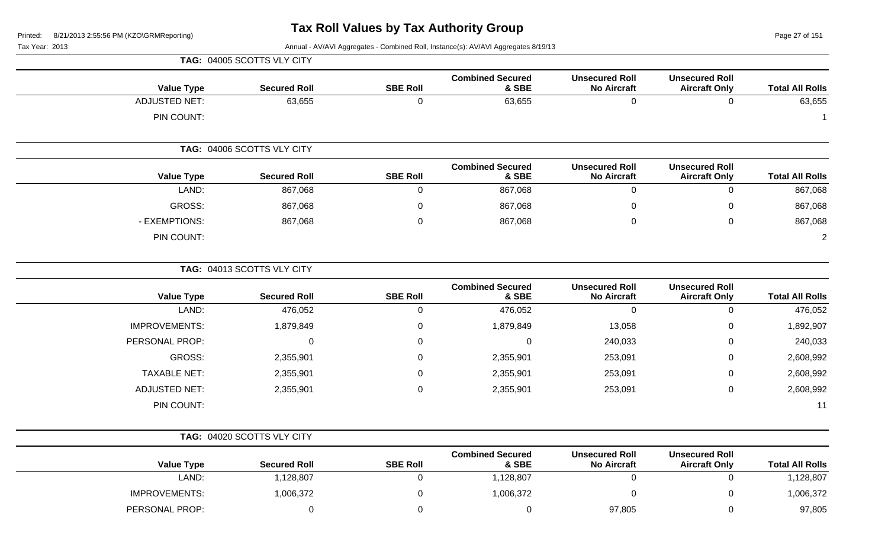# Tax Roll Values by Tax Authority Group

Tax Year: 2013

Annual - AV/AVI Aggregates - Combined Roll, Instance(s): AV/AVI Aggregates 8/19/13

**TAG: 04005 SCOTTS VLY CITY**

| Value Type | Secured Roll | SBE Roll | Combined Secured & SBE | Unsecured Roll No Aircraft | Unsecured Roll Aircraft Only | Total All Rolls |
|---|---|---|---|---|---|---|
| ADJUSTED NET: | 63,655 | 0 | 63,655 | 0 | 0 | 63,655 |
| PIN COUNT: | | | | | | 1 |

**TAG: 04006 SCOTTS VLY CITY**

| Value Type | Secured Roll | SBE Roll | Combined Secured & SBE | Unsecured Roll No Aircraft | Unsecured Roll Aircraft Only | Total All Rolls |
|---|---|---|---|---|---|---|
| LAND: | 867,068 | 0 | 867,068 | 0 | 0 | 867,068 |
| GROSS: | 867,068 | 0 | 867,068 | 0 | 0 | 867,068 |
| - EXEMPTIONS: | 867,068 | 0 | 867,068 | 0 | 0 | 867,068 |
| PIN COUNT: | | | | | | 2 |

**TAG: 04013 SCOTTS VLY CITY**

| Value Type | Secured Roll | SBE Roll | Combined Secured & SBE | Unsecured Roll No Aircraft | Unsecured Roll Aircraft Only | Total All Rolls |
|---|---|---|---|---|---|---|
| LAND: | 476,052 | 0 | 476,052 | 0 | 0 | 476,052 |
| IMPROVEMENTS: | 1,879,849 | 0 | 1,879,849 | 13,058 | 0 | 1,892,907 |
| PERSONAL PROP: | 0 | 0 | 0 | 240,033 | 0 | 240,033 |
| GROSS: | 2,355,901 | 0 | 2,355,901 | 253,091 | 0 | 2,608,992 |
| TAXABLE NET: | 2,355,901 | 0 | 2,355,901 | 253,091 | 0 | 2,608,992 |
| ADJUSTED NET: | 2,355,901 | 0 | 2,355,901 | 253,091 | 0 | 2,608,992 |
| PIN COUNT: | | | | | | 11 |

**TAG: 04020 SCOTTS VLY CITY**

| Value Type | Secured Roll | SBE Roll | Combined Secured & SBE | Unsecured Roll No Aircraft | Unsecured Roll Aircraft Only | Total All Rolls |
|---|---|---|---|---|---|---|
| LAND: | 1,128,807 | 0 | 1,128,807 | 0 | 0 | 1,128,807 |
| IMPROVEMENTS: | 1,006,372 | 0 | 1,006,372 | 0 | 0 | 1,006,372 |
| PERSONAL PROP: | 0 | 0 | 0 | 97,805 | 0 | 97,805 |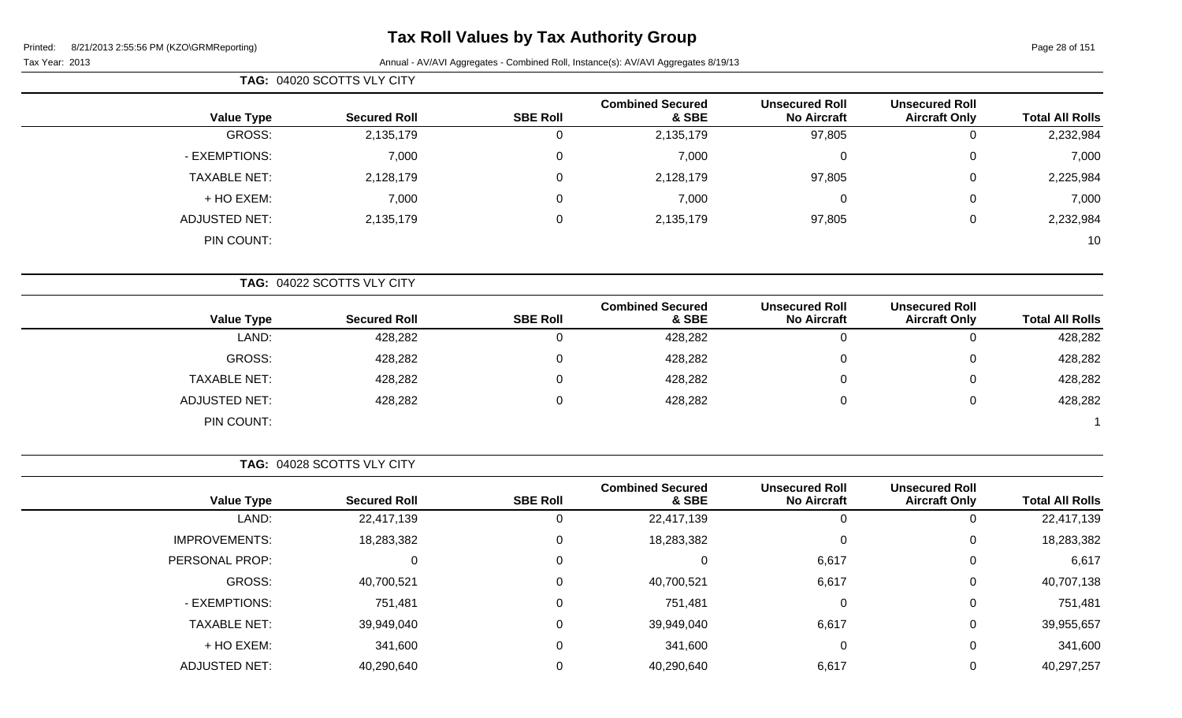# Tax Roll Values by Tax Authority Group

Tax Year: 2013

Annual - AV/AVI Aggregates - Combined Roll, Instance(s): AV/AVI Aggregates 8/19/13

**TAG: 04020 SCOTTS VLY CITY**

| Value Type | Secured Roll | SBE Roll | Combined Secured & SBE | Unsecured Roll No Aircraft | Unsecured Roll Aircraft Only | Total All Rolls |
|---|---|---|---|---|---|---|
| GROSS: | 2,135,179 | 0 | 2,135,179 | 97,805 | 0 | 2,232,984 |
| - EXEMPTIONS: | 7,000 | 0 | 7,000 | 0 | 0 | 7,000 |
| TAXABLE NET: | 2,128,179 | 0 | 2,128,179 | 97,805 | 0 | 2,225,984 |
| + HO EXEM: | 7,000 | 0 | 7,000 | 0 | 0 | 7,000 |
| ADJUSTED NET: | 2,135,179 | 0 | 2,135,179 | 97,805 | 0 | 2,232,984 |
| PIN COUNT: | | | | | | 10 |

**TAG: 04022 SCOTTS VLY CITY**

| Value Type | Secured Roll | SBE Roll | Combined Secured & SBE | Unsecured Roll No Aircraft | Unsecured Roll Aircraft Only | Total All Rolls |
|---|---|---|---|---|---|---|
| LAND: | 428,282 | 0 | 428,282 | 0 | 0 | 428,282 |
| GROSS: | 428,282 | 0 | 428,282 | 0 | 0 | 428,282 |
| TAXABLE NET: | 428,282 | 0 | 428,282 | 0 | 0 | 428,282 |
| ADJUSTED NET: | 428,282 | 0 | 428,282 | 0 | 0 | 428,282 |
| PIN COUNT: | | | | | | 1 |

**TAG: 04028 SCOTTS VLY CITY**

| Value Type | Secured Roll | SBE Roll | Combined Secured & SBE | Unsecured Roll No Aircraft | Unsecured Roll Aircraft Only | Total All Rolls |
|---|---|---|---|---|---|---|
| LAND: | 22,417,139 | 0 | 22,417,139 | 0 | 0 | 22,417,139 |
| IMPROVEMENTS: | 18,283,382 | 0 | 18,283,382 | 0 | 0 | 18,283,382 |
| PERSONAL PROP: | 0 | 0 | 0 | 6,617 | 0 | 6,617 |
| GROSS: | 40,700,521 | 0 | 40,700,521 | 6,617 | 0 | 40,707,138 |
| - EXEMPTIONS: | 751,481 | 0 | 751,481 | 0 | 0 | 751,481 |
| TAXABLE NET: | 39,949,040 | 0 | 39,949,040 | 6,617 | 0 | 39,955,657 |
| + HO EXEM: | 341,600 | 0 | 341,600 | 0 | 0 | 341,600 |
| ADJUSTED NET: | 40,290,640 | 0 | 40,290,640 | 6,617 | 0 | 40,297,257 |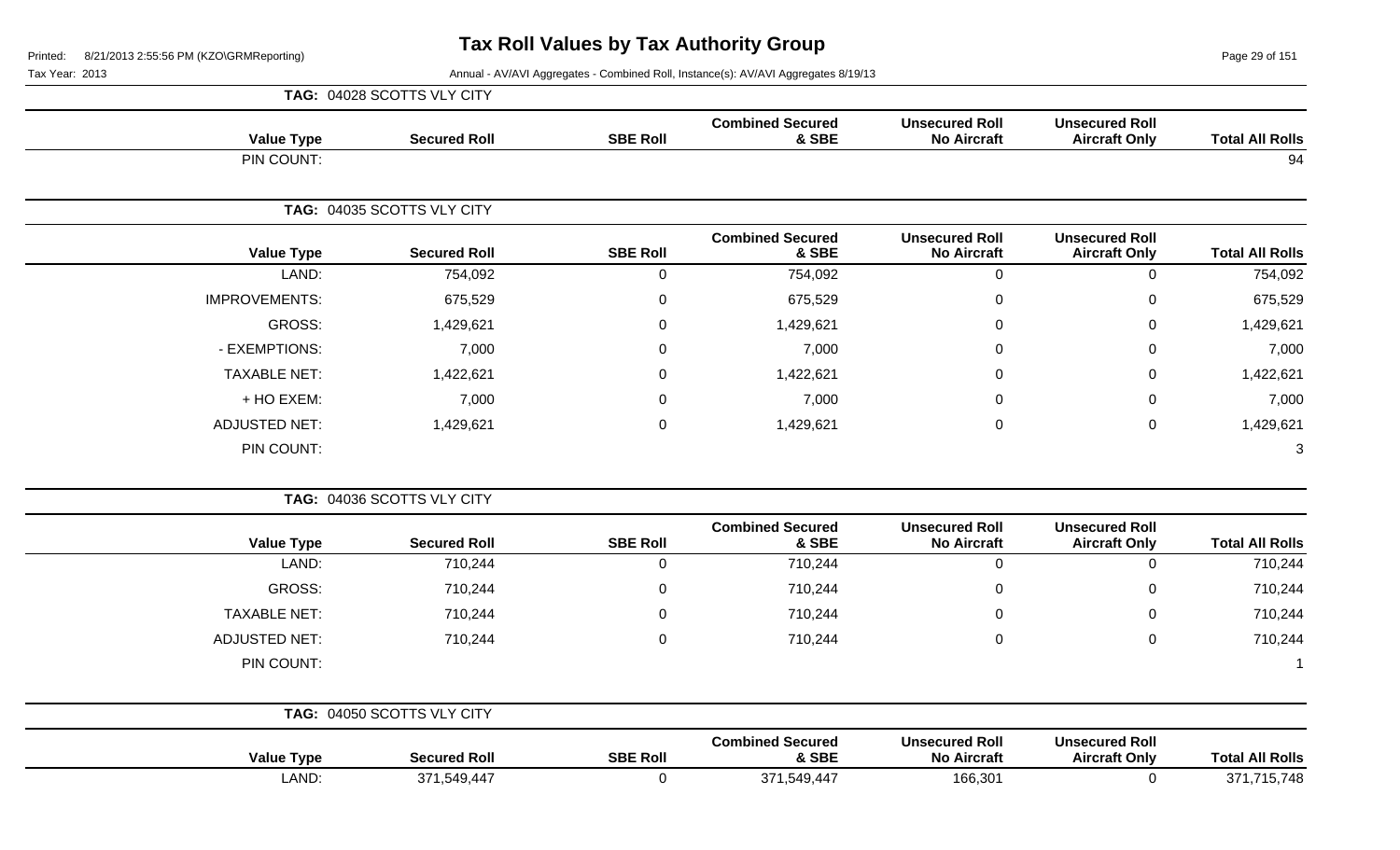# Tax Roll Values by Tax Authority Group

Printed: 8/21/2013 2:55:56 PM (KZO\GRMReporting)

Tax Year: 2013

Annual - AV/AVI Aggregates - Combined Roll, Instance(s): AV/AVI Aggregates 8/19/13

**TAG: 04028 SCOTTS VLY CITY**

| Value Type | Secured Roll | SBE Roll | Combined Secured & SBE | Unsecured Roll No Aircraft | Unsecured Roll Aircraft Only | Total All Rolls |
|---|---|---|---|---|---|---|
| PIN COUNT: | | | | | | 94 |

**TAG: 04035 SCOTTS VLY CITY**

| Value Type | Secured Roll | SBE Roll | Combined Secured & SBE | Unsecured Roll No Aircraft | Unsecured Roll Aircraft Only | Total All Rolls |
|---|---|---|---|---|---|---|
| LAND: | 754,092 | 0 | 754,092 | 0 | 0 | 754,092 |
| IMPROVEMENTS: | 675,529 | 0 | 675,529 | 0 | 0 | 675,529 |
| GROSS: | 1,429,621 | 0 | 1,429,621 | 0 | 0 | 1,429,621 |
| - EXEMPTIONS: | 7,000 | 0 | 7,000 | 0 | 0 | 7,000 |
| TAXABLE NET: | 1,422,621 | 0 | 1,422,621 | 0 | 0 | 1,422,621 |
| + HO EXEM: | 7,000 | 0 | 7,000 | 0 | 0 | 7,000 |
| ADJUSTED NET: | 1,429,621 | 0 | 1,429,621 | 0 | 0 | 1,429,621 |
| PIN COUNT: | | | | | | 3 |

**TAG: 04036 SCOTTS VLY CITY**

| Value Type | Secured Roll | SBE Roll | Combined Secured & SBE | Unsecured Roll No Aircraft | Unsecured Roll Aircraft Only | Total All Rolls |
|---|---|---|---|---|---|---|
| LAND: | 710,244 | 0 | 710,244 | 0 | 0 | 710,244 |
| GROSS: | 710,244 | 0 | 710,244 | 0 | 0 | 710,244 |
| TAXABLE NET: | 710,244 | 0 | 710,244 | 0 | 0 | 710,244 |
| ADJUSTED NET: | 710,244 | 0 | 710,244 | 0 | 0 | 710,244 |
| PIN COUNT: | | | | | | 1 |

**TAG: 04050 SCOTTS VLY CITY**

| Value Type | Secured Roll | SBE Roll | Combined Secured & SBE | Unsecured Roll No Aircraft | Unsecured Roll Aircraft Only | Total All Rolls |
|---|---|---|---|---|---|---|
| LAND: | 371,549,447 | 0 | 371,549,447 | 166,301 | 0 | 371,715,748 |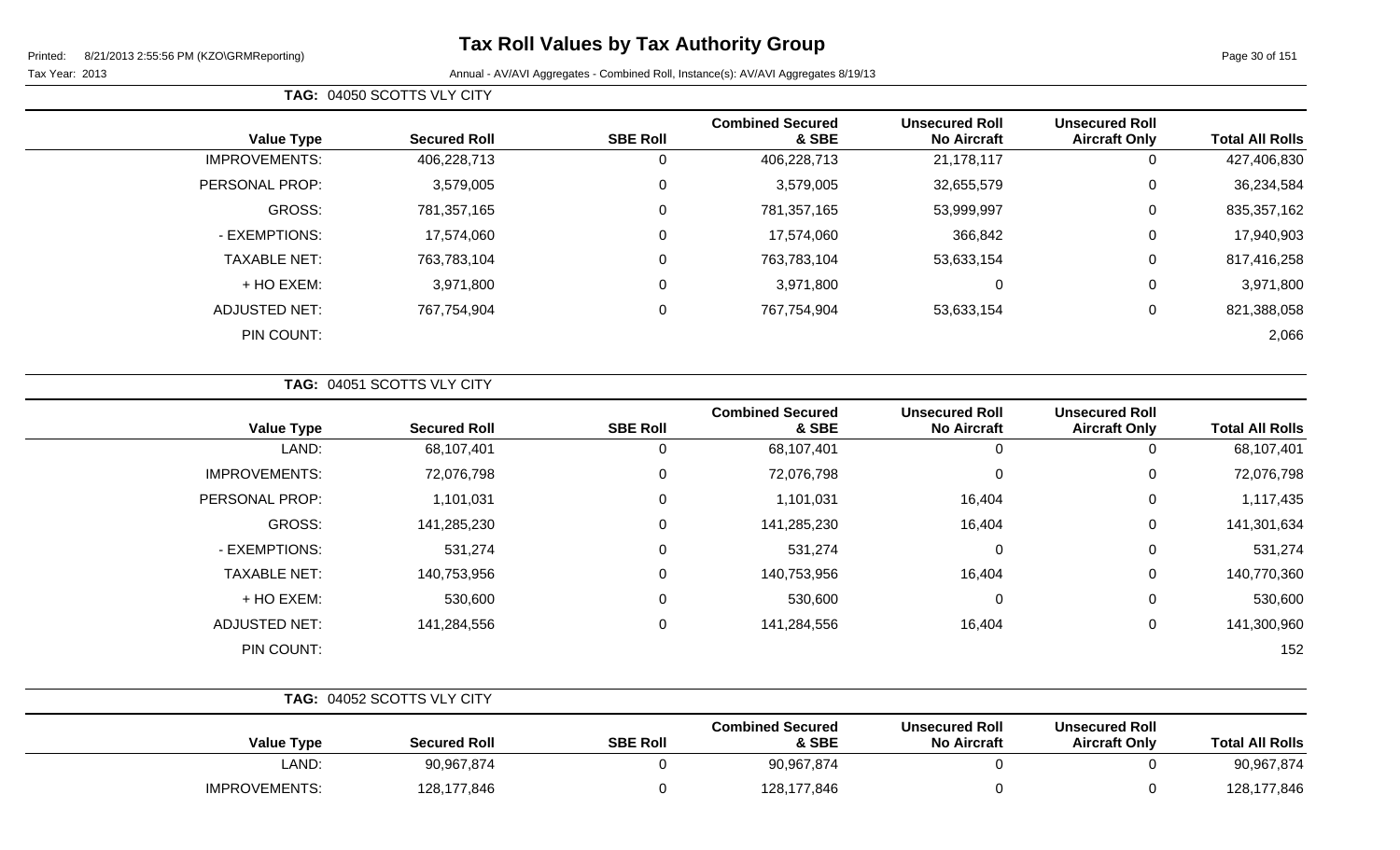Tax Year: 2013

Annual - AV/AVI Aggregates - Combined Roll, Instance(s): AV/AVI Aggregates 8/19/13

**TAG: 04050 SCOTTS VLY CITY**

| Value Type | Secured Roll | SBE Roll | Combined Secured & SBE | Unsecured Roll No Aircraft | Unsecured Roll Aircraft Only | Total All Rolls |
|---|---|---|---|---|---|---|
| IMPROVEMENTS: | 406,228,713 | 0 | 406,228,713 | 21,178,117 | 0 | 427,406,830 |
| PERSONAL PROP: | 3,579,005 | 0 | 3,579,005 | 32,655,579 | 0 | 36,234,584 |
| GROSS: | 781,357,165 | 0 | 781,357,165 | 53,999,997 | 0 | 835,357,162 |
| - EXEMPTIONS: | 17,574,060 | 0 | 17,574,060 | 366,842 | 0 | 17,940,903 |
| TAXABLE NET: | 763,783,104 | 0 | 763,783,104 | 53,633,154 | 0 | 817,416,258 |
| + HO EXEM: | 3,971,800 | 0 | 3,971,800 | 0 | 0 | 3,971,800 |
| ADJUSTED NET: | 767,754,904 | 0 | 767,754,904 | 53,633,154 | 0 | 821,388,058 |
| PIN COUNT: | | | | | | 2,066 |

**TAG: 04051 SCOTTS VLY CITY**

| Value Type | Secured Roll | SBE Roll | Combined Secured & SBE | Unsecured Roll No Aircraft | Unsecured Roll Aircraft Only | Total All Rolls |
|---|---|---|---|---|---|---|
| LAND: | 68,107,401 | 0 | 68,107,401 | 0 | 0 | 68,107,401 |
| IMPROVEMENTS: | 72,076,798 | 0 | 72,076,798 | 0 | 0 | 72,076,798 |
| PERSONAL PROP: | 1,101,031 | 0 | 1,101,031 | 16,404 | 0 | 1,117,435 |
| GROSS: | 141,285,230 | 0 | 141,285,230 | 16,404 | 0 | 141,301,634 |
| - EXEMPTIONS: | 531,274 | 0 | 531,274 | 0 | 0 | 531,274 |
| TAXABLE NET: | 140,753,956 | 0 | 140,753,956 | 16,404 | 0 | 140,770,360 |
| + HO EXEM: | 530,600 | 0 | 530,600 | 0 | 0 | 530,600 |
| ADJUSTED NET: | 141,284,556 | 0 | 141,284,556 | 16,404 | 0 | 141,300,960 |
| PIN COUNT: | | | | | | 152 |

**TAG: 04052 SCOTTS VLY CITY**

| Value Type | Secured Roll | SBE Roll | Combined Secured & SBE | Unsecured Roll No Aircraft | Unsecured Roll Aircraft Only | Total All Rolls |
|---|---|---|---|---|---|---|
| LAND: | 90,967,874 | 0 | 90,967,874 | 0 | 0 | 90,967,874 |
| IMPROVEMENTS: | 128,177,846 | 0 | 128,177,846 | 0 | 0 | 128,177,846 |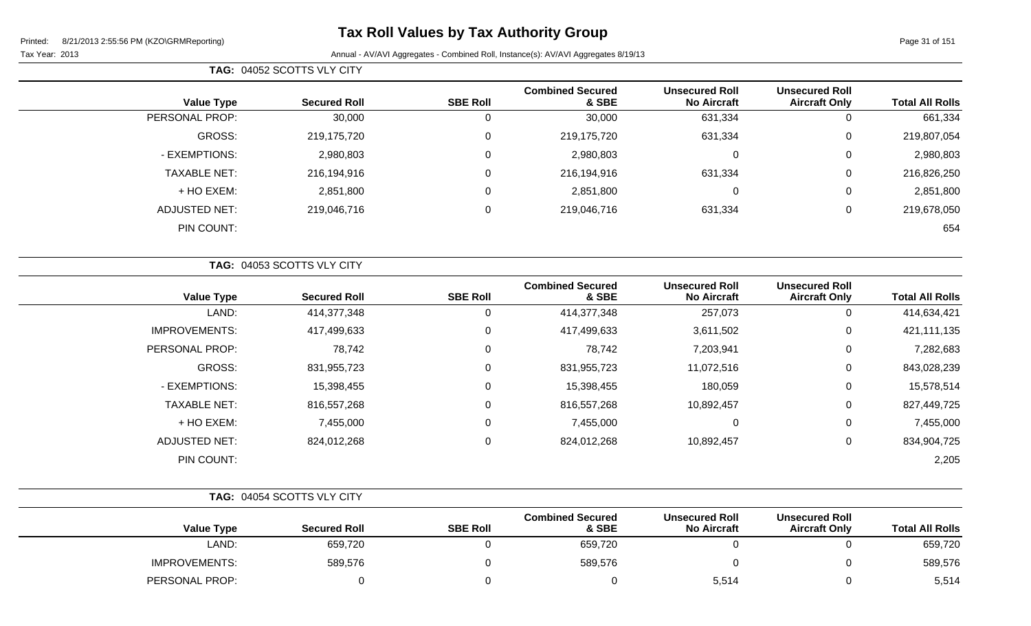# Tax Roll Values by Tax Authority Group

Printed: 8/21/2013 2:55:56 PM (KZO\GRMReporting)

Tax Year: 2013

Annual - AV/AVI Aggregates - Combined Roll, Instance(s): AV/AVI Aggregates 8/19/13

**TAG:** 04052 SCOTTS VLY CITY

| Value Type | Secured Roll | SBE Roll | Combined Secured & SBE | Unsecured Roll No Aircraft | Unsecured Roll Aircraft Only | Total All Rolls |
|---|---|---|---|---|---|---|
| PERSONAL PROP: | 30,000 | 0 | 30,000 | 631,334 | 0 | 661,334 |
| GROSS: | 219,175,720 | 0 | 219,175,720 | 631,334 | 0 | 219,807,054 |
| - EXEMPTIONS: | 2,980,803 | 0 | 2,980,803 | 0 | 0 | 2,980,803 |
| TAXABLE NET: | 216,194,916 | 0 | 216,194,916 | 631,334 | 0 | 216,826,250 |
| + HO EXEM: | 2,851,800 | 0 | 2,851,800 | 0 | 0 | 2,851,800 |
| ADJUSTED NET: | 219,046,716 | 0 | 219,046,716 | 631,334 | 0 | 219,678,050 |
| PIN COUNT: | | | | | | 654 |

**TAG:** 04053 SCOTTS VLY CITY

| Value Type | Secured Roll | SBE Roll | Combined Secured & SBE | Unsecured Roll No Aircraft | Unsecured Roll Aircraft Only | Total All Rolls |
|---|---|---|---|---|---|---|
| LAND: | 414,377,348 | 0 | 414,377,348 | 257,073 | 0 | 414,634,421 |
| IMPROVEMENTS: | 417,499,633 | 0 | 417,499,633 | 3,611,502 | 0 | 421,111,135 |
| PERSONAL PROP: | 78,742 | 0 | 78,742 | 7,203,941 | 0 | 7,282,683 |
| GROSS: | 831,955,723 | 0 | 831,955,723 | 11,072,516 | 0 | 843,028,239 |
| - EXEMPTIONS: | 15,398,455 | 0 | 15,398,455 | 180,059 | 0 | 15,578,514 |
| TAXABLE NET: | 816,557,268 | 0 | 816,557,268 | 10,892,457 | 0 | 827,449,725 |
| + HO EXEM: | 7,455,000 | 0 | 7,455,000 | 0 | 0 | 7,455,000 |
| ADJUSTED NET: | 824,012,268 | 0 | 824,012,268 | 10,892,457 | 0 | 834,904,725 |
| PIN COUNT: | | | | | | 2,205 |

**TAG:** 04054 SCOTTS VLY CITY

| Value Type | Secured Roll | SBE Roll | Combined Secured & SBE | Unsecured Roll No Aircraft | Unsecured Roll Aircraft Only | Total All Rolls |
|---|---|---|---|---|---|---|
| LAND: | 659,720 | 0 | 659,720 | 0 | 0 | 659,720 |
| IMPROVEMENTS: | 589,576 | 0 | 589,576 | 0 | 0 | 589,576 |
| PERSONAL PROP: | 0 | 0 | 0 | 5,514 | 0 | 5,514 |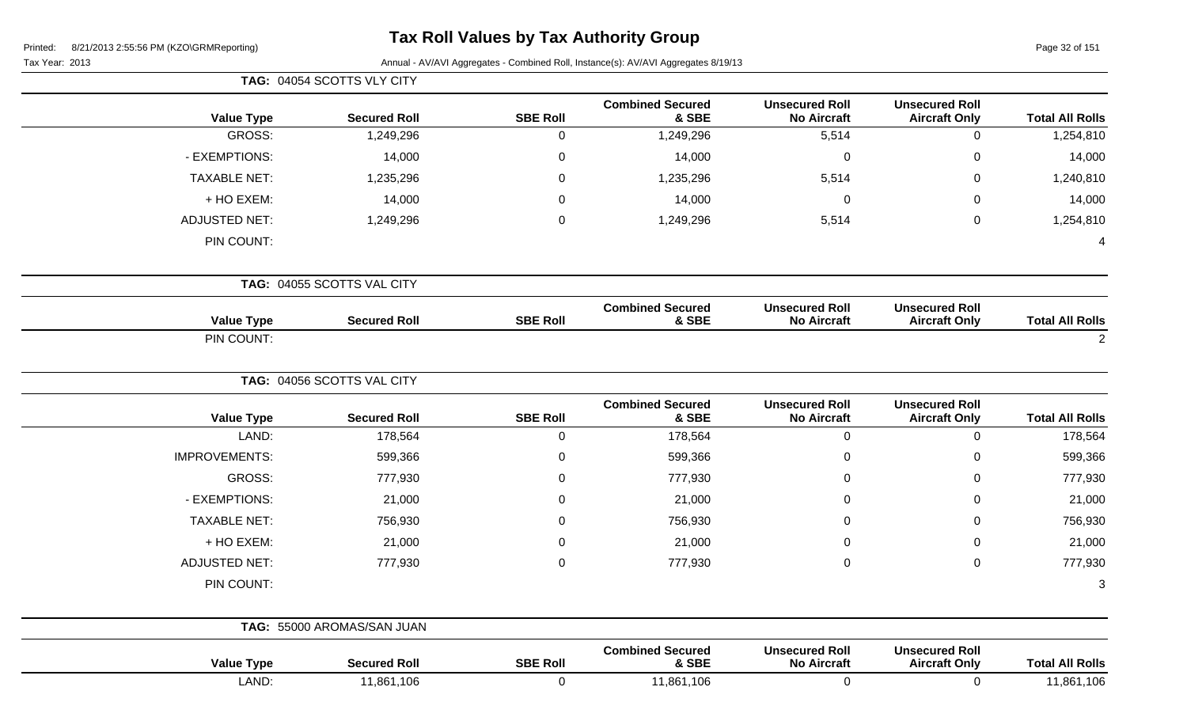# Tax Roll Values by Tax Authority Group

Printed: 8/21/2013 2:55:56 PM (KZO\GRMReporting)

Tax Year: 2013

Annual - AV/AVI Aggregates - Combined Roll, Instance(s): AV/AVI Aggregates 8/19/13

**TAG: 04054 SCOTTS VLY CITY**

| Value Type | Secured Roll | SBE Roll | Combined Secured & SBE | Unsecured Roll No Aircraft | Unsecured Roll Aircraft Only | Total All Rolls |
|---|---|---|---|---|---|---|
| GROSS: | 1,249,296 | 0 | 1,249,296 | 5,514 | 0 | 1,254,810 |
| - EXEMPTIONS: | 14,000 | 0 | 14,000 | 0 | 0 | 14,000 |
| TAXABLE NET: | 1,235,296 | 0 | 1,235,296 | 5,514 | 0 | 1,240,810 |
| + HO EXEM: | 14,000 | 0 | 14,000 | 0 | 0 | 14,000 |
| ADJUSTED NET: | 1,249,296 | 0 | 1,249,296 | 5,514 | 0 | 1,254,810 |
| PIN COUNT: | | | | | | 4 |

**TAG: 04055 SCOTTS VAL CITY**

| Value Type | Secured Roll | SBE Roll | Combined Secured & SBE | Unsecured Roll No Aircraft | Unsecured Roll Aircraft Only | Total All Rolls |
|---|---|---|---|---|---|---|
| PIN COUNT: | | | | | | 2 |

**TAG: 04056 SCOTTS VAL CITY**

| Value Type | Secured Roll | SBE Roll | Combined Secured & SBE | Unsecured Roll No Aircraft | Unsecured Roll Aircraft Only | Total All Rolls |
|---|---|---|---|---|---|---|
| LAND: | 178,564 | 0 | 178,564 | 0 | 0 | 178,564 |
| IMPROVEMENTS: | 599,366 | 0 | 599,366 | 0 | 0 | 599,366 |
| GROSS: | 777,930 | 0 | 777,930 | 0 | 0 | 777,930 |
| - EXEMPTIONS: | 21,000 | 0 | 21,000 | 0 | 0 | 21,000 |
| TAXABLE NET: | 756,930 | 0 | 756,930 | 0 | 0 | 756,930 |
| + HO EXEM: | 21,000 | 0 | 21,000 | 0 | 0 | 21,000 |
| ADJUSTED NET: | 777,930 | 0 | 777,930 | 0 | 0 | 777,930 |
| PIN COUNT: | | | | | | 3 |

**TAG: 55000 AROMAS/SAN JUAN**

| Value Type | Secured Roll | SBE Roll | Combined Secured & SBE | Unsecured Roll No Aircraft | Unsecured Roll Aircraft Only | Total All Rolls |
|---|---|---|---|---|---|---|
| LAND: | 11,861,106 | 0 | 11,861,106 | 0 | 0 | 11,861,106 |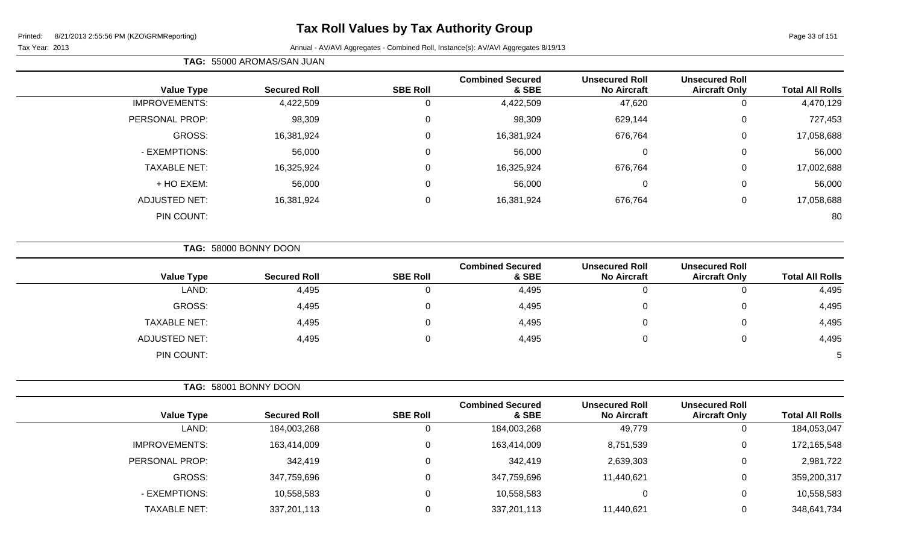# Tax Roll Values by Tax Authority Group

Tax Year: 2013

Annual - AV/AVI Aggregates - Combined Roll, Instance(s): AV/AVI Aggregates 8/19/13

**TAG: 55000 AROMAS/SAN JUAN**

| Value Type | Secured Roll | SBE Roll | Combined Secured & SBE | Unsecured Roll No Aircraft | Unsecured Roll Aircraft Only | Total All Rolls |
|---|---|---|---|---|---|---|
| IMPROVEMENTS: | 4,422,509 | 0 | 4,422,509 | 47,620 | 0 | 4,470,129 |
| PERSONAL PROP: | 98,309 | 0 | 98,309 | 629,144 | 0 | 727,453 |
| GROSS: | 16,381,924 | 0 | 16,381,924 | 676,764 | 0 | 17,058,688 |
| - EXEMPTIONS: | 56,000 | 0 | 56,000 | 0 | 0 | 56,000 |
| TAXABLE NET: | 16,325,924 | 0 | 16,325,924 | 676,764 | 0 | 17,002,688 |
| + HO EXEM: | 56,000 | 0 | 56,000 | 0 | 0 | 56,000 |
| ADJUSTED NET: | 16,381,924 | 0 | 16,381,924 | 676,764 | 0 | 17,058,688 |
| PIN COUNT: | | | | | | 80 |

**TAG: 58000 BONNY DOON**

| Value Type | Secured Roll | SBE Roll | Combined Secured & SBE | Unsecured Roll No Aircraft | Unsecured Roll Aircraft Only | Total All Rolls |
|---|---|---|---|---|---|---|
| LAND: | 4,495 | 0 | 4,495 | 0 | 0 | 4,495 |
| GROSS: | 4,495 | 0 | 4,495 | 0 | 0 | 4,495 |
| TAXABLE NET: | 4,495 | 0 | 4,495 | 0 | 0 | 4,495 |
| ADJUSTED NET: | 4,495 | 0 | 4,495 | 0 | 0 | 4,495 |
| PIN COUNT: | | | | | | 5 |

**TAG: 58001 BONNY DOON**

| Value Type | Secured Roll | SBE Roll | Combined Secured & SBE | Unsecured Roll No Aircraft | Unsecured Roll Aircraft Only | Total All Rolls |
|---|---|---|---|---|---|---|
| LAND: | 184,003,268 | 0 | 184,003,268 | 49,779 | 0 | 184,053,047 |
| IMPROVEMENTS: | 163,414,009 | 0 | 163,414,009 | 8,751,539 | 0 | 172,165,548 |
| PERSONAL PROP: | 342,419 | 0 | 342,419 | 2,639,303 | 0 | 2,981,722 |
| GROSS: | 347,759,696 | 0 | 347,759,696 | 11,440,621 | 0 | 359,200,317 |
| - EXEMPTIONS: | 10,558,583 | 0 | 10,558,583 | 0 | 0 | 10,558,583 |
| TAXABLE NET: | 337,201,113 | 0 | 337,201,113 | 11,440,621 | 0 | 348,641,734 |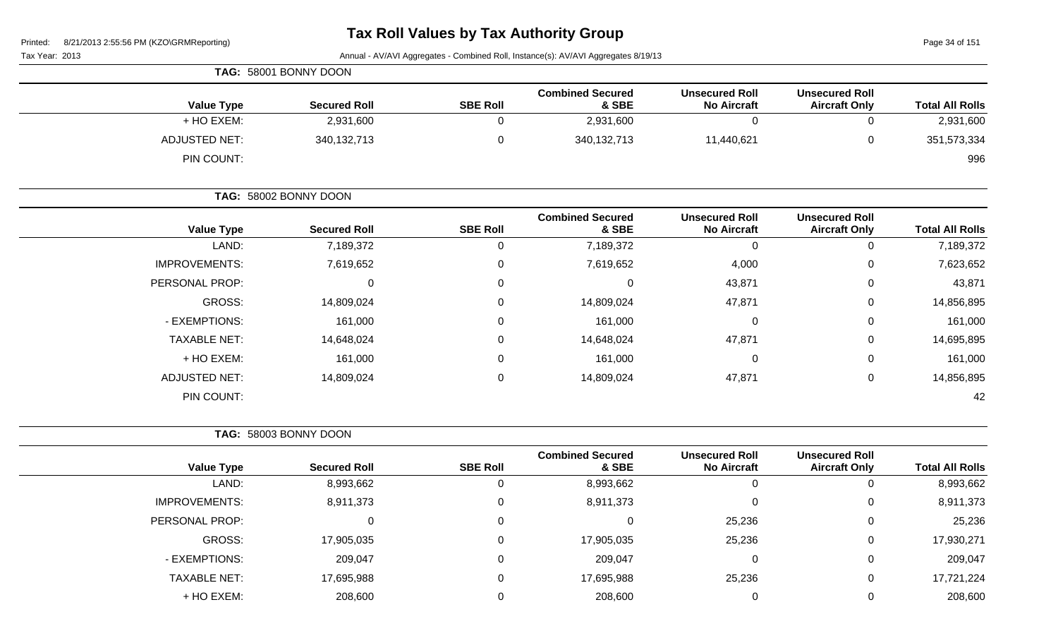# Tax Roll Values by Tax Authority Group

Printed: 8/21/2013 2:55:56 PM (KZO\GRMReporting)

Tax Year: 2013

Annual - AV/AVI Aggregates - Combined Roll, Instance(s): AV/AVI Aggregates 8/19/13

**TAG:** 58001 BONNY DOON

| Value Type | Secured Roll | SBE Roll | Combined Secured & SBE | Unsecured Roll No Aircraft | Unsecured Roll Aircraft Only | Total All Rolls |
|---|---|---|---|---|---|---|
| + HO EXEM: | 2,931,600 | 0 | 2,931,600 | 0 | 0 | 2,931,600 |
| ADJUSTED NET: | 340,132,713 | 0 | 340,132,713 | 11,440,621 | 0 | 351,573,334 |
| PIN COUNT: | | | | | | 996 |

**TAG:** 58002 BONNY DOON

| Value Type | Secured Roll | SBE Roll | Combined Secured & SBE | Unsecured Roll No Aircraft | Unsecured Roll Aircraft Only | Total All Rolls |
|---|---|---|---|---|---|---|
| LAND: | 7,189,372 | 0 | 7,189,372 | 0 | 0 | 7,189,372 |
| IMPROVEMENTS: | 7,619,652 | 0 | 7,619,652 | 4,000 | 0 | 7,623,652 |
| PERSONAL PROP: | 0 | 0 | 0 | 43,871 | 0 | 43,871 |
| GROSS: | 14,809,024 | 0 | 14,809,024 | 47,871 | 0 | 14,856,895 |
| - EXEMPTIONS: | 161,000 | 0 | 161,000 | 0 | 0 | 161,000 |
| TAXABLE NET: | 14,648,024 | 0 | 14,648,024 | 47,871 | 0 | 14,695,895 |
| + HO EXEM: | 161,000 | 0 | 161,000 | 0 | 0 | 161,000 |
| ADJUSTED NET: | 14,809,024 | 0 | 14,809,024 | 47,871 | 0 | 14,856,895 |
| PIN COUNT: | | | | | | 42 |

**TAG:** 58003 BONNY DOON

| Value Type | Secured Roll | SBE Roll | Combined Secured & SBE | Unsecured Roll No Aircraft | Unsecured Roll Aircraft Only | Total All Rolls |
|---|---|---|---|---|---|---|
| LAND: | 8,993,662 | 0 | 8,993,662 | 0 | 0 | 8,993,662 |
| IMPROVEMENTS: | 8,911,373 | 0 | 8,911,373 | 0 | 0 | 8,911,373 |
| PERSONAL PROP: | 0 | 0 | 0 | 25,236 | 0 | 25,236 |
| GROSS: | 17,905,035 | 0 | 17,905,035 | 25,236 | 0 | 17,930,271 |
| - EXEMPTIONS: | 209,047 | 0 | 209,047 | 0 | 0 | 209,047 |
| TAXABLE NET: | 17,695,988 | 0 | 17,695,988 | 25,236 | 0 | 17,721,224 |
| + HO EXEM: | 208,600 | 0 | 208,600 | 0 | 0 | 208,600 |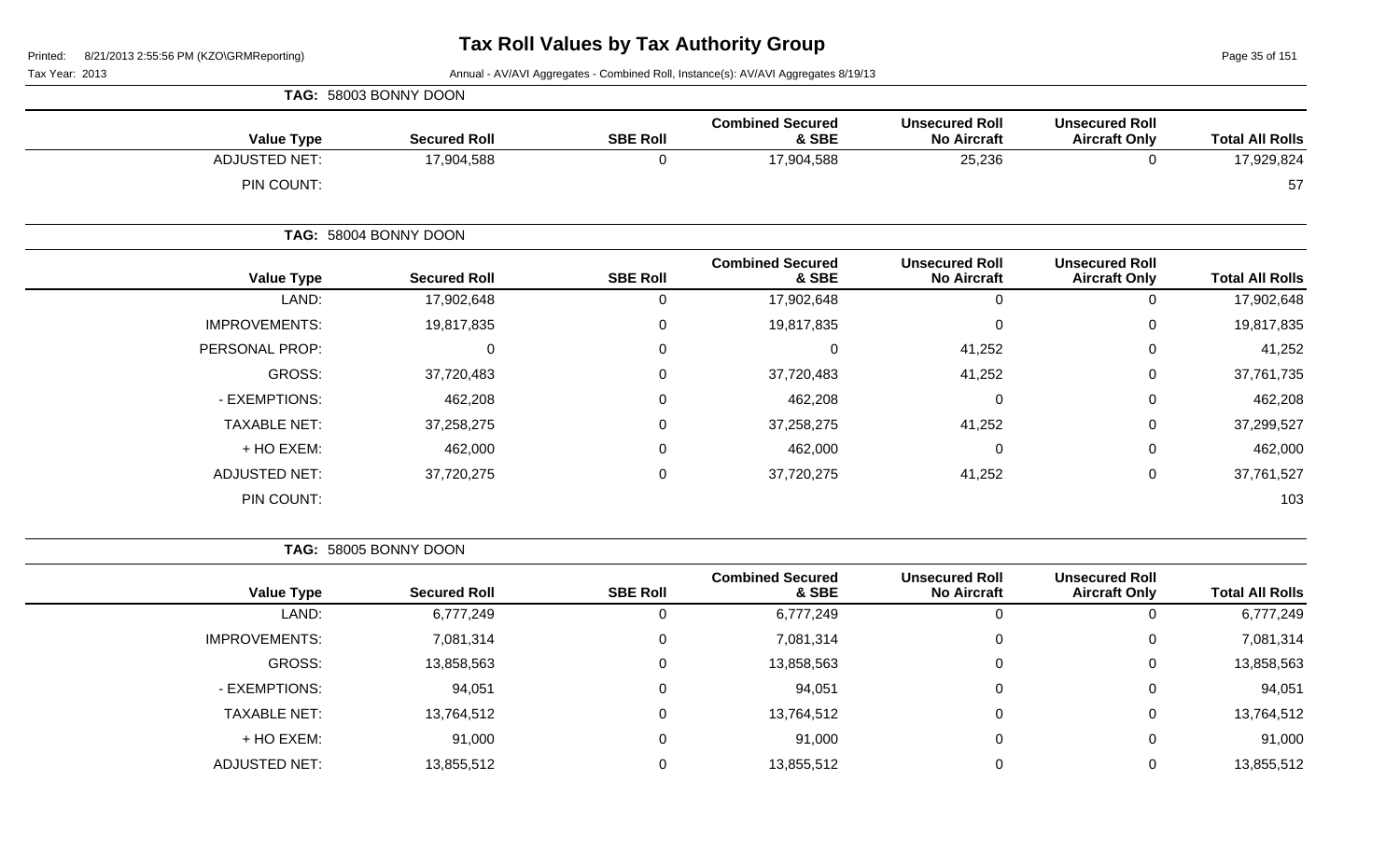# Tax Roll Values by Tax Authority Group

Printed: 8/21/2013 2:55:56 PM (KZO\GRMReporting)

Tax Year: 2013

Annual - AV/AVI Aggregates - Combined Roll, Instance(s): AV/AVI Aggregates 8/19/13

**TAG: 58003 BONNY DOON**

| Value Type | Secured Roll | SBE Roll | Combined Secured & SBE | Unsecured Roll No Aircraft | Unsecured Roll Aircraft Only | Total All Rolls |
|---|---|---|---|---|---|---|
| ADJUSTED NET: | 17,904,588 | 0 | 17,904,588 | 25,236 | 0 | 17,929,824 |
| PIN COUNT: | | | | | | 57 |

**TAG: 58004 BONNY DOON**

| Value Type | Secured Roll | SBE Roll | Combined Secured & SBE | Unsecured Roll No Aircraft | Unsecured Roll Aircraft Only | Total All Rolls |
|---|---|---|---|---|---|---|
| LAND: | 17,902,648 | 0 | 17,902,648 | 0 | 0 | 17,902,648 |
| IMPROVEMENTS: | 19,817,835 | 0 | 19,817,835 | 0 | 0 | 19,817,835 |
| PERSONAL PROP: | 0 | 0 | 0 | 41,252 | 0 | 41,252 |
| GROSS: | 37,720,483 | 0 | 37,720,483 | 41,252 | 0 | 37,761,735 |
| - EXEMPTIONS: | 462,208 | 0 | 462,208 | 0 | 0 | 462,208 |
| TAXABLE NET: | 37,258,275 | 0 | 37,258,275 | 41,252 | 0 | 37,299,527 |
| + HO EXEM: | 462,000 | 0 | 462,000 | 0 | 0 | 462,000 |
| ADJUSTED NET: | 37,720,275 | 0 | 37,720,275 | 41,252 | 0 | 37,761,527 |
| PIN COUNT: | | | | | | 103 |

**TAG: 58005 BONNY DOON**

| Value Type | Secured Roll | SBE Roll | Combined Secured & SBE | Unsecured Roll No Aircraft | Unsecured Roll Aircraft Only | Total All Rolls |
|---|---|---|---|---|---|---|
| LAND: | 6,777,249 | 0 | 6,777,249 | 0 | 0 | 6,777,249 |
| IMPROVEMENTS: | 7,081,314 | 0 | 7,081,314 | 0 | 0 | 7,081,314 |
| GROSS: | 13,858,563 | 0 | 13,858,563 | 0 | 0 | 13,858,563 |
| - EXEMPTIONS: | 94,051 | 0 | 94,051 | 0 | 0 | 94,051 |
| TAXABLE NET: | 13,764,512 | 0 | 13,764,512 | 0 | 0 | 13,764,512 |
| + HO EXEM: | 91,000 | 0 | 91,000 | 0 | 0 | 91,000 |
| ADJUSTED NET: | 13,855,512 | 0 | 13,855,512 | 0 | 0 | 13,855,512 |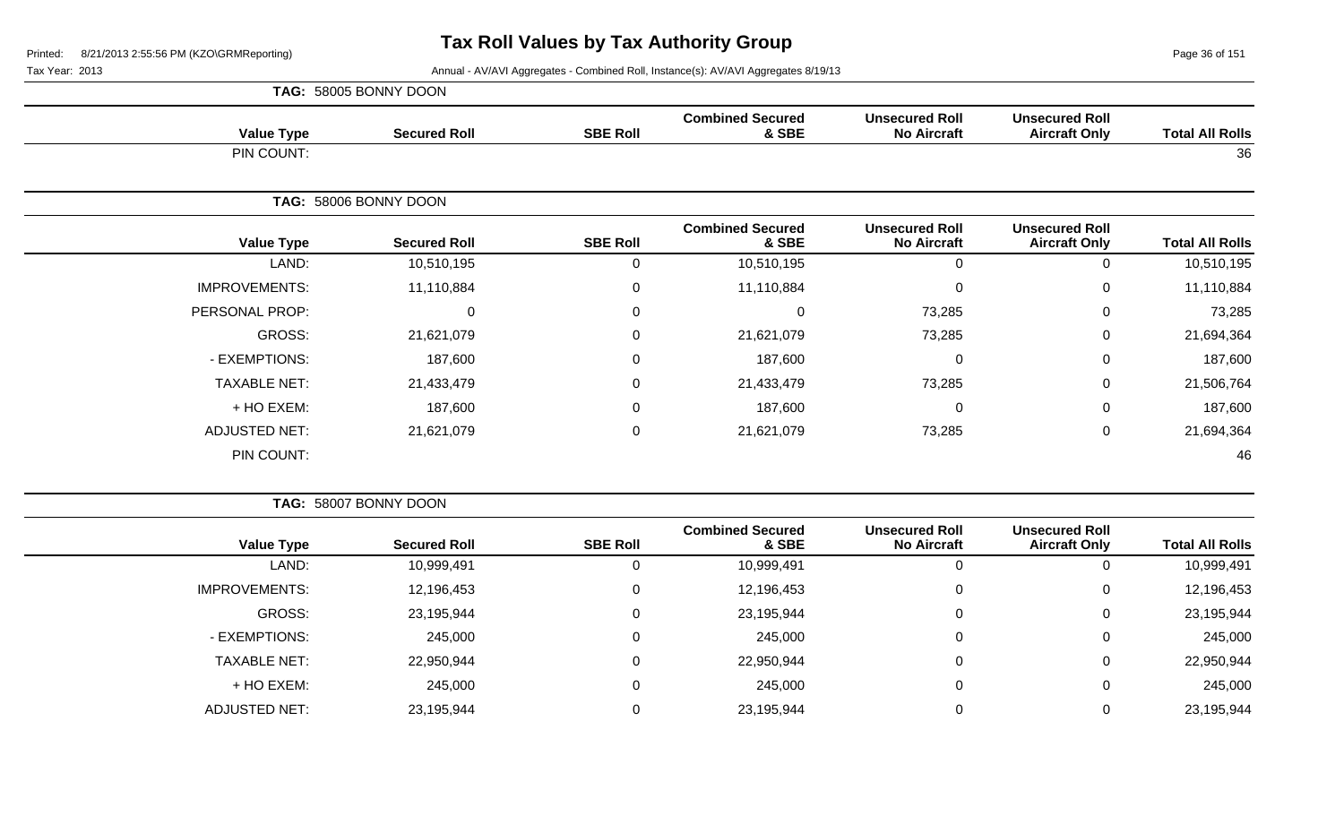# Tax Roll Values by Tax Authority Group

Tax Year: 2013

Annual - AV/AVI Aggregates - Combined Roll, Instance(s): AV/AVI Aggregates 8/19/13

**TAG: 58005 BONNY DOON**

| Value Type | Secured Roll | SBE Roll | Combined Secured & SBE | Unsecured Roll No Aircraft | Unsecured Roll Aircraft Only | Total All Rolls |
|---|---|---|---|---|---|---|
| PIN COUNT: | | | | | | 36 |

**TAG: 58006 BONNY DOON**

| Value Type | Secured Roll | SBE Roll | Combined Secured & SBE | Unsecured Roll No Aircraft | Unsecured Roll Aircraft Only | Total All Rolls |
|---|---|---|---|---|---|---|
| LAND: | 10,510,195 | 0 | 10,510,195 | 0 | 0 | 10,510,195 |
| IMPROVEMENTS: | 11,110,884 | 0 | 11,110,884 | 0 | 0 | 11,110,884 |
| PERSONAL PROP: | 0 | 0 | 0 | 73,285 | 0 | 73,285 |
| GROSS: | 21,621,079 | 0 | 21,621,079 | 73,285 | 0 | 21,694,364 |
| - EXEMPTIONS: | 187,600 | 0 | 187,600 | 0 | 0 | 187,600 |
| TAXABLE NET: | 21,433,479 | 0 | 21,433,479 | 73,285 | 0 | 21,506,764 |
| + HO EXEM: | 187,600 | 0 | 187,600 | 0 | 0 | 187,600 |
| ADJUSTED NET: | 21,621,079 | 0 | 21,621,079 | 73,285 | 0 | 21,694,364 |
| PIN COUNT: | | | | | | 46 |

**TAG: 58007 BONNY DOON**

| Value Type | Secured Roll | SBE Roll | Combined Secured & SBE | Unsecured Roll No Aircraft | Unsecured Roll Aircraft Only | Total All Rolls |
|---|---|---|---|---|---|---|
| LAND: | 10,999,491 | 0 | 10,999,491 | 0 | 0 | 10,999,491 |
| IMPROVEMENTS: | 12,196,453 | 0 | 12,196,453 | 0 | 0 | 12,196,453 |
| GROSS: | 23,195,944 | 0 | 23,195,944 | 0 | 0 | 23,195,944 |
| - EXEMPTIONS: | 245,000 | 0 | 245,000 | 0 | 0 | 245,000 |
| TAXABLE NET: | 22,950,944 | 0 | 22,950,944 | 0 | 0 | 22,950,944 |
| + HO EXEM: | 245,000 | 0 | 245,000 | 0 | 0 | 245,000 |
| ADJUSTED NET: | 23,195,944 | 0 | 23,195,944 | 0 | 0 | 23,195,944 |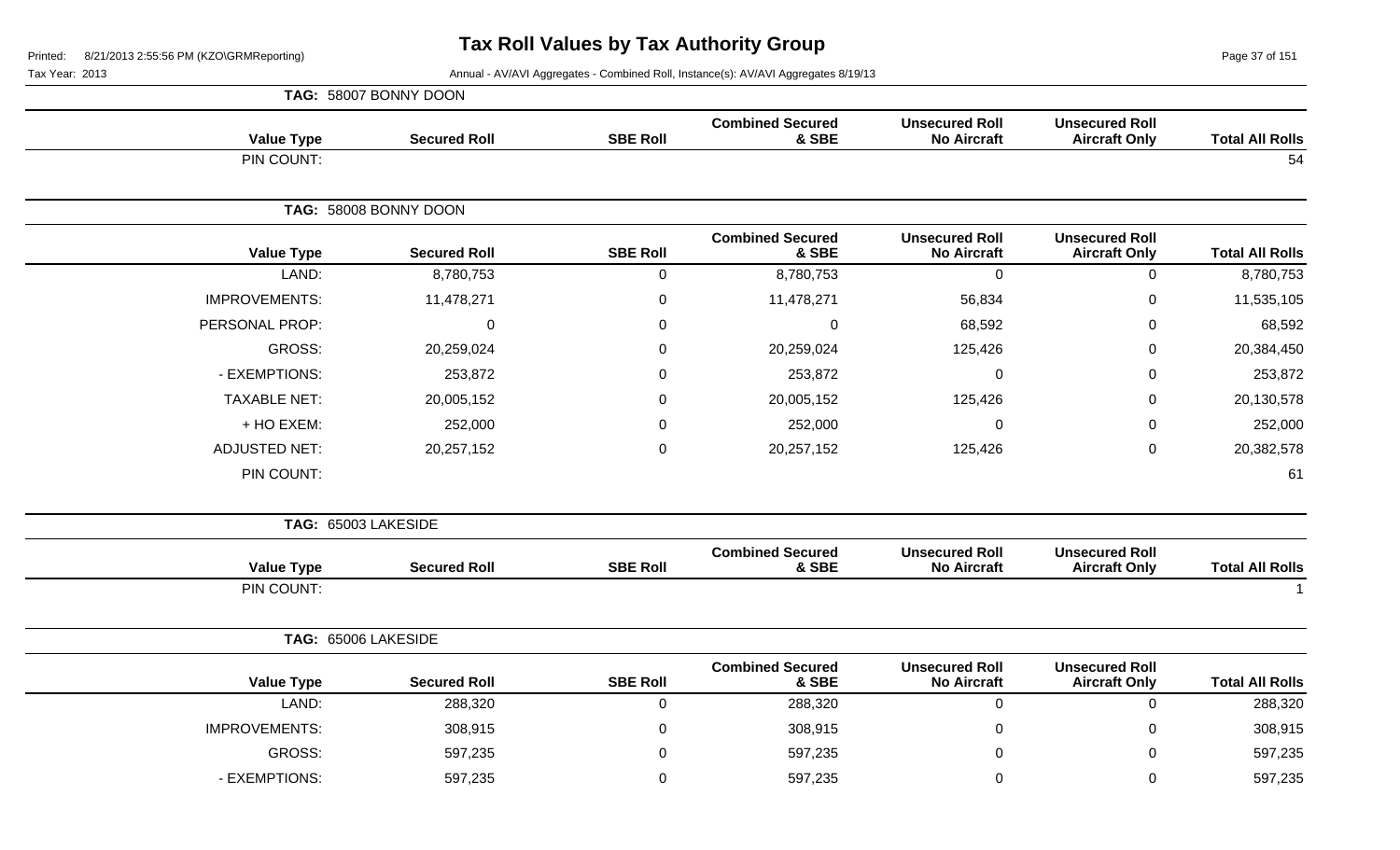# Tax Roll Values by Tax Authority Group

Tax Year: 2013

Annual - AV/AVI Aggregates - Combined Roll, Instance(s): AV/AVI Aggregates 8/19/13

**TAG: 58007 BONNY DOON**

| Value Type | Secured Roll | SBE Roll | Combined Secured & SBE | Unsecured Roll No Aircraft | Unsecured Roll Aircraft Only | Total All Rolls |
|---|---|---|---|---|---|---|
| PIN COUNT: | | | | | | 54 |

**TAG: 58008 BONNY DOON**

| Value Type | Secured Roll | SBE Roll | Combined Secured & SBE | Unsecured Roll No Aircraft | Unsecured Roll Aircraft Only | Total All Rolls |
|---|---|---|---|---|---|---|
| LAND: | 8,780,753 | 0 | 8,780,753 | 0 | 0 | 8,780,753 |
| IMPROVEMENTS: | 11,478,271 | 0 | 11,478,271 | 56,834 | 0 | 11,535,105 |
| PERSONAL PROP: | 0 | 0 | 0 | 68,592 | 0 | 68,592 |
| GROSS: | 20,259,024 | 0 | 20,259,024 | 125,426 | 0 | 20,384,450 |
| - EXEMPTIONS: | 253,872 | 0 | 253,872 | 0 | 0 | 253,872 |
| TAXABLE NET: | 20,005,152 | 0 | 20,005,152 | 125,426 | 0 | 20,130,578 |
| + HO EXEM: | 252,000 | 0 | 252,000 | 0 | 0 | 252,000 |
| ADJUSTED NET: | 20,257,152 | 0 | 20,257,152 | 125,426 | 0 | 20,382,578 |
| PIN COUNT: | | | | | | 61 |

**TAG: 65003 LAKESIDE**

| Value Type | Secured Roll | SBE Roll | Combined Secured & SBE | Unsecured Roll No Aircraft | Unsecured Roll Aircraft Only | Total All Rolls |
|---|---|---|---|---|---|---|
| PIN COUNT: | | | | | | 1 |

**TAG: 65006 LAKESIDE**

| Value Type | Secured Roll | SBE Roll | Combined Secured & SBE | Unsecured Roll No Aircraft | Unsecured Roll Aircraft Only | Total All Rolls |
|---|---|---|---|---|---|---|
| LAND: | 288,320 | 0 | 288,320 | 0 | 0 | 288,320 |
| IMPROVEMENTS: | 308,915 | 0 | 308,915 | 0 | 0 | 308,915 |
| GROSS: | 597,235 | 0 | 597,235 | 0 | 0 | 597,235 |
| - EXEMPTIONS: | 597,235 | 0 | 597,235 | 0 | 0 | 597,235 |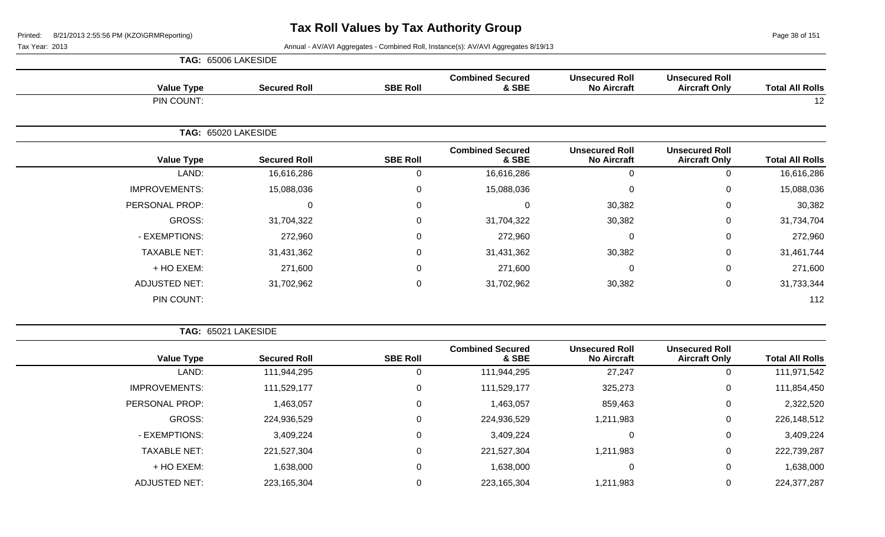# Tax Roll Values by Tax Authority Group

Tax Year: 2013

Annual - AV/AVI Aggregates - Combined Roll, Instance(s): AV/AVI Aggregates 8/19/13

**TAG: 65006 LAKESIDE**

| Value Type | Secured Roll | SBE Roll | Combined Secured & SBE | Unsecured Roll No Aircraft | Unsecured Roll Aircraft Only | Total All Rolls |
|---|---|---|---|---|---|---|
| PIN COUNT: | | | | | | 12 |

**TAG: 65020 LAKESIDE**

| Value Type | Secured Roll | SBE Roll | Combined Secured & SBE | Unsecured Roll No Aircraft | Unsecured Roll Aircraft Only | Total All Rolls |
|---|---|---|---|---|---|---|
| LAND: | 16,616,286 | 0 | 16,616,286 | 0 | 0 | 16,616,286 |
| IMPROVEMENTS: | 15,088,036 | 0 | 15,088,036 | 0 | 0 | 15,088,036 |
| PERSONAL PROP: | 0 | 0 | 0 | 30,382 | 0 | 30,382 |
| GROSS: | 31,704,322 | 0 | 31,704,322 | 30,382 | 0 | 31,734,704 |
| - EXEMPTIONS: | 272,960 | 0 | 272,960 | 0 | 0 | 272,960 |
| TAXABLE NET: | 31,431,362 | 0 | 31,431,362 | 30,382 | 0 | 31,461,744 |
| + HO EXEM: | 271,600 | 0 | 271,600 | 0 | 0 | 271,600 |
| ADJUSTED NET: | 31,702,962 | 0 | 31,702,962 | 30,382 | 0 | 31,733,344 |
| PIN COUNT: | | | | | | 112 |

**TAG: 65021 LAKESIDE**

| Value Type | Secured Roll | SBE Roll | Combined Secured & SBE | Unsecured Roll No Aircraft | Unsecured Roll Aircraft Only | Total All Rolls |
|---|---|---|---|---|---|---|
| LAND: | 111,944,295 | 0 | 111,944,295 | 27,247 | 0 | 111,971,542 |
| IMPROVEMENTS: | 111,529,177 | 0 | 111,529,177 | 325,273 | 0 | 111,854,450 |
| PERSONAL PROP: | 1,463,057 | 0 | 1,463,057 | 859,463 | 0 | 2,322,520 |
| GROSS: | 224,936,529 | 0 | 224,936,529 | 1,211,983 | 0 | 226,148,512 |
| - EXEMPTIONS: | 3,409,224 | 0 | 3,409,224 | 0 | 0 | 3,409,224 |
| TAXABLE NET: | 221,527,304 | 0 | 221,527,304 | 1,211,983 | 0 | 222,739,287 |
| + HO EXEM: | 1,638,000 | 0 | 1,638,000 | 0 | 0 | 1,638,000 |
| ADJUSTED NET: | 223,165,304 | 0 | 223,165,304 | 1,211,983 | 0 | 224,377,287 |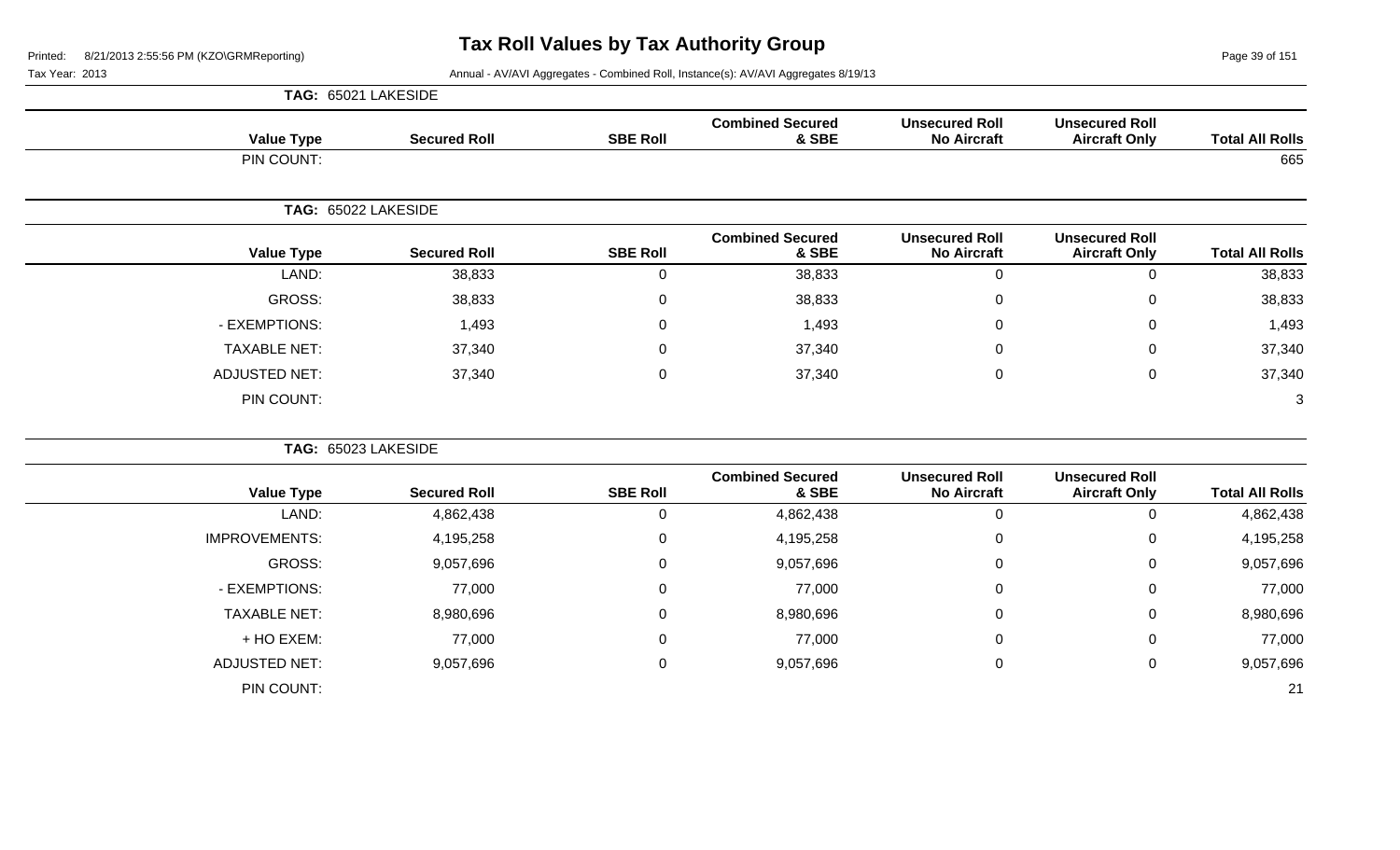# Tax Roll Values by Tax Authority Group

Tax Year: 2013

Annual - AV/AVI Aggregates - Combined Roll, Instance(s): AV/AVI Aggregates 8/19/13

## TAG: 65021 LAKESIDE

| Value Type | Secured Roll | SBE Roll | Combined Secured & SBE | Unsecured Roll No Aircraft | Unsecured Roll Aircraft Only | Total All Rolls |
|---|---|---|---|---|---|---|
| PIN COUNT: | | | | | | 665 |

## TAG: 65022 LAKESIDE

| Value Type | Secured Roll | SBE Roll | Combined Secured & SBE | Unsecured Roll No Aircraft | Unsecured Roll Aircraft Only | Total All Rolls |
|---|---|---|---|---|---|---|
| LAND: | 38,833 | 0 | 38,833 | 0 | 0 | 38,833 |
| GROSS: | 38,833 | 0 | 38,833 | 0 | 0 | 38,833 |
| - EXEMPTIONS: | 1,493 | 0 | 1,493 | 0 | 0 | 1,493 |
| TAXABLE NET: | 37,340 | 0 | 37,340 | 0 | 0 | 37,340 |
| ADJUSTED NET: | 37,340 | 0 | 37,340 | 0 | 0 | 37,340 |
| PIN COUNT: | | | | | | 3 |

## TAG: 65023 LAKESIDE

| Value Type | Secured Roll | SBE Roll | Combined Secured & SBE | Unsecured Roll No Aircraft | Unsecured Roll Aircraft Only | Total All Rolls |
|---|---|---|---|---|---|---|
| LAND: | 4,862,438 | 0 | 4,862,438 | 0 | 0 | 4,862,438 |
| IMPROVEMENTS: | 4,195,258 | 0 | 4,195,258 | 0 | 0 | 4,195,258 |
| GROSS: | 9,057,696 | 0 | 9,057,696 | 0 | 0 | 9,057,696 |
| - EXEMPTIONS: | 77,000 | 0 | 77,000 | 0 | 0 | 77,000 |
| TAXABLE NET: | 8,980,696 | 0 | 8,980,696 | 0 | 0 | 8,980,696 |
| + HO EXEM: | 77,000 | 0 | 77,000 | 0 | 0 | 77,000 |
| ADJUSTED NET: | 9,057,696 | 0 | 9,057,696 | 0 | 0 | 9,057,696 |
| PIN COUNT: | | | | | | 21 |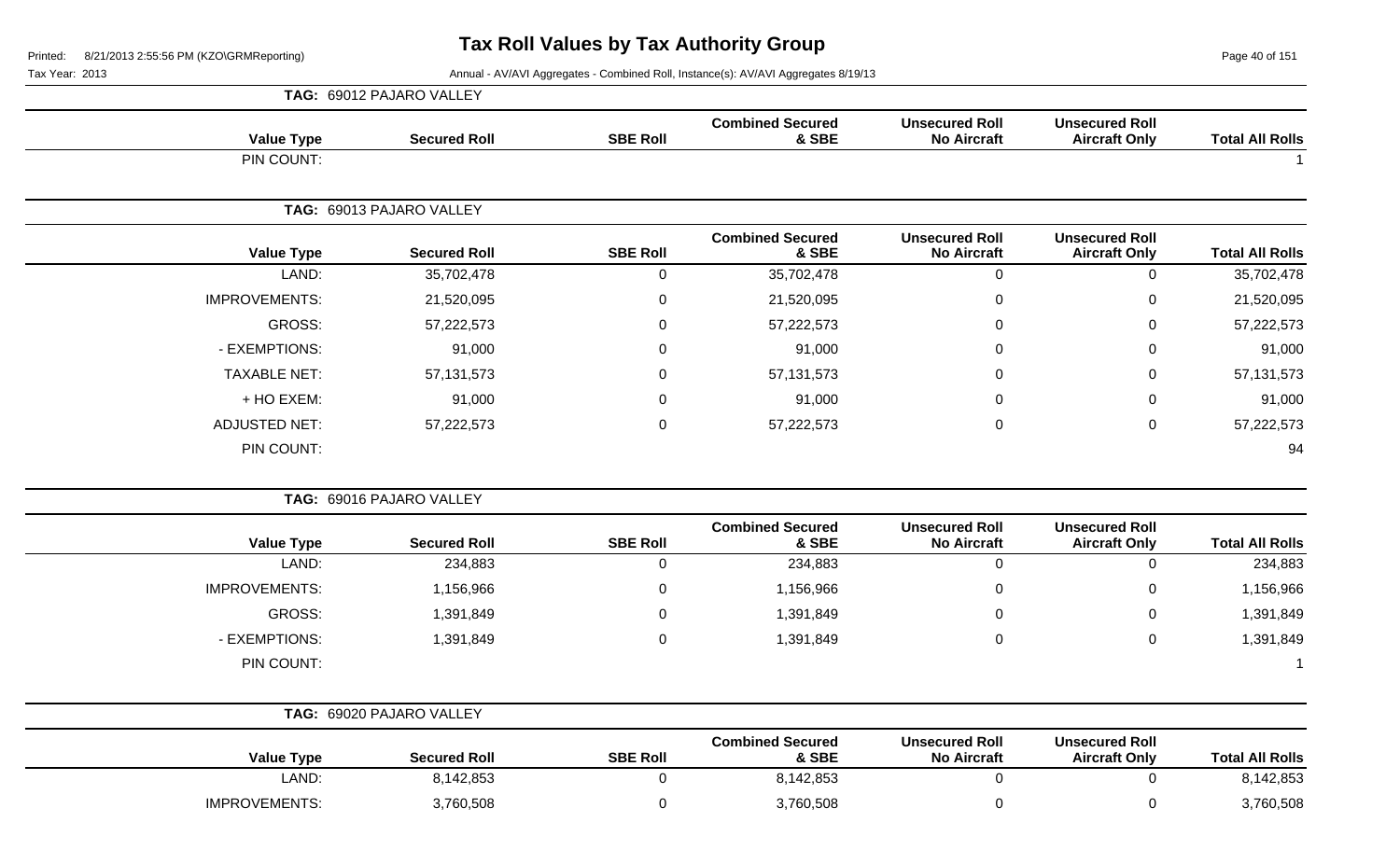# Tax Roll Values by Tax Authority Group

Printed: 8/21/2013 2:55:56 PM (KZO\GRMReporting)

Tax Year: 2013

Annual - AV/AVI Aggregates - Combined Roll, Instance(s): AV/AVI Aggregates 8/19/13

**TAG: 69012 PAJARO VALLEY**

| Value Type | Secured Roll | SBE Roll | Combined Secured & SBE | Unsecured Roll No Aircraft | Unsecured Roll Aircraft Only | Total All Rolls |
|---|---|---|---|---|---|---|
| PIN COUNT: | | | | | | 1 |

**TAG: 69013 PAJARO VALLEY**

| Value Type | Secured Roll | SBE Roll | Combined Secured & SBE | Unsecured Roll No Aircraft | Unsecured Roll Aircraft Only | Total All Rolls |
|---|---|---|---|---|---|---|
| LAND: | 35,702,478 | 0 | 35,702,478 | 0 | 0 | 35,702,478 |
| IMPROVEMENTS: | 21,520,095 | 0 | 21,520,095 | 0 | 0 | 21,520,095 |
| GROSS: | 57,222,573 | 0 | 57,222,573 | 0 | 0 | 57,222,573 |
| - EXEMPTIONS: | 91,000 | 0 | 91,000 | 0 | 0 | 91,000 |
| TAXABLE NET: | 57,131,573 | 0 | 57,131,573 | 0 | 0 | 57,131,573 |
| + HO EXEM: | 91,000 | 0 | 91,000 | 0 | 0 | 91,000 |
| ADJUSTED NET: | 57,222,573 | 0 | 57,222,573 | 0 | 0 | 57,222,573 |
| PIN COUNT: | | | | | | 94 |

**TAG: 69016 PAJARO VALLEY**

| Value Type | Secured Roll | SBE Roll | Combined Secured & SBE | Unsecured Roll No Aircraft | Unsecured Roll Aircraft Only | Total All Rolls |
|---|---|---|---|---|---|---|
| LAND: | 234,883 | 0 | 234,883 | 0 | 0 | 234,883 |
| IMPROVEMENTS: | 1,156,966 | 0 | 1,156,966 | 0 | 0 | 1,156,966 |
| GROSS: | 1,391,849 | 0 | 1,391,849 | 0 | 0 | 1,391,849 |
| - EXEMPTIONS: | 1,391,849 | 0 | 1,391,849 | 0 | 0 | 1,391,849 |
| PIN COUNT: | | | | | | 1 |

**TAG: 69020 PAJARO VALLEY**

| Value Type | Secured Roll | SBE Roll | Combined Secured & SBE | Unsecured Roll No Aircraft | Unsecured Roll Aircraft Only | Total All Rolls |
|---|---|---|---|---|---|---|
| LAND: | 8,142,853 | 0 | 8,142,853 | 0 | 0 | 8,142,853 |
| IMPROVEMENTS: | 3,760,508 | 0 | 3,760,508 | 0 | 0 | 3,760,508 |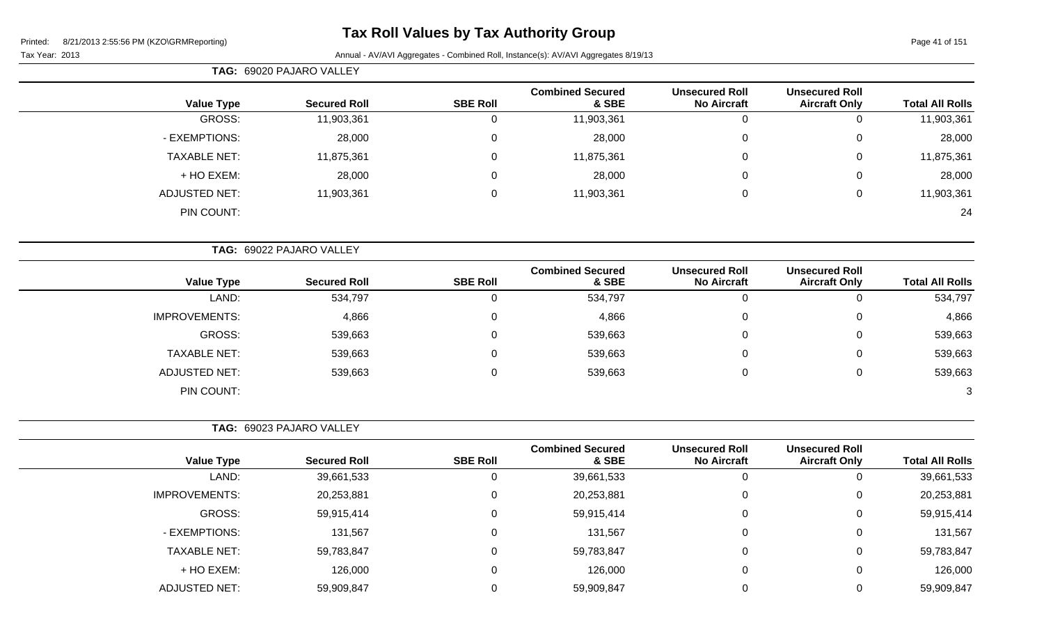# Tax Roll Values by Tax Authority Group

Tax Year: 2013

Annual - AV/AVI Aggregates - Combined Roll, Instance(s): AV/AVI Aggregates 8/19/13

**TAG: 69020 PAJARO VALLEY**

| Value Type | Secured Roll | SBE Roll | Combined Secured & SBE | Unsecured Roll No Aircraft | Unsecured Roll Aircraft Only | Total All Rolls |
|---|---|---|---|---|---|---|
| GROSS: | 11,903,361 | 0 | 11,903,361 | 0 | 0 | 11,903,361 |
| - EXEMPTIONS: | 28,000 | 0 | 28,000 | 0 | 0 | 28,000 |
| TAXABLE NET: | 11,875,361 | 0 | 11,875,361 | 0 | 0 | 11,875,361 |
| + HO EXEM: | 28,000 | 0 | 28,000 | 0 | 0 | 28,000 |
| ADJUSTED NET: | 11,903,361 | 0 | 11,903,361 | 0 | 0 | 11,903,361 |
| PIN COUNT: | | | | | | 24 |

**TAG: 69022 PAJARO VALLEY**

| Value Type | Secured Roll | SBE Roll | Combined Secured & SBE | Unsecured Roll No Aircraft | Unsecured Roll Aircraft Only | Total All Rolls |
|---|---|---|---|---|---|---|
| LAND: | 534,797 | 0 | 534,797 | 0 | 0 | 534,797 |
| IMPROVEMENTS: | 4,866 | 0 | 4,866 | 0 | 0 | 4,866 |
| GROSS: | 539,663 | 0 | 539,663 | 0 | 0 | 539,663 |
| TAXABLE NET: | 539,663 | 0 | 539,663 | 0 | 0 | 539,663 |
| ADJUSTED NET: | 539,663 | 0 | 539,663 | 0 | 0 | 539,663 |
| PIN COUNT: | | | | | | 3 |

**TAG: 69023 PAJARO VALLEY**

| Value Type | Secured Roll | SBE Roll | Combined Secured & SBE | Unsecured Roll No Aircraft | Unsecured Roll Aircraft Only | Total All Rolls |
|---|---|---|---|---|---|---|
| LAND: | 39,661,533 | 0 | 39,661,533 | 0 | 0 | 39,661,533 |
| IMPROVEMENTS: | 20,253,881 | 0 | 20,253,881 | 0 | 0 | 20,253,881 |
| GROSS: | 59,915,414 | 0 | 59,915,414 | 0 | 0 | 59,915,414 |
| - EXEMPTIONS: | 131,567 | 0 | 131,567 | 0 | 0 | 131,567 |
| TAXABLE NET: | 59,783,847 | 0 | 59,783,847 | 0 | 0 | 59,783,847 |
| + HO EXEM: | 126,000 | 0 | 126,000 | 0 | 0 | 126,000 |
| ADJUSTED NET: | 59,909,847 | 0 | 59,909,847 | 0 | 0 | 59,909,847 |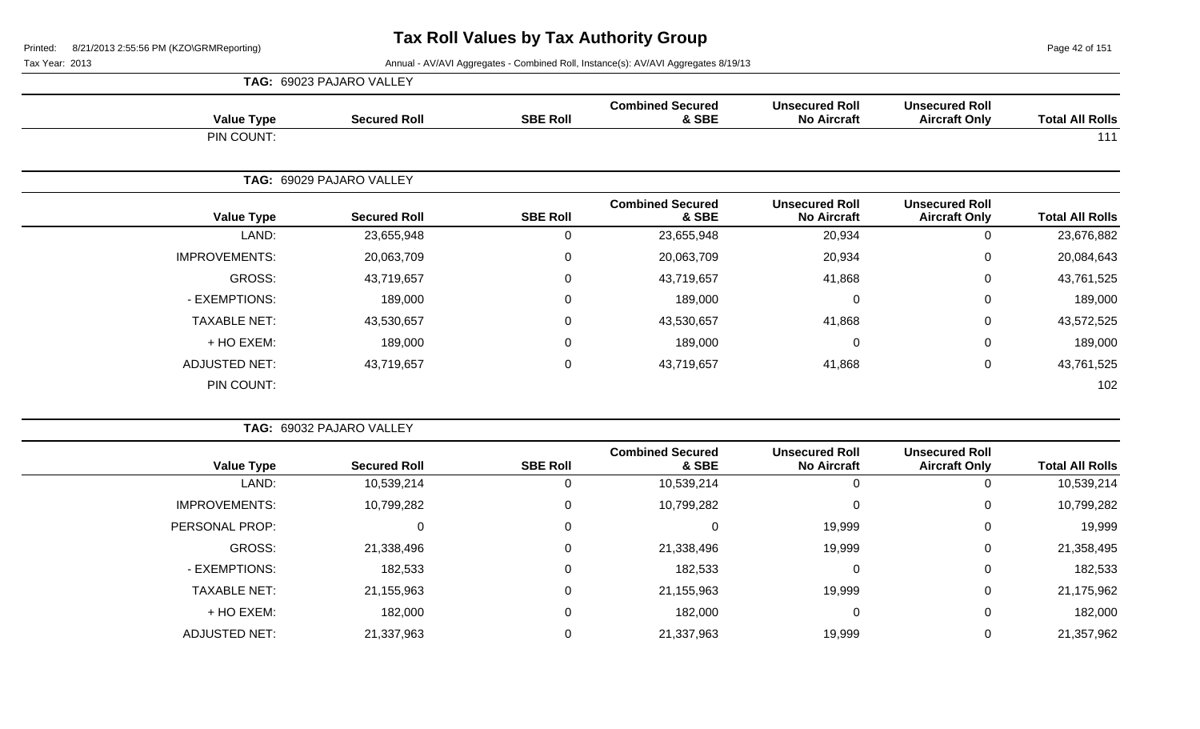# Tax Roll Values by Tax Authority Group

Tax Year: 2013

Annual - AV/AVI Aggregates - Combined Roll, Instance(s): AV/AVI Aggregates 8/19/13

**TAG: 69023 PAJARO VALLEY**

| Value Type | Secured Roll | SBE Roll | Combined Secured & SBE | Unsecured Roll No Aircraft | Unsecured Roll Aircraft Only | Total All Rolls |
|---|---|---|---|---|---|---|
| PIN COUNT: | | | | | | 111 |

**TAG: 69029 PAJARO VALLEY**

| Value Type | Secured Roll | SBE Roll | Combined Secured & SBE | Unsecured Roll No Aircraft | Unsecured Roll Aircraft Only | Total All Rolls |
|---|---|---|---|---|---|---|
| LAND: | 23,655,948 | 0 | 23,655,948 | 20,934 | 0 | 23,676,882 |
| IMPROVEMENTS: | 20,063,709 | 0 | 20,063,709 | 20,934 | 0 | 20,084,643 |
| GROSS: | 43,719,657 | 0 | 43,719,657 | 41,868 | 0 | 43,761,525 |
| - EXEMPTIONS: | 189,000 | 0 | 189,000 | 0 | 0 | 189,000 |
| TAXABLE NET: | 43,530,657 | 0 | 43,530,657 | 41,868 | 0 | 43,572,525 |
| + HO EXEM: | 189,000 | 0 | 189,000 | 0 | 0 | 189,000 |
| ADJUSTED NET: | 43,719,657 | 0 | 43,719,657 | 41,868 | 0 | 43,761,525 |
| PIN COUNT: | | | | | | 102 |

**TAG: 69032 PAJARO VALLEY**

| Value Type | Secured Roll | SBE Roll | Combined Secured & SBE | Unsecured Roll No Aircraft | Unsecured Roll Aircraft Only | Total All Rolls |
|---|---|---|---|---|---|---|
| LAND: | 10,539,214 | 0 | 10,539,214 | 0 | 0 | 10,539,214 |
| IMPROVEMENTS: | 10,799,282 | 0 | 10,799,282 | 0 | 0 | 10,799,282 |
| PERSONAL PROP: | 0 | 0 | 0 | 19,999 | 0 | 19,999 |
| GROSS: | 21,338,496 | 0 | 21,338,496 | 19,999 | 0 | 21,358,495 |
| - EXEMPTIONS: | 182,533 | 0 | 182,533 | 0 | 0 | 182,533 |
| TAXABLE NET: | 21,155,963 | 0 | 21,155,963 | 19,999 | 0 | 21,175,962 |
| + HO EXEM: | 182,000 | 0 | 182,000 | 0 | 0 | 182,000 |
| ADJUSTED NET: | 21,337,963 | 0 | 21,337,963 | 19,999 | 0 | 21,357,962 |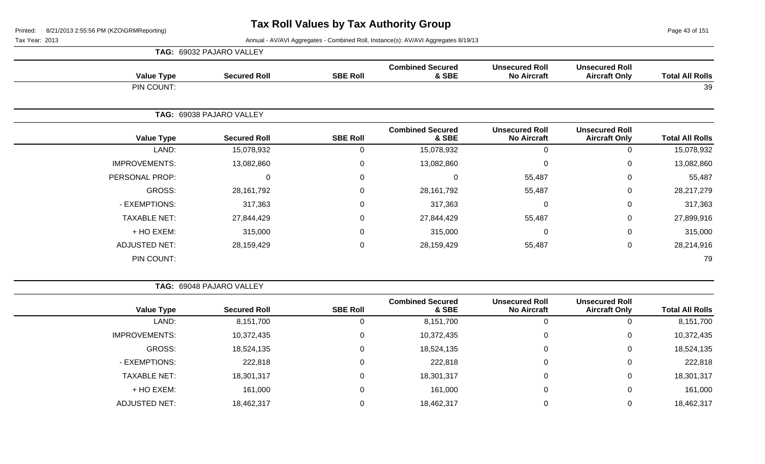# Tax Roll Values by Tax Authority Group

Printed: 8/21/2013 2:55:56 PM (KZO\GRMReporting)

Tax Year: 2013

Annual - AV/AVI Aggregates - Combined Roll, Instance(s): AV/AVI Aggregates 8/19/13

**TAG: 69032 PAJARO VALLEY**

| Value Type | Secured Roll | SBE Roll | Combined Secured & SBE | Unsecured Roll No Aircraft | Unsecured Roll Aircraft Only | Total All Rolls |
|---|---|---|---|---|---|---|
| PIN COUNT: | | | | | | 39 |

**TAG: 69038 PAJARO VALLEY**

| Value Type | Secured Roll | SBE Roll | Combined Secured & SBE | Unsecured Roll No Aircraft | Unsecured Roll Aircraft Only | Total All Rolls |
|---|---|---|---|---|---|---|
| LAND: | 15,078,932 | 0 | 15,078,932 | 0 | 0 | 15,078,932 |
| IMPROVEMENTS: | 13,082,860 | 0 | 13,082,860 | 0 | 0 | 13,082,860 |
| PERSONAL PROP: | 0 | 0 | 0 | 55,487 | 0 | 55,487 |
| GROSS: | 28,161,792 | 0 | 28,161,792 | 55,487 | 0 | 28,217,279 |
| - EXEMPTIONS: | 317,363 | 0 | 317,363 | 0 | 0 | 317,363 |
| TAXABLE NET: | 27,844,429 | 0 | 27,844,429 | 55,487 | 0 | 27,899,916 |
| + HO EXEM: | 315,000 | 0 | 315,000 | 0 | 0 | 315,000 |
| ADJUSTED NET: | 28,159,429 | 0 | 28,159,429 | 55,487 | 0 | 28,214,916 |
| PIN COUNT: | | | | | | 79 |

**TAG: 69048 PAJARO VALLEY**

| Value Type | Secured Roll | SBE Roll | Combined Secured & SBE | Unsecured Roll No Aircraft | Unsecured Roll Aircraft Only | Total All Rolls |
|---|---|---|---|---|---|---|
| LAND: | 8,151,700 | 0 | 8,151,700 | 0 | 0 | 8,151,700 |
| IMPROVEMENTS: | 10,372,435 | 0 | 10,372,435 | 0 | 0 | 10,372,435 |
| GROSS: | 18,524,135 | 0 | 18,524,135 | 0 | 0 | 18,524,135 |
| - EXEMPTIONS: | 222,818 | 0 | 222,818 | 0 | 0 | 222,818 |
| TAXABLE NET: | 18,301,317 | 0 | 18,301,317 | 0 | 0 | 18,301,317 |
| + HO EXEM: | 161,000 | 0 | 161,000 | 0 | 0 | 161,000 |
| ADJUSTED NET: | 18,462,317 | 0 | 18,462,317 | 0 | 0 | 18,462,317 |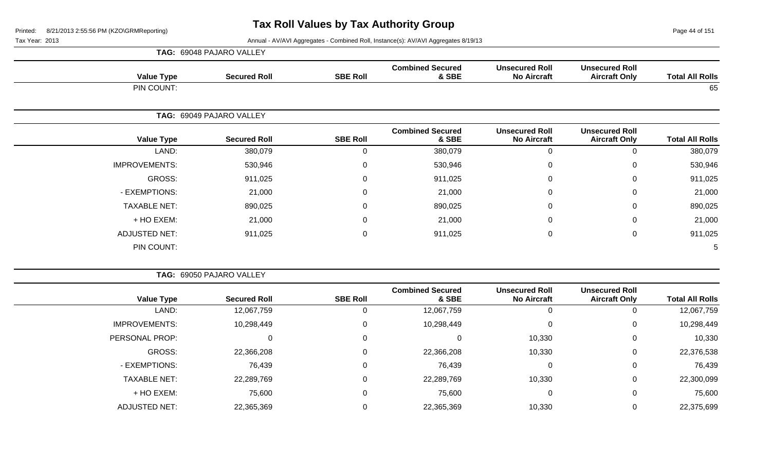# Tax Roll Values by Tax Authority Group

Tax Year: 2013

Annual - AV/AVI Aggregates - Combined Roll, Instance(s): AV/AVI Aggregates 8/19/13

**TAG: 69048 PAJARO VALLEY**

| Value Type | Secured Roll | SBE Roll | Combined Secured & SBE | Unsecured Roll No Aircraft | Unsecured Roll Aircraft Only | Total All Rolls |
|---|---|---|---|---|---|---|
| PIN COUNT: | | | | | | 65 |

**TAG: 69049 PAJARO VALLEY**

| Value Type | Secured Roll | SBE Roll | Combined Secured & SBE | Unsecured Roll No Aircraft | Unsecured Roll Aircraft Only | Total All Rolls |
|---|---|---|---|---|---|---|
| LAND: | 380,079 | 0 | 380,079 | 0 | 0 | 380,079 |
| IMPROVEMENTS: | 530,946 | 0 | 530,946 | 0 | 0 | 530,946 |
| GROSS: | 911,025 | 0 | 911,025 | 0 | 0 | 911,025 |
| - EXEMPTIONS: | 21,000 | 0 | 21,000 | 0 | 0 | 21,000 |
| TAXABLE NET: | 890,025 | 0 | 890,025 | 0 | 0 | 890,025 |
| + HO EXEM: | 21,000 | 0 | 21,000 | 0 | 0 | 21,000 |
| ADJUSTED NET: | 911,025 | 0 | 911,025 | 0 | 0 | 911,025 |
| PIN COUNT: | | | | | | 5 |

**TAG: 69050 PAJARO VALLEY**

| Value Type | Secured Roll | SBE Roll | Combined Secured & SBE | Unsecured Roll No Aircraft | Unsecured Roll Aircraft Only | Total All Rolls |
|---|---|---|---|---|---|---|
| LAND: | 12,067,759 | 0 | 12,067,759 | 0 | 0 | 12,067,759 |
| IMPROVEMENTS: | 10,298,449 | 0 | 10,298,449 | 0 | 0 | 10,298,449 |
| PERSONAL PROP: | 0 | 0 | 0 | 10,330 | 0 | 10,330 |
| GROSS: | 22,366,208 | 0 | 22,366,208 | 10,330 | 0 | 22,376,538 |
| - EXEMPTIONS: | 76,439 | 0 | 76,439 | 0 | 0 | 76,439 |
| TAXABLE NET: | 22,289,769 | 0 | 22,289,769 | 10,330 | 0 | 22,300,099 |
| + HO EXEM: | 75,600 | 0 | 75,600 | 0 | 0 | 75,600 |
| ADJUSTED NET: | 22,365,369 | 0 | 22,365,369 | 10,330 | 0 | 22,375,699 |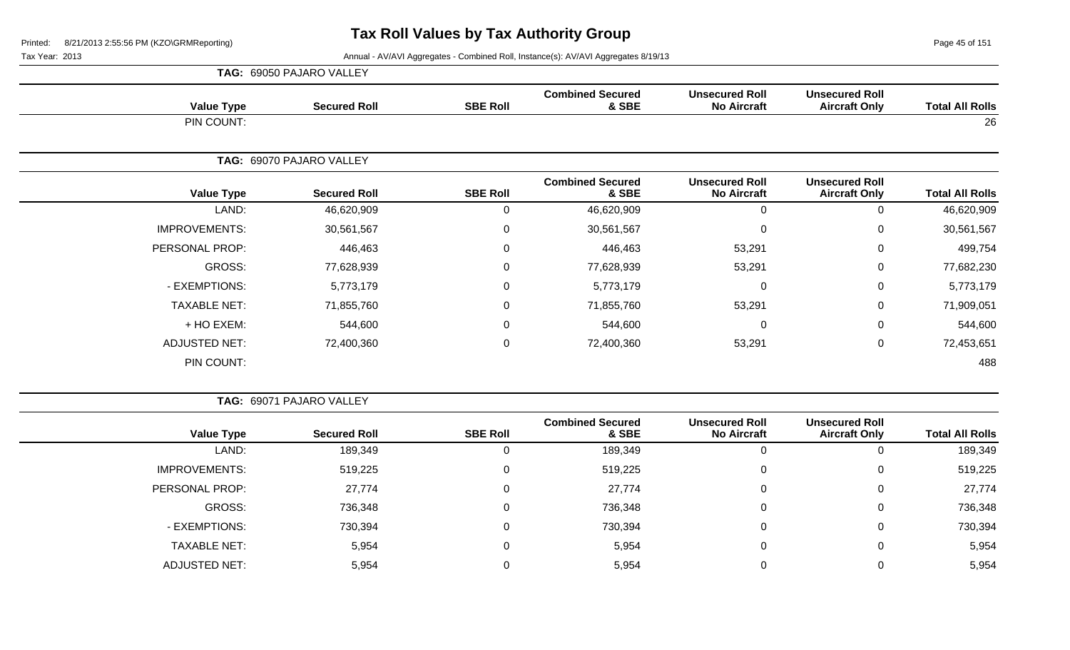# Tax Roll Values by Tax Authority Group

Printed: 8/21/2013 2:55:56 PM (KZO\GRMReporting)

Tax Year: 2013

Annual - AV/AVI Aggregates - Combined Roll, Instance(s): AV/AVI Aggregates 8/19/13

**TAG: 69050 PAJARO VALLEY**

| Value Type | Secured Roll | SBE Roll | Combined Secured & SBE | Unsecured Roll No Aircraft | Unsecured Roll Aircraft Only | Total All Rolls |
|---|---|---|---|---|---|---|
| PIN COUNT: | | | | | | 26 |

**TAG: 69070 PAJARO VALLEY**

| Value Type | Secured Roll | SBE Roll | Combined Secured & SBE | Unsecured Roll No Aircraft | Unsecured Roll Aircraft Only | Total All Rolls |
|---|---|---|---|---|---|---|
| LAND: | 46,620,909 | 0 | 46,620,909 | 0 | 0 | 46,620,909 |
| IMPROVEMENTS: | 30,561,567 | 0 | 30,561,567 | 0 | 0 | 30,561,567 |
| PERSONAL PROP: | 446,463 | 0 | 446,463 | 53,291 | 0 | 499,754 |
| GROSS: | 77,628,939 | 0 | 77,628,939 | 53,291 | 0 | 77,682,230 |
| - EXEMPTIONS: | 5,773,179 | 0 | 5,773,179 | 0 | 0 | 5,773,179 |
| TAXABLE NET: | 71,855,760 | 0 | 71,855,760 | 53,291 | 0 | 71,909,051 |
| + HO EXEM: | 544,600 | 0 | 544,600 | 0 | 0 | 544,600 |
| ADJUSTED NET: | 72,400,360 | 0 | 72,400,360 | 53,291 | 0 | 72,453,651 |
| PIN COUNT: | | | | | | 488 |

**TAG: 69071 PAJARO VALLEY**

| Value Type | Secured Roll | SBE Roll | Combined Secured & SBE | Unsecured Roll No Aircraft | Unsecured Roll Aircraft Only | Total All Rolls |
|---|---|---|---|---|---|---|
| LAND: | 189,349 | 0 | 189,349 | 0 | 0 | 189,349 |
| IMPROVEMENTS: | 519,225 | 0 | 519,225 | 0 | 0 | 519,225 |
| PERSONAL PROP: | 27,774 | 0 | 27,774 | 0 | 0 | 27,774 |
| GROSS: | 736,348 | 0 | 736,348 | 0 | 0 | 736,348 |
| - EXEMPTIONS: | 730,394 | 0 | 730,394 | 0 | 0 | 730,394 |
| TAXABLE NET: | 5,954 | 0 | 5,954 | 0 | 0 | 5,954 |
| ADJUSTED NET: | 5,954 | 0 | 5,954 | 0 | 0 | 5,954 |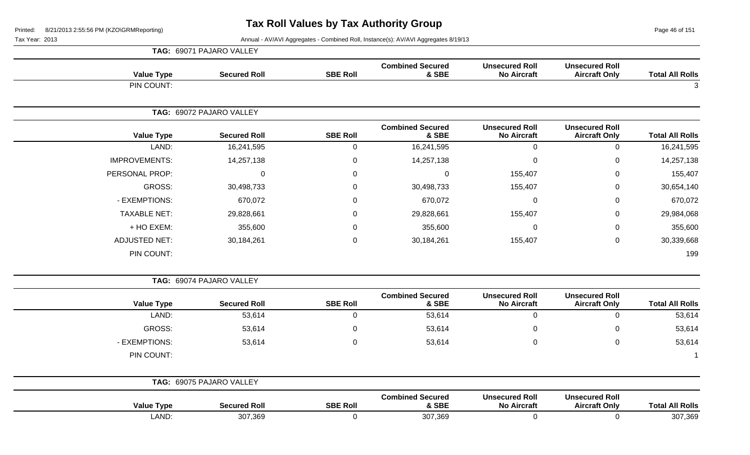# Tax Roll Values by Tax Authority Group

Printed: 8/21/2013 2:55:56 PM (KZO\GRMReporting)

Tax Year: 2013

Annual - AV/AVI Aggregates - Combined Roll, Instance(s): AV/AVI Aggregates 8/19/13

**TAG: 69071 PAJARO VALLEY**

| Value Type | Secured Roll | SBE Roll | Combined Secured & SBE | Unsecured Roll No Aircraft | Unsecured Roll Aircraft Only | Total All Rolls |
|---|---|---|---|---|---|---|
| PIN COUNT: | | | | | | 3 |

**TAG: 69072 PAJARO VALLEY**

| Value Type | Secured Roll | SBE Roll | Combined Secured & SBE | Unsecured Roll No Aircraft | Unsecured Roll Aircraft Only | Total All Rolls |
|---|---|---|---|---|---|---|
| LAND: | 16,241,595 | 0 | 16,241,595 | 0 | 0 | 16,241,595 |
| IMPROVEMENTS: | 14,257,138 | 0 | 14,257,138 | 0 | 0 | 14,257,138 |
| PERSONAL PROP: | 0 | 0 | 0 | 155,407 | 0 | 155,407 |
| GROSS: | 30,498,733 | 0 | 30,498,733 | 155,407 | 0 | 30,654,140 |
| - EXEMPTIONS: | 670,072 | 0 | 670,072 | 0 | 0 | 670,072 |
| TAXABLE NET: | 29,828,661 | 0 | 29,828,661 | 155,407 | 0 | 29,984,068 |
| + HO EXEM: | 355,600 | 0 | 355,600 | 0 | 0 | 355,600 |
| ADJUSTED NET: | 30,184,261 | 0 | 30,184,261 | 155,407 | 0 | 30,339,668 |
| PIN COUNT: | | | | | | 199 |

**TAG: 69074 PAJARO VALLEY**

| Value Type | Secured Roll | SBE Roll | Combined Secured & SBE | Unsecured Roll No Aircraft | Unsecured Roll Aircraft Only | Total All Rolls |
|---|---|---|---|---|---|---|
| LAND: | 53,614 | 0 | 53,614 | 0 | 0 | 53,614 |
| GROSS: | 53,614 | 0 | 53,614 | 0 | 0 | 53,614 |
| - EXEMPTIONS: | 53,614 | 0 | 53,614 | 0 | 0 | 53,614 |
| PIN COUNT: | | | | | | 1 |

**TAG: 69075 PAJARO VALLEY**

| Value Type | Secured Roll | SBE Roll | Combined Secured & SBE | Unsecured Roll No Aircraft | Unsecured Roll Aircraft Only | Total All Rolls |
|---|---|---|---|---|---|---|
| LAND: | 307,369 | 0 | 307,369 | 0 | 0 | 307,369 |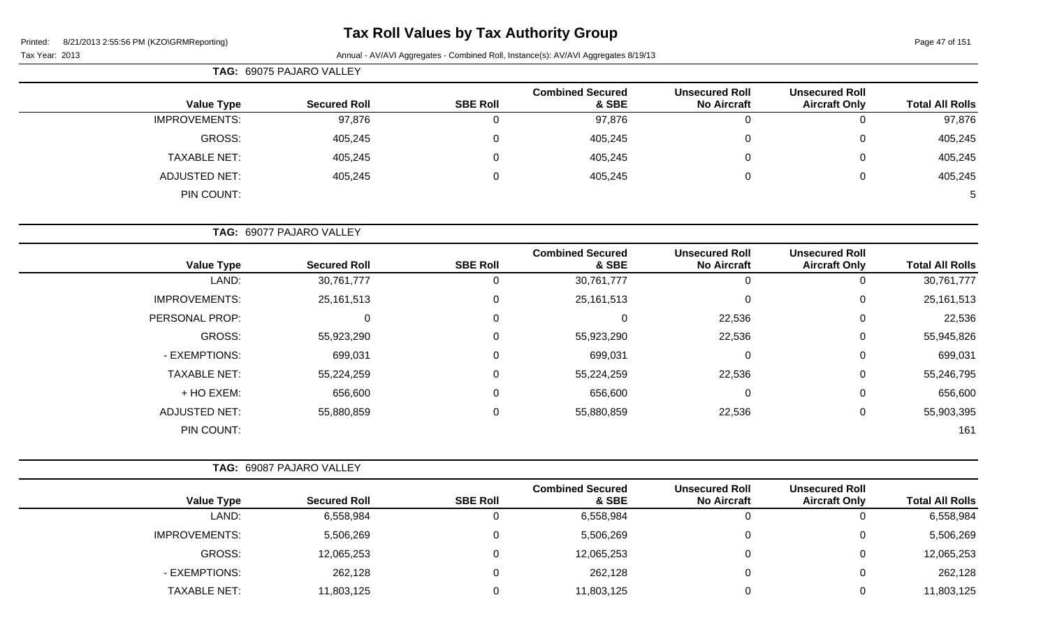# Tax Roll Values by Tax Authority Group

Printed: 8/21/2013 2:55:56 PM (KZO\GRMReporting)

Tax Year: 2013

Annual - AV/AVI Aggregates - Combined Roll, Instance(s): AV/AVI Aggregates 8/19/13

**TAG: 69075 PAJARO VALLEY**

| Value Type | Secured Roll | SBE Roll | Combined Secured & SBE | Unsecured Roll No Aircraft | Unsecured Roll Aircraft Only | Total All Rolls |
|---|---|---|---|---|---|---|
| IMPROVEMENTS: | 97,876 | 0 | 97,876 | 0 | 0 | 97,876 |
| GROSS: | 405,245 | 0 | 405,245 | 0 | 0 | 405,245 |
| TAXABLE NET: | 405,245 | 0 | 405,245 | 0 | 0 | 405,245 |
| ADJUSTED NET: | 405,245 | 0 | 405,245 | 0 | 0 | 405,245 |
| PIN COUNT: | | | | | | 5 |

**TAG: 69077 PAJARO VALLEY**

| Value Type | Secured Roll | SBE Roll | Combined Secured & SBE | Unsecured Roll No Aircraft | Unsecured Roll Aircraft Only | Total All Rolls |
|---|---|---|---|---|---|---|
| LAND: | 30,761,777 | 0 | 30,761,777 | 0 | 0 | 30,761,777 |
| IMPROVEMENTS: | 25,161,513 | 0 | 25,161,513 | 0 | 0 | 25,161,513 |
| PERSONAL PROP: | 0 | 0 | 0 | 22,536 | 0 | 22,536 |
| GROSS: | 55,923,290 | 0 | 55,923,290 | 22,536 | 0 | 55,945,826 |
| - EXEMPTIONS: | 699,031 | 0 | 699,031 | 0 | 0 | 699,031 |
| TAXABLE NET: | 55,224,259 | 0 | 55,224,259 | 22,536 | 0 | 55,246,795 |
| + HO EXEM: | 656,600 | 0 | 656,600 | 0 | 0 | 656,600 |
| ADJUSTED NET: | 55,880,859 | 0 | 55,880,859 | 22,536 | 0 | 55,903,395 |
| PIN COUNT: | | | | | | 161 |

**TAG: 69087 PAJARO VALLEY**

| Value Type | Secured Roll | SBE Roll | Combined Secured & SBE | Unsecured Roll No Aircraft | Unsecured Roll Aircraft Only | Total All Rolls |
|---|---|---|---|---|---|---|
| LAND: | 6,558,984 | 0 | 6,558,984 | 0 | 0 | 6,558,984 |
| IMPROVEMENTS: | 5,506,269 | 0 | 5,506,269 | 0 | 0 | 5,506,269 |
| GROSS: | 12,065,253 | 0 | 12,065,253 | 0 | 0 | 12,065,253 |
| - EXEMPTIONS: | 262,128 | 0 | 262,128 | 0 | 0 | 262,128 |
| TAXABLE NET: | 11,803,125 | 0 | 11,803,125 | 0 | 0 | 11,803,125 |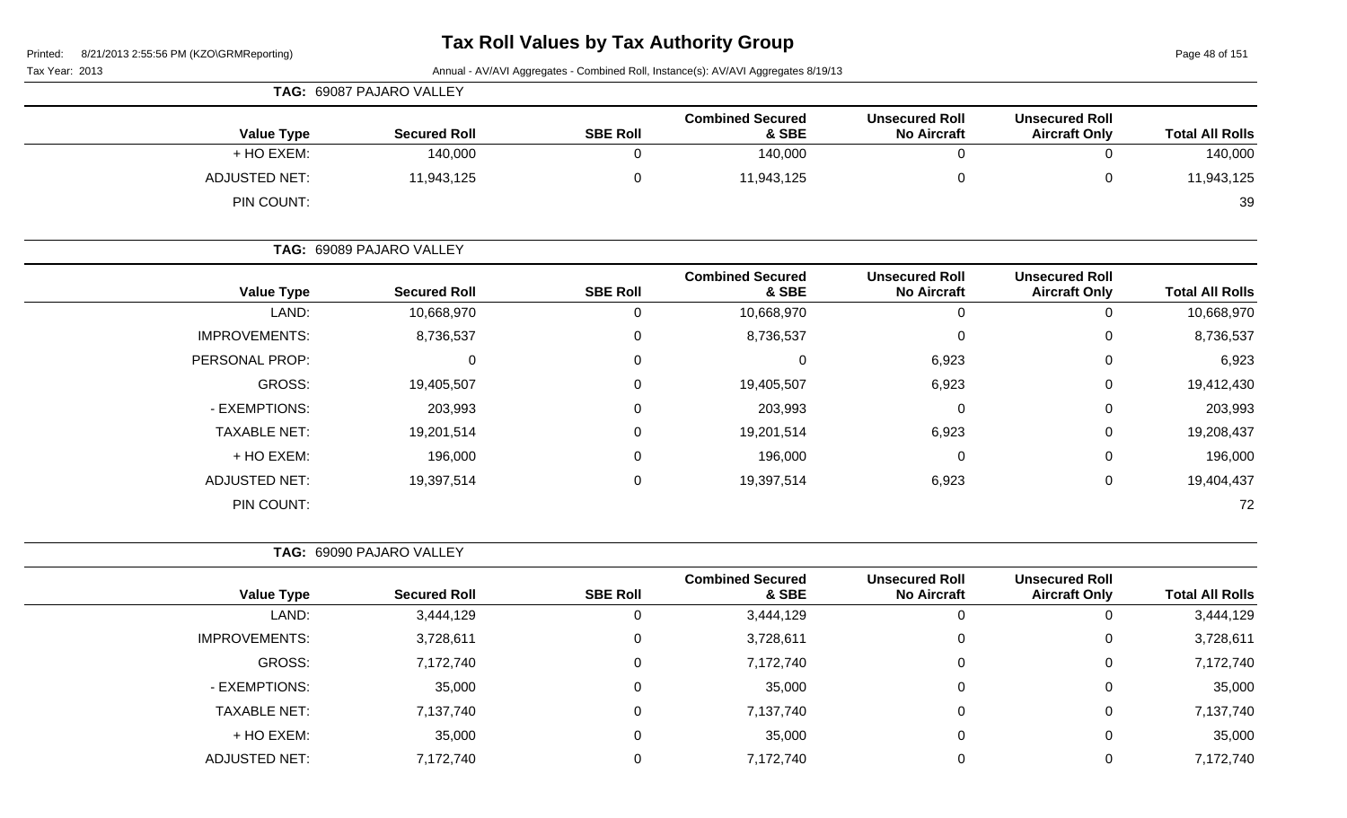# Tax Roll Values by Tax Authority Group

Printed: 8/21/2013 2:55:56 PM (KZO\GRMReporting)

Tax Year: 2013

Annual - AV/AVI Aggregates - Combined Roll, Instance(s): AV/AVI Aggregates 8/19/13

**TAG: 69087 PAJARO VALLEY**

| Value Type | Secured Roll | SBE Roll | Combined Secured & SBE | Unsecured Roll No Aircraft | Unsecured Roll Aircraft Only | Total All Rolls |
|---|---|---|---|---|---|---|
| + HO EXEM: | 140,000 | 0 | 140,000 | 0 | 0 | 140,000 |
| ADJUSTED NET: | 11,943,125 | 0 | 11,943,125 | 0 | 0 | 11,943,125 |
| PIN COUNT: | | | | | | 39 |

**TAG: 69089 PAJARO VALLEY**

| Value Type | Secured Roll | SBE Roll | Combined Secured & SBE | Unsecured Roll No Aircraft | Unsecured Roll Aircraft Only | Total All Rolls |
|---|---|---|---|---|---|---|
| LAND: | 10,668,970 | 0 | 10,668,970 | 0 | 0 | 10,668,970 |
| IMPROVEMENTS: | 8,736,537 | 0 | 8,736,537 | 0 | 0 | 8,736,537 |
| PERSONAL PROP: | 0 | 0 | 0 | 6,923 | 0 | 6,923 |
| GROSS: | 19,405,507 | 0 | 19,405,507 | 6,923 | 0 | 19,412,430 |
| - EXEMPTIONS: | 203,993 | 0 | 203,993 | 0 | 0 | 203,993 |
| TAXABLE NET: | 19,201,514 | 0 | 19,201,514 | 6,923 | 0 | 19,208,437 |
| + HO EXEM: | 196,000 | 0 | 196,000 | 0 | 0 | 196,000 |
| ADJUSTED NET: | 19,397,514 | 0 | 19,397,514 | 6,923 | 0 | 19,404,437 |
| PIN COUNT: | | | | | | 72 |

**TAG: 69090 PAJARO VALLEY**

| Value Type | Secured Roll | SBE Roll | Combined Secured & SBE | Unsecured Roll No Aircraft | Unsecured Roll Aircraft Only | Total All Rolls |
|---|---|---|---|---|---|---|
| LAND: | 3,444,129 | 0 | 3,444,129 | 0 | 0 | 3,444,129 |
| IMPROVEMENTS: | 3,728,611 | 0 | 3,728,611 | 0 | 0 | 3,728,611 |
| GROSS: | 7,172,740 | 0 | 7,172,740 | 0 | 0 | 7,172,740 |
| - EXEMPTIONS: | 35,000 | 0 | 35,000 | 0 | 0 | 35,000 |
| TAXABLE NET: | 7,137,740 | 0 | 7,137,740 | 0 | 0 | 7,137,740 |
| + HO EXEM: | 35,000 | 0 | 35,000 | 0 | 0 | 35,000 |
| ADJUSTED NET: | 7,172,740 | 0 | 7,172,740 | 0 | 0 | 7,172,740 |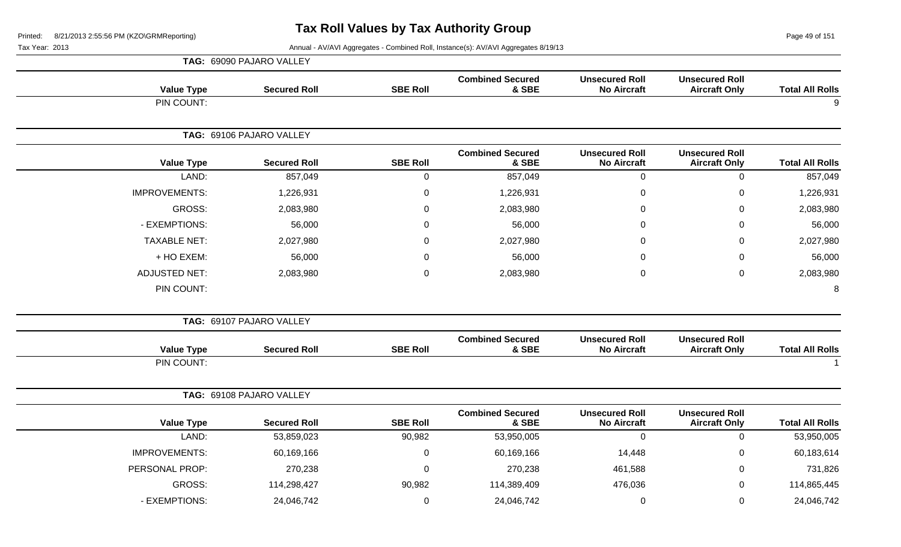# Tax Roll Values by Tax Authority Group

Tax Year: 2013

Annual - AV/AVI Aggregates - Combined Roll, Instance(s): AV/AVI Aggregates 8/19/13

**TAG: 69090 PAJARO VALLEY**

| Value Type | Secured Roll | SBE Roll | Combined Secured & SBE | Unsecured Roll No Aircraft | Unsecured Roll Aircraft Only | Total All Rolls |
|---|---|---|---|---|---|---|
| PIN COUNT: | | | | | | 9 |

**TAG: 69106 PAJARO VALLEY**

| Value Type | Secured Roll | SBE Roll | Combined Secured & SBE | Unsecured Roll No Aircraft | Unsecured Roll Aircraft Only | Total All Rolls |
|---|---|---|---|---|---|---|
| LAND: | 857,049 | 0 | 857,049 | 0 | 0 | 857,049 |
| IMPROVEMENTS: | 1,226,931 | 0 | 1,226,931 | 0 | 0 | 1,226,931 |
| GROSS: | 2,083,980 | 0 | 2,083,980 | 0 | 0 | 2,083,980 |
| - EXEMPTIONS: | 56,000 | 0 | 56,000 | 0 | 0 | 56,000 |
| TAXABLE NET: | 2,027,980 | 0 | 2,027,980 | 0 | 0 | 2,027,980 |
| + HO EXEM: | 56,000 | 0 | 56,000 | 0 | 0 | 56,000 |
| ADJUSTED NET: | 2,083,980 | 0 | 2,083,980 | 0 | 0 | 2,083,980 |
| PIN COUNT: | | | | | | 8 |

**TAG: 69107 PAJARO VALLEY**

| Value Type | Secured Roll | SBE Roll | Combined Secured & SBE | Unsecured Roll No Aircraft | Unsecured Roll Aircraft Only | Total All Rolls |
|---|---|---|---|---|---|---|
| PIN COUNT: | | | | | | 1 |

**TAG: 69108 PAJARO VALLEY**

| Value Type | Secured Roll | SBE Roll | Combined Secured & SBE | Unsecured Roll No Aircraft | Unsecured Roll Aircraft Only | Total All Rolls |
|---|---|---|---|---|---|---|
| LAND: | 53,859,023 | 90,982 | 53,950,005 | 0 | 0 | 53,950,005 |
| IMPROVEMENTS: | 60,169,166 | 0 | 60,169,166 | 14,448 | 0 | 60,183,614 |
| PERSONAL PROP: | 270,238 | 0 | 270,238 | 461,588 | 0 | 731,826 |
| GROSS: | 114,298,427 | 90,982 | 114,389,409 | 476,036 | 0 | 114,865,445 |
| - EXEMPTIONS: | 24,046,742 | 0 | 24,046,742 | 0 | 0 | 24,046,742 |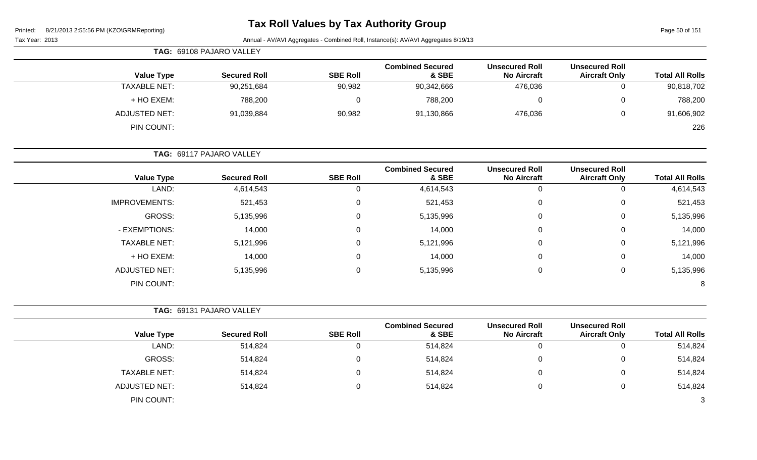# Tax Roll Values by Tax Authority Group

Tax Year: 2013

Annual - AV/AVI Aggregates - Combined Roll, Instance(s): AV/AVI Aggregates 8/19/13

**TAG: 69108 PAJARO VALLEY**

| Value Type | Secured Roll | SBE Roll | Combined Secured & SBE | Unsecured Roll No Aircraft | Unsecured Roll Aircraft Only | Total All Rolls |
|---|---|---|---|---|---|---|
| TAXABLE NET: | 90,251,684 | 90,982 | 90,342,666 | 476,036 | 0 | 90,818,702 |
| + HO EXEM: | 788,200 | 0 | 788,200 | 0 | 0 | 788,200 |
| ADJUSTED NET: | 91,039,884 | 90,982 | 91,130,866 | 476,036 | 0 | 91,606,902 |
| PIN COUNT: | | | | | | 226 |

**TAG: 69117 PAJARO VALLEY**

| Value Type | Secured Roll | SBE Roll | Combined Secured & SBE | Unsecured Roll No Aircraft | Unsecured Roll Aircraft Only | Total All Rolls |
|---|---|---|---|---|---|---|
| LAND: | 4,614,543 | 0 | 4,614,543 | 0 | 0 | 4,614,543 |
| IMPROVEMENTS: | 521,453 | 0 | 521,453 | 0 | 0 | 521,453 |
| GROSS: | 5,135,996 | 0 | 5,135,996 | 0 | 0 | 5,135,996 |
| - EXEMPTIONS: | 14,000 | 0 | 14,000 | 0 | 0 | 14,000 |
| TAXABLE NET: | 5,121,996 | 0 | 5,121,996 | 0 | 0 | 5,121,996 |
| + HO EXEM: | 14,000 | 0 | 14,000 | 0 | 0 | 14,000 |
| ADJUSTED NET: | 5,135,996 | 0 | 5,135,996 | 0 | 0 | 5,135,996 |
| PIN COUNT: | | | | | | 8 |

**TAG: 69131 PAJARO VALLEY**

| Value Type | Secured Roll | SBE Roll | Combined Secured & SBE | Unsecured Roll No Aircraft | Unsecured Roll Aircraft Only | Total All Rolls |
|---|---|---|---|---|---|---|
| LAND: | 514,824 | 0 | 514,824 | 0 | 0 | 514,824 |
| GROSS: | 514,824 | 0 | 514,824 | 0 | 0 | 514,824 |
| TAXABLE NET: | 514,824 | 0 | 514,824 | 0 | 0 | 514,824 |
| ADJUSTED NET: | 514,824 | 0 | 514,824 | 0 | 0 | 514,824 |
| PIN COUNT: | | | | | | 3 |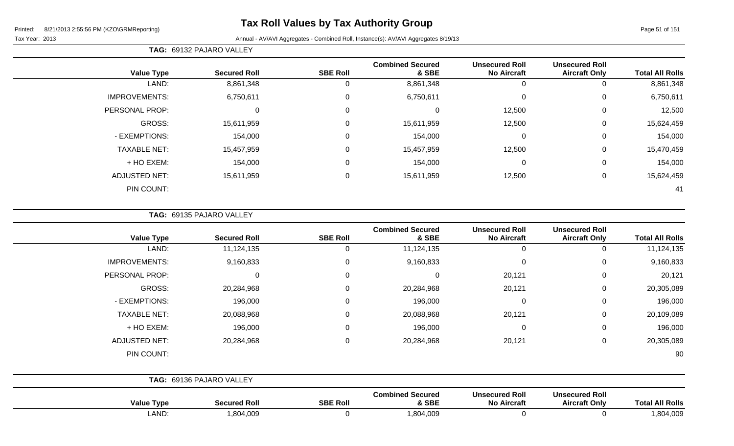# Tax Roll Values by Tax Authority Group

Printed: 8/21/2013 2:55:56 PM (KZO\GRMReporting)

Tax Year: 2013

Annual - AV/AVI Aggregates - Combined Roll, Instance(s): AV/AVI Aggregates 8/19/13

**TAG: 69132 PAJARO VALLEY**

| Value Type | Secured Roll | SBE Roll | Combined Secured & SBE | Unsecured Roll No Aircraft | Unsecured Roll Aircraft Only | Total All Rolls |
|---|---|---|---|---|---|---|
| LAND: | 8,861,348 | 0 | 8,861,348 | 0 | 0 | 8,861,348 |
| IMPROVEMENTS: | 6,750,611 | 0 | 6,750,611 | 0 | 0 | 6,750,611 |
| PERSONAL PROP: | 0 | 0 | 0 | 12,500 | 0 | 12,500 |
| GROSS: | 15,611,959 | 0 | 15,611,959 | 12,500 | 0 | 15,624,459 |
| - EXEMPTIONS: | 154,000 | 0 | 154,000 | 0 | 0 | 154,000 |
| TAXABLE NET: | 15,457,959 | 0 | 15,457,959 | 12,500 | 0 | 15,470,459 |
| + HO EXEM: | 154,000 | 0 | 154,000 | 0 | 0 | 154,000 |
| ADJUSTED NET: | 15,611,959 | 0 | 15,611,959 | 12,500 | 0 | 15,624,459 |
| PIN COUNT: | | | | | | 41 |

**TAG: 69135 PAJARO VALLEY**

| Value Type | Secured Roll | SBE Roll | Combined Secured & SBE | Unsecured Roll No Aircraft | Unsecured Roll Aircraft Only | Total All Rolls |
|---|---|---|---|---|---|---|
| LAND: | 11,124,135 | 0 | 11,124,135 | 0 | 0 | 11,124,135 |
| IMPROVEMENTS: | 9,160,833 | 0 | 9,160,833 | 0 | 0 | 9,160,833 |
| PERSONAL PROP: | 0 | 0 | 0 | 20,121 | 0 | 20,121 |
| GROSS: | 20,284,968 | 0 | 20,284,968 | 20,121 | 0 | 20,305,089 |
| - EXEMPTIONS: | 196,000 | 0 | 196,000 | 0 | 0 | 196,000 |
| TAXABLE NET: | 20,088,968 | 0 | 20,088,968 | 20,121 | 0 | 20,109,089 |
| + HO EXEM: | 196,000 | 0 | 196,000 | 0 | 0 | 196,000 |
| ADJUSTED NET: | 20,284,968 | 0 | 20,284,968 | 20,121 | 0 | 20,305,089 |
| PIN COUNT: | | | | | | 90 |

**TAG: 69136 PAJARO VALLEY**

| Value Type | Secured Roll | SBE Roll | Combined Secured & SBE | Unsecured Roll No Aircraft | Unsecured Roll Aircraft Only | Total All Rolls |
|---|---|---|---|---|---|---|
| LAND: | 1,804,009 | 0 | 1,804,009 | 0 | 0 | 1,804,009 |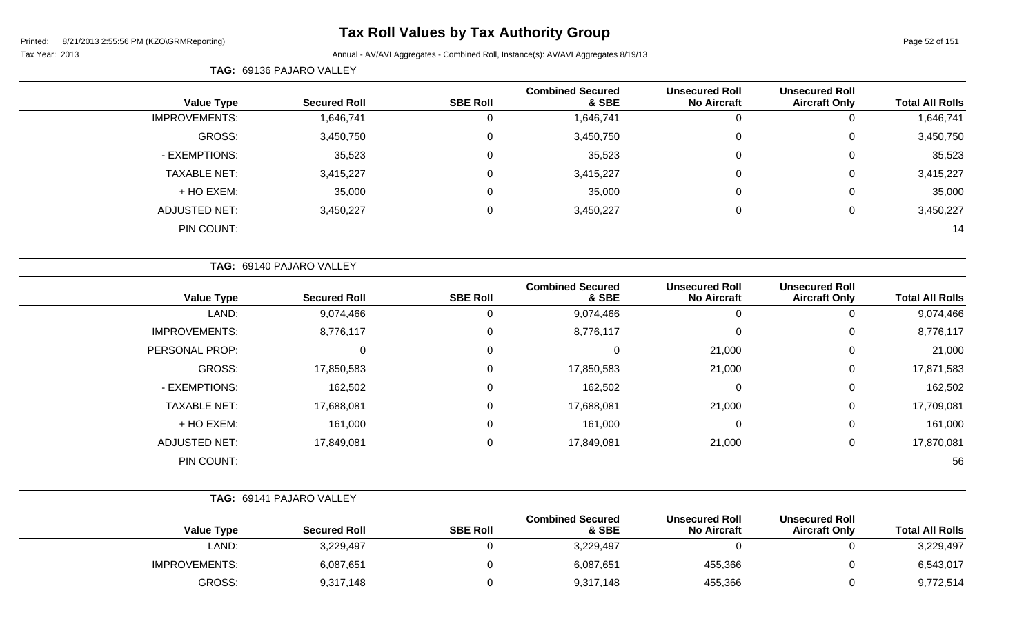# Tax Roll Values by Tax Authority Group

Printed: 8/21/2013 2:55:56 PM (KZO\GRMReporting)

Tax Year: 2013

Annual - AV/AVI Aggregates - Combined Roll, Instance(s): AV/AVI Aggregates 8/19/13

**TAG: 69136 PAJARO VALLEY**

| Value Type | Secured Roll | SBE Roll | Combined Secured & SBE | Unsecured Roll No Aircraft | Unsecured Roll Aircraft Only | Total All Rolls |
|---|---|---|---|---|---|---|
| IMPROVEMENTS: | 1,646,741 | 0 | 1,646,741 | 0 | 0 | 1,646,741 |
| GROSS: | 3,450,750 | 0 | 3,450,750 | 0 | 0 | 3,450,750 |
| - EXEMPTIONS: | 35,523 | 0 | 35,523 | 0 | 0 | 35,523 |
| TAXABLE NET: | 3,415,227 | 0 | 3,415,227 | 0 | 0 | 3,415,227 |
| + HO EXEM: | 35,000 | 0 | 35,000 | 0 | 0 | 35,000 |
| ADJUSTED NET: | 3,450,227 | 0 | 3,450,227 | 0 | 0 | 3,450,227 |
| PIN COUNT: | | | | | | 14 |

**TAG: 69140 PAJARO VALLEY**

| Value Type | Secured Roll | SBE Roll | Combined Secured & SBE | Unsecured Roll No Aircraft | Unsecured Roll Aircraft Only | Total All Rolls |
|---|---|---|---|---|---|---|
| LAND: | 9,074,466 | 0 | 9,074,466 | 0 | 0 | 9,074,466 |
| IMPROVEMENTS: | 8,776,117 | 0 | 8,776,117 | 0 | 0 | 8,776,117 |
| PERSONAL PROP: | 0 | 0 | 0 | 21,000 | 0 | 21,000 |
| GROSS: | 17,850,583 | 0 | 17,850,583 | 21,000 | 0 | 17,871,583 |
| - EXEMPTIONS: | 162,502 | 0 | 162,502 | 0 | 0 | 162,502 |
| TAXABLE NET: | 17,688,081 | 0 | 17,688,081 | 21,000 | 0 | 17,709,081 |
| + HO EXEM: | 161,000 | 0 | 161,000 | 0 | 0 | 161,000 |
| ADJUSTED NET: | 17,849,081 | 0 | 17,849,081 | 21,000 | 0 | 17,870,081 |
| PIN COUNT: | | | | | | 56 |

**TAG: 69141 PAJARO VALLEY**

| Value Type | Secured Roll | SBE Roll | Combined Secured & SBE | Unsecured Roll No Aircraft | Unsecured Roll Aircraft Only | Total All Rolls |
|---|---|---|---|---|---|---|
| LAND: | 3,229,497 | 0 | 3,229,497 | 0 | 0 | 3,229,497 |
| IMPROVEMENTS: | 6,087,651 | 0 | 6,087,651 | 455,366 | 0 | 6,543,017 |
| GROSS: | 9,317,148 | 0 | 9,317,148 | 455,366 | 0 | 9,772,514 |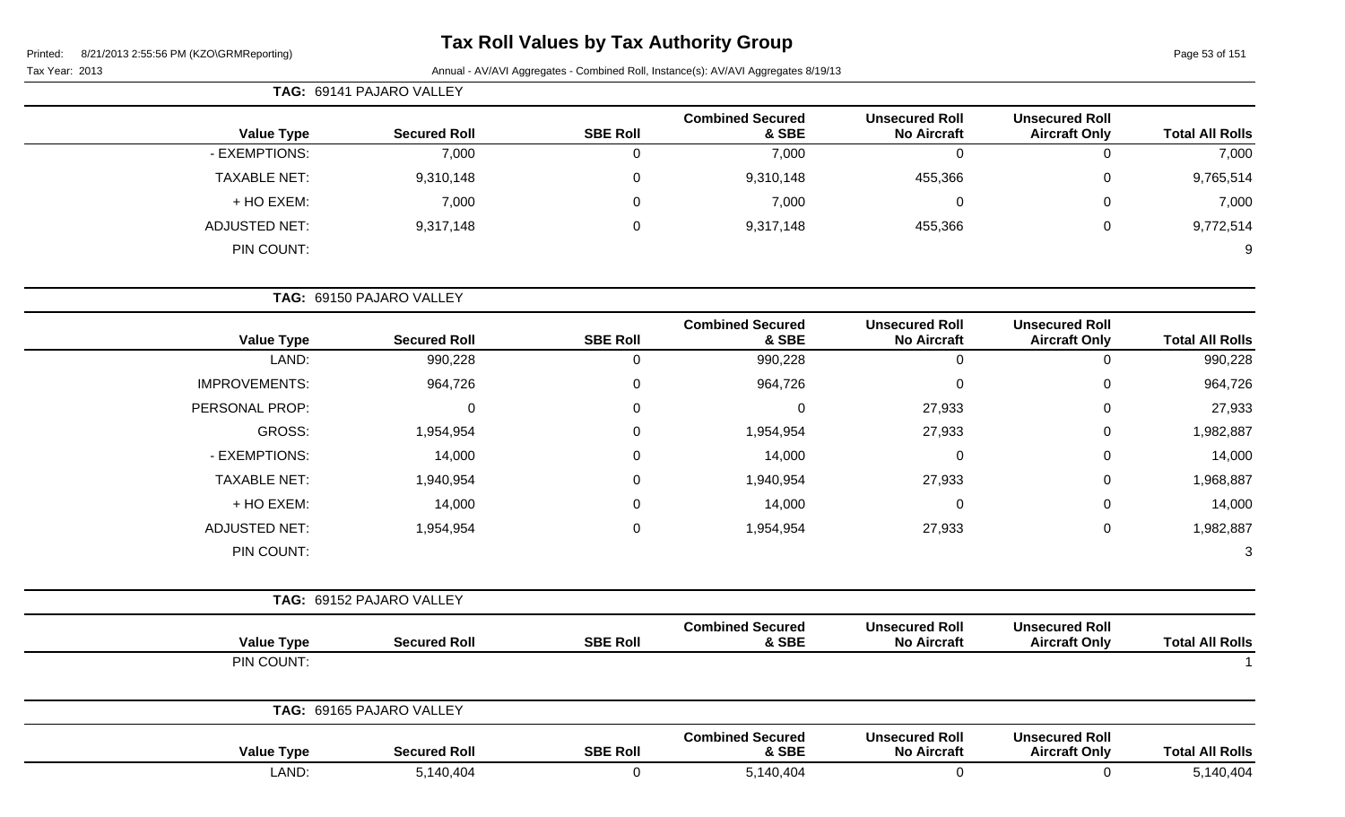**TAG: 69141 PAJARO VALLEY**

| Value Type | Secured Roll | SBE Roll | Combined Secured & SBE | Unsecured Roll No Aircraft | Unsecured Roll Aircraft Only | Total All Rolls |
|---|---|---|---|---|---|---|
| - EXEMPTIONS: | 7,000 | 0 | 7,000 | 0 | 0 | 7,000 |
| TAXABLE NET: | 9,310,148 | 0 | 9,310,148 | 455,366 | 0 | 9,765,514 |
| + HO EXEM: | 7,000 | 0 | 7,000 | 0 | 0 | 7,000 |
| ADJUSTED NET: | 9,317,148 | 0 | 9,317,148 | 455,366 | 0 | 9,772,514 |
| PIN COUNT: | | | | | | 9 |

**TAG: 69150 PAJARO VALLEY**

| Value Type | Secured Roll | SBE Roll | Combined Secured & SBE | Unsecured Roll No Aircraft | Unsecured Roll Aircraft Only | Total All Rolls |
|---|---|---|---|---|---|---|
| LAND: | 990,228 | 0 | 990,228 | 0 | 0 | 990,228 |
| IMPROVEMENTS: | 964,726 | 0 | 964,726 | 0 | 0 | 964,726 |
| PERSONAL PROP: | 0 | 0 | 0 | 27,933 | 0 | 27,933 |
| GROSS: | 1,954,954 | 0 | 1,954,954 | 27,933 | 0 | 1,982,887 |
| - EXEMPTIONS: | 14,000 | 0 | 14,000 | 0 | 0 | 14,000 |
| TAXABLE NET: | 1,940,954 | 0 | 1,940,954 | 27,933 | 0 | 1,968,887 |
| + HO EXEM: | 14,000 | 0 | 14,000 | 0 | 0 | 14,000 |
| ADJUSTED NET: | 1,954,954 | 0 | 1,954,954 | 27,933 | 0 | 1,982,887 |
| PIN COUNT: | | | | | | 3 |

**TAG: 69152 PAJARO VALLEY**

| Value Type | Secured Roll | SBE Roll | Combined Secured & SBE | Unsecured Roll No Aircraft | Unsecured Roll Aircraft Only | Total All Rolls |
|---|---|---|---|---|---|---|
| PIN COUNT: | | | | | | 1 |

**TAG: 69165 PAJARO VALLEY**

| Value Type | Secured Roll | SBE Roll | Combined Secured & SBE | Unsecured Roll No Aircraft | Unsecured Roll Aircraft Only | Total All Rolls |
|---|---|---|---|---|---|---|
| LAND: | 5,140,404 | 0 | 5,140,404 | 0 | 0 | 5,140,404 |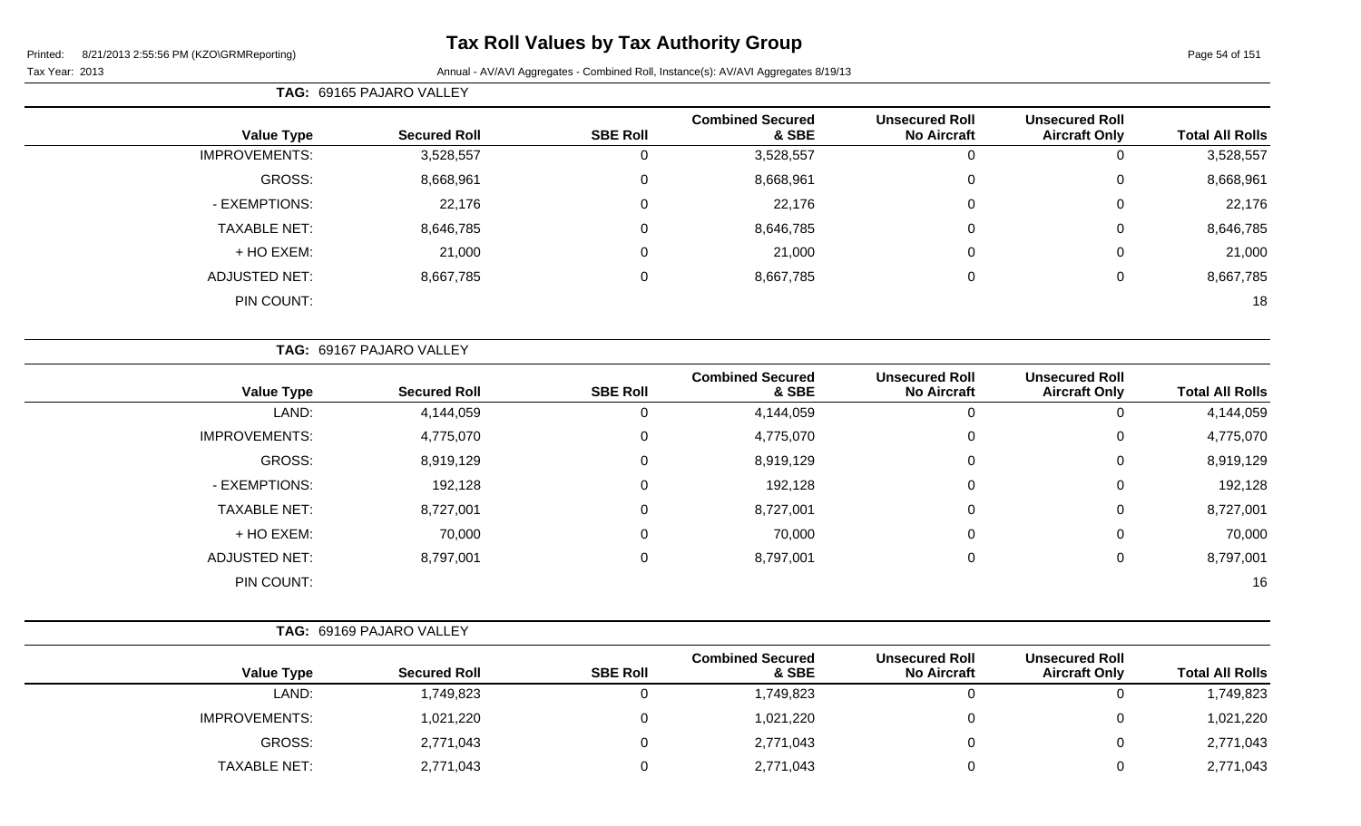**TAG: 69165 PAJARO VALLEY**

| Value Type | Secured Roll | SBE Roll | Combined Secured & SBE | Unsecured Roll No Aircraft | Unsecured Roll Aircraft Only | Total All Rolls |
|---|---|---|---|---|---|---|
| IMPROVEMENTS: | 3,528,557 | 0 | 3,528,557 | 0 | 0 | 3,528,557 |
| GROSS: | 8,668,961 | 0 | 8,668,961 | 0 | 0 | 8,668,961 |
| - EXEMPTIONS: | 22,176 | 0 | 22,176 | 0 | 0 | 22,176 |
| TAXABLE NET: | 8,646,785 | 0 | 8,646,785 | 0 | 0 | 8,646,785 |
| + HO EXEM: | 21,000 | 0 | 21,000 | 0 | 0 | 21,000 |
| ADJUSTED NET: | 8,667,785 | 0 | 8,667,785 | 0 | 0 | 8,667,785 |
| PIN COUNT: | | | | | | 18 |

**TAG: 69167 PAJARO VALLEY**

| Value Type | Secured Roll | SBE Roll | Combined Secured & SBE | Unsecured Roll No Aircraft | Unsecured Roll Aircraft Only | Total All Rolls |
|---|---|---|---|---|---|---|
| LAND: | 4,144,059 | 0 | 4,144,059 | 0 | 0 | 4,144,059 |
| IMPROVEMENTS: | 4,775,070 | 0 | 4,775,070 | 0 | 0 | 4,775,070 |
| GROSS: | 8,919,129 | 0 | 8,919,129 | 0 | 0 | 8,919,129 |
| - EXEMPTIONS: | 192,128 | 0 | 192,128 | 0 | 0 | 192,128 |
| TAXABLE NET: | 8,727,001 | 0 | 8,727,001 | 0 | 0 | 8,727,001 |
| + HO EXEM: | 70,000 | 0 | 70,000 | 0 | 0 | 70,000 |
| ADJUSTED NET: | 8,797,001 | 0 | 8,797,001 | 0 | 0 | 8,797,001 |
| PIN COUNT: | | | | | | 16 |

**TAG: 69169 PAJARO VALLEY**

| Value Type | Secured Roll | SBE Roll | Combined Secured & SBE | Unsecured Roll No Aircraft | Unsecured Roll Aircraft Only | Total All Rolls |
|---|---|---|---|---|---|---|
| LAND: | 1,749,823 | 0 | 1,749,823 | 0 | 0 | 1,749,823 |
| IMPROVEMENTS: | 1,021,220 | 0 | 1,021,220 | 0 | 0 | 1,021,220 |
| GROSS: | 2,771,043 | 0 | 2,771,043 | 0 | 0 | 2,771,043 |
| TAXABLE NET: | 2,771,043 | 0 | 2,771,043 | 0 | 0 | 2,771,043 |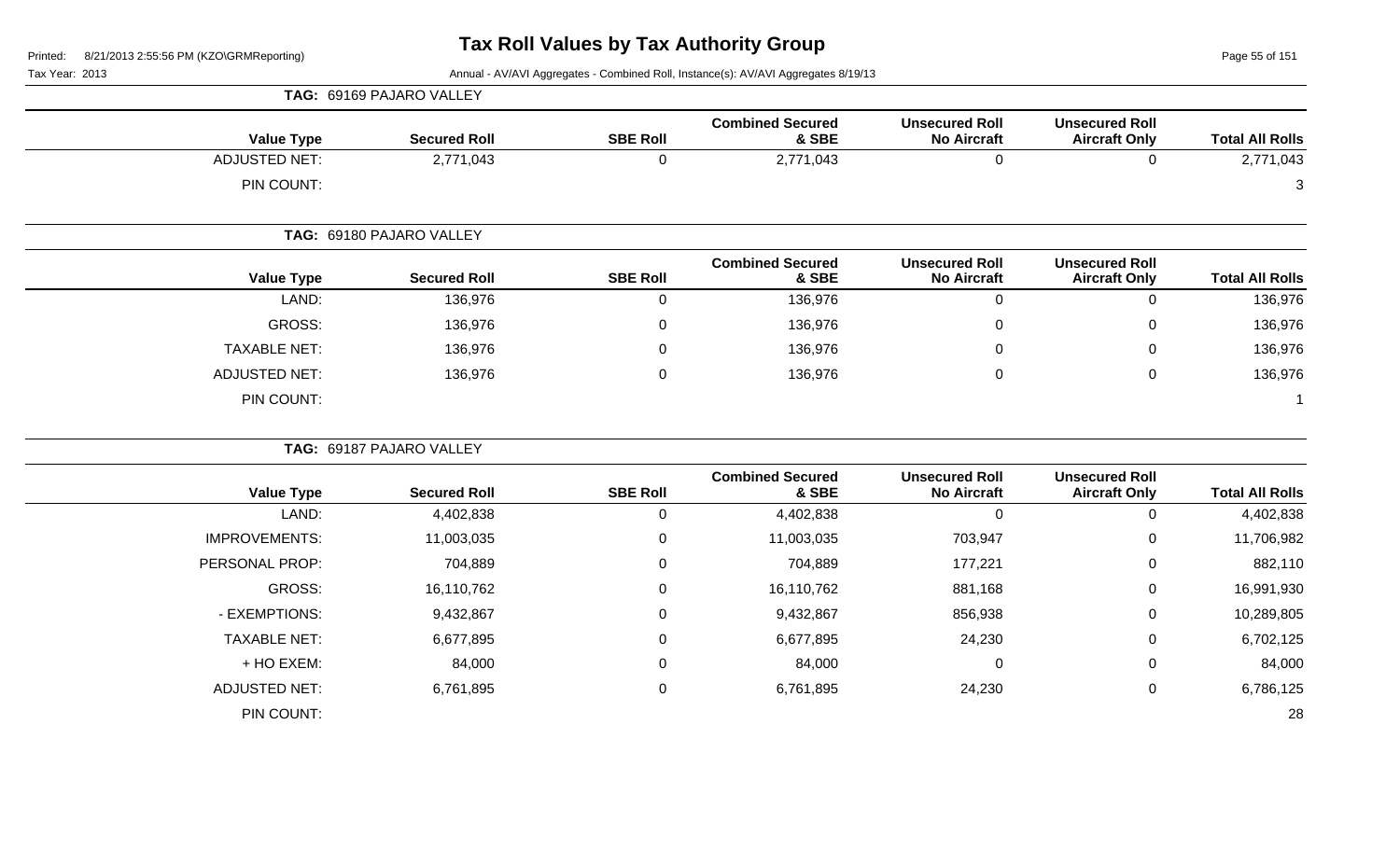# Tax Roll Values by Tax Authority Group

Printed: 8/21/2013 2:55:56 PM (KZO\GRMReporting)

Tax Year: 2013

Annual - AV/AVI Aggregates - Combined Roll, Instance(s): AV/AVI Aggregates 8/19/13

**TAG: 69169 PAJARO VALLEY**

| Value Type | Secured Roll | SBE Roll | Combined Secured & SBE | Unsecured Roll No Aircraft | Unsecured Roll Aircraft Only | Total All Rolls |
|---|---|---|---|---|---|---|
| ADJUSTED NET: | 2,771,043 | 0 | 2,771,043 | 0 | 0 | 2,771,043 |
| PIN COUNT: | | | | | | 3 |

**TAG: 69180 PAJARO VALLEY**

| Value Type | Secured Roll | SBE Roll | Combined Secured & SBE | Unsecured Roll No Aircraft | Unsecured Roll Aircraft Only | Total All Rolls |
|---|---|---|---|---|---|---|
| LAND: | 136,976 | 0 | 136,976 | 0 | 0 | 136,976 |
| GROSS: | 136,976 | 0 | 136,976 | 0 | 0 | 136,976 |
| TAXABLE NET: | 136,976 | 0 | 136,976 | 0 | 0 | 136,976 |
| ADJUSTED NET: | 136,976 | 0 | 136,976 | 0 | 0 | 136,976 |
| PIN COUNT: | | | | | | 1 |

**TAG: 69187 PAJARO VALLEY**

| Value Type | Secured Roll | SBE Roll | Combined Secured & SBE | Unsecured Roll No Aircraft | Unsecured Roll Aircraft Only | Total All Rolls |
|---|---|---|---|---|---|---|
| LAND: | 4,402,838 | 0 | 4,402,838 | 0 | 0 | 4,402,838 |
| IMPROVEMENTS: | 11,003,035 | 0 | 11,003,035 | 703,947 | 0 | 11,706,982 |
| PERSONAL PROP: | 704,889 | 0 | 704,889 | 177,221 | 0 | 882,110 |
| GROSS: | 16,110,762 | 0 | 16,110,762 | 881,168 | 0 | 16,991,930 |
| - EXEMPTIONS: | 9,432,867 | 0 | 9,432,867 | 856,938 | 0 | 10,289,805 |
| TAXABLE NET: | 6,677,895 | 0 | 6,677,895 | 24,230 | 0 | 6,702,125 |
| + HO EXEM: | 84,000 | 0 | 84,000 | 0 | 0 | 84,000 |
| ADJUSTED NET: | 6,761,895 | 0 | 6,761,895 | 24,230 | 0 | 6,786,125 |
| PIN COUNT: | | | | | | 28 |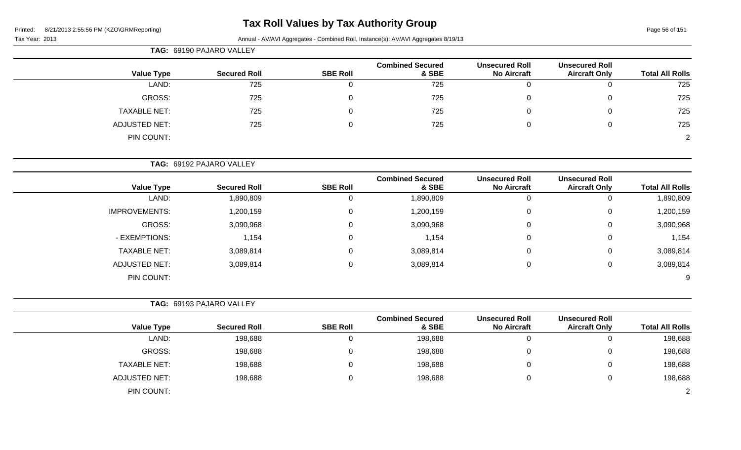# Tax Roll Values by Tax Authority Group

Printed: 8/21/2013 2:55:56 PM (KZO\GRMReporting)

Tax Year: 2013

Annual - AV/AVI Aggregates - Combined Roll, Instance(s): AV/AVI Aggregates 8/19/13

**TAG: 69190 PAJARO VALLEY**

| Value Type | Secured Roll | SBE Roll | Combined Secured & SBE | Unsecured Roll No Aircraft | Unsecured Roll Aircraft Only | Total All Rolls |
|---|---|---|---|---|---|---|
| LAND: | 725 | 0 | 725 | 0 | 0 | 725 |
| GROSS: | 725 | 0 | 725 | 0 | 0 | 725 |
| TAXABLE NET: | 725 | 0 | 725 | 0 | 0 | 725 |
| ADJUSTED NET: | 725 | 0 | 725 | 0 | 0 | 725 |
| PIN COUNT: | | | | | | 2 |

**TAG: 69192 PAJARO VALLEY**

| Value Type | Secured Roll | SBE Roll | Combined Secured & SBE | Unsecured Roll No Aircraft | Unsecured Roll Aircraft Only | Total All Rolls |
|---|---|---|---|---|---|---|
| LAND: | 1,890,809 | 0 | 1,890,809 | 0 | 0 | 1,890,809 |
| IMPROVEMENTS: | 1,200,159 | 0 | 1,200,159 | 0 | 0 | 1,200,159 |
| GROSS: | 3,090,968 | 0 | 3,090,968 | 0 | 0 | 3,090,968 |
| - EXEMPTIONS: | 1,154 | 0 | 1,154 | 0 | 0 | 1,154 |
| TAXABLE NET: | 3,089,814 | 0 | 3,089,814 | 0 | 0 | 3,089,814 |
| ADJUSTED NET: | 3,089,814 | 0 | 3,089,814 | 0 | 0 | 3,089,814 |
| PIN COUNT: | | | | | | 9 |

**TAG: 69193 PAJARO VALLEY**

| Value Type | Secured Roll | SBE Roll | Combined Secured & SBE | Unsecured Roll No Aircraft | Unsecured Roll Aircraft Only | Total All Rolls |
|---|---|---|---|---|---|---|
| LAND: | 198,688 | 0 | 198,688 | 0 | 0 | 198,688 |
| GROSS: | 198,688 | 0 | 198,688 | 0 | 0 | 198,688 |
| TAXABLE NET: | 198,688 | 0 | 198,688 | 0 | 0 | 198,688 |
| ADJUSTED NET: | 198,688 | 0 | 198,688 | 0 | 0 | 198,688 |
| PIN COUNT: | | | | | | 2 |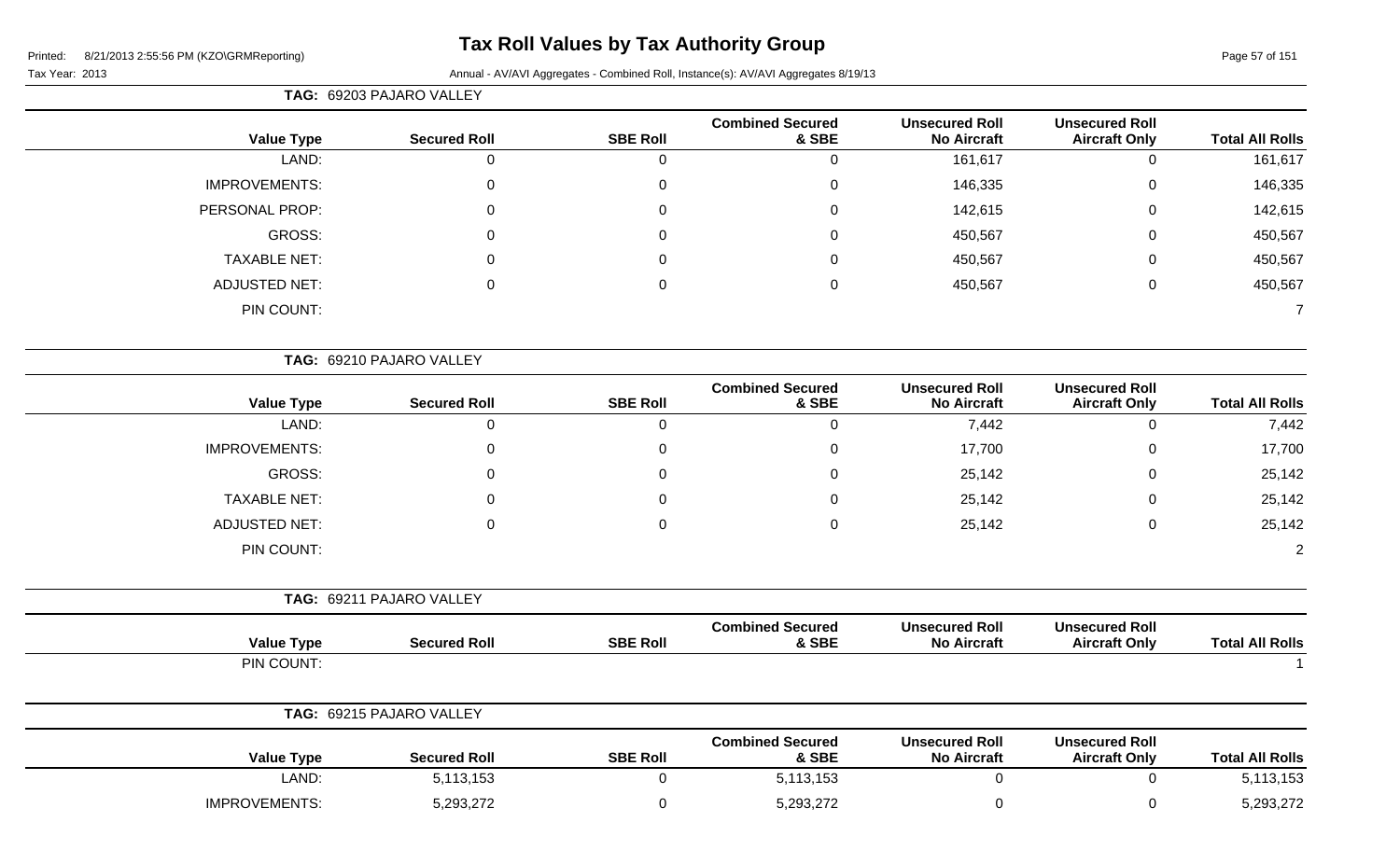# Tax Roll Values by Tax Authority Group

Tax Year: 2013

Annual - AV/AVI Aggregates - Combined Roll, Instance(s): AV/AVI Aggregates 8/19/13

**TAG: 69203 PAJARO VALLEY**

| Value Type | Secured Roll | SBE Roll | Combined Secured & SBE | Unsecured Roll No Aircraft | Unsecured Roll Aircraft Only | Total All Rolls |
|---|---|---|---|---|---|---|
| LAND: | 0 | 0 | 0 | 161,617 | 0 | 161,617 |
| IMPROVEMENTS: | 0 | 0 | 0 | 146,335 | 0 | 146,335 |
| PERSONAL PROP: | 0 | 0 | 0 | 142,615 | 0 | 142,615 |
| GROSS: | 0 | 0 | 0 | 450,567 | 0 | 450,567 |
| TAXABLE NET: | 0 | 0 | 0 | 450,567 | 0 | 450,567 |
| ADJUSTED NET: | 0 | 0 | 0 | 450,567 | 0 | 450,567 |
| PIN COUNT: | | | | | | 7 |

**TAG: 69210 PAJARO VALLEY**

| Value Type | Secured Roll | SBE Roll | Combined Secured & SBE | Unsecured Roll No Aircraft | Unsecured Roll Aircraft Only | Total All Rolls |
|---|---|---|---|---|---|---|
| LAND: | 0 | 0 | 0 | 7,442 | 0 | 7,442 |
| IMPROVEMENTS: | 0 | 0 | 0 | 17,700 | 0 | 17,700 |
| GROSS: | 0 | 0 | 0 | 25,142 | 0 | 25,142 |
| TAXABLE NET: | 0 | 0 | 0 | 25,142 | 0 | 25,142 |
| ADJUSTED NET: | 0 | 0 | 0 | 25,142 | 0 | 25,142 |
| PIN COUNT: | | | | | | 2 |

**TAG: 69211 PAJARO VALLEY**

| Value Type | Secured Roll | SBE Roll | Combined Secured & SBE | Unsecured Roll No Aircraft | Unsecured Roll Aircraft Only | Total All Rolls |
|---|---|---|---|---|---|---|
| PIN COUNT: | | | | | | 1 |

**TAG: 69215 PAJARO VALLEY**

| Value Type | Secured Roll | SBE Roll | Combined Secured & SBE | Unsecured Roll No Aircraft | Unsecured Roll Aircraft Only | Total All Rolls |
|---|---|---|---|---|---|---|
| LAND: | 5,113,153 | 0 | 5,113,153 | 0 | 0 | 5,113,153 |
| IMPROVEMENTS: | 5,293,272 | 0 | 5,293,272 | 0 | 0 | 5,293,272 |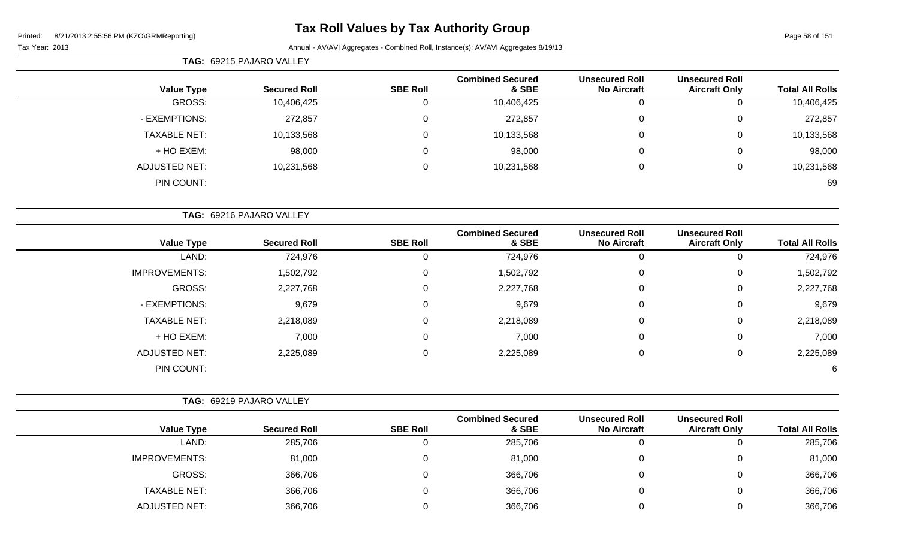# Tax Roll Values by Tax Authority Group

Tax Year: 2013

Annual - AV/AVI Aggregates - Combined Roll, Instance(s): AV/AVI Aggregates 8/19/13

**TAG: 69215 PAJARO VALLEY**

| Value Type | Secured Roll | SBE Roll | Combined Secured & SBE | Unsecured Roll No Aircraft | Unsecured Roll Aircraft Only | Total All Rolls |
|---|---|---|---|---|---|---|
| GROSS: | 10,406,425 | 0 | 10,406,425 | 0 | 0 | 10,406,425 |
| - EXEMPTIONS: | 272,857 | 0 | 272,857 | 0 | 0 | 272,857 |
| TAXABLE NET: | 10,133,568 | 0 | 10,133,568 | 0 | 0 | 10,133,568 |
| + HO EXEM: | 98,000 | 0 | 98,000 | 0 | 0 | 98,000 |
| ADJUSTED NET: | 10,231,568 | 0 | 10,231,568 | 0 | 0 | 10,231,568 |
| PIN COUNT: | | | | | | 69 |

**TAG: 69216 PAJARO VALLEY**

| Value Type | Secured Roll | SBE Roll | Combined Secured & SBE | Unsecured Roll No Aircraft | Unsecured Roll Aircraft Only | Total All Rolls |
|---|---|---|---|---|---|---|
| LAND: | 724,976 | 0 | 724,976 | 0 | 0 | 724,976 |
| IMPROVEMENTS: | 1,502,792 | 0 | 1,502,792 | 0 | 0 | 1,502,792 |
| GROSS: | 2,227,768 | 0 | 2,227,768 | 0 | 0 | 2,227,768 |
| - EXEMPTIONS: | 9,679 | 0 | 9,679 | 0 | 0 | 9,679 |
| TAXABLE NET: | 2,218,089 | 0 | 2,218,089 | 0 | 0 | 2,218,089 |
| + HO EXEM: | 7,000 | 0 | 7,000 | 0 | 0 | 7,000 |
| ADJUSTED NET: | 2,225,089 | 0 | 2,225,089 | 0 | 0 | 2,225,089 |
| PIN COUNT: | | | | | | 6 |

**TAG: 69219 PAJARO VALLEY**

| Value Type | Secured Roll | SBE Roll | Combined Secured & SBE | Unsecured Roll No Aircraft | Unsecured Roll Aircraft Only | Total All Rolls |
|---|---|---|---|---|---|---|
| LAND: | 285,706 | 0 | 285,706 | 0 | 0 | 285,706 |
| IMPROVEMENTS: | 81,000 | 0 | 81,000 | 0 | 0 | 81,000 |
| GROSS: | 366,706 | 0 | 366,706 | 0 | 0 | 366,706 |
| TAXABLE NET: | 366,706 | 0 | 366,706 | 0 | 0 | 366,706 |
| ADJUSTED NET: | 366,706 | 0 | 366,706 | 0 | 0 | 366,706 |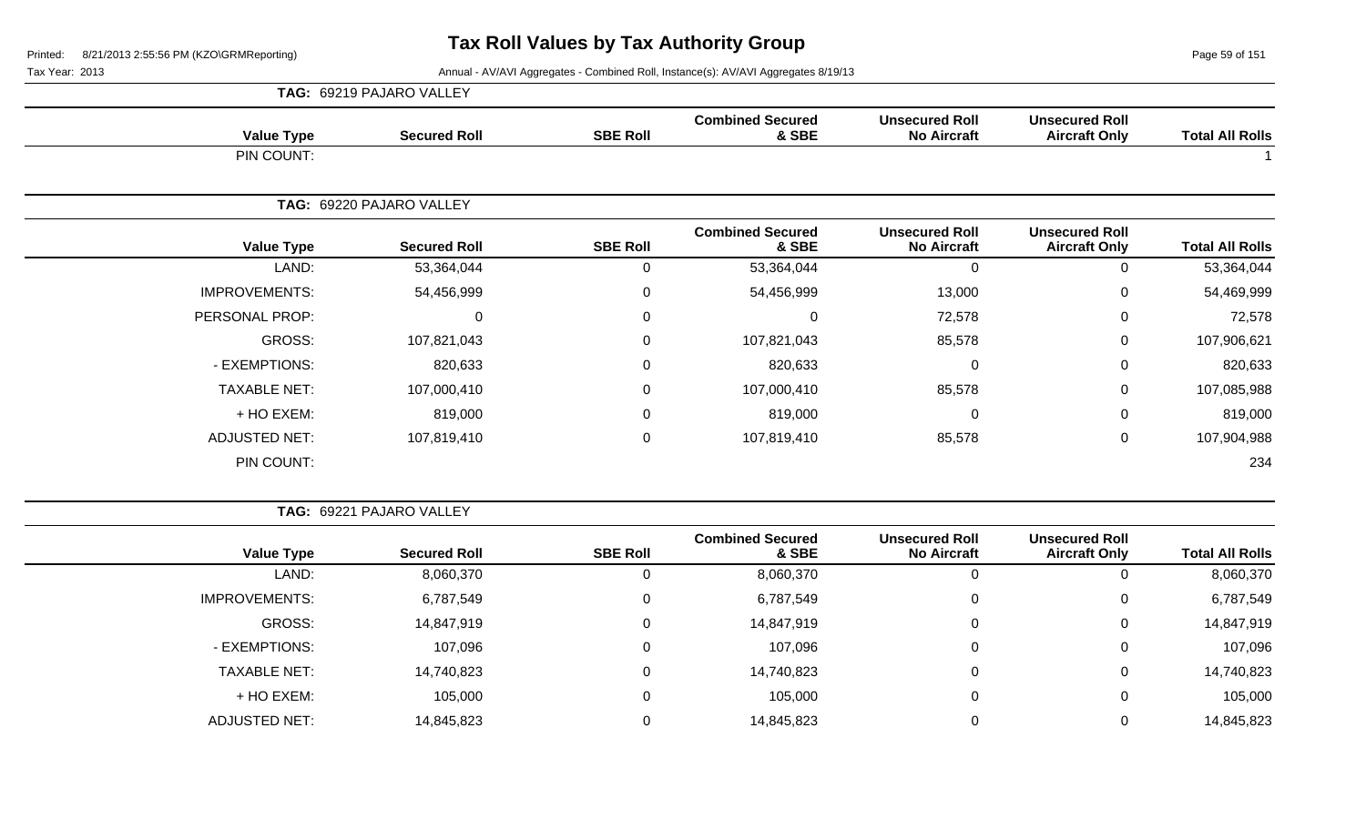# Tax Roll Values by Tax Authority Group

Printed: 8/21/2013 2:55:56 PM (KZO\GRMReporting)

Tax Year: 2013

Annual - AV/AVI Aggregates - Combined Roll, Instance(s): AV/AVI Aggregates 8/19/13

**TAG: 69219 PAJARO VALLEY**

| Value Type | Secured Roll | SBE Roll | Combined Secured & SBE | Unsecured Roll No Aircraft | Unsecured Roll Aircraft Only | Total All Rolls |
|---|---|---|---|---|---|---|
| PIN COUNT: | | | | | | 1 |

**TAG: 69220 PAJARO VALLEY**

| Value Type | Secured Roll | SBE Roll | Combined Secured & SBE | Unsecured Roll No Aircraft | Unsecured Roll Aircraft Only | Total All Rolls |
|---|---|---|---|---|---|---|
| LAND: | 53,364,044 | 0 | 53,364,044 | 0 | 0 | 53,364,044 |
| IMPROVEMENTS: | 54,456,999 | 0 | 54,456,999 | 13,000 | 0 | 54,469,999 |
| PERSONAL PROP: | 0 | 0 | 0 | 72,578 | 0 | 72,578 |
| GROSS: | 107,821,043 | 0 | 107,821,043 | 85,578 | 0 | 107,906,621 |
| - EXEMPTIONS: | 820,633 | 0 | 820,633 | 0 | 0 | 820,633 |
| TAXABLE NET: | 107,000,410 | 0 | 107,000,410 | 85,578 | 0 | 107,085,988 |
| + HO EXEM: | 819,000 | 0 | 819,000 | 0 | 0 | 819,000 |
| ADJUSTED NET: | 107,819,410 | 0 | 107,819,410 | 85,578 | 0 | 107,904,988 |
| PIN COUNT: | | | | | | 234 |

**TAG: 69221 PAJARO VALLEY**

| Value Type | Secured Roll | SBE Roll | Combined Secured & SBE | Unsecured Roll No Aircraft | Unsecured Roll Aircraft Only | Total All Rolls |
|---|---|---|---|---|---|---|
| LAND: | 8,060,370 | 0 | 8,060,370 | 0 | 0 | 8,060,370 |
| IMPROVEMENTS: | 6,787,549 | 0 | 6,787,549 | 0 | 0 | 6,787,549 |
| GROSS: | 14,847,919 | 0 | 14,847,919 | 0 | 0 | 14,847,919 |
| - EXEMPTIONS: | 107,096 | 0 | 107,096 | 0 | 0 | 107,096 |
| TAXABLE NET: | 14,740,823 | 0 | 14,740,823 | 0 | 0 | 14,740,823 |
| + HO EXEM: | 105,000 | 0 | 105,000 | 0 | 0 | 105,000 |
| ADJUSTED NET: | 14,845,823 | 0 | 14,845,823 | 0 | 0 | 14,845,823 |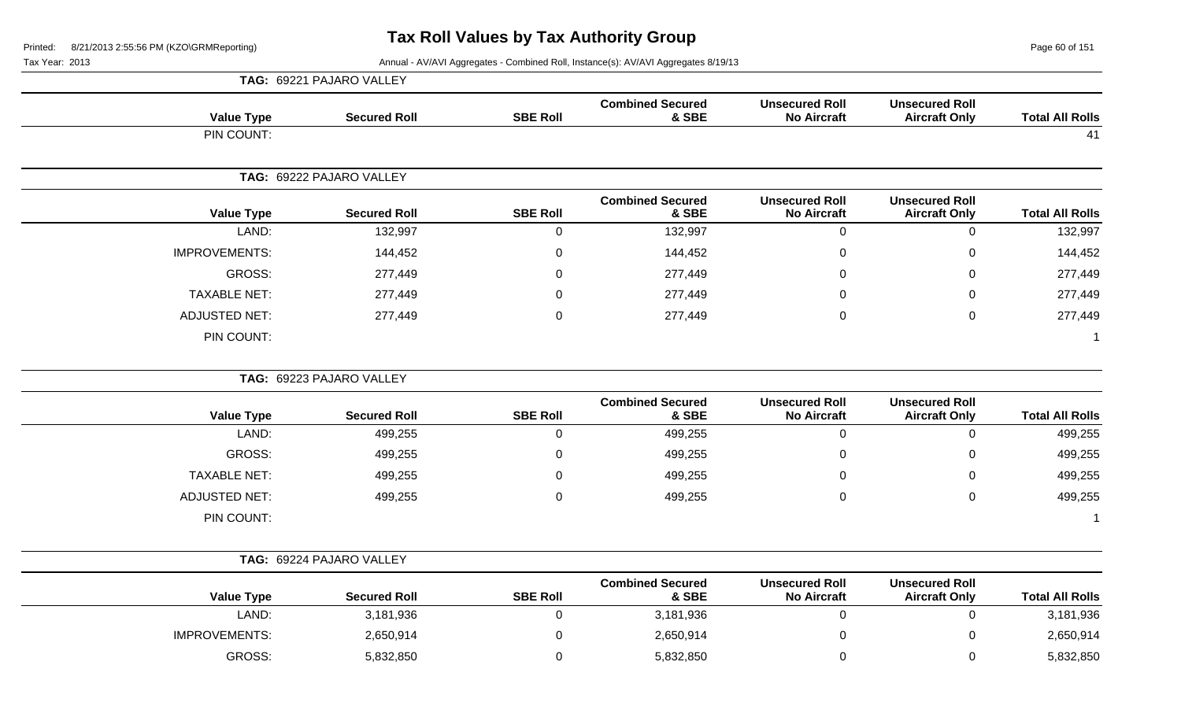# Tax Roll Values by Tax Authority Group

Tax Year: 2013

Annual - AV/AVI Aggregates - Combined Roll, Instance(s): AV/AVI Aggregates 8/19/13

**TAG: 69221 PAJARO VALLEY**

| Value Type | Secured Roll | SBE Roll | Combined Secured & SBE | Unsecured Roll No Aircraft | Unsecured Roll Aircraft Only | Total All Rolls |
|---|---|---|---|---|---|---|
| PIN COUNT: | | | | | | 41 |

**TAG: 69222 PAJARO VALLEY**

| Value Type | Secured Roll | SBE Roll | Combined Secured & SBE | Unsecured Roll No Aircraft | Unsecured Roll Aircraft Only | Total All Rolls |
|---|---|---|---|---|---|---|
| LAND: | 132,997 | 0 | 132,997 | 0 | 0 | 132,997 |
| IMPROVEMENTS: | 144,452 | 0 | 144,452 | 0 | 0 | 144,452 |
| GROSS: | 277,449 | 0 | 277,449 | 0 | 0 | 277,449 |
| TAXABLE NET: | 277,449 | 0 | 277,449 | 0 | 0 | 277,449 |
| ADJUSTED NET: | 277,449 | 0 | 277,449 | 0 | 0 | 277,449 |
| PIN COUNT: | | | | | | 1 |

**TAG: 69223 PAJARO VALLEY**

| Value Type | Secured Roll | SBE Roll | Combined Secured & SBE | Unsecured Roll No Aircraft | Unsecured Roll Aircraft Only | Total All Rolls |
|---|---|---|---|---|---|---|
| LAND: | 499,255 | 0 | 499,255 | 0 | 0 | 499,255 |
| GROSS: | 499,255 | 0 | 499,255 | 0 | 0 | 499,255 |
| TAXABLE NET: | 499,255 | 0 | 499,255 | 0 | 0 | 499,255 |
| ADJUSTED NET: | 499,255 | 0 | 499,255 | 0 | 0 | 499,255 |
| PIN COUNT: | | | | | | 1 |

**TAG: 69224 PAJARO VALLEY**

| Value Type | Secured Roll | SBE Roll | Combined Secured & SBE | Unsecured Roll No Aircraft | Unsecured Roll Aircraft Only | Total All Rolls |
|---|---|---|---|---|---|---|
| LAND: | 3,181,936 | 0 | 3,181,936 | 0 | 0 | 3,181,936 |
| IMPROVEMENTS: | 2,650,914 | 0 | 2,650,914 | 0 | 0 | 2,650,914 |
| GROSS: | 5,832,850 | 0 | 5,832,850 | 0 | 0 | 5,832,850 |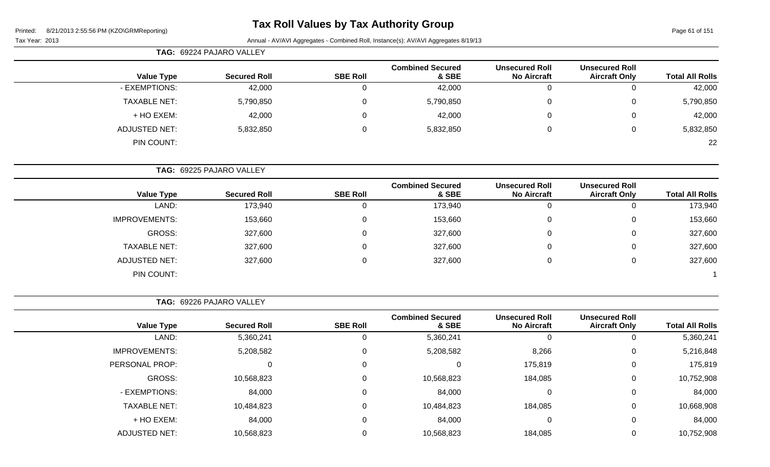# Tax Roll Values by Tax Authority Group

Printed: 8/21/2013 2:55:56 PM (KZO\GRMReporting)

Tax Year: 2013

Annual - AV/AVI Aggregates - Combined Roll, Instance(s): AV/AVI Aggregates 8/19/13

**TAG: 69224 PAJARO VALLEY**

| Value Type | Secured Roll | SBE Roll | Combined Secured & SBE | Unsecured Roll No Aircraft | Unsecured Roll Aircraft Only | Total All Rolls |
|---|---|---|---|---|---|---|
| - EXEMPTIONS: | 42,000 | 0 | 42,000 | 0 | 0 | 42,000 |
| TAXABLE NET: | 5,790,850 | 0 | 5,790,850 | 0 | 0 | 5,790,850 |
| + HO EXEM: | 42,000 | 0 | 42,000 | 0 | 0 | 42,000 |
| ADJUSTED NET: | 5,832,850 | 0 | 5,832,850 | 0 | 0 | 5,832,850 |
| PIN COUNT: | | | | | | 22 |

**TAG: 69225 PAJARO VALLEY**

| Value Type | Secured Roll | SBE Roll | Combined Secured & SBE | Unsecured Roll No Aircraft | Unsecured Roll Aircraft Only | Total All Rolls |
|---|---|---|---|---|---|---|
| LAND: | 173,940 | 0 | 173,940 | 0 | 0 | 173,940 |
| IMPROVEMENTS: | 153,660 | 0 | 153,660 | 0 | 0 | 153,660 |
| GROSS: | 327,600 | 0 | 327,600 | 0 | 0 | 327,600 |
| TAXABLE NET: | 327,600 | 0 | 327,600 | 0 | 0 | 327,600 |
| ADJUSTED NET: | 327,600 | 0 | 327,600 | 0 | 0 | 327,600 |
| PIN COUNT: | | | | | | 1 |

**TAG: 69226 PAJARO VALLEY**

| Value Type | Secured Roll | SBE Roll | Combined Secured & SBE | Unsecured Roll No Aircraft | Unsecured Roll Aircraft Only | Total All Rolls |
|---|---|---|---|---|---|---|
| LAND: | 5,360,241 | 0 | 5,360,241 | 0 | 0 | 5,360,241 |
| IMPROVEMENTS: | 5,208,582 | 0 | 5,208,582 | 8,266 | 0 | 5,216,848 |
| PERSONAL PROP: | 0 | 0 | 0 | 175,819 | 0 | 175,819 |
| GROSS: | 10,568,823 | 0 | 10,568,823 | 184,085 | 0 | 10,752,908 |
| - EXEMPTIONS: | 84,000 | 0 | 84,000 | 0 | 0 | 84,000 |
| TAXABLE NET: | 10,484,823 | 0 | 10,484,823 | 184,085 | 0 | 10,668,908 |
| + HO EXEM: | 84,000 | 0 | 84,000 | 0 | 0 | 84,000 |
| ADJUSTED NET: | 10,568,823 | 0 | 10,568,823 | 184,085 | 0 | 10,752,908 |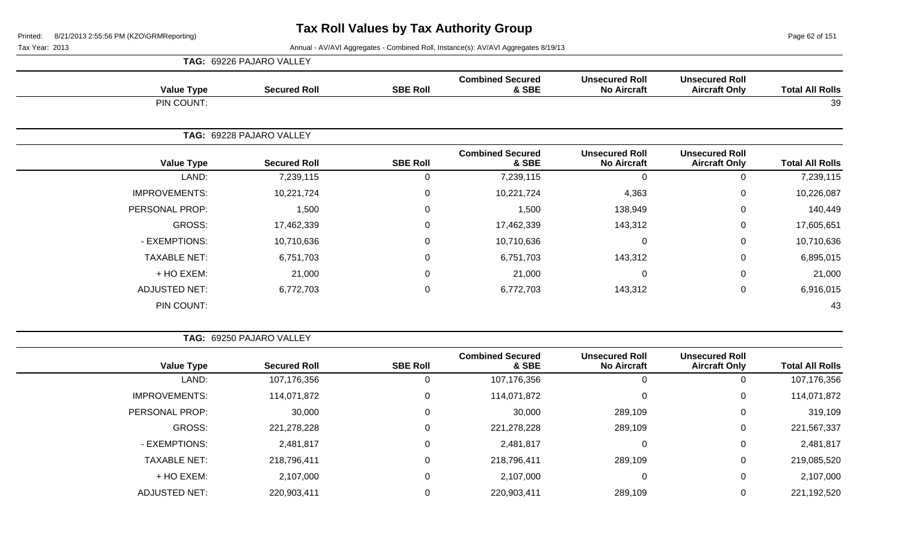# Tax Roll Values by Tax Authority Group

Printed: 8/21/2013 2:55:56 PM (KZO\GRMReporting)

Tax Year: 2013

Annual - AV/AVI Aggregates - Combined Roll, Instance(s): AV/AVI Aggregates 8/19/13

**TAG: 69226 PAJARO VALLEY**

| Value Type | Secured Roll | SBE Roll | Combined Secured & SBE | Unsecured Roll No Aircraft | Unsecured Roll Aircraft Only | Total All Rolls |
|---|---|---|---|---|---|---|
| PIN COUNT: | | | | | | 39 |

**TAG: 69228 PAJARO VALLEY**

| Value Type | Secured Roll | SBE Roll | Combined Secured & SBE | Unsecured Roll No Aircraft | Unsecured Roll Aircraft Only | Total All Rolls |
|---|---|---|---|---|---|---|
| LAND: | 7,239,115 | 0 | 7,239,115 | 0 | 0 | 7,239,115 |
| IMPROVEMENTS: | 10,221,724 | 0 | 10,221,724 | 4,363 | 0 | 10,226,087 |
| PERSONAL PROP: | 1,500 | 0 | 1,500 | 138,949 | 0 | 140,449 |
| GROSS: | 17,462,339 | 0 | 17,462,339 | 143,312 | 0 | 17,605,651 |
| - EXEMPTIONS: | 10,710,636 | 0 | 10,710,636 | 0 | 0 | 10,710,636 |
| TAXABLE NET: | 6,751,703 | 0 | 6,751,703 | 143,312 | 0 | 6,895,015 |
| + HO EXEM: | 21,000 | 0 | 21,000 | 0 | 0 | 21,000 |
| ADJUSTED NET: | 6,772,703 | 0 | 6,772,703 | 143,312 | 0 | 6,916,015 |
| PIN COUNT: | | | | | | 43 |

**TAG: 69250 PAJARO VALLEY**

| Value Type | Secured Roll | SBE Roll | Combined Secured & SBE | Unsecured Roll No Aircraft | Unsecured Roll Aircraft Only | Total All Rolls |
|---|---|---|---|---|---|---|
| LAND: | 107,176,356 | 0 | 107,176,356 | 0 | 0 | 107,176,356 |
| IMPROVEMENTS: | 114,071,872 | 0 | 114,071,872 | 0 | 0 | 114,071,872 |
| PERSONAL PROP: | 30,000 | 0 | 30,000 | 289,109 | 0 | 319,109 |
| GROSS: | 221,278,228 | 0 | 221,278,228 | 289,109 | 0 | 221,567,337 |
| - EXEMPTIONS: | 2,481,817 | 0 | 2,481,817 | 0 | 0 | 2,481,817 |
| TAXABLE NET: | 218,796,411 | 0 | 218,796,411 | 289,109 | 0 | 219,085,520 |
| + HO EXEM: | 2,107,000 | 0 | 2,107,000 | 0 | 0 | 2,107,000 |
| ADJUSTED NET: | 220,903,411 | 0 | 220,903,411 | 289,109 | 0 | 221,192,520 |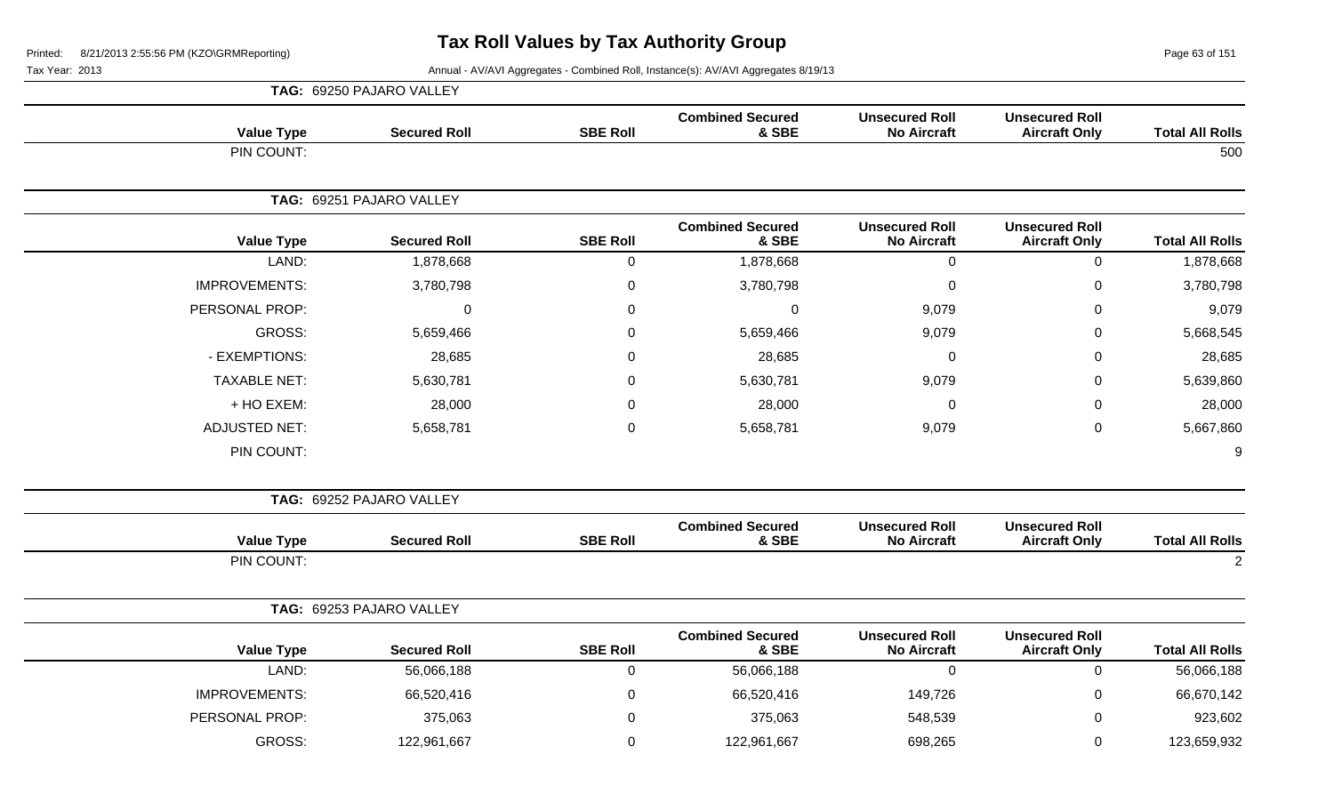# Tax Roll Values by Tax Authority Group

Printed: 8/21/2013 2:55:56 PM (KZO\GRMReporting)

Tax Year: 2013

Annual - AV/AVI Aggregates - Combined Roll, Instance(s): AV/AVI Aggregates 8/19/13

**TAG: 69250 PAJARO VALLEY**

| Value Type | Secured Roll | SBE Roll | Combined Secured & SBE | Unsecured Roll No Aircraft | Unsecured Roll Aircraft Only | Total All Rolls |
|---|---|---|---|---|---|---|
| PIN COUNT: | | | | | | 500 |

**TAG: 69251 PAJARO VALLEY**

| Value Type | Secured Roll | SBE Roll | Combined Secured & SBE | Unsecured Roll No Aircraft | Unsecured Roll Aircraft Only | Total All Rolls |
|---|---|---|---|---|---|---|
| LAND: | 1,878,668 | 0 | 1,878,668 | 0 | 0 | 1,878,668 |
| IMPROVEMENTS: | 3,780,798 | 0 | 3,780,798 | 0 | 0 | 3,780,798 |
| PERSONAL PROP: | 0 | 0 | 0 | 9,079 | 0 | 9,079 |
| GROSS: | 5,659,466 | 0 | 5,659,466 | 9,079 | 0 | 5,668,545 |
| - EXEMPTIONS: | 28,685 | 0 | 28,685 | 0 | 0 | 28,685 |
| TAXABLE NET: | 5,630,781 | 0 | 5,630,781 | 9,079 | 0 | 5,639,860 |
| + HO EXEM: | 28,000 | 0 | 28,000 | 0 | 0 | 28,000 |
| ADJUSTED NET: | 5,658,781 | 0 | 5,658,781 | 9,079 | 0 | 5,667,860 |
| PIN COUNT: | | | | | | 9 |

**TAG: 69252 PAJARO VALLEY**

| Value Type | Secured Roll | SBE Roll | Combined Secured & SBE | Unsecured Roll No Aircraft | Unsecured Roll Aircraft Only | Total All Rolls |
|---|---|---|---|---|---|---|
| PIN COUNT: | | | | | | 2 |

**TAG: 69253 PAJARO VALLEY**

| Value Type | Secured Roll | SBE Roll | Combined Secured & SBE | Unsecured Roll No Aircraft | Unsecured Roll Aircraft Only | Total All Rolls |
|---|---|---|---|---|---|---|
| LAND: | 56,066,188 | 0 | 56,066,188 | 0 | 0 | 56,066,188 |
| IMPROVEMENTS: | 66,520,416 | 0 | 66,520,416 | 149,726 | 0 | 66,670,142 |
| PERSONAL PROP: | 375,063 | 0 | 375,063 | 548,539 | 0 | 923,602 |
| GROSS: | 122,961,667 | 0 | 122,961,667 | 698,265 | 0 | 123,659,932 |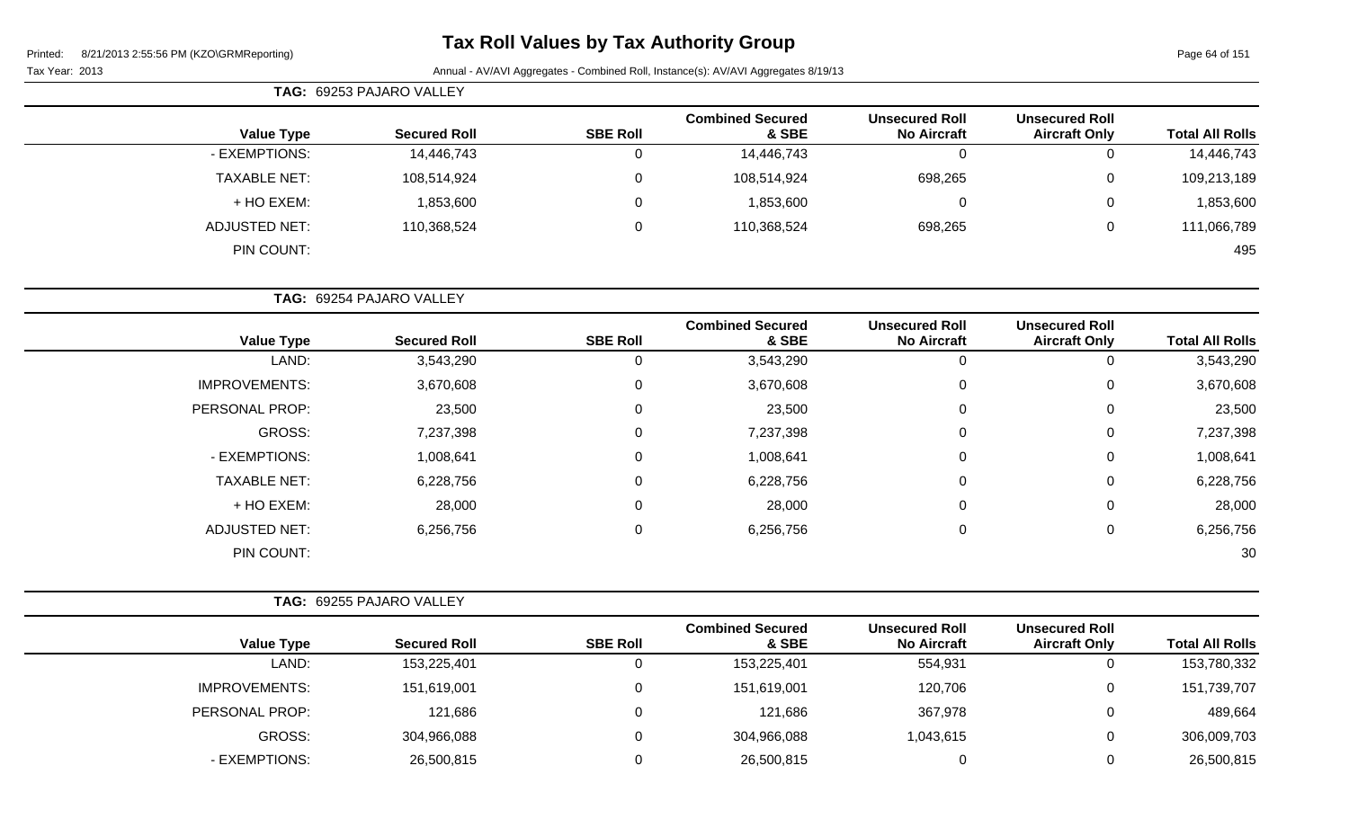# Tax Roll Values by Tax Authority Group

Tax Year: 2013

Annual - AV/AVI Aggregates - Combined Roll, Instance(s): AV/AVI Aggregates 8/19/13

**TAG: 69253 PAJARO VALLEY**

| Value Type | Secured Roll | SBE Roll | Combined Secured & SBE | Unsecured Roll No Aircraft | Unsecured Roll Aircraft Only | Total All Rolls |
|---|---|---|---|---|---|---|
| - EXEMPTIONS: | 14,446,743 | 0 | 14,446,743 | 0 | 0 | 14,446,743 |
| TAXABLE NET: | 108,514,924 | 0 | 108,514,924 | 698,265 | 0 | 109,213,189 |
| + HO EXEM: | 1,853,600 | 0 | 1,853,600 | 0 | 0 | 1,853,600 |
| ADJUSTED NET: | 110,368,524 | 0 | 110,368,524 | 698,265 | 0 | 111,066,789 |
| PIN COUNT: | | | | | | 495 |

**TAG: 69254 PAJARO VALLEY**

| Value Type | Secured Roll | SBE Roll | Combined Secured & SBE | Unsecured Roll No Aircraft | Unsecured Roll Aircraft Only | Total All Rolls |
|---|---|---|---|---|---|---|
| LAND: | 3,543,290 | 0 | 3,543,290 | 0 | 0 | 3,543,290 |
| IMPROVEMENTS: | 3,670,608 | 0 | 3,670,608 | 0 | 0 | 3,670,608 |
| PERSONAL PROP: | 23,500 | 0 | 23,500 | 0 | 0 | 23,500 |
| GROSS: | 7,237,398 | 0 | 7,237,398 | 0 | 0 | 7,237,398 |
| - EXEMPTIONS: | 1,008,641 | 0 | 1,008,641 | 0 | 0 | 1,008,641 |
| TAXABLE NET: | 6,228,756 | 0 | 6,228,756 | 0 | 0 | 6,228,756 |
| + HO EXEM: | 28,000 | 0 | 28,000 | 0 | 0 | 28,000 |
| ADJUSTED NET: | 6,256,756 | 0 | 6,256,756 | 0 | 0 | 6,256,756 |
| PIN COUNT: | | | | | | 30 |

**TAG: 69255 PAJARO VALLEY**

| Value Type | Secured Roll | SBE Roll | Combined Secured & SBE | Unsecured Roll No Aircraft | Unsecured Roll Aircraft Only | Total All Rolls |
|---|---|---|---|---|---|---|
| LAND: | 153,225,401 | 0 | 153,225,401 | 554,931 | 0 | 153,780,332 |
| IMPROVEMENTS: | 151,619,001 | 0 | 151,619,001 | 120,706 | 0 | 151,739,707 |
| PERSONAL PROP: | 121,686 | 0 | 121,686 | 367,978 | 0 | 489,664 |
| GROSS: | 304,966,088 | 0 | 304,966,088 | 1,043,615 | 0 | 306,009,703 |
| - EXEMPTIONS: | 26,500,815 | 0 | 26,500,815 | 0 | 0 | 26,500,815 |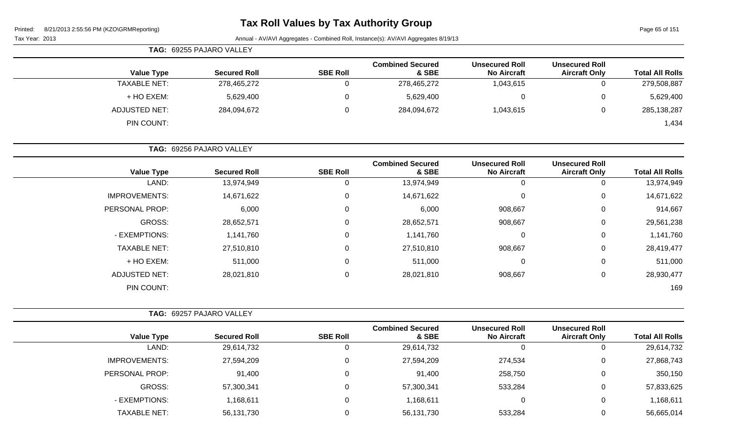# Tax Roll Values by Tax Authority Group

Printed: 8/21/2013 2:55:56 PM (KZO\GRMReporting)

Tax Year: 2013

Annual - AV/AVI Aggregates - Combined Roll, Instance(s): AV/AVI Aggregates 8/19/13

**TAG: 69255 PAJARO VALLEY**

| Value Type | Secured Roll | SBE Roll | Combined Secured & SBE | Unsecured Roll No Aircraft | Unsecured Roll Aircraft Only | Total All Rolls |
|---|---|---|---|---|---|---|
| TAXABLE NET: | 278,465,272 | 0 | 278,465,272 | 1,043,615 | 0 | 279,508,887 |
| + HO EXEM: | 5,629,400 | 0 | 5,629,400 | 0 | 0 | 5,629,400 |
| ADJUSTED NET: | 284,094,672 | 0 | 284,094,672 | 1,043,615 | 0 | 285,138,287 |
| PIN COUNT: | | | | | | 1,434 |

**TAG: 69256 PAJARO VALLEY**

| Value Type | Secured Roll | SBE Roll | Combined Secured & SBE | Unsecured Roll No Aircraft | Unsecured Roll Aircraft Only | Total All Rolls |
|---|---|---|---|---|---|---|
| LAND: | 13,974,949 | 0 | 13,974,949 | 0 | 0 | 13,974,949 |
| IMPROVEMENTS: | 14,671,622 | 0 | 14,671,622 | 0 | 0 | 14,671,622 |
| PERSONAL PROP: | 6,000 | 0 | 6,000 | 908,667 | 0 | 914,667 |
| GROSS: | 28,652,571 | 0 | 28,652,571 | 908,667 | 0 | 29,561,238 |
| - EXEMPTIONS: | 1,141,760 | 0 | 1,141,760 | 0 | 0 | 1,141,760 |
| TAXABLE NET: | 27,510,810 | 0 | 27,510,810 | 908,667 | 0 | 28,419,477 |
| + HO EXEM: | 511,000 | 0 | 511,000 | 0 | 0 | 511,000 |
| ADJUSTED NET: | 28,021,810 | 0 | 28,021,810 | 908,667 | 0 | 28,930,477 |
| PIN COUNT: | | | | | | 169 |

**TAG: 69257 PAJARO VALLEY**

| Value Type | Secured Roll | SBE Roll | Combined Secured & SBE | Unsecured Roll No Aircraft | Unsecured Roll Aircraft Only | Total All Rolls |
|---|---|---|---|---|---|---|
| LAND: | 29,614,732 | 0 | 29,614,732 | 0 | 0 | 29,614,732 |
| IMPROVEMENTS: | 27,594,209 | 0 | 27,594,209 | 274,534 | 0 | 27,868,743 |
| PERSONAL PROP: | 91,400 | 0 | 91,400 | 258,750 | 0 | 350,150 |
| GROSS: | 57,300,341 | 0 | 57,300,341 | 533,284 | 0 | 57,833,625 |
| - EXEMPTIONS: | 1,168,611 | 0 | 1,168,611 | 0 | 0 | 1,168,611 |
| TAXABLE NET: | 56,131,730 | 0 | 56,131,730 | 533,284 | 0 | 56,665,014 |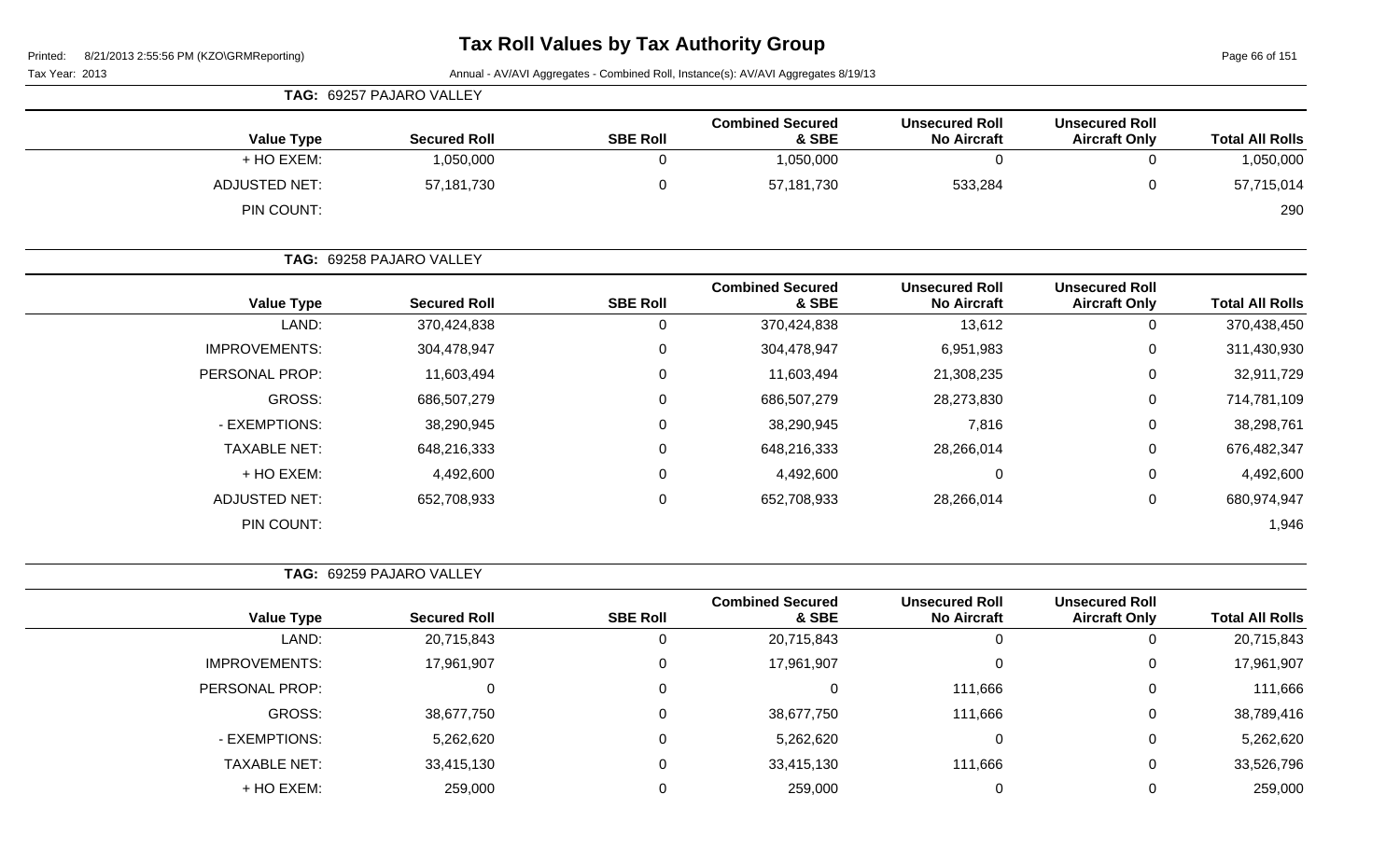# Tax Roll Values by Tax Authority Group

Printed: 8/21/2013 2:55:56 PM (KZO\GRMReporting)

Tax Year: 2013

Annual - AV/AVI Aggregates - Combined Roll, Instance(s): AV/AVI Aggregates 8/19/13

**TAG: 69257 PAJARO VALLEY**

| Value Type | Secured Roll | SBE Roll | Combined Secured & SBE | Unsecured Roll No Aircraft | Unsecured Roll Aircraft Only | Total All Rolls |
|---|---|---|---|---|---|---|
| + HO EXEM: | 1,050,000 | 0 | 1,050,000 | 0 | 0 | 1,050,000 |
| ADJUSTED NET: | 57,181,730 | 0 | 57,181,730 | 533,284 | 0 | 57,715,014 |
| PIN COUNT: | | | | | | 290 |

**TAG: 69258 PAJARO VALLEY**

| Value Type | Secured Roll | SBE Roll | Combined Secured & SBE | Unsecured Roll No Aircraft | Unsecured Roll Aircraft Only | Total All Rolls |
|---|---|---|---|---|---|---|
| LAND: | 370,424,838 | 0 | 370,424,838 | 13,612 | 0 | 370,438,450 |
| IMPROVEMENTS: | 304,478,947 | 0 | 304,478,947 | 6,951,983 | 0 | 311,430,930 |
| PERSONAL PROP: | 11,603,494 | 0 | 11,603,494 | 21,308,235 | 0 | 32,911,729 |
| GROSS: | 686,507,279 | 0 | 686,507,279 | 28,273,830 | 0 | 714,781,109 |
| - EXEMPTIONS: | 38,290,945 | 0 | 38,290,945 | 7,816 | 0 | 38,298,761 |
| TAXABLE NET: | 648,216,333 | 0 | 648,216,333 | 28,266,014 | 0 | 676,482,347 |
| + HO EXEM: | 4,492,600 | 0 | 4,492,600 | 0 | 0 | 4,492,600 |
| ADJUSTED NET: | 652,708,933 | 0 | 652,708,933 | 28,266,014 | 0 | 680,974,947 |
| PIN COUNT: | | | | | | 1,946 |

**TAG: 69259 PAJARO VALLEY**

| Value Type | Secured Roll | SBE Roll | Combined Secured & SBE | Unsecured Roll No Aircraft | Unsecured Roll Aircraft Only | Total All Rolls |
|---|---|---|---|---|---|---|
| LAND: | 20,715,843 | 0 | 20,715,843 | 0 | 0 | 20,715,843 |
| IMPROVEMENTS: | 17,961,907 | 0 | 17,961,907 | 0 | 0 | 17,961,907 |
| PERSONAL PROP: | 0 | 0 | 0 | 111,666 | 0 | 111,666 |
| GROSS: | 38,677,750 | 0 | 38,677,750 | 111,666 | 0 | 38,789,416 |
| - EXEMPTIONS: | 5,262,620 | 0 | 5,262,620 | 0 | 0 | 5,262,620 |
| TAXABLE NET: | 33,415,130 | 0 | 33,415,130 | 111,666 | 0 | 33,526,796 |
| + HO EXEM: | 259,000 | 0 | 259,000 | 0 | 0 | 259,000 |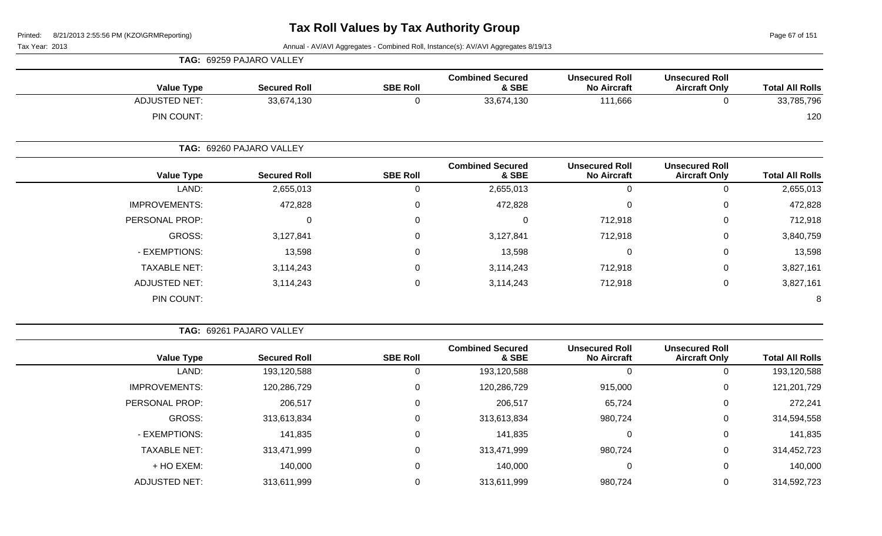# Tax Roll Values by Tax Authority Group

Printed: 8/21/2013 2:55:56 PM (KZO\GRMReporting)

Tax Year: 2013

Annual - AV/AVI Aggregates - Combined Roll, Instance(s): AV/AVI Aggregates 8/19/13

**TAG: 69259 PAJARO VALLEY**

| Value Type | Secured Roll | SBE Roll | Combined Secured & SBE | Unsecured Roll No Aircraft | Unsecured Roll Aircraft Only | Total All Rolls |
|---|---|---|---|---|---|---|
| ADJUSTED NET: | 33,674,130 | 0 | 33,674,130 | 111,666 | 0 | 33,785,796 |
| PIN COUNT: | | | | | | 120 |

**TAG: 69260 PAJARO VALLEY**

| Value Type | Secured Roll | SBE Roll | Combined Secured & SBE | Unsecured Roll No Aircraft | Unsecured Roll Aircraft Only | Total All Rolls |
|---|---|---|---|---|---|---|
| LAND: | 2,655,013 | 0 | 2,655,013 | 0 | 0 | 2,655,013 |
| IMPROVEMENTS: | 472,828 | 0 | 472,828 | 0 | 0 | 472,828 |
| PERSONAL PROP: | 0 | 0 | 0 | 712,918 | 0 | 712,918 |
| GROSS: | 3,127,841 | 0 | 3,127,841 | 712,918 | 0 | 3,840,759 |
| - EXEMPTIONS: | 13,598 | 0 | 13,598 | 0 | 0 | 13,598 |
| TAXABLE NET: | 3,114,243 | 0 | 3,114,243 | 712,918 | 0 | 3,827,161 |
| ADJUSTED NET: | 3,114,243 | 0 | 3,114,243 | 712,918 | 0 | 3,827,161 |
| PIN COUNT: | | | | | | 8 |

**TAG: 69261 PAJARO VALLEY**

| Value Type | Secured Roll | SBE Roll | Combined Secured & SBE | Unsecured Roll No Aircraft | Unsecured Roll Aircraft Only | Total All Rolls |
|---|---|---|---|---|---|---|
| LAND: | 193,120,588 | 0 | 193,120,588 | 0 | 0 | 193,120,588 |
| IMPROVEMENTS: | 120,286,729 | 0 | 120,286,729 | 915,000 | 0 | 121,201,729 |
| PERSONAL PROP: | 206,517 | 0 | 206,517 | 65,724 | 0 | 272,241 |
| GROSS: | 313,613,834 | 0 | 313,613,834 | 980,724 | 0 | 314,594,558 |
| - EXEMPTIONS: | 141,835 | 0 | 141,835 | 0 | 0 | 141,835 |
| TAXABLE NET: | 313,471,999 | 0 | 313,471,999 | 980,724 | 0 | 314,452,723 |
| + HO EXEM: | 140,000 | 0 | 140,000 | 0 | 0 | 140,000 |
| ADJUSTED NET: | 313,611,999 | 0 | 313,611,999 | 980,724 | 0 | 314,592,723 |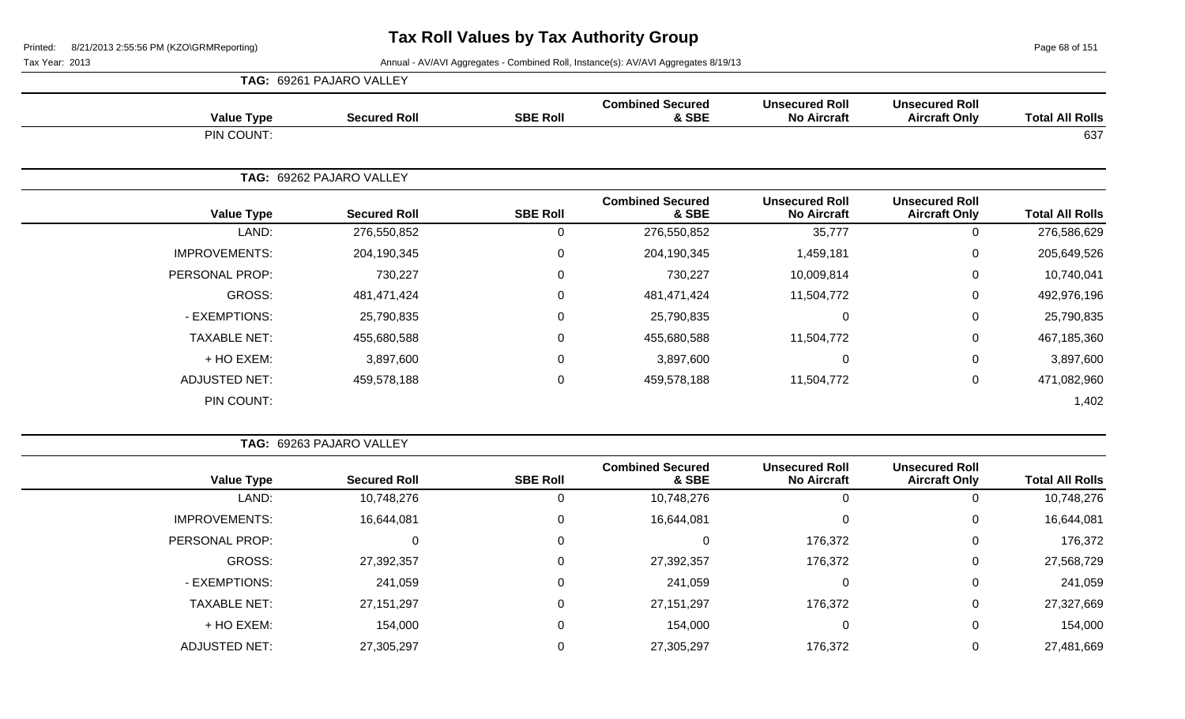# Tax Roll Values by Tax Authority Group

Tax Year: 2013

Annual - AV/AVI Aggregates - Combined Roll, Instance(s): AV/AVI Aggregates 8/19/13

**TAG: 69261 PAJARO VALLEY**

| Value Type | Secured Roll | SBE Roll | Combined Secured & SBE | Unsecured Roll No Aircraft | Unsecured Roll Aircraft Only | Total All Rolls |
|---|---|---|---|---|---|---|
| PIN COUNT: | | | | | | 637 |

**TAG: 69262 PAJARO VALLEY**

| Value Type | Secured Roll | SBE Roll | Combined Secured & SBE | Unsecured Roll No Aircraft | Unsecured Roll Aircraft Only | Total All Rolls |
|---|---|---|---|---|---|---|
| LAND: | 276,550,852 | 0 | 276,550,852 | 35,777 | 0 | 276,586,629 |
| IMPROVEMENTS: | 204,190,345 | 0 | 204,190,345 | 1,459,181 | 0 | 205,649,526 |
| PERSONAL PROP: | 730,227 | 0 | 730,227 | 10,009,814 | 0 | 10,740,041 |
| GROSS: | 481,471,424 | 0 | 481,471,424 | 11,504,772 | 0 | 492,976,196 |
| - EXEMPTIONS: | 25,790,835 | 0 | 25,790,835 | 0 | 0 | 25,790,835 |
| TAXABLE NET: | 455,680,588 | 0 | 455,680,588 | 11,504,772 | 0 | 467,185,360 |
| + HO EXEM: | 3,897,600 | 0 | 3,897,600 | 0 | 0 | 3,897,600 |
| ADJUSTED NET: | 459,578,188 | 0 | 459,578,188 | 11,504,772 | 0 | 471,082,960 |
| PIN COUNT: | | | | | | 1,402 |

**TAG: 69263 PAJARO VALLEY**

| Value Type | Secured Roll | SBE Roll | Combined Secured & SBE | Unsecured Roll No Aircraft | Unsecured Roll Aircraft Only | Total All Rolls |
|---|---|---|---|---|---|---|
| LAND: | 10,748,276 | 0 | 10,748,276 | 0 | 0 | 10,748,276 |
| IMPROVEMENTS: | 16,644,081 | 0 | 16,644,081 | 0 | 0 | 16,644,081 |
| PERSONAL PROP: | 0 | 0 | 0 | 176,372 | 0 | 176,372 |
| GROSS: | 27,392,357 | 0 | 27,392,357 | 176,372 | 0 | 27,568,729 |
| - EXEMPTIONS: | 241,059 | 0 | 241,059 | 0 | 0 | 241,059 |
| TAXABLE NET: | 27,151,297 | 0 | 27,151,297 | 176,372 | 0 | 27,327,669 |
| + HO EXEM: | 154,000 | 0 | 154,000 | 0 | 0 | 154,000 |
| ADJUSTED NET: | 27,305,297 | 0 | 27,305,297 | 176,372 | 0 | 27,481,669 |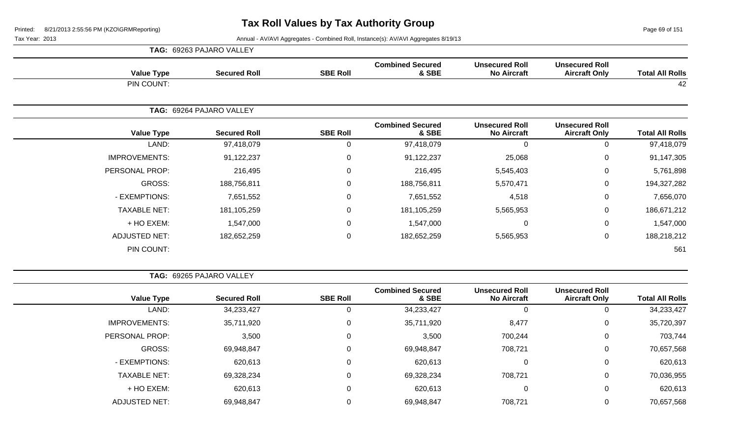# Tax Roll Values by Tax Authority Group

Tax Year: 2013

Annual - AV/AVI Aggregates - Combined Roll, Instance(s): AV/AVI Aggregates 8/19/13

**TAG: 69263 PAJARO VALLEY**

| Value Type | Secured Roll | SBE Roll | Combined Secured & SBE | Unsecured Roll No Aircraft | Unsecured Roll Aircraft Only | Total All Rolls |
|---|---|---|---|---|---|---|
| PIN COUNT: | | | | | | 42 |

**TAG: 69264 PAJARO VALLEY**

| Value Type | Secured Roll | SBE Roll | Combined Secured & SBE | Unsecured Roll No Aircraft | Unsecured Roll Aircraft Only | Total All Rolls |
|---|---|---|---|---|---|---|
| LAND: | 97,418,079 | 0 | 97,418,079 | 0 | 0 | 97,418,079 |
| IMPROVEMENTS: | 91,122,237 | 0 | 91,122,237 | 25,068 | 0 | 91,147,305 |
| PERSONAL PROP: | 216,495 | 0 | 216,495 | 5,545,403 | 0 | 5,761,898 |
| GROSS: | 188,756,811 | 0 | 188,756,811 | 5,570,471 | 0 | 194,327,282 |
| - EXEMPTIONS: | 7,651,552 | 0 | 7,651,552 | 4,518 | 0 | 7,656,070 |
| TAXABLE NET: | 181,105,259 | 0 | 181,105,259 | 5,565,953 | 0 | 186,671,212 |
| + HO EXEM: | 1,547,000 | 0 | 1,547,000 | 0 | 0 | 1,547,000 |
| ADJUSTED NET: | 182,652,259 | 0 | 182,652,259 | 5,565,953 | 0 | 188,218,212 |
| PIN COUNT: | | | | | | 561 |

**TAG: 69265 PAJARO VALLEY**

| Value Type | Secured Roll | SBE Roll | Combined Secured & SBE | Unsecured Roll No Aircraft | Unsecured Roll Aircraft Only | Total All Rolls |
|---|---|---|---|---|---|---|
| LAND: | 34,233,427 | 0 | 34,233,427 | 0 | 0 | 34,233,427 |
| IMPROVEMENTS: | 35,711,920 | 0 | 35,711,920 | 8,477 | 0 | 35,720,397 |
| PERSONAL PROP: | 3,500 | 0 | 3,500 | 700,244 | 0 | 703,744 |
| GROSS: | 69,948,847 | 0 | 69,948,847 | 708,721 | 0 | 70,657,568 |
| - EXEMPTIONS: | 620,613 | 0 | 620,613 | 0 | 0 | 620,613 |
| TAXABLE NET: | 69,328,234 | 0 | 69,328,234 | 708,721 | 0 | 70,036,955 |
| + HO EXEM: | 620,613 | 0 | 620,613 | 0 | 0 | 620,613 |
| ADJUSTED NET: | 69,948,847 | 0 | 69,948,847 | 708,721 | 0 | 70,657,568 |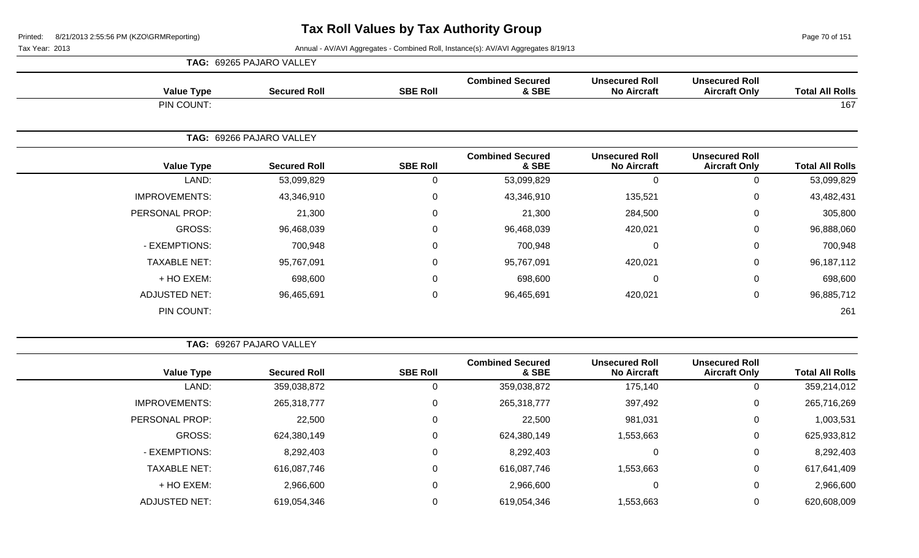# Tax Roll Values by Tax Authority Group

Tax Year: 2013

Annual - AV/AVI Aggregates - Combined Roll, Instance(s): AV/AVI Aggregates 8/19/13

## TAG: 69265 PAJARO VALLEY

| Value Type | Secured Roll | SBE Roll | Combined Secured & SBE | Unsecured Roll No Aircraft | Unsecured Roll Aircraft Only | Total All Rolls |
|---|---|---|---|---|---|---|
| PIN COUNT: | | | | | | 167 |

## TAG: 69266 PAJARO VALLEY

| Value Type | Secured Roll | SBE Roll | Combined Secured & SBE | Unsecured Roll No Aircraft | Unsecured Roll Aircraft Only | Total All Rolls |
|---|---|---|---|---|---|---|
| LAND: | 53,099,829 | 0 | 53,099,829 | 0 | 0 | 53,099,829 |
| IMPROVEMENTS: | 43,346,910 | 0 | 43,346,910 | 135,521 | 0 | 43,482,431 |
| PERSONAL PROP: | 21,300 | 0 | 21,300 | 284,500 | 0 | 305,800 |
| GROSS: | 96,468,039 | 0 | 96,468,039 | 420,021 | 0 | 96,888,060 |
| - EXEMPTIONS: | 700,948 | 0 | 700,948 | 0 | 0 | 700,948 |
| TAXABLE NET: | 95,767,091 | 0 | 95,767,091 | 420,021 | 0 | 96,187,112 |
| + HO EXEM: | 698,600 | 0 | 698,600 | 0 | 0 | 698,600 |
| ADJUSTED NET: | 96,465,691 | 0 | 96,465,691 | 420,021 | 0 | 96,885,712 |
| PIN COUNT: | | | | | | 261 |

## TAG: 69267 PAJARO VALLEY

| Value Type | Secured Roll | SBE Roll | Combined Secured & SBE | Unsecured Roll No Aircraft | Unsecured Roll Aircraft Only | Total All Rolls |
|---|---|---|---|---|---|---|
| LAND: | 359,038,872 | 0 | 359,038,872 | 175,140 | 0 | 359,214,012 |
| IMPROVEMENTS: | 265,318,777 | 0 | 265,318,777 | 397,492 | 0 | 265,716,269 |
| PERSONAL PROP: | 22,500 | 0 | 22,500 | 981,031 | 0 | 1,003,531 |
| GROSS: | 624,380,149 | 0 | 624,380,149 | 1,553,663 | 0 | 625,933,812 |
| - EXEMPTIONS: | 8,292,403 | 0 | 8,292,403 | 0 | 0 | 8,292,403 |
| TAXABLE NET: | 616,087,746 | 0 | 616,087,746 | 1,553,663 | 0 | 617,641,409 |
| + HO EXEM: | 2,966,600 | 0 | 2,966,600 | 0 | 0 | 2,966,600 |
| ADJUSTED NET: | 619,054,346 | 0 | 619,054,346 | 1,553,663 | 0 | 620,608,009 |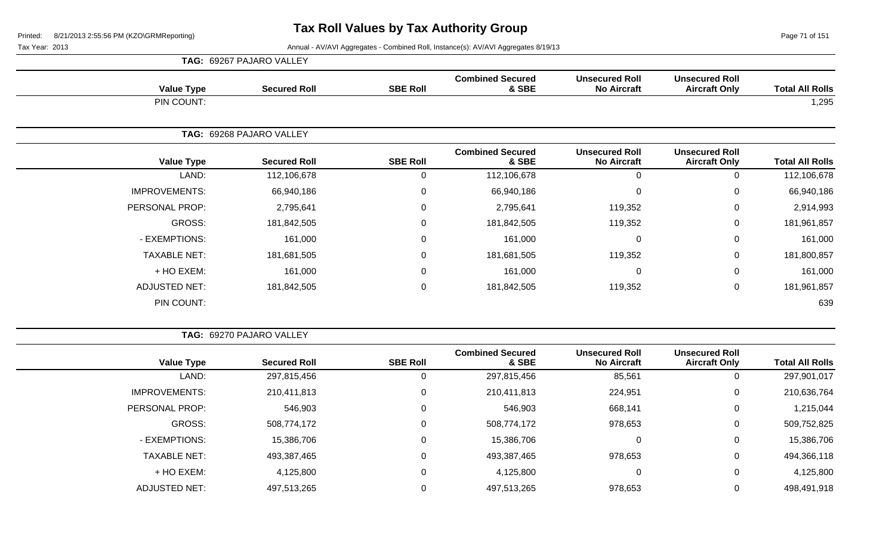# Tax Roll Values by Tax Authority Group

Printed: 8/21/2013 2:55:56 PM (KZO\GRMReporting)

Tax Year: 2013

Annual - AV/AVI Aggregates - Combined Roll, Instance(s): AV/AVI Aggregates 8/19/13

**TAG: 69267 PAJARO VALLEY**

| Value Type | Secured Roll | SBE Roll | Combined Secured & SBE | Unsecured Roll No Aircraft | Unsecured Roll Aircraft Only | Total All Rolls |
|---|---|---|---|---|---|---|
| PIN COUNT: | | | | | | 1,295 |

**TAG: 69268 PAJARO VALLEY**

| Value Type | Secured Roll | SBE Roll | Combined Secured & SBE | Unsecured Roll No Aircraft | Unsecured Roll Aircraft Only | Total All Rolls |
|---|---|---|---|---|---|---|
| LAND: | 112,106,678 | 0 | 112,106,678 | 0 | 0 | 112,106,678 |
| IMPROVEMENTS: | 66,940,186 | 0 | 66,940,186 | 0 | 0 | 66,940,186 |
| PERSONAL PROP: | 2,795,641 | 0 | 2,795,641 | 119,352 | 0 | 2,914,993 |
| GROSS: | 181,842,505 | 0 | 181,842,505 | 119,352 | 0 | 181,961,857 |
| - EXEMPTIONS: | 161,000 | 0 | 161,000 | 0 | 0 | 161,000 |
| TAXABLE NET: | 181,681,505 | 0 | 181,681,505 | 119,352 | 0 | 181,800,857 |
| + HO EXEM: | 161,000 | 0 | 161,000 | 0 | 0 | 161,000 |
| ADJUSTED NET: | 181,842,505 | 0 | 181,842,505 | 119,352 | 0 | 181,961,857 |
| PIN COUNT: | | | | | | 639 |

**TAG: 69270 PAJARO VALLEY**

| Value Type | Secured Roll | SBE Roll | Combined Secured & SBE | Unsecured Roll No Aircraft | Unsecured Roll Aircraft Only | Total All Rolls |
|---|---|---|---|---|---|---|
| LAND: | 297,815,456 | 0 | 297,815,456 | 85,561 | 0 | 297,901,017 |
| IMPROVEMENTS: | 210,411,813 | 0 | 210,411,813 | 224,951 | 0 | 210,636,764 |
| PERSONAL PROP: | 546,903 | 0 | 546,903 | 668,141 | 0 | 1,215,044 |
| GROSS: | 508,774,172 | 0 | 508,774,172 | 978,653 | 0 | 509,752,825 |
| - EXEMPTIONS: | 15,386,706 | 0 | 15,386,706 | 0 | 0 | 15,386,706 |
| TAXABLE NET: | 493,387,465 | 0 | 493,387,465 | 978,653 | 0 | 494,366,118 |
| + HO EXEM: | 4,125,800 | 0 | 4,125,800 | 0 | 0 | 4,125,800 |
| ADJUSTED NET: | 497,513,265 | 0 | 497,513,265 | 978,653 | 0 | 498,491,918 |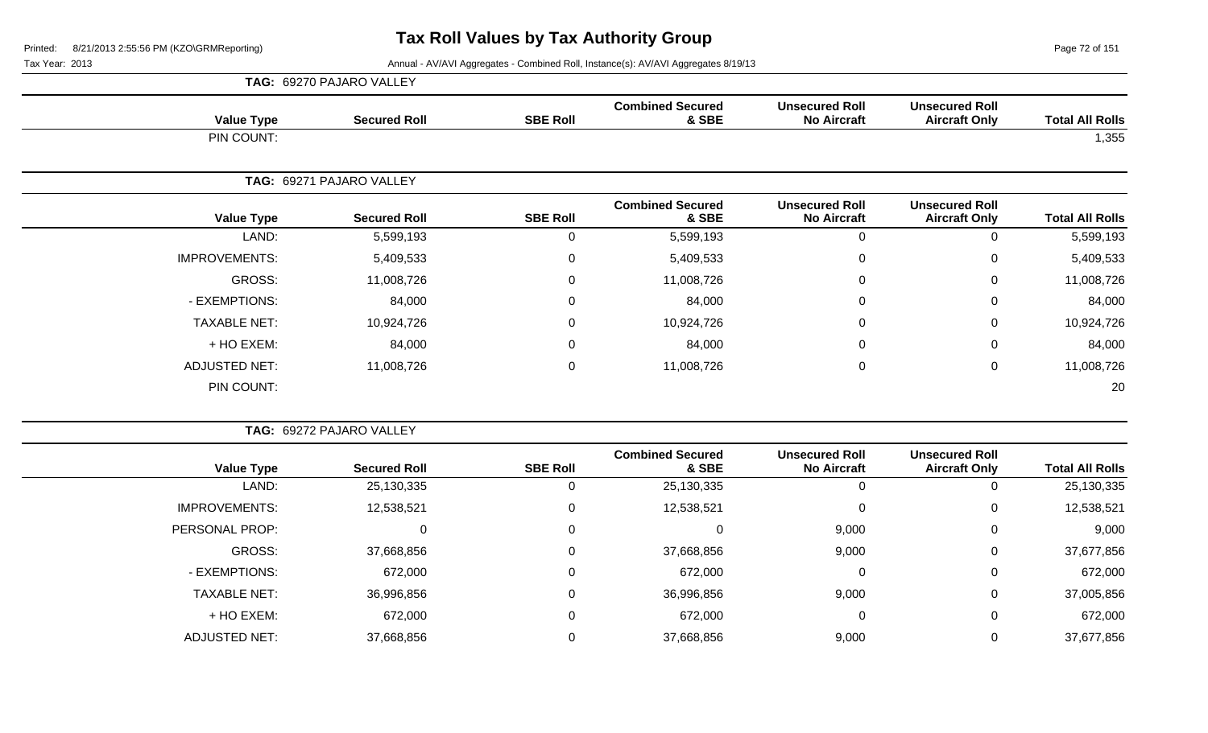# Tax Roll Values by Tax Authority Group

Printed: 8/21/2013 2:55:56 PM (KZO\GRMReporting)

Tax Year: 2013

Annual - AV/AVI Aggregates - Combined Roll, Instance(s): AV/AVI Aggregates 8/19/13

**TAG: 69270 PAJARO VALLEY**

| Value Type | Secured Roll | SBE Roll | Combined Secured & SBE | Unsecured Roll No Aircraft | Unsecured Roll Aircraft Only | Total All Rolls |
|---|---|---|---|---|---|---|
| PIN COUNT: | | | | | | 1,355 |

**TAG: 69271 PAJARO VALLEY**

| Value Type | Secured Roll | SBE Roll | Combined Secured & SBE | Unsecured Roll No Aircraft | Unsecured Roll Aircraft Only | Total All Rolls |
|---|---|---|---|---|---|---|
| LAND: | 5,599,193 | 0 | 5,599,193 | 0 | 0 | 5,599,193 |
| IMPROVEMENTS: | 5,409,533 | 0 | 5,409,533 | 0 | 0 | 5,409,533 |
| GROSS: | 11,008,726 | 0 | 11,008,726 | 0 | 0 | 11,008,726 |
| - EXEMPTIONS: | 84,000 | 0 | 84,000 | 0 | 0 | 84,000 |
| TAXABLE NET: | 10,924,726 | 0 | 10,924,726 | 0 | 0 | 10,924,726 |
| + HO EXEM: | 84,000 | 0 | 84,000 | 0 | 0 | 84,000 |
| ADJUSTED NET: | 11,008,726 | 0 | 11,008,726 | 0 | 0 | 11,008,726 |
| PIN COUNT: | | | | | | 20 |

**TAG: 69272 PAJARO VALLEY**

| Value Type | Secured Roll | SBE Roll | Combined Secured & SBE | Unsecured Roll No Aircraft | Unsecured Roll Aircraft Only | Total All Rolls |
|---|---|---|---|---|---|---|
| LAND: | 25,130,335 | 0 | 25,130,335 | 0 | 0 | 25,130,335 |
| IMPROVEMENTS: | 12,538,521 | 0 | 12,538,521 | 0 | 0 | 12,538,521 |
| PERSONAL PROP: | 0 | 0 | 0 | 9,000 | 0 | 9,000 |
| GROSS: | 37,668,856 | 0 | 37,668,856 | 9,000 | 0 | 37,677,856 |
| - EXEMPTIONS: | 672,000 | 0 | 672,000 | 0 | 0 | 672,000 |
| TAXABLE NET: | 36,996,856 | 0 | 36,996,856 | 9,000 | 0 | 37,005,856 |
| + HO EXEM: | 672,000 | 0 | 672,000 | 0 | 0 | 672,000 |
| ADJUSTED NET: | 37,668,856 | 0 | 37,668,856 | 9,000 | 0 | 37,677,856 |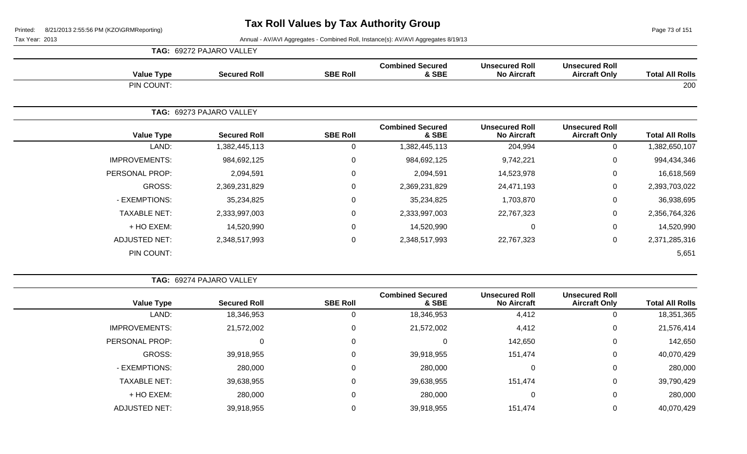# Tax Roll Values by Tax Authority Group

Printed: 8/21/2013 2:55:56 PM (KZO\GRMReporting)

Tax Year: 2013

Annual - AV/AVI Aggregates - Combined Roll, Instance(s): AV/AVI Aggregates 8/19/13

**TAG: 69272 PAJARO VALLEY**

| Value Type | Secured Roll | SBE Roll | Combined Secured & SBE | Unsecured Roll No Aircraft | Unsecured Roll Aircraft Only | Total All Rolls |
|---|---|---|---|---|---|---|
| PIN COUNT: | | | | | | 200 |

**TAG: 69273 PAJARO VALLEY**

| Value Type | Secured Roll | SBE Roll | Combined Secured & SBE | Unsecured Roll No Aircraft | Unsecured Roll Aircraft Only | Total All Rolls |
|---|---|---|---|---|---|---|
| LAND: | 1,382,445,113 | 0 | 1,382,445,113 | 204,994 | 0 | 1,382,650,107 |
| IMPROVEMENTS: | 984,692,125 | 0 | 984,692,125 | 9,742,221 | 0 | 994,434,346 |
| PERSONAL PROP: | 2,094,591 | 0 | 2,094,591 | 14,523,978 | 0 | 16,618,569 |
| GROSS: | 2,369,231,829 | 0 | 2,369,231,829 | 24,471,193 | 0 | 2,393,703,022 |
| - EXEMPTIONS: | 35,234,825 | 0 | 35,234,825 | 1,703,870 | 0 | 36,938,695 |
| TAXABLE NET: | 2,333,997,003 | 0 | 2,333,997,003 | 22,767,323 | 0 | 2,356,764,326 |
| + HO EXEM: | 14,520,990 | 0 | 14,520,990 | 0 | 0 | 14,520,990 |
| ADJUSTED NET: | 2,348,517,993 | 0 | 2,348,517,993 | 22,767,323 | 0 | 2,371,285,316 |
| PIN COUNT: | | | | | | 5,651 |

**TAG: 69274 PAJARO VALLEY**

| Value Type | Secured Roll | SBE Roll | Combined Secured & SBE | Unsecured Roll No Aircraft | Unsecured Roll Aircraft Only | Total All Rolls |
|---|---|---|---|---|---|---|
| LAND: | 18,346,953 | 0 | 18,346,953 | 4,412 | 0 | 18,351,365 |
| IMPROVEMENTS: | 21,572,002 | 0 | 21,572,002 | 4,412 | 0 | 21,576,414 |
| PERSONAL PROP: | 0 | 0 | 0 | 142,650 | 0 | 142,650 |
| GROSS: | 39,918,955 | 0 | 39,918,955 | 151,474 | 0 | 40,070,429 |
| - EXEMPTIONS: | 280,000 | 0 | 280,000 | 0 | 0 | 280,000 |
| TAXABLE NET: | 39,638,955 | 0 | 39,638,955 | 151,474 | 0 | 39,790,429 |
| + HO EXEM: | 280,000 | 0 | 280,000 | 0 | 0 | 280,000 |
| ADJUSTED NET: | 39,918,955 | 0 | 39,918,955 | 151,474 | 0 | 40,070,429 |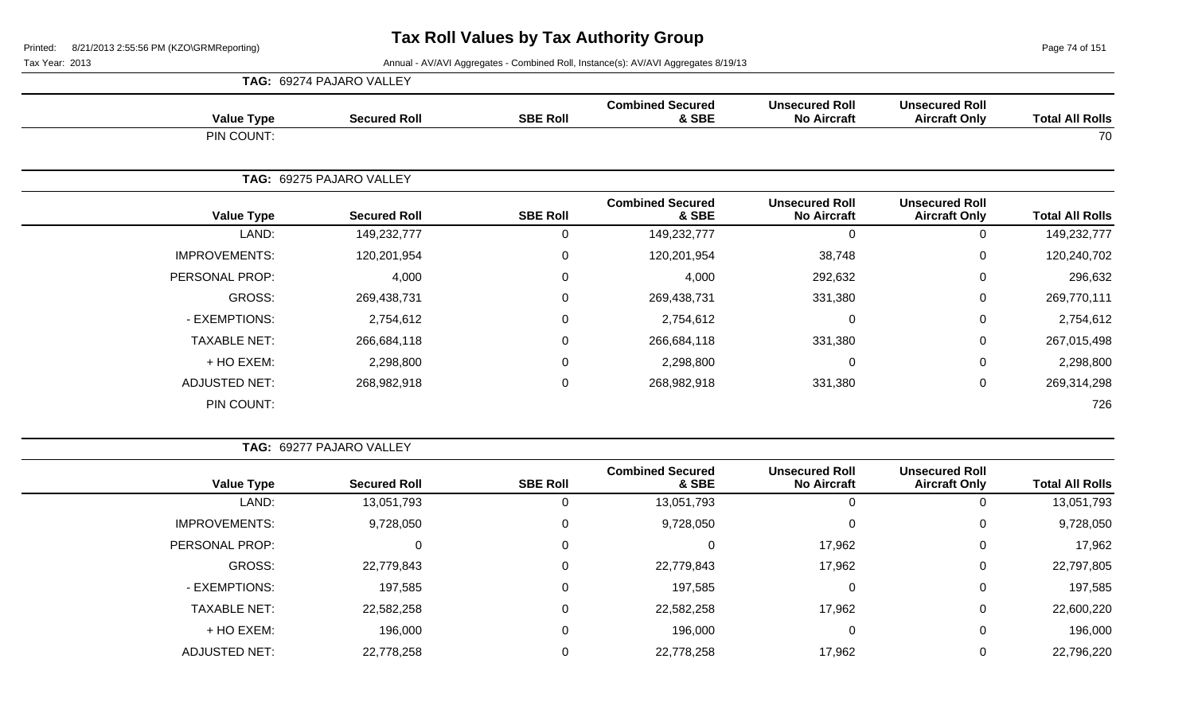# Tax Roll Values by Tax Authority Group

Printed: 8/21/2013 2:55:56 PM (KZO\GRMReporting)

Tax Year: 2013

Annual - AV/AVI Aggregates - Combined Roll, Instance(s): AV/AVI Aggregates 8/19/13

**TAG: 69274 PAJARO VALLEY**

| Value Type | Secured Roll | SBE Roll | Combined Secured & SBE | Unsecured Roll No Aircraft | Unsecured Roll Aircraft Only | Total All Rolls |
|---|---|---|---|---|---|---|
| PIN COUNT: | | | | | | 70 |

**TAG: 69275 PAJARO VALLEY**

| Value Type | Secured Roll | SBE Roll | Combined Secured & SBE | Unsecured Roll No Aircraft | Unsecured Roll Aircraft Only | Total All Rolls |
|---|---|---|---|---|---|---|
| LAND: | 149,232,777 | 0 | 149,232,777 | 0 | 0 | 149,232,777 |
| IMPROVEMENTS: | 120,201,954 | 0 | 120,201,954 | 38,748 | 0 | 120,240,702 |
| PERSONAL PROP: | 4,000 | 0 | 4,000 | 292,632 | 0 | 296,632 |
| GROSS: | 269,438,731 | 0 | 269,438,731 | 331,380 | 0 | 269,770,111 |
| - EXEMPTIONS: | 2,754,612 | 0 | 2,754,612 | 0 | 0 | 2,754,612 |
| TAXABLE NET: | 266,684,118 | 0 | 266,684,118 | 331,380 | 0 | 267,015,498 |
| + HO EXEM: | 2,298,800 | 0 | 2,298,800 | 0 | 0 | 2,298,800 |
| ADJUSTED NET: | 268,982,918 | 0 | 268,982,918 | 331,380 | 0 | 269,314,298 |
| PIN COUNT: | | | | | | 726 |

**TAG: 69277 PAJARO VALLEY**

| Value Type | Secured Roll | SBE Roll | Combined Secured & SBE | Unsecured Roll No Aircraft | Unsecured Roll Aircraft Only | Total All Rolls |
|---|---|---|---|---|---|---|
| LAND: | 13,051,793 | 0 | 13,051,793 | 0 | 0 | 13,051,793 |
| IMPROVEMENTS: | 9,728,050 | 0 | 9,728,050 | 0 | 0 | 9,728,050 |
| PERSONAL PROP: | 0 | 0 | 0 | 17,962 | 0 | 17,962 |
| GROSS: | 22,779,843 | 0 | 22,779,843 | 17,962 | 0 | 22,797,805 |
| - EXEMPTIONS: | 197,585 | 0 | 197,585 | 0 | 0 | 197,585 |
| TAXABLE NET: | 22,582,258 | 0 | 22,582,258 | 17,962 | 0 | 22,600,220 |
| + HO EXEM: | 196,000 | 0 | 196,000 | 0 | 0 | 196,000 |
| ADJUSTED NET: | 22,778,258 | 0 | 22,778,258 | 17,962 | 0 | 22,796,220 |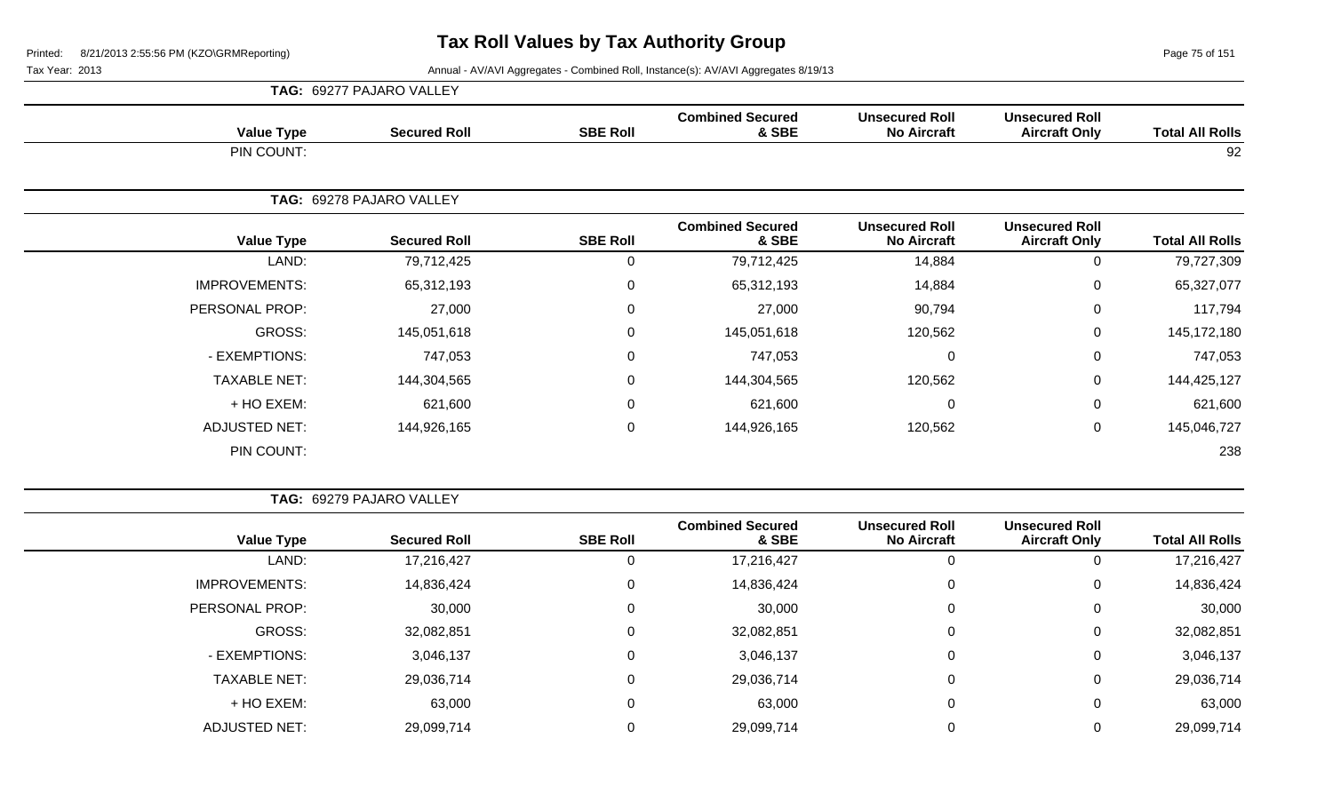# Tax Roll Values by Tax Authority Group

Tax Year: 2013

Annual - AV/AVI Aggregates - Combined Roll, Instance(s): AV/AVI Aggregates 8/19/13

## TAG: 69277 PAJARO VALLEY

| Value Type | Secured Roll | SBE Roll | Combined Secured & SBE | Unsecured Roll No Aircraft | Unsecured Roll Aircraft Only | Total All Rolls |
|---|---|---|---|---|---|---|
| PIN COUNT: | | | | | | 92 |

## TAG: 69278 PAJARO VALLEY

| Value Type | Secured Roll | SBE Roll | Combined Secured & SBE | Unsecured Roll No Aircraft | Unsecured Roll Aircraft Only | Total All Rolls |
|---|---|---|---|---|---|---|
| LAND: | 79,712,425 | 0 | 79,712,425 | 14,884 | 0 | 79,727,309 |
| IMPROVEMENTS: | 65,312,193 | 0 | 65,312,193 | 14,884 | 0 | 65,327,077 |
| PERSONAL PROP: | 27,000 | 0 | 27,000 | 90,794 | 0 | 117,794 |
| GROSS: | 145,051,618 | 0 | 145,051,618 | 120,562 | 0 | 145,172,180 |
| - EXEMPTIONS: | 747,053 | 0 | 747,053 | 0 | 0 | 747,053 |
| TAXABLE NET: | 144,304,565 | 0 | 144,304,565 | 120,562 | 0 | 144,425,127 |
| + HO EXEM: | 621,600 | 0 | 621,600 | 0 | 0 | 621,600 |
| ADJUSTED NET: | 144,926,165 | 0 | 144,926,165 | 120,562 | 0 | 145,046,727 |
| PIN COUNT: | | | | | | 238 |

## TAG: 69279 PAJARO VALLEY

| Value Type | Secured Roll | SBE Roll | Combined Secured & SBE | Unsecured Roll No Aircraft | Unsecured Roll Aircraft Only | Total All Rolls |
|---|---|---|---|---|---|---|
| LAND: | 17,216,427 | 0 | 17,216,427 | 0 | 0 | 17,216,427 |
| IMPROVEMENTS: | 14,836,424 | 0 | 14,836,424 | 0 | 0 | 14,836,424 |
| PERSONAL PROP: | 30,000 | 0 | 30,000 | 0 | 0 | 30,000 |
| GROSS: | 32,082,851 | 0 | 32,082,851 | 0 | 0 | 32,082,851 |
| - EXEMPTIONS: | 3,046,137 | 0 | 3,046,137 | 0 | 0 | 3,046,137 |
| TAXABLE NET: | 29,036,714 | 0 | 29,036,714 | 0 | 0 | 29,036,714 |
| + HO EXEM: | 63,000 | 0 | 63,000 | 0 | 0 | 63,000 |
| ADJUSTED NET: | 29,099,714 | 0 | 29,099,714 | 0 | 0 | 29,099,714 |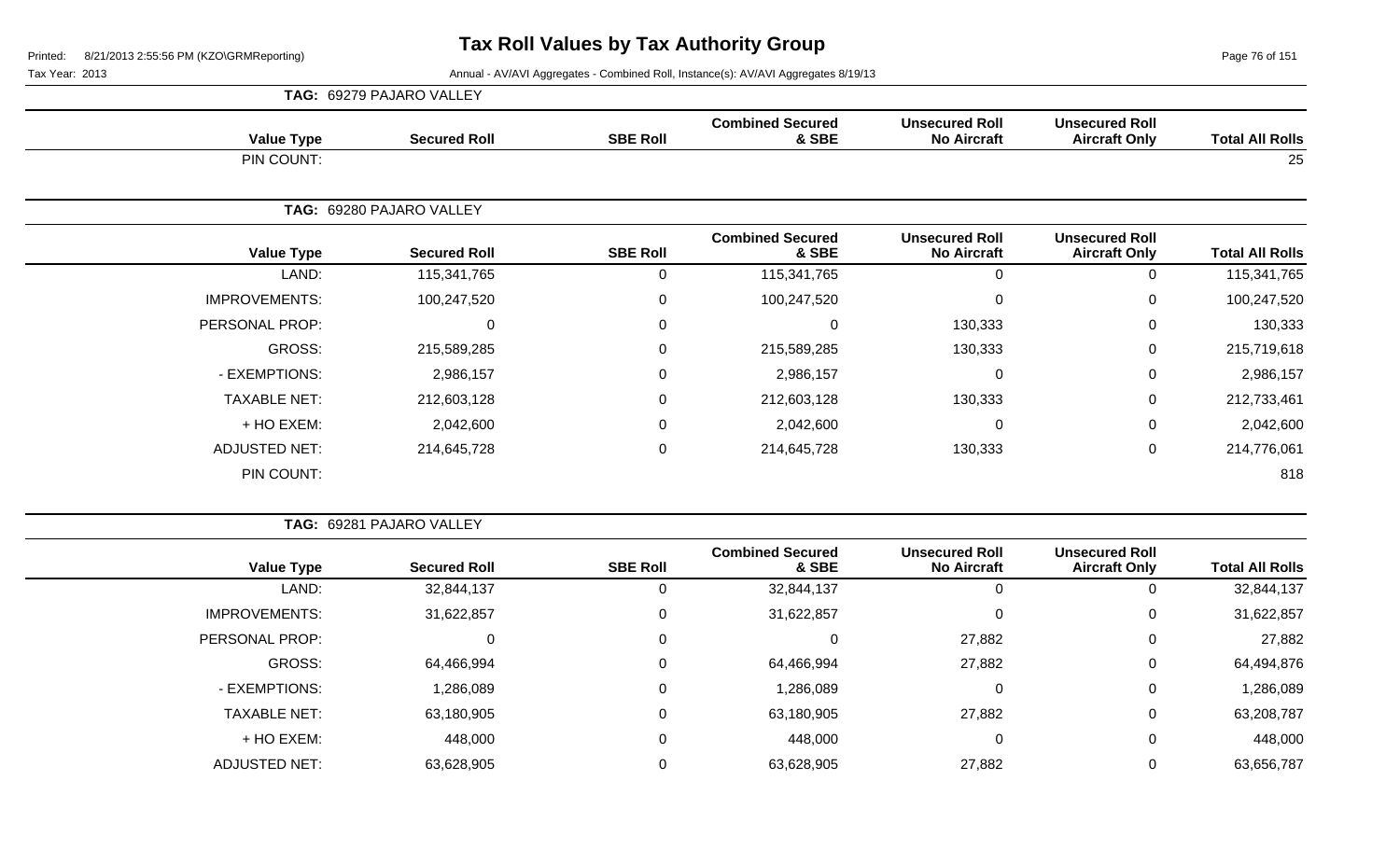# Tax Roll Values by Tax Authority Group

Tax Year: 2013

Annual - AV/AVI Aggregates - Combined Roll, Instance(s): AV/AVI Aggregates 8/19/13

**TAG: 69279 PAJARO VALLEY**

| Value Type | Secured Roll | SBE Roll | Combined Secured & SBE | Unsecured Roll No Aircraft | Unsecured Roll Aircraft Only | Total All Rolls |
|---|---|---|---|---|---|---|
| PIN COUNT: | | | | | | 25 |

**TAG: 69280 PAJARO VALLEY**

| Value Type | Secured Roll | SBE Roll | Combined Secured & SBE | Unsecured Roll No Aircraft | Unsecured Roll Aircraft Only | Total All Rolls |
|---|---|---|---|---|---|---|
| LAND: | 115,341,765 | 0 | 115,341,765 | 0 | 0 | 115,341,765 |
| IMPROVEMENTS: | 100,247,520 | 0 | 100,247,520 | 0 | 0 | 100,247,520 |
| PERSONAL PROP: | 0 | 0 | 0 | 130,333 | 0 | 130,333 |
| GROSS: | 215,589,285 | 0 | 215,589,285 | 130,333 | 0 | 215,719,618 |
| - EXEMPTIONS: | 2,986,157 | 0 | 2,986,157 | 0 | 0 | 2,986,157 |
| TAXABLE NET: | 212,603,128 | 0 | 212,603,128 | 130,333 | 0 | 212,733,461 |
| + HO EXEM: | 2,042,600 | 0 | 2,042,600 | 0 | 0 | 2,042,600 |
| ADJUSTED NET: | 214,645,728 | 0 | 214,645,728 | 130,333 | 0 | 214,776,061 |
| PIN COUNT: | | | | | | 818 |

**TAG: 69281 PAJARO VALLEY**

| Value Type | Secured Roll | SBE Roll | Combined Secured & SBE | Unsecured Roll No Aircraft | Unsecured Roll Aircraft Only | Total All Rolls |
|---|---|---|---|---|---|---|
| LAND: | 32,844,137 | 0 | 32,844,137 | 0 | 0 | 32,844,137 |
| IMPROVEMENTS: | 31,622,857 | 0 | 31,622,857 | 0 | 0 | 31,622,857 |
| PERSONAL PROP: | 0 | 0 | 0 | 27,882 | 0 | 27,882 |
| GROSS: | 64,466,994 | 0 | 64,466,994 | 27,882 | 0 | 64,494,876 |
| - EXEMPTIONS: | 1,286,089 | 0 | 1,286,089 | 0 | 0 | 1,286,089 |
| TAXABLE NET: | 63,180,905 | 0 | 63,180,905 | 27,882 | 0 | 63,208,787 |
| + HO EXEM: | 448,000 | 0 | 448,000 | 0 | 0 | 448,000 |
| ADJUSTED NET: | 63,628,905 | 0 | 63,628,905 | 27,882 | 0 | 63,656,787 |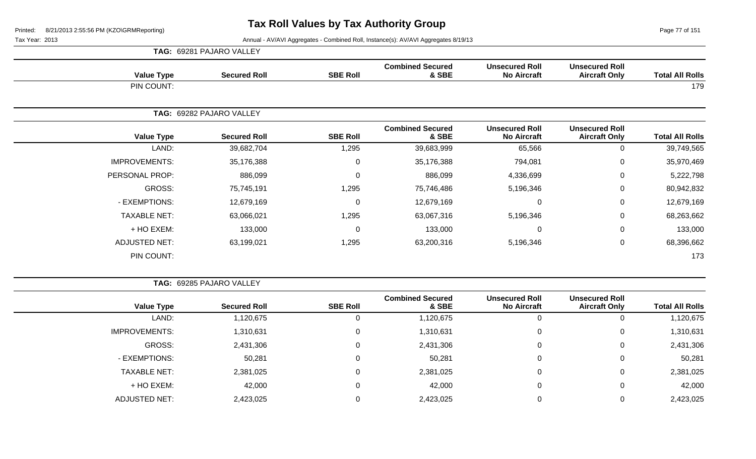# Tax Roll Values by Tax Authority Group

Tax Year: 2013

Annual - AV/AVI Aggregates - Combined Roll, Instance(s): AV/AVI Aggregates 8/19/13

**TAG: 69281 PAJARO VALLEY**

| Value Type | Secured Roll | SBE Roll | Combined Secured & SBE | Unsecured Roll No Aircraft | Unsecured Roll Aircraft Only | Total All Rolls |
|---|---|---|---|---|---|---|
| PIN COUNT: | | | | | | 179 |

**TAG: 69282 PAJARO VALLEY**

| Value Type | Secured Roll | SBE Roll | Combined Secured & SBE | Unsecured Roll No Aircraft | Unsecured Roll Aircraft Only | Total All Rolls |
|---|---|---|---|---|---|---|
| LAND: | 39,682,704 | 1,295 | 39,683,999 | 65,566 | 0 | 39,749,565 |
| IMPROVEMENTS: | 35,176,388 | 0 | 35,176,388 | 794,081 | 0 | 35,970,469 |
| PERSONAL PROP: | 886,099 | 0 | 886,099 | 4,336,699 | 0 | 5,222,798 |
| GROSS: | 75,745,191 | 1,295 | 75,746,486 | 5,196,346 | 0 | 80,942,832 |
| - EXEMPTIONS: | 12,679,169 | 0 | 12,679,169 | 0 | 0 | 12,679,169 |
| TAXABLE NET: | 63,066,021 | 1,295 | 63,067,316 | 5,196,346 | 0 | 68,263,662 |
| + HO EXEM: | 133,000 | 0 | 133,000 | 0 | 0 | 133,000 |
| ADJUSTED NET: | 63,199,021 | 1,295 | 63,200,316 | 5,196,346 | 0 | 68,396,662 |
| PIN COUNT: | | | | | | 173 |

**TAG: 69285 PAJARO VALLEY**

| Value Type | Secured Roll | SBE Roll | Combined Secured & SBE | Unsecured Roll No Aircraft | Unsecured Roll Aircraft Only | Total All Rolls |
|---|---|---|---|---|---|---|
| LAND: | 1,120,675 | 0 | 1,120,675 | 0 | 0 | 1,120,675 |
| IMPROVEMENTS: | 1,310,631 | 0 | 1,310,631 | 0 | 0 | 1,310,631 |
| GROSS: | 2,431,306 | 0 | 2,431,306 | 0 | 0 | 2,431,306 |
| - EXEMPTIONS: | 50,281 | 0 | 50,281 | 0 | 0 | 50,281 |
| TAXABLE NET: | 2,381,025 | 0 | 2,381,025 | 0 | 0 | 2,381,025 |
| + HO EXEM: | 42,000 | 0 | 42,000 | 0 | 0 | 42,000 |
| ADJUSTED NET: | 2,423,025 | 0 | 2,423,025 | 0 | 0 | 2,423,025 |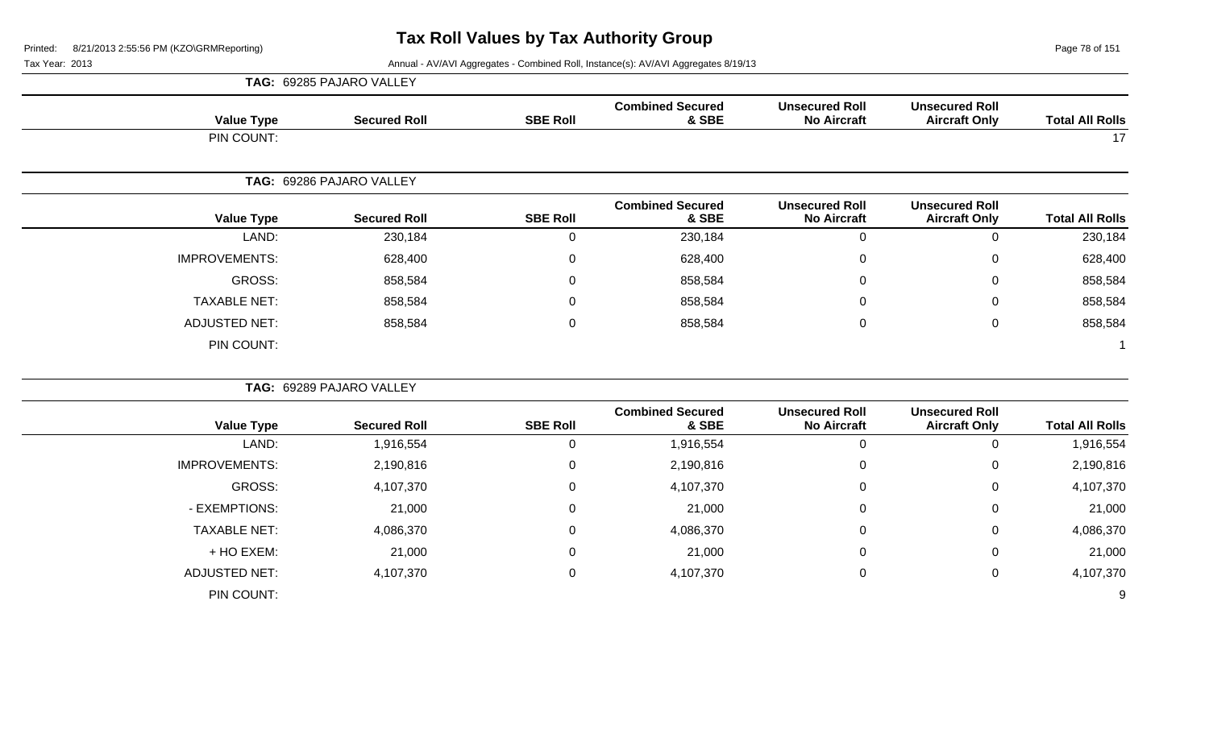# Tax Roll Values by Tax Authority Group

Printed: 8/21/2013 2:55:56 PM (KZO\GRMReporting)

Tax Year: 2013

Annual - AV/AVI Aggregates - Combined Roll, Instance(s): AV/AVI Aggregates 8/19/13

**TAG: 69285 PAJARO VALLEY**

| Value Type | Secured Roll | SBE Roll | Combined Secured & SBE | Unsecured Roll No Aircraft | Unsecured Roll Aircraft Only | Total All Rolls |
|---|---|---|---|---|---|---|
| PIN COUNT: | | | | | | 17 |

**TAG: 69286 PAJARO VALLEY**

| Value Type | Secured Roll | SBE Roll | Combined Secured & SBE | Unsecured Roll No Aircraft | Unsecured Roll Aircraft Only | Total All Rolls |
|---|---|---|---|---|---|---|
| LAND: | 230,184 | 0 | 230,184 | 0 | 0 | 230,184 |
| IMPROVEMENTS: | 628,400 | 0 | 628,400 | 0 | 0 | 628,400 |
| GROSS: | 858,584 | 0 | 858,584 | 0 | 0 | 858,584 |
| TAXABLE NET: | 858,584 | 0 | 858,584 | 0 | 0 | 858,584 |
| ADJUSTED NET: | 858,584 | 0 | 858,584 | 0 | 0 | 858,584 |
| PIN COUNT: | | | | | | 1 |

**TAG: 69289 PAJARO VALLEY**

| Value Type | Secured Roll | SBE Roll | Combined Secured & SBE | Unsecured Roll No Aircraft | Unsecured Roll Aircraft Only | Total All Rolls |
|---|---|---|---|---|---|---|
| LAND: | 1,916,554 | 0 | 1,916,554 | 0 | 0 | 1,916,554 |
| IMPROVEMENTS: | 2,190,816 | 0 | 2,190,816 | 0 | 0 | 2,190,816 |
| GROSS: | 4,107,370 | 0 | 4,107,370 | 0 | 0 | 4,107,370 |
| - EXEMPTIONS: | 21,000 | 0 | 21,000 | 0 | 0 | 21,000 |
| TAXABLE NET: | 4,086,370 | 0 | 4,086,370 | 0 | 0 | 4,086,370 |
| + HO EXEM: | 21,000 | 0 | 21,000 | 0 | 0 | 21,000 |
| ADJUSTED NET: | 4,107,370 | 0 | 4,107,370 | 0 | 0 | 4,107,370 |
| PIN COUNT: | | | | | | 9 |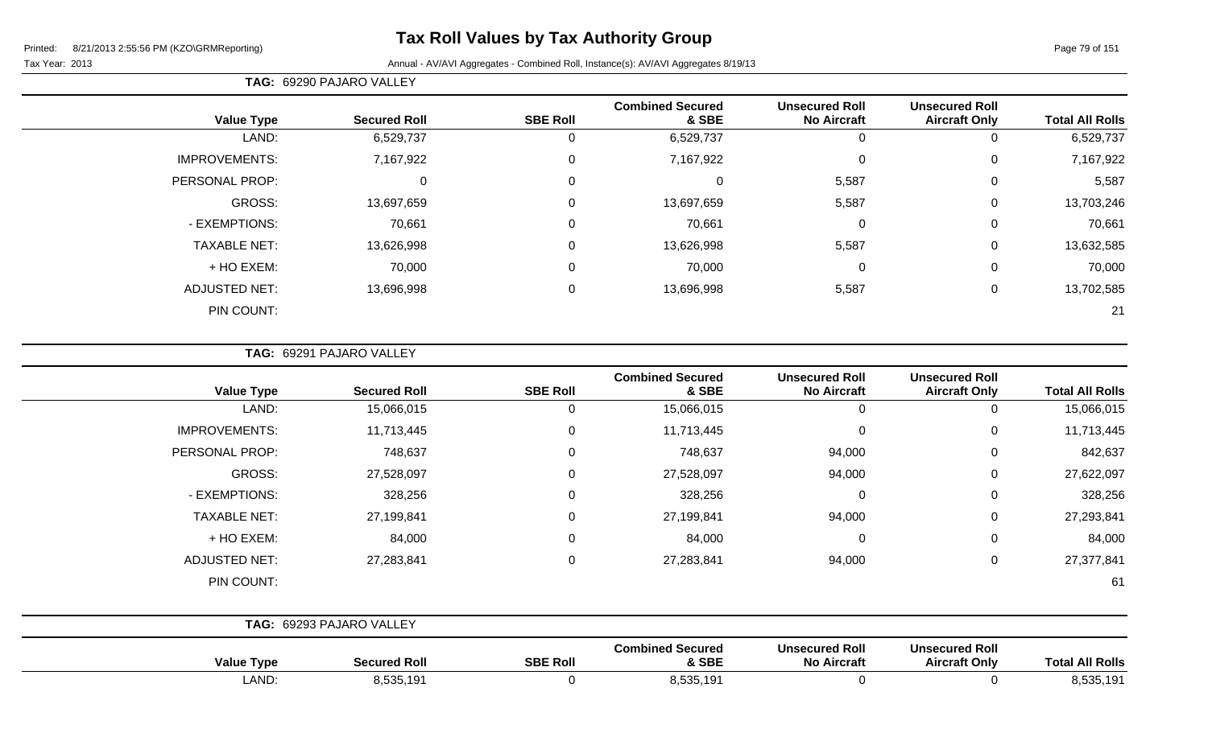# Tax Roll Values by Tax Authority Group

Printed: 8/21/2013 2:55:56 PM (KZO\GRMReporting)

Tax Year: 2013

Annual - AV/AVI Aggregates - Combined Roll, Instance(s): AV/AVI Aggregates 8/19/13

**TAG: 69290 PAJARO VALLEY**

| Value Type | Secured Roll | SBE Roll | Combined Secured & SBE | Unsecured Roll No Aircraft | Unsecured Roll Aircraft Only | Total All Rolls |
|---|---|---|---|---|---|---|
| LAND: | 6,529,737 | 0 | 6,529,737 | 0 | 0 | 6,529,737 |
| IMPROVEMENTS: | 7,167,922 | 0 | 7,167,922 | 0 | 0 | 7,167,922 |
| PERSONAL PROP: | 0 | 0 | 0 | 5,587 | 0 | 5,587 |
| GROSS: | 13,697,659 | 0 | 13,697,659 | 5,587 | 0 | 13,703,246 |
| - EXEMPTIONS: | 70,661 | 0 | 70,661 | 0 | 0 | 70,661 |
| TAXABLE NET: | 13,626,998 | 0 | 13,626,998 | 5,587 | 0 | 13,632,585 |
| + HO EXEM: | 70,000 | 0 | 70,000 | 0 | 0 | 70,000 |
| ADJUSTED NET: | 13,696,998 | 0 | 13,696,998 | 5,587 | 0 | 13,702,585 |
| PIN COUNT: | | | | | | 21 |

**TAG: 69291 PAJARO VALLEY**

| Value Type | Secured Roll | SBE Roll | Combined Secured & SBE | Unsecured Roll No Aircraft | Unsecured Roll Aircraft Only | Total All Rolls |
|---|---|---|---|---|---|---|
| LAND: | 15,066,015 | 0 | 15,066,015 | 0 | 0 | 15,066,015 |
| IMPROVEMENTS: | 11,713,445 | 0 | 11,713,445 | 0 | 0 | 11,713,445 |
| PERSONAL PROP: | 748,637 | 0 | 748,637 | 94,000 | 0 | 842,637 |
| GROSS: | 27,528,097 | 0 | 27,528,097 | 94,000 | 0 | 27,622,097 |
| - EXEMPTIONS: | 328,256 | 0 | 328,256 | 0 | 0 | 328,256 |
| TAXABLE NET: | 27,199,841 | 0 | 27,199,841 | 94,000 | 0 | 27,293,841 |
| + HO EXEM: | 84,000 | 0 | 84,000 | 0 | 0 | 84,000 |
| ADJUSTED NET: | 27,283,841 | 0 | 27,283,841 | 94,000 | 0 | 27,377,841 |
| PIN COUNT: | | | | | | 61 |

**TAG: 69293 PAJARO VALLEY**

| Value Type | Secured Roll | SBE Roll | Combined Secured & SBE | Unsecured Roll No Aircraft | Unsecured Roll Aircraft Only | Total All Rolls |
|---|---|---|---|---|---|---|
| LAND: | 8,535,191 | 0 | 8,535,191 | 0 | 0 | 8,535,191 |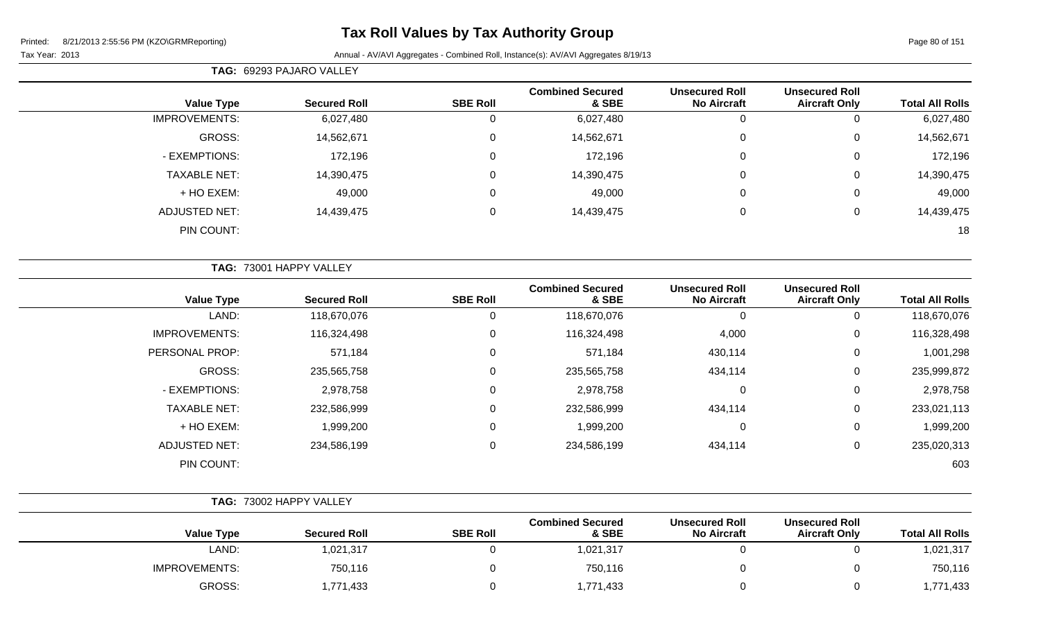# Tax Roll Values by Tax Authority Group

Printed: 8/21/2013 2:55:56 PM (KZO\GRMReporting)

Tax Year: 2013

Annual - AV/AVI Aggregates - Combined Roll, Instance(s): AV/AVI Aggregates 8/19/13

**TAG: 69293 PAJARO VALLEY**

| Value Type | Secured Roll | SBE Roll | Combined Secured & SBE | Unsecured Roll No Aircraft | Unsecured Roll Aircraft Only | Total All Rolls |
|---|---|---|---|---|---|---|
| IMPROVEMENTS: | 6,027,480 | 0 | 6,027,480 | 0 | 0 | 6,027,480 |
| GROSS: | 14,562,671 | 0 | 14,562,671 | 0 | 0 | 14,562,671 |
| - EXEMPTIONS: | 172,196 | 0 | 172,196 | 0 | 0 | 172,196 |
| TAXABLE NET: | 14,390,475 | 0 | 14,390,475 | 0 | 0 | 14,390,475 |
| + HO EXEM: | 49,000 | 0 | 49,000 | 0 | 0 | 49,000 |
| ADJUSTED NET: | 14,439,475 | 0 | 14,439,475 | 0 | 0 | 14,439,475 |
| PIN COUNT: | | | | | | 18 |

**TAG: 73001 HAPPY VALLEY**

| Value Type | Secured Roll | SBE Roll | Combined Secured & SBE | Unsecured Roll No Aircraft | Unsecured Roll Aircraft Only | Total All Rolls |
|---|---|---|---|---|---|---|
| LAND: | 118,670,076 | 0 | 118,670,076 | 0 | 0 | 118,670,076 |
| IMPROVEMENTS: | 116,324,498 | 0 | 116,324,498 | 4,000 | 0 | 116,328,498 |
| PERSONAL PROP: | 571,184 | 0 | 571,184 | 430,114 | 0 | 1,001,298 |
| GROSS: | 235,565,758 | 0 | 235,565,758 | 434,114 | 0 | 235,999,872 |
| - EXEMPTIONS: | 2,978,758 | 0 | 2,978,758 | 0 | 0 | 2,978,758 |
| TAXABLE NET: | 232,586,999 | 0 | 232,586,999 | 434,114 | 0 | 233,021,113 |
| + HO EXEM: | 1,999,200 | 0 | 1,999,200 | 0 | 0 | 1,999,200 |
| ADJUSTED NET: | 234,586,199 | 0 | 234,586,199 | 434,114 | 0 | 235,020,313 |
| PIN COUNT: | | | | | | 603 |

**TAG: 73002 HAPPY VALLEY**

| Value Type | Secured Roll | SBE Roll | Combined Secured & SBE | Unsecured Roll No Aircraft | Unsecured Roll Aircraft Only | Total All Rolls |
|---|---|---|---|---|---|---|
| LAND: | 1,021,317 | 0 | 1,021,317 | 0 | 0 | 1,021,317 |
| IMPROVEMENTS: | 750,116 | 0 | 750,116 | 0 | 0 | 750,116 |
| GROSS: | 1,771,433 | 0 | 1,771,433 | 0 | 0 | 1,771,433 |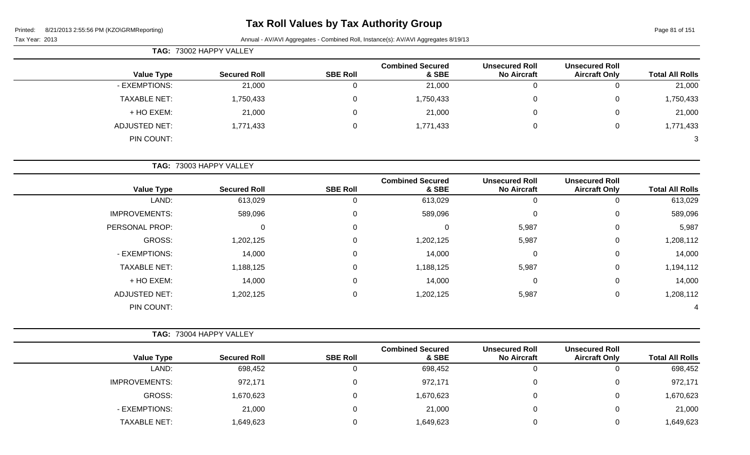# Tax Roll Values by Tax Authority Group

Tax Year: 2013

Annual - AV/AVI Aggregates - Combined Roll, Instance(s): AV/AVI Aggregates 8/19/13

**TAG: 73002 HAPPY VALLEY**

| Value Type | Secured Roll | SBE Roll | Combined Secured & SBE | Unsecured Roll No Aircraft | Unsecured Roll Aircraft Only | Total All Rolls |
|---|---|---|---|---|---|---|
| - EXEMPTIONS: | 21,000 | 0 | 21,000 | 0 | 0 | 21,000 |
| TAXABLE NET: | 1,750,433 | 0 | 1,750,433 | 0 | 0 | 1,750,433 |
| + HO EXEM: | 21,000 | 0 | 21,000 | 0 | 0 | 21,000 |
| ADJUSTED NET: | 1,771,433 | 0 | 1,771,433 | 0 | 0 | 1,771,433 |
| PIN COUNT: | | | | | | 3 |

**TAG: 73003 HAPPY VALLEY**

| Value Type | Secured Roll | SBE Roll | Combined Secured & SBE | Unsecured Roll No Aircraft | Unsecured Roll Aircraft Only | Total All Rolls |
|---|---|---|---|---|---|---|
| LAND: | 613,029 | 0 | 613,029 | 0 | 0 | 613,029 |
| IMPROVEMENTS: | 589,096 | 0 | 589,096 | 0 | 0 | 589,096 |
| PERSONAL PROP: | 0 | 0 | 0 | 5,987 | 0 | 5,987 |
| GROSS: | 1,202,125 | 0 | 1,202,125 | 5,987 | 0 | 1,208,112 |
| - EXEMPTIONS: | 14,000 | 0 | 14,000 | 0 | 0 | 14,000 |
| TAXABLE NET: | 1,188,125 | 0 | 1,188,125 | 5,987 | 0 | 1,194,112 |
| + HO EXEM: | 14,000 | 0 | 14,000 | 0 | 0 | 14,000 |
| ADJUSTED NET: | 1,202,125 | 0 | 1,202,125 | 5,987 | 0 | 1,208,112 |
| PIN COUNT: | | | | | | 4 |

**TAG: 73004 HAPPY VALLEY**

| Value Type | Secured Roll | SBE Roll | Combined Secured & SBE | Unsecured Roll No Aircraft | Unsecured Roll Aircraft Only | Total All Rolls |
|---|---|---|---|---|---|---|
| LAND: | 698,452 | 0 | 698,452 | 0 | 0 | 698,452 |
| IMPROVEMENTS: | 972,171 | 0 | 972,171 | 0 | 0 | 972,171 |
| GROSS: | 1,670,623 | 0 | 1,670,623 | 0 | 0 | 1,670,623 |
| - EXEMPTIONS: | 21,000 | 0 | 21,000 | 0 | 0 | 21,000 |
| TAXABLE NET: | 1,649,623 | 0 | 1,649,623 | 0 | 0 | 1,649,623 |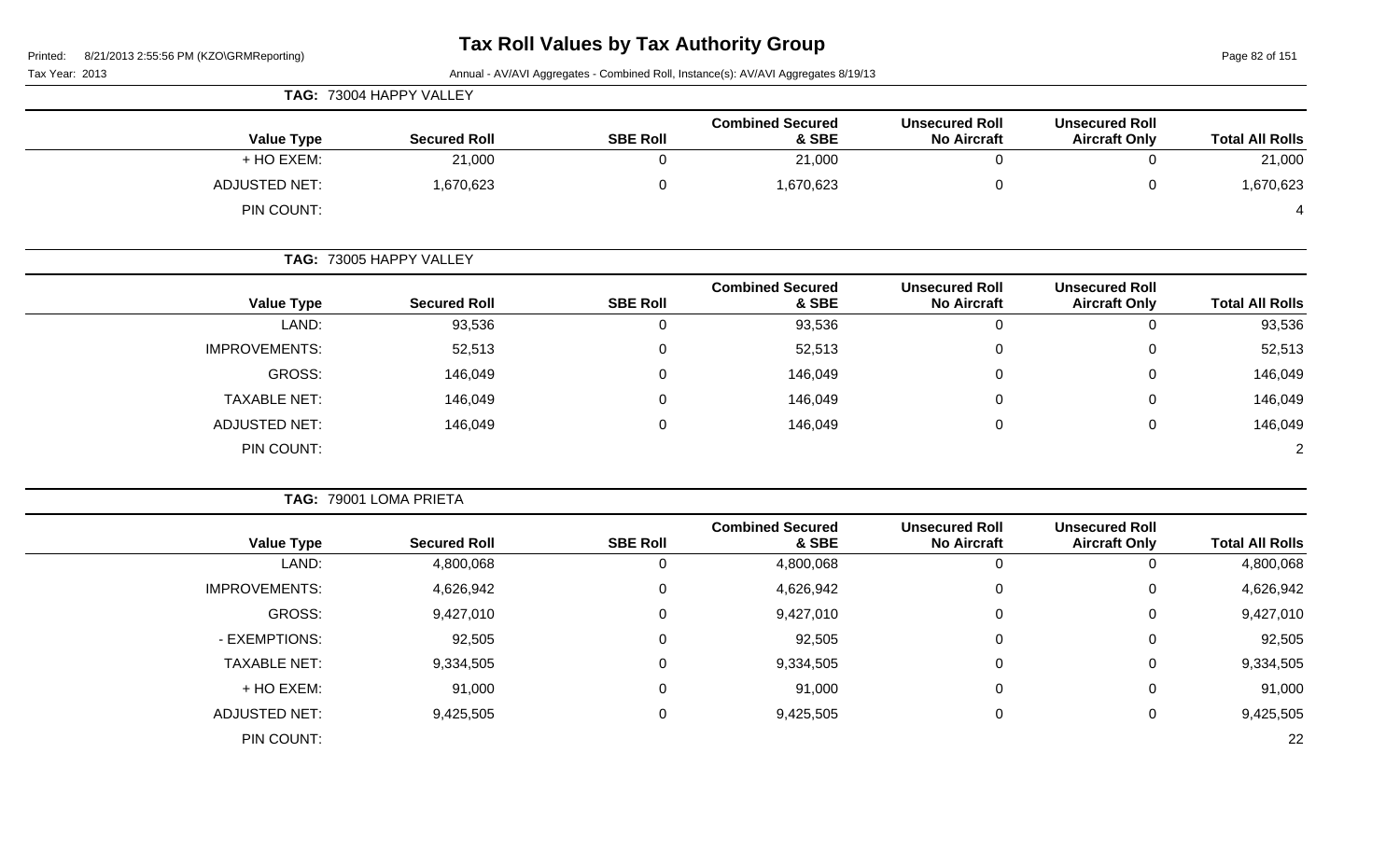# Tax Roll Values by Tax Authority Group

Printed: 8/21/2013 2:55:56 PM (KZO\GRMReporting)

Tax Year: 2013

Annual - AV/AVI Aggregates - Combined Roll, Instance(s): AV/AVI Aggregates 8/19/13

**TAG: 73004 HAPPY VALLEY**

| Value Type | Secured Roll | SBE Roll | Combined Secured & SBE | Unsecured Roll No Aircraft | Unsecured Roll Aircraft Only | Total All Rolls |
|---|---|---|---|---|---|---|
| + HO EXEM: | 21,000 | 0 | 21,000 | 0 | 0 | 21,000 |
| ADJUSTED NET: | 1,670,623 | 0 | 1,670,623 | 0 | 0 | 1,670,623 |
| PIN COUNT: | | | | | | 4 |

**TAG: 73005 HAPPY VALLEY**

| Value Type | Secured Roll | SBE Roll | Combined Secured & SBE | Unsecured Roll No Aircraft | Unsecured Roll Aircraft Only | Total All Rolls |
|---|---|---|---|---|---|---|
| LAND: | 93,536 | 0 | 93,536 | 0 | 0 | 93,536 |
| IMPROVEMENTS: | 52,513 | 0 | 52,513 | 0 | 0 | 52,513 |
| GROSS: | 146,049 | 0 | 146,049 | 0 | 0 | 146,049 |
| TAXABLE NET: | 146,049 | 0 | 146,049 | 0 | 0 | 146,049 |
| ADJUSTED NET: | 146,049 | 0 | 146,049 | 0 | 0 | 146,049 |
| PIN COUNT: | | | | | | 2 |

**TAG: 79001 LOMA PRIETA**

| Value Type | Secured Roll | SBE Roll | Combined Secured & SBE | Unsecured Roll No Aircraft | Unsecured Roll Aircraft Only | Total All Rolls |
|---|---|---|---|---|---|---|
| LAND: | 4,800,068 | 0 | 4,800,068 | 0 | 0 | 4,800,068 |
| IMPROVEMENTS: | 4,626,942 | 0 | 4,626,942 | 0 | 0 | 4,626,942 |
| GROSS: | 9,427,010 | 0 | 9,427,010 | 0 | 0 | 9,427,010 |
| - EXEMPTIONS: | 92,505 | 0 | 92,505 | 0 | 0 | 92,505 |
| TAXABLE NET: | 9,334,505 | 0 | 9,334,505 | 0 | 0 | 9,334,505 |
| + HO EXEM: | 91,000 | 0 | 91,000 | 0 | 0 | 91,000 |
| ADJUSTED NET: | 9,425,505 | 0 | 9,425,505 | 0 | 0 | 9,425,505 |
| PIN COUNT: | | | | | | 22 |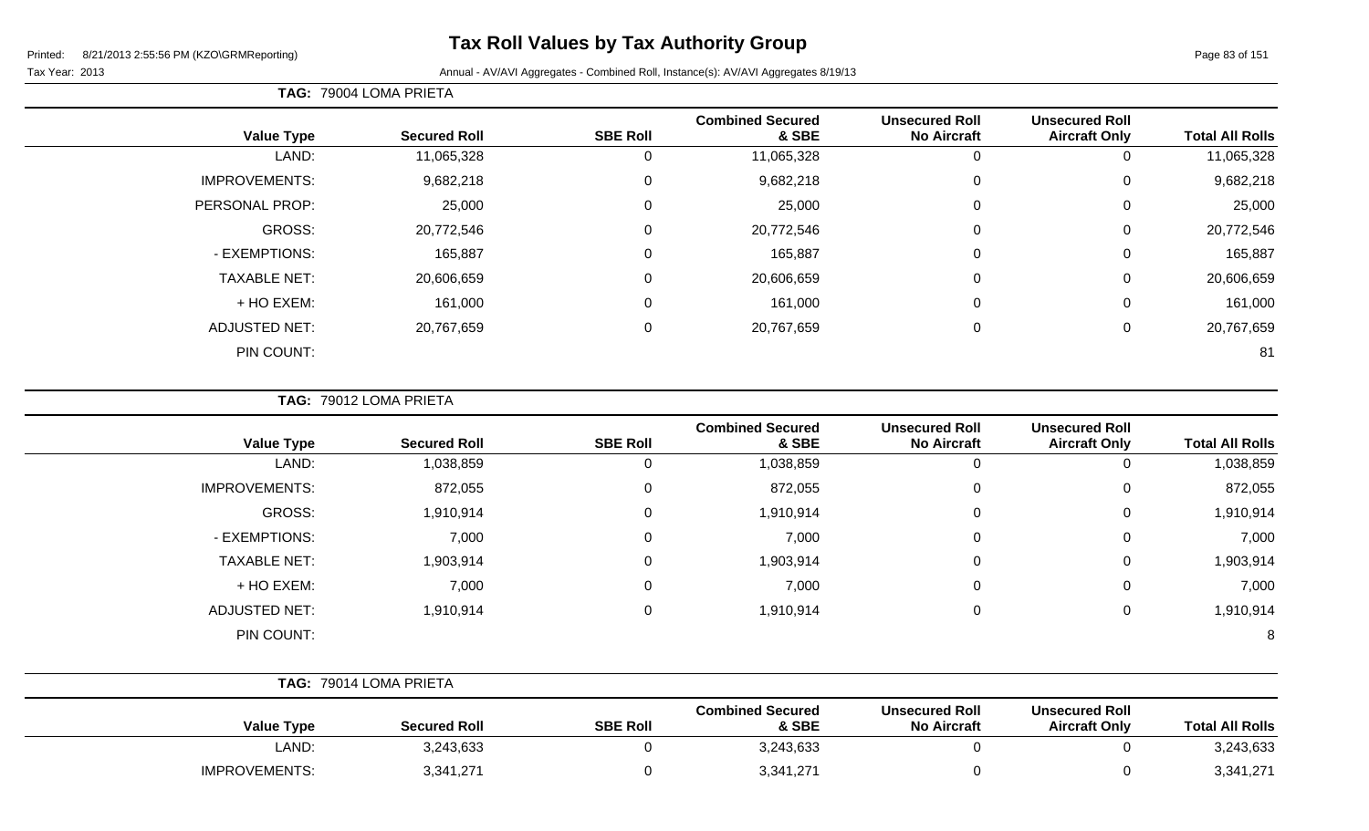# Tax Roll Values by Tax Authority Group

Printed: 8/21/2013 2:55:56 PM (KZO\GRMReporting)

Tax Year: 2013

Annual - AV/AVI Aggregates - Combined Roll, Instance(s): AV/AVI Aggregates 8/19/13

**TAG: 79004 LOMA PRIETA**

| Value Type | Secured Roll | SBE Roll | Combined Secured & SBE | Unsecured Roll No Aircraft | Unsecured Roll Aircraft Only | Total All Rolls |
|---|---|---|---|---|---|---|
| LAND: | 11,065,328 | 0 | 11,065,328 | 0 | 0 | 11,065,328 |
| IMPROVEMENTS: | 9,682,218 | 0 | 9,682,218 | 0 | 0 | 9,682,218 |
| PERSONAL PROP: | 25,000 | 0 | 25,000 | 0 | 0 | 25,000 |
| GROSS: | 20,772,546 | 0 | 20,772,546 | 0 | 0 | 20,772,546 |
| - EXEMPTIONS: | 165,887 | 0 | 165,887 | 0 | 0 | 165,887 |
| TAXABLE NET: | 20,606,659 | 0 | 20,606,659 | 0 | 0 | 20,606,659 |
| + HO EXEM: | 161,000 | 0 | 161,000 | 0 | 0 | 161,000 |
| ADJUSTED NET: | 20,767,659 | 0 | 20,767,659 | 0 | 0 | 20,767,659 |
| PIN COUNT: | | | | | | 81 |

**TAG: 79012 LOMA PRIETA**

| Value Type | Secured Roll | SBE Roll | Combined Secured & SBE | Unsecured Roll No Aircraft | Unsecured Roll Aircraft Only | Total All Rolls |
|---|---|---|---|---|---|---|
| LAND: | 1,038,859 | 0 | 1,038,859 | 0 | 0 | 1,038,859 |
| IMPROVEMENTS: | 872,055 | 0 | 872,055 | 0 | 0 | 872,055 |
| GROSS: | 1,910,914 | 0 | 1,910,914 | 0 | 0 | 1,910,914 |
| - EXEMPTIONS: | 7,000 | 0 | 7,000 | 0 | 0 | 7,000 |
| TAXABLE NET: | 1,903,914 | 0 | 1,903,914 | 0 | 0 | 1,903,914 |
| + HO EXEM: | 7,000 | 0 | 7,000 | 0 | 0 | 7,000 |
| ADJUSTED NET: | 1,910,914 | 0 | 1,910,914 | 0 | 0 | 1,910,914 |
| PIN COUNT: | | | | | | 8 |

**TAG: 79014 LOMA PRIETA**

| Value Type | Secured Roll | SBE Roll | Combined Secured & SBE | Unsecured Roll No Aircraft | Unsecured Roll Aircraft Only | Total All Rolls |
|---|---|---|---|---|---|---|
| LAND: | 3,243,633 | 0 | 3,243,633 | 0 | 0 | 3,243,633 |
| IMPROVEMENTS: | 3,341,271 | 0 | 3,341,271 | 0 | 0 | 3,341,271 |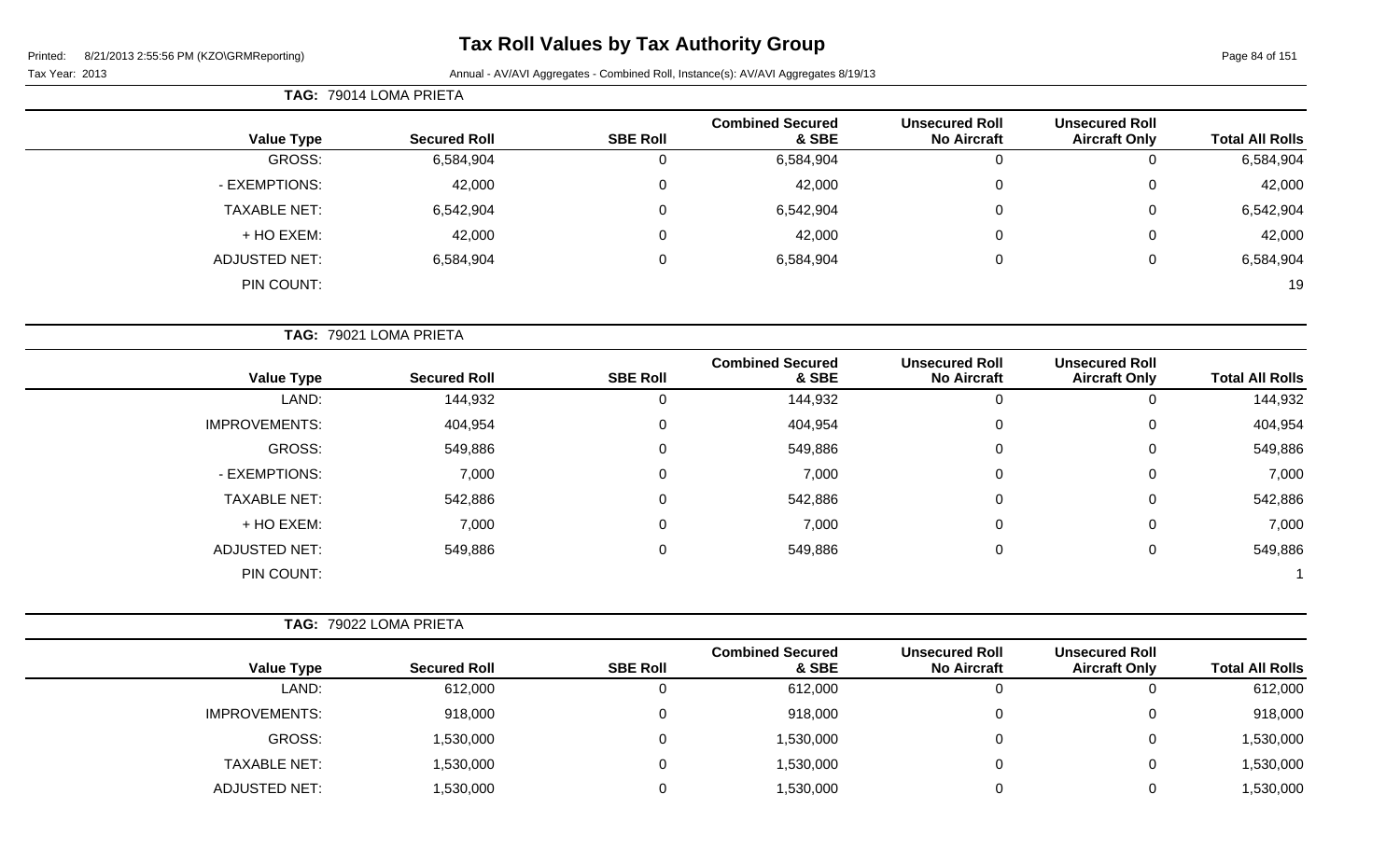# Tax Roll Values by Tax Authority Group

Printed: 8/21/2013 2:55:56 PM (KZO\GRMReporting)

Tax Year: 2013

Annual - AV/AVI Aggregates - Combined Roll, Instance(s): AV/AVI Aggregates 8/19/13

**TAG: 79014 LOMA PRIETA**

| Value Type | Secured Roll | SBE Roll | Combined Secured & SBE | Unsecured Roll No Aircraft | Unsecured Roll Aircraft Only | Total All Rolls |
|---|---|---|---|---|---|---|
| GROSS: | 6,584,904 | 0 | 6,584,904 | 0 | 0 | 6,584,904 |
| - EXEMPTIONS: | 42,000 | 0 | 42,000 | 0 | 0 | 42,000 |
| TAXABLE NET: | 6,542,904 | 0 | 6,542,904 | 0 | 0 | 6,542,904 |
| + HO EXEM: | 42,000 | 0 | 42,000 | 0 | 0 | 42,000 |
| ADJUSTED NET: | 6,584,904 | 0 | 6,584,904 | 0 | 0 | 6,584,904 |
| PIN COUNT: | | | | | | 19 |

**TAG: 79021 LOMA PRIETA**

| Value Type | Secured Roll | SBE Roll | Combined Secured & SBE | Unsecured Roll No Aircraft | Unsecured Roll Aircraft Only | Total All Rolls |
|---|---|---|---|---|---|---|
| LAND: | 144,932 | 0 | 144,932 | 0 | 0 | 144,932 |
| IMPROVEMENTS: | 404,954 | 0 | 404,954 | 0 | 0 | 404,954 |
| GROSS: | 549,886 | 0 | 549,886 | 0 | 0 | 549,886 |
| - EXEMPTIONS: | 7,000 | 0 | 7,000 | 0 | 0 | 7,000 |
| TAXABLE NET: | 542,886 | 0 | 542,886 | 0 | 0 | 542,886 |
| + HO EXEM: | 7,000 | 0 | 7,000 | 0 | 0 | 7,000 |
| ADJUSTED NET: | 549,886 | 0 | 549,886 | 0 | 0 | 549,886 |
| PIN COUNT: | | | | | | 1 |

**TAG: 79022 LOMA PRIETA**

| Value Type | Secured Roll | SBE Roll | Combined Secured & SBE | Unsecured Roll No Aircraft | Unsecured Roll Aircraft Only | Total All Rolls |
|---|---|---|---|---|---|---|
| LAND: | 612,000 | 0 | 612,000 | 0 | 0 | 612,000 |
| IMPROVEMENTS: | 918,000 | 0 | 918,000 | 0 | 0 | 918,000 |
| GROSS: | 1,530,000 | 0 | 1,530,000 | 0 | 0 | 1,530,000 |
| TAXABLE NET: | 1,530,000 | 0 | 1,530,000 | 0 | 0 | 1,530,000 |
| ADJUSTED NET: | 1,530,000 | 0 | 1,530,000 | 0 | 0 | 1,530,000 |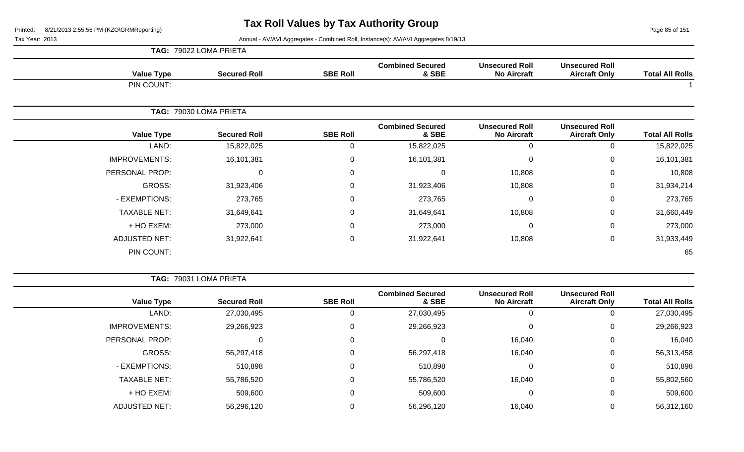# Tax Roll Values by Tax Authority Group

Tax Year: 2013

Annual - AV/AVI Aggregates - Combined Roll, Instance(s): AV/AVI Aggregates 8/19/13

**TAG: 79022 LOMA PRIETA**

| Value Type | Secured Roll | SBE Roll | Combined Secured & SBE | Unsecured Roll No Aircraft | Unsecured Roll Aircraft Only | Total All Rolls |
|---|---|---|---|---|---|---|
| PIN COUNT: | | | | | | 1 |

**TAG: 79030 LOMA PRIETA**

| Value Type | Secured Roll | SBE Roll | Combined Secured & SBE | Unsecured Roll No Aircraft | Unsecured Roll Aircraft Only | Total All Rolls |
|---|---|---|---|---|---|---|
| LAND: | 15,822,025 | 0 | 15,822,025 | 0 | 0 | 15,822,025 |
| IMPROVEMENTS: | 16,101,381 | 0 | 16,101,381 | 0 | 0 | 16,101,381 |
| PERSONAL PROP: | 0 | 0 | 0 | 10,808 | 0 | 10,808 |
| GROSS: | 31,923,406 | 0 | 31,923,406 | 10,808 | 0 | 31,934,214 |
| - EXEMPTIONS: | 273,765 | 0 | 273,765 | 0 | 0 | 273,765 |
| TAXABLE NET: | 31,649,641 | 0 | 31,649,641 | 10,808 | 0 | 31,660,449 |
| + HO EXEM: | 273,000 | 0 | 273,000 | 0 | 0 | 273,000 |
| ADJUSTED NET: | 31,922,641 | 0 | 31,922,641 | 10,808 | 0 | 31,933,449 |
| PIN COUNT: | | | | | | 65 |

**TAG: 79031 LOMA PRIETA**

| Value Type | Secured Roll | SBE Roll | Combined Secured & SBE | Unsecured Roll No Aircraft | Unsecured Roll Aircraft Only | Total All Rolls |
|---|---|---|---|---|---|---|
| LAND: | 27,030,495 | 0 | 27,030,495 | 0 | 0 | 27,030,495 |
| IMPROVEMENTS: | 29,266,923 | 0 | 29,266,923 | 0 | 0 | 29,266,923 |
| PERSONAL PROP: | 0 | 0 | 0 | 16,040 | 0 | 16,040 |
| GROSS: | 56,297,418 | 0 | 56,297,418 | 16,040 | 0 | 56,313,458 |
| - EXEMPTIONS: | 510,898 | 0 | 510,898 | 0 | 0 | 510,898 |
| TAXABLE NET: | 55,786,520 | 0 | 55,786,520 | 16,040 | 0 | 55,802,560 |
| + HO EXEM: | 509,600 | 0 | 509,600 | 0 | 0 | 509,600 |
| ADJUSTED NET: | 56,296,120 | 0 | 56,296,120 | 16,040 | 0 | 56,312,160 |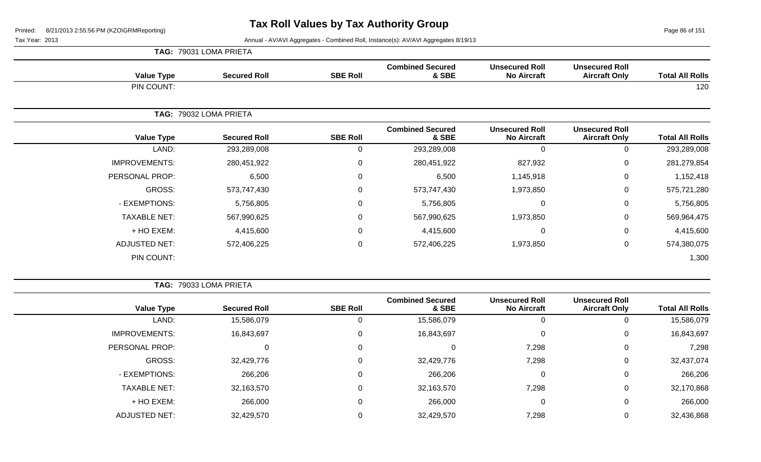# Tax Roll Values by Tax Authority Group

Printed: 8/21/2013 2:55:56 PM (KZO\GRMReporting)

Tax Year: 2013

Annual - AV/AVI Aggregates - Combined Roll, Instance(s): AV/AVI Aggregates 8/19/13

**TAG: 79031 LOMA PRIETA**

| Value Type | Secured Roll | SBE Roll | Combined Secured & SBE | Unsecured Roll No Aircraft | Unsecured Roll Aircraft Only | Total All Rolls |
|---|---|---|---|---|---|---|
| PIN COUNT: | | | | | | 120 |

**TAG: 79032 LOMA PRIETA**

| Value Type | Secured Roll | SBE Roll | Combined Secured & SBE | Unsecured Roll No Aircraft | Unsecured Roll Aircraft Only | Total All Rolls |
|---|---|---|---|---|---|---|
| LAND: | 293,289,008 | 0 | 293,289,008 | 0 | 0 | 293,289,008 |
| IMPROVEMENTS: | 280,451,922 | 0 | 280,451,922 | 827,932 | 0 | 281,279,854 |
| PERSONAL PROP: | 6,500 | 0 | 6,500 | 1,145,918 | 0 | 1,152,418 |
| GROSS: | 573,747,430 | 0 | 573,747,430 | 1,973,850 | 0 | 575,721,280 |
| - EXEMPTIONS: | 5,756,805 | 0 | 5,756,805 | 0 | 0 | 5,756,805 |
| TAXABLE NET: | 567,990,625 | 0 | 567,990,625 | 1,973,850 | 0 | 569,964,475 |
| + HO EXEM: | 4,415,600 | 0 | 4,415,600 | 0 | 0 | 4,415,600 |
| ADJUSTED NET: | 572,406,225 | 0 | 572,406,225 | 1,973,850 | 0 | 574,380,075 |
| PIN COUNT: | | | | | | 1,300 |

**TAG: 79033 LOMA PRIETA**

| Value Type | Secured Roll | SBE Roll | Combined Secured & SBE | Unsecured Roll No Aircraft | Unsecured Roll Aircraft Only | Total All Rolls |
|---|---|---|---|---|---|---|
| LAND: | 15,586,079 | 0 | 15,586,079 | 0 | 0 | 15,586,079 |
| IMPROVEMENTS: | 16,843,697 | 0 | 16,843,697 | 0 | 0 | 16,843,697 |
| PERSONAL PROP: | 0 | 0 | 0 | 7,298 | 0 | 7,298 |
| GROSS: | 32,429,776 | 0 | 32,429,776 | 7,298 | 0 | 32,437,074 |
| - EXEMPTIONS: | 266,206 | 0 | 266,206 | 0 | 0 | 266,206 |
| TAXABLE NET: | 32,163,570 | 0 | 32,163,570 | 7,298 | 0 | 32,170,868 |
| + HO EXEM: | 266,000 | 0 | 266,000 | 0 | 0 | 266,000 |
| ADJUSTED NET: | 32,429,570 | 0 | 32,429,570 | 7,298 | 0 | 32,436,868 |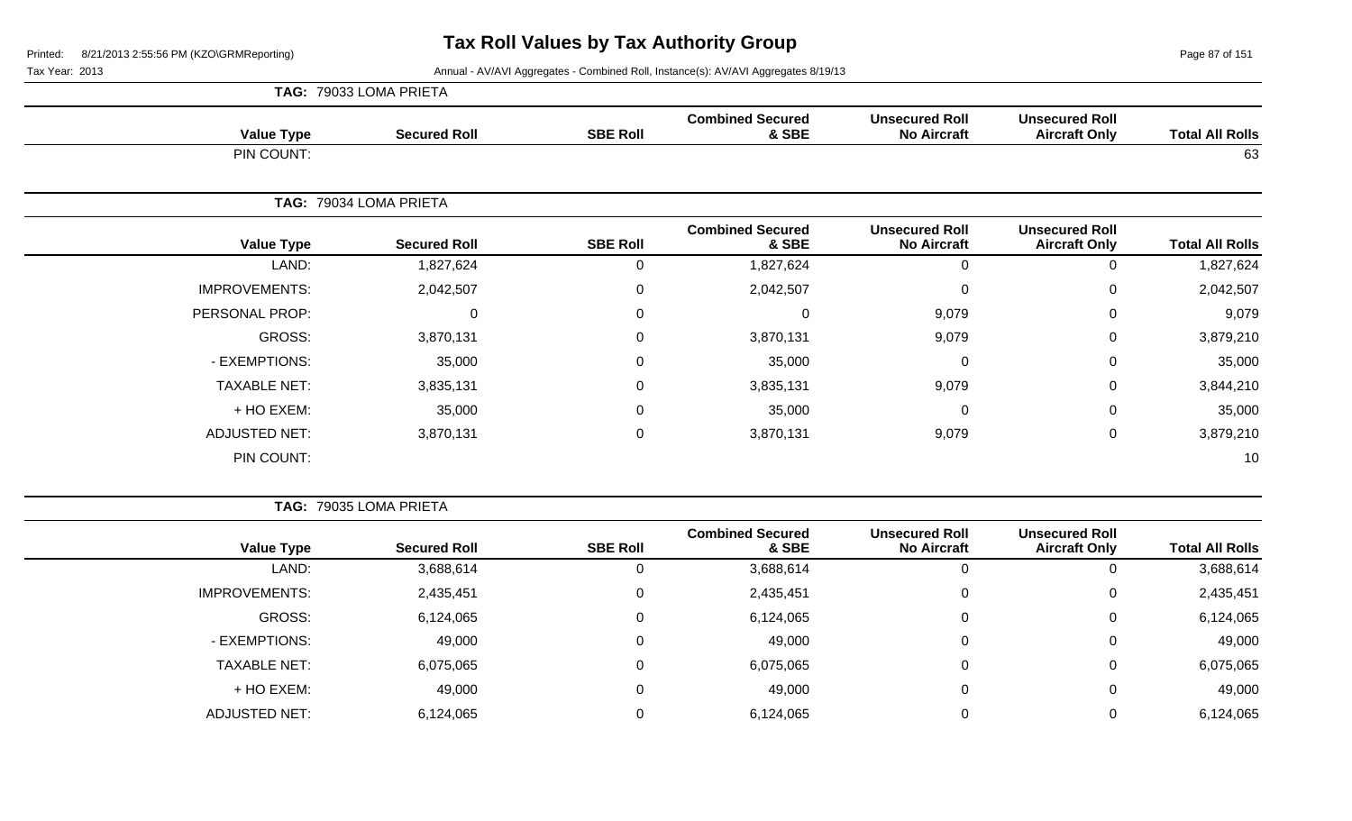# Tax Roll Values by Tax Authority Group

Tax Year: 2013

Annual - AV/AVI Aggregates - Combined Roll, Instance(s): AV/AVI Aggregates 8/19/13

**TAG: 79033 LOMA PRIETA**

| Value Type | Secured Roll | SBE Roll | Combined Secured & SBE | Unsecured Roll No Aircraft | Unsecured Roll Aircraft Only | Total All Rolls |
|---|---|---|---|---|---|---|
| PIN COUNT: | | | | | | 63 |

**TAG: 79034 LOMA PRIETA**

| Value Type | Secured Roll | SBE Roll | Combined Secured & SBE | Unsecured Roll No Aircraft | Unsecured Roll Aircraft Only | Total All Rolls |
|---|---|---|---|---|---|---|
| LAND: | 1,827,624 | 0 | 1,827,624 | 0 | 0 | 1,827,624 |
| IMPROVEMENTS: | 2,042,507 | 0 | 2,042,507 | 0 | 0 | 2,042,507 |
| PERSONAL PROP: | 0 | 0 | 0 | 9,079 | 0 | 9,079 |
| GROSS: | 3,870,131 | 0 | 3,870,131 | 9,079 | 0 | 3,879,210 |
| - EXEMPTIONS: | 35,000 | 0 | 35,000 | 0 | 0 | 35,000 |
| TAXABLE NET: | 3,835,131 | 0 | 3,835,131 | 9,079 | 0 | 3,844,210 |
| + HO EXEM: | 35,000 | 0 | 35,000 | 0 | 0 | 35,000 |
| ADJUSTED NET: | 3,870,131 | 0 | 3,870,131 | 9,079 | 0 | 3,879,210 |
| PIN COUNT: | | | | | | 10 |

**TAG: 79035 LOMA PRIETA**

| Value Type | Secured Roll | SBE Roll | Combined Secured & SBE | Unsecured Roll No Aircraft | Unsecured Roll Aircraft Only | Total All Rolls |
|---|---|---|---|---|---|---|
| LAND: | 3,688,614 | 0 | 3,688,614 | 0 | 0 | 3,688,614 |
| IMPROVEMENTS: | 2,435,451 | 0 | 2,435,451 | 0 | 0 | 2,435,451 |
| GROSS: | 6,124,065 | 0 | 6,124,065 | 0 | 0 | 6,124,065 |
| - EXEMPTIONS: | 49,000 | 0 | 49,000 | 0 | 0 | 49,000 |
| TAXABLE NET: | 6,075,065 | 0 | 6,075,065 | 0 | 0 | 6,075,065 |
| + HO EXEM: | 49,000 | 0 | 49,000 | 0 | 0 | 49,000 |
| ADJUSTED NET: | 6,124,065 | 0 | 6,124,065 | 0 | 0 | 6,124,065 |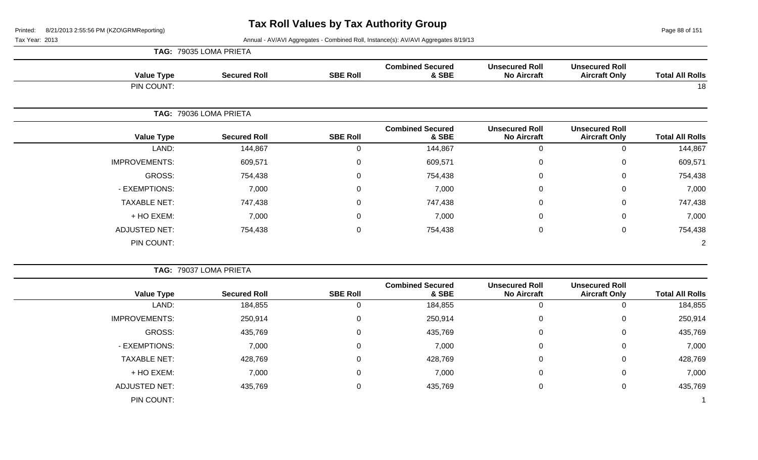# Tax Roll Values by Tax Authority Group

Printed: 8/21/2013 2:55:56 PM (KZO\GRMReporting)

Tax Year: 2013

Annual - AV/AVI Aggregates - Combined Roll, Instance(s): AV/AVI Aggregates 8/19/13

**TAG: 79035 LOMA PRIETA**

| Value Type | Secured Roll | SBE Roll | Combined Secured & SBE | Unsecured Roll No Aircraft | Unsecured Roll Aircraft Only | Total All Rolls |
|---|---|---|---|---|---|---|
| PIN COUNT: | | | | | | 18 |

**TAG: 79036 LOMA PRIETA**

| Value Type | Secured Roll | SBE Roll | Combined Secured & SBE | Unsecured Roll No Aircraft | Unsecured Roll Aircraft Only | Total All Rolls |
|---|---|---|---|---|---|---|
| LAND: | 144,867 | 0 | 144,867 | 0 | 0 | 144,867 |
| IMPROVEMENTS: | 609,571 | 0 | 609,571 | 0 | 0 | 609,571 |
| GROSS: | 754,438 | 0 | 754,438 | 0 | 0 | 754,438 |
| - EXEMPTIONS: | 7,000 | 0 | 7,000 | 0 | 0 | 7,000 |
| TAXABLE NET: | 747,438 | 0 | 747,438 | 0 | 0 | 747,438 |
| + HO EXEM: | 7,000 | 0 | 7,000 | 0 | 0 | 7,000 |
| ADJUSTED NET: | 754,438 | 0 | 754,438 | 0 | 0 | 754,438 |
| PIN COUNT: | | | | | | 2 |

**TAG: 79037 LOMA PRIETA**

| Value Type | Secured Roll | SBE Roll | Combined Secured & SBE | Unsecured Roll No Aircraft | Unsecured Roll Aircraft Only | Total All Rolls |
|---|---|---|---|---|---|---|
| LAND: | 184,855 | 0 | 184,855 | 0 | 0 | 184,855 |
| IMPROVEMENTS: | 250,914 | 0 | 250,914 | 0 | 0 | 250,914 |
| GROSS: | 435,769 | 0 | 435,769 | 0 | 0 | 435,769 |
| - EXEMPTIONS: | 7,000 | 0 | 7,000 | 0 | 0 | 7,000 |
| TAXABLE NET: | 428,769 | 0 | 428,769 | 0 | 0 | 428,769 |
| + HO EXEM: | 7,000 | 0 | 7,000 | 0 | 0 | 7,000 |
| ADJUSTED NET: | 435,769 | 0 | 435,769 | 0 | 0 | 435,769 |
| PIN COUNT: | | | | | | 1 |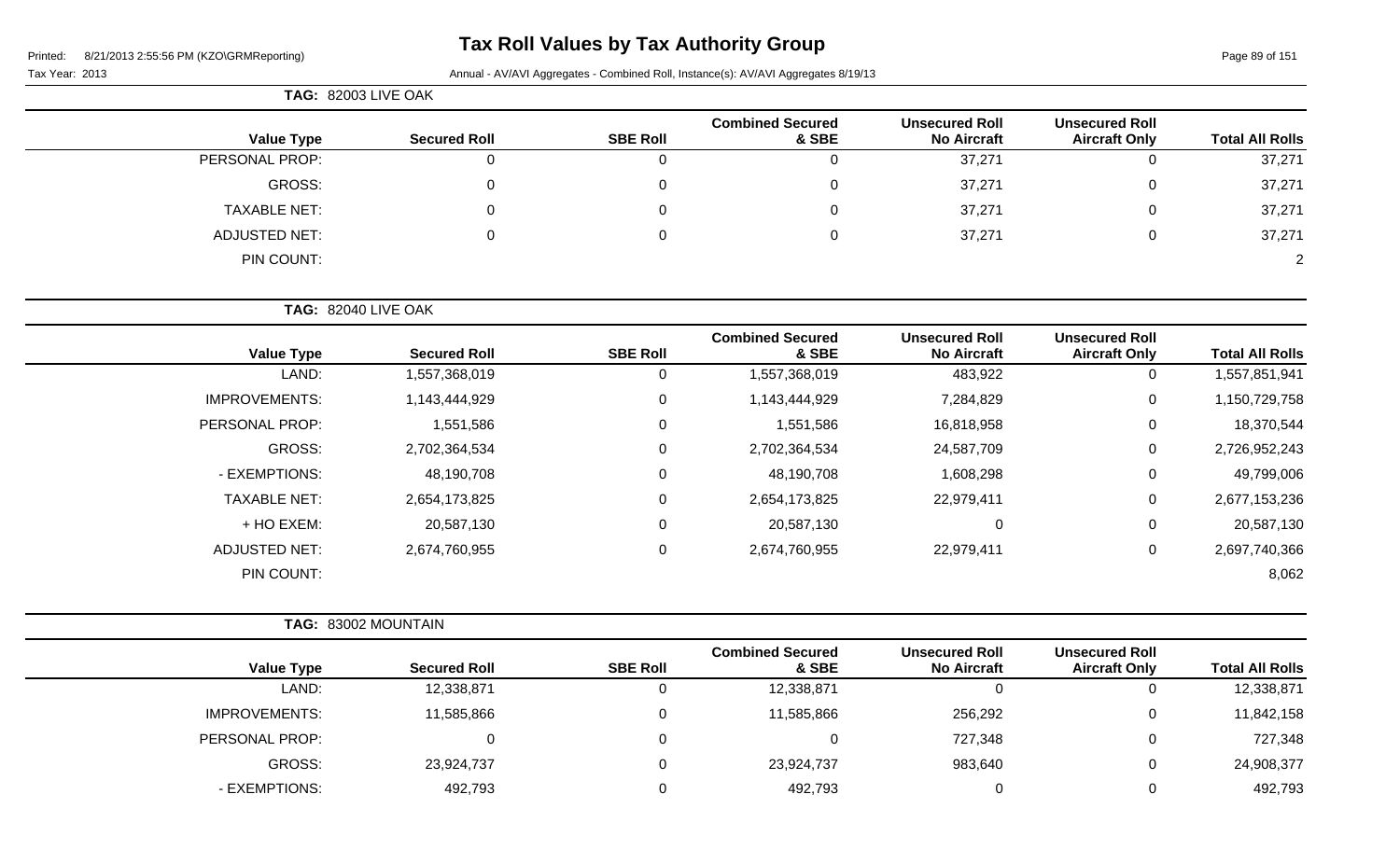# Tax Roll Values by Tax Authority Group

Printed: 8/21/2013 2:55:56 PM (KZO\GRMReporting)

Tax Year: 2013

Annual - AV/AVI Aggregates - Combined Roll, Instance(s): AV/AVI Aggregates 8/19/13

**TAG: 82003 LIVE OAK**

| Value Type | Secured Roll | SBE Roll | Combined Secured & SBE | Unsecured Roll No Aircraft | Unsecured Roll Aircraft Only | Total All Rolls |
|---|---|---|---|---|---|---|
| PERSONAL PROP: | 0 | 0 | 0 | 37,271 | 0 | 37,271 |
| GROSS: | 0 | 0 | 0 | 37,271 | 0 | 37,271 |
| TAXABLE NET: | 0 | 0 | 0 | 37,271 | 0 | 37,271 |
| ADJUSTED NET: | 0 | 0 | 0 | 37,271 | 0 | 37,271 |
| PIN COUNT: | | | | | | 2 |

**TAG: 82040 LIVE OAK**

| Value Type | Secured Roll | SBE Roll | Combined Secured & SBE | Unsecured Roll No Aircraft | Unsecured Roll Aircraft Only | Total All Rolls |
|---|---|---|---|---|---|---|
| LAND: | 1,557,368,019 | 0 | 1,557,368,019 | 483,922 | 0 | 1,557,851,941 |
| IMPROVEMENTS: | 1,143,444,929 | 0 | 1,143,444,929 | 7,284,829 | 0 | 1,150,729,758 |
| PERSONAL PROP: | 1,551,586 | 0 | 1,551,586 | 16,818,958 | 0 | 18,370,544 |
| GROSS: | 2,702,364,534 | 0 | 2,702,364,534 | 24,587,709 | 0 | 2,726,952,243 |
| - EXEMPTIONS: | 48,190,708 | 0 | 48,190,708 | 1,608,298 | 0 | 49,799,006 |
| TAXABLE NET: | 2,654,173,825 | 0 | 2,654,173,825 | 22,979,411 | 0 | 2,677,153,236 |
| + HO EXEM: | 20,587,130 | 0 | 20,587,130 | 0 | 0 | 20,587,130 |
| ADJUSTED NET: | 2,674,760,955 | 0 | 2,674,760,955 | 22,979,411 | 0 | 2,697,740,366 |
| PIN COUNT: | | | | | | 8,062 |

**TAG: 83002 MOUNTAIN**

| Value Type | Secured Roll | SBE Roll | Combined Secured & SBE | Unsecured Roll No Aircraft | Unsecured Roll Aircraft Only | Total All Rolls |
|---|---|---|---|---|---|---|
| LAND: | 12,338,871 | 0 | 12,338,871 | 0 | 0 | 12,338,871 |
| IMPROVEMENTS: | 11,585,866 | 0 | 11,585,866 | 256,292 | 0 | 11,842,158 |
| PERSONAL PROP: | 0 | 0 | 0 | 727,348 | 0 | 727,348 |
| GROSS: | 23,924,737 | 0 | 23,924,737 | 983,640 | 0 | 24,908,377 |
| - EXEMPTIONS: | 492,793 | 0 | 492,793 | 0 | 0 | 492,793 |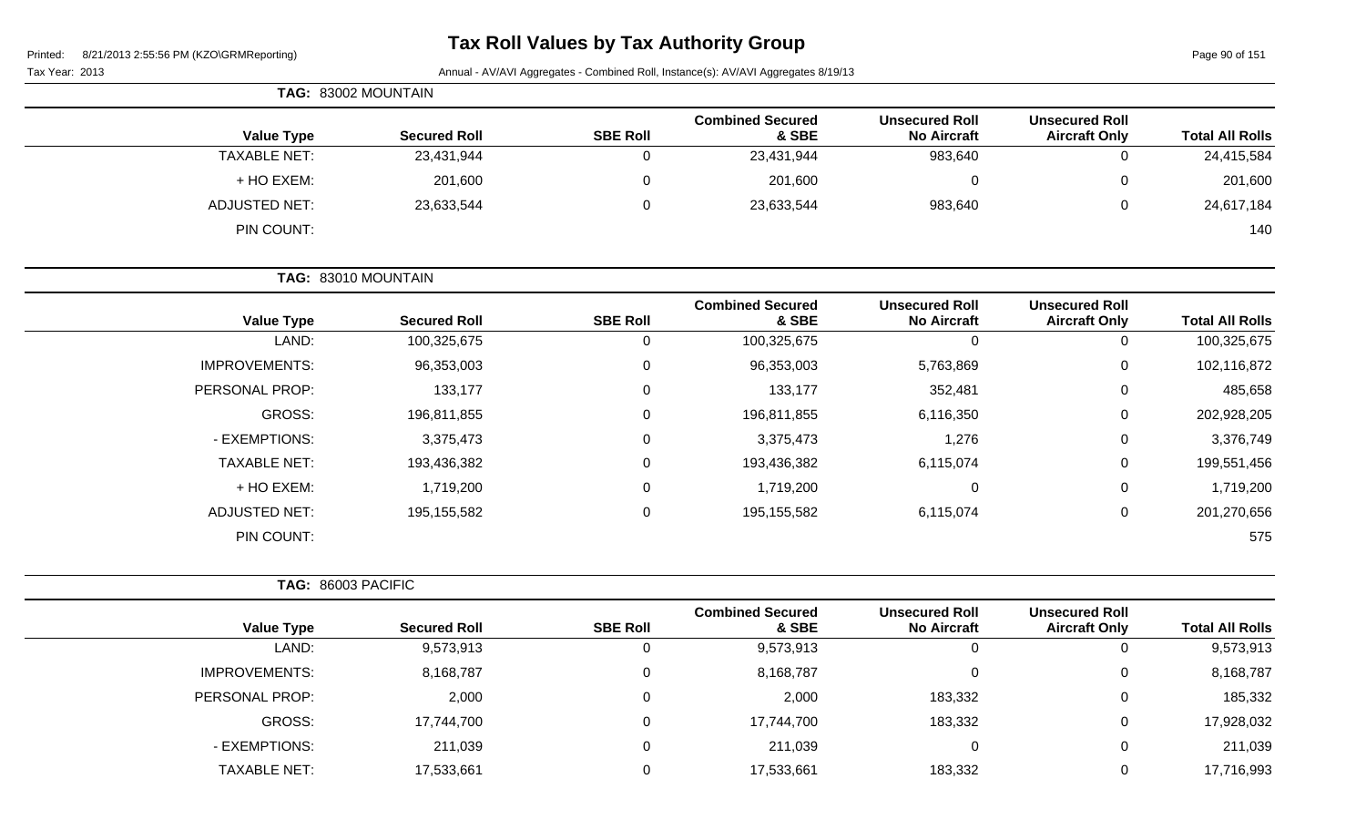# Tax Roll Values by Tax Authority Group

Printed: 8/21/2013 2:55:56 PM (KZO\GRMReporting)

Tax Year: 2013

Annual - AV/AVI Aggregates - Combined Roll, Instance(s): AV/AVI Aggregates 8/19/13

**TAG: 83002 MOUNTAIN**

| Value Type | Secured Roll | SBE Roll | Combined Secured & SBE | Unsecured Roll No Aircraft | Unsecured Roll Aircraft Only | Total All Rolls |
|---|---|---|---|---|---|---|
| TAXABLE NET: | 23,431,944 | 0 | 23,431,944 | 983,640 | 0 | 24,415,584 |
| + HO EXEM: | 201,600 | 0 | 201,600 | 0 | 0 | 201,600 |
| ADJUSTED NET: | 23,633,544 | 0 | 23,633,544 | 983,640 | 0 | 24,617,184 |
| PIN COUNT: | | | | | | 140 |

**TAG: 83010 MOUNTAIN**

| Value Type | Secured Roll | SBE Roll | Combined Secured & SBE | Unsecured Roll No Aircraft | Unsecured Roll Aircraft Only | Total All Rolls |
|---|---|---|---|---|---|---|
| LAND: | 100,325,675 | 0 | 100,325,675 | 0 | 0 | 100,325,675 |
| IMPROVEMENTS: | 96,353,003 | 0 | 96,353,003 | 5,763,869 | 0 | 102,116,872 |
| PERSONAL PROP: | 133,177 | 0 | 133,177 | 352,481 | 0 | 485,658 |
| GROSS: | 196,811,855 | 0 | 196,811,855 | 6,116,350 | 0 | 202,928,205 |
| - EXEMPTIONS: | 3,375,473 | 0 | 3,375,473 | 1,276 | 0 | 3,376,749 |
| TAXABLE NET: | 193,436,382 | 0 | 193,436,382 | 6,115,074 | 0 | 199,551,456 |
| + HO EXEM: | 1,719,200 | 0 | 1,719,200 | 0 | 0 | 1,719,200 |
| ADJUSTED NET: | 195,155,582 | 0 | 195,155,582 | 6,115,074 | 0 | 201,270,656 |
| PIN COUNT: | | | | | | 575 |

**TAG: 86003 PACIFIC**

| Value Type | Secured Roll | SBE Roll | Combined Secured & SBE | Unsecured Roll No Aircraft | Unsecured Roll Aircraft Only | Total All Rolls |
|---|---|---|---|---|---|---|
| LAND: | 9,573,913 | 0 | 9,573,913 | 0 | 0 | 9,573,913 |
| IMPROVEMENTS: | 8,168,787 | 0 | 8,168,787 | 0 | 0 | 8,168,787 |
| PERSONAL PROP: | 2,000 | 0 | 2,000 | 183,332 | 0 | 185,332 |
| GROSS: | 17,744,700 | 0 | 17,744,700 | 183,332 | 0 | 17,928,032 |
| - EXEMPTIONS: | 211,039 | 0 | 211,039 | 0 | 0 | 211,039 |
| TAXABLE NET: | 17,533,661 | 0 | 17,533,661 | 183,332 | 0 | 17,716,993 |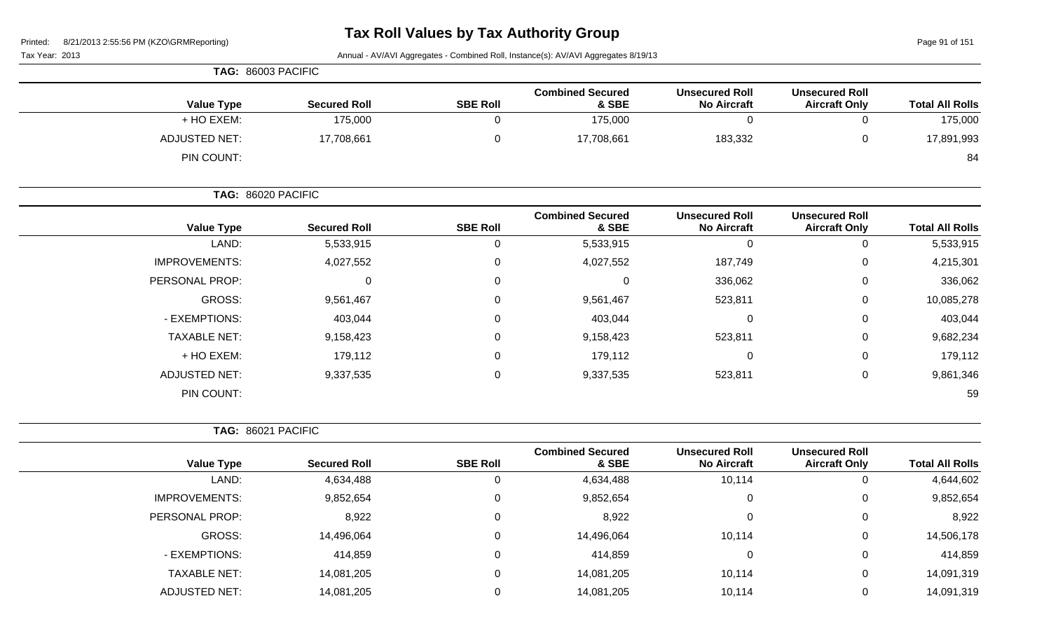# Tax Roll Values by Tax Authority Group

Printed: 8/21/2013 2:55:56 PM (KZO\GRMReporting)

Tax Year: 2013

Annual - AV/AVI Aggregates - Combined Roll, Instance(s): AV/AVI Aggregates 8/19/13

**TAG: 86003 PACIFIC**

| Value Type | Secured Roll | SBE Roll | Combined Secured & SBE | Unsecured Roll No Aircraft | Unsecured Roll Aircraft Only | Total All Rolls |
|---|---|---|---|---|---|---|
| + HO EXEM: | 175,000 | 0 | 175,000 | 0 | 0 | 175,000 |
| ADJUSTED NET: | 17,708,661 | 0 | 17,708,661 | 183,332 | 0 | 17,891,993 |
| PIN COUNT: | | | | | | 84 |

**TAG: 86020 PACIFIC**

| Value Type | Secured Roll | SBE Roll | Combined Secured & SBE | Unsecured Roll No Aircraft | Unsecured Roll Aircraft Only | Total All Rolls |
|---|---|---|---|---|---|---|
| LAND: | 5,533,915 | 0 | 5,533,915 | 0 | 0 | 5,533,915 |
| IMPROVEMENTS: | 4,027,552 | 0 | 4,027,552 | 187,749 | 0 | 4,215,301 |
| PERSONAL PROP: | 0 | 0 | 0 | 336,062 | 0 | 336,062 |
| GROSS: | 9,561,467 | 0 | 9,561,467 | 523,811 | 0 | 10,085,278 |
| - EXEMPTIONS: | 403,044 | 0 | 403,044 | 0 | 0 | 403,044 |
| TAXABLE NET: | 9,158,423 | 0 | 9,158,423 | 523,811 | 0 | 9,682,234 |
| + HO EXEM: | 179,112 | 0 | 179,112 | 0 | 0 | 179,112 |
| ADJUSTED NET: | 9,337,535 | 0 | 9,337,535 | 523,811 | 0 | 9,861,346 |
| PIN COUNT: | | | | | | 59 |

**TAG: 86021 PACIFIC**

| Value Type | Secured Roll | SBE Roll | Combined Secured & SBE | Unsecured Roll No Aircraft | Unsecured Roll Aircraft Only | Total All Rolls |
|---|---|---|---|---|---|---|
| LAND: | 4,634,488 | 0 | 4,634,488 | 10,114 | 0 | 4,644,602 |
| IMPROVEMENTS: | 9,852,654 | 0 | 9,852,654 | 0 | 0 | 9,852,654 |
| PERSONAL PROP: | 8,922 | 0 | 8,922 | 0 | 0 | 8,922 |
| GROSS: | 14,496,064 | 0 | 14,496,064 | 10,114 | 0 | 14,506,178 |
| - EXEMPTIONS: | 414,859 | 0 | 414,859 | 0 | 0 | 414,859 |
| TAXABLE NET: | 14,081,205 | 0 | 14,081,205 | 10,114 | 0 | 14,091,319 |
| ADJUSTED NET: | 14,081,205 | 0 | 14,081,205 | 10,114 | 0 | 14,091,319 |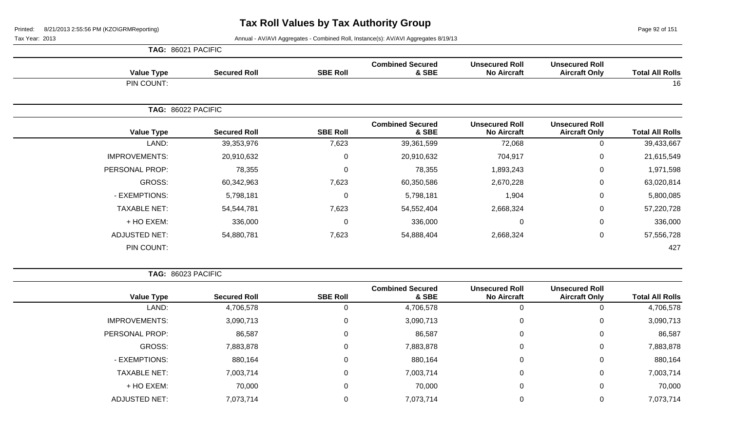# Tax Roll Values by Tax Authority Group

Printed: 8/21/2013 2:55:56 PM (KZO\GRMReporting)

Tax Year: 2013

Annual - AV/AVI Aggregates - Combined Roll, Instance(s): AV/AVI Aggregates 8/19/13

**TAG: 86021 PACIFIC**

| Value Type | Secured Roll | SBE Roll | Combined Secured & SBE | Unsecured Roll No Aircraft | Unsecured Roll Aircraft Only | Total All Rolls |
|---|---|---|---|---|---|---|
| PIN COUNT: | | | | | | 16 |

**TAG: 86022 PACIFIC**

| Value Type | Secured Roll | SBE Roll | Combined Secured & SBE | Unsecured Roll No Aircraft | Unsecured Roll Aircraft Only | Total All Rolls |
|---|---|---|---|---|---|---|
| LAND: | 39,353,976 | 7,623 | 39,361,599 | 72,068 | 0 | 39,433,667 |
| IMPROVEMENTS: | 20,910,632 | 0 | 20,910,632 | 704,917 | 0 | 21,615,549 |
| PERSONAL PROP: | 78,355 | 0 | 78,355 | 1,893,243 | 0 | 1,971,598 |
| GROSS: | 60,342,963 | 7,623 | 60,350,586 | 2,670,228 | 0 | 63,020,814 |
| - EXEMPTIONS: | 5,798,181 | 0 | 5,798,181 | 1,904 | 0 | 5,800,085 |
| TAXABLE NET: | 54,544,781 | 7,623 | 54,552,404 | 2,668,324 | 0 | 57,220,728 |
| + HO EXEM: | 336,000 | 0 | 336,000 | 0 | 0 | 336,000 |
| ADJUSTED NET: | 54,880,781 | 7,623 | 54,888,404 | 2,668,324 | 0 | 57,556,728 |
| PIN COUNT: | | | | | | 427 |

**TAG: 86023 PACIFIC**

| Value Type | Secured Roll | SBE Roll | Combined Secured & SBE | Unsecured Roll No Aircraft | Unsecured Roll Aircraft Only | Total All Rolls |
|---|---|---|---|---|---|---|
| LAND: | 4,706,578 | 0 | 4,706,578 | 0 | 0 | 4,706,578 |
| IMPROVEMENTS: | 3,090,713 | 0 | 3,090,713 | 0 | 0 | 3,090,713 |
| PERSONAL PROP: | 86,587 | 0 | 86,587 | 0 | 0 | 86,587 |
| GROSS: | 7,883,878 | 0 | 7,883,878 | 0 | 0 | 7,883,878 |
| - EXEMPTIONS: | 880,164 | 0 | 880,164 | 0 | 0 | 880,164 |
| TAXABLE NET: | 7,003,714 | 0 | 7,003,714 | 0 | 0 | 7,003,714 |
| + HO EXEM: | 70,000 | 0 | 70,000 | 0 | 0 | 70,000 |
| ADJUSTED NET: | 7,073,714 | 0 | 7,073,714 | 0 | 0 | 7,073,714 |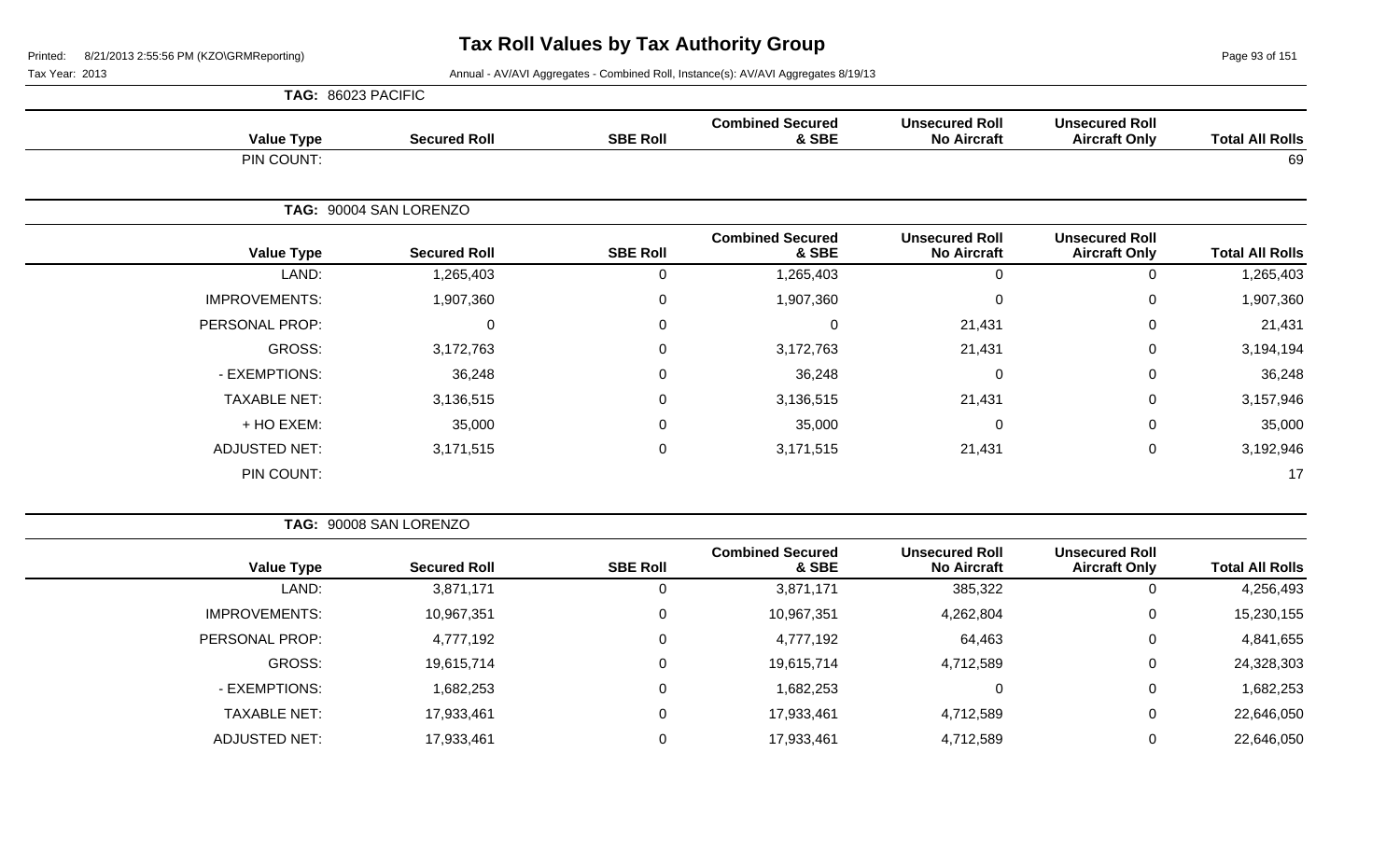**TAG: 86023 PACIFIC**

| Value Type | Secured Roll | SBE Roll | Combined Secured & SBE | Unsecured Roll No Aircraft | Unsecured Roll Aircraft Only | Total All Rolls |
|---|---|---|---|---|---|---|
| PIN COUNT: | | | | | | 69 |

**TAG: 90004 SAN LORENZO**

| Value Type | Secured Roll | SBE Roll | Combined Secured & SBE | Unsecured Roll No Aircraft | Unsecured Roll Aircraft Only | Total All Rolls |
|---|---|---|---|---|---|---|
| LAND: | 1,265,403 | 0 | 1,265,403 | 0 | 0 | 1,265,403 |
| IMPROVEMENTS: | 1,907,360 | 0 | 1,907,360 | 0 | 0 | 1,907,360 |
| PERSONAL PROP: | 0 | 0 | 0 | 21,431 | 0 | 21,431 |
| GROSS: | 3,172,763 | 0 | 3,172,763 | 21,431 | 0 | 3,194,194 |
| - EXEMPTIONS: | 36,248 | 0 | 36,248 | 0 | 0 | 36,248 |
| TAXABLE NET: | 3,136,515 | 0 | 3,136,515 | 21,431 | 0 | 3,157,946 |
| + HO EXEM: | 35,000 | 0 | 35,000 | 0 | 0 | 35,000 |
| ADJUSTED NET: | 3,171,515 | 0 | 3,171,515 | 21,431 | 0 | 3,192,946 |
| PIN COUNT: | | | | | | 17 |

**TAG: 90008 SAN LORENZO**

| Value Type | Secured Roll | SBE Roll | Combined Secured & SBE | Unsecured Roll No Aircraft | Unsecured Roll Aircraft Only | Total All Rolls |
|---|---|---|---|---|---|---|
| LAND: | 3,871,171 | 0 | 3,871,171 | 385,322 | 0 | 4,256,493 |
| IMPROVEMENTS: | 10,967,351 | 0 | 10,967,351 | 4,262,804 | 0 | 15,230,155 |
| PERSONAL PROP: | 4,777,192 | 0 | 4,777,192 | 64,463 | 0 | 4,841,655 |
| GROSS: | 19,615,714 | 0 | 19,615,714 | 4,712,589 | 0 | 24,328,303 |
| - EXEMPTIONS: | 1,682,253 | 0 | 1,682,253 | 0 | 0 | 1,682,253 |
| TAXABLE NET: | 17,933,461 | 0 | 17,933,461 | 4,712,589 | 0 | 22,646,050 |
| ADJUSTED NET: | 17,933,461 | 0 | 17,933,461 | 4,712,589 | 0 | 22,646,050 |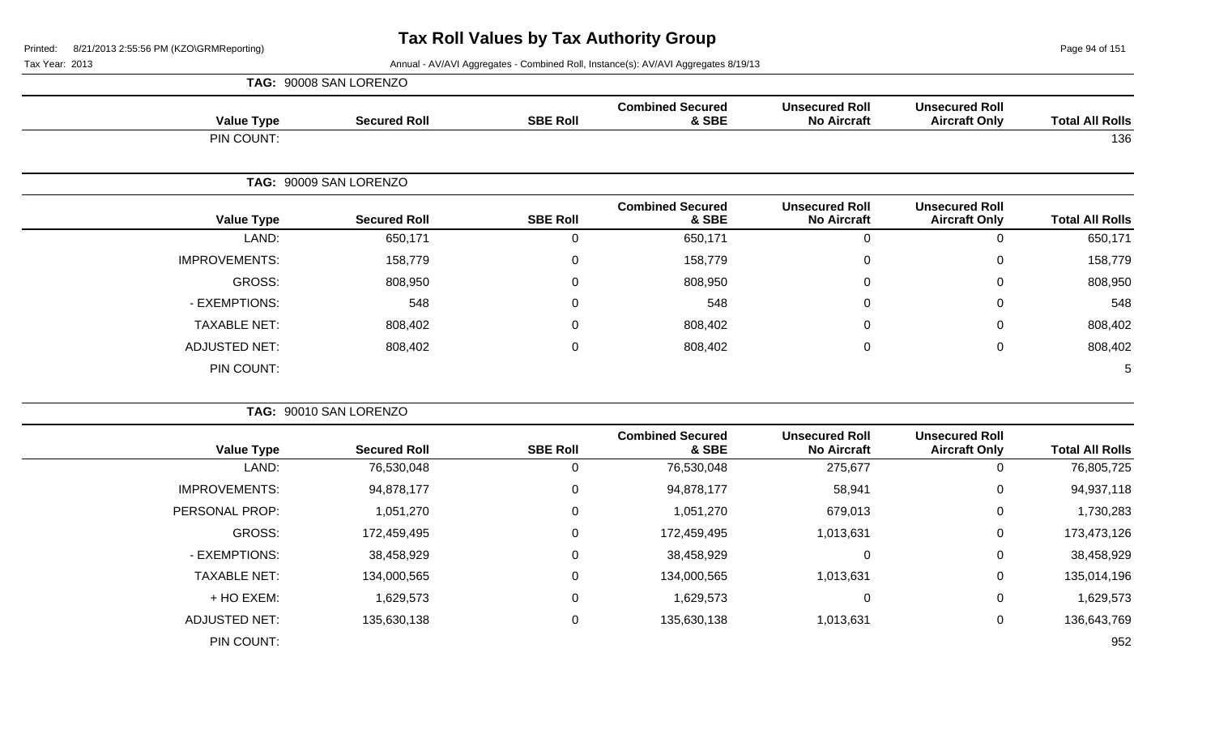# Tax Roll Values by Tax Authority Group

Printed: 8/21/2013 2:55:56 PM (KZO\GRMReporting)

Tax Year: 2013

Annual - AV/AVI Aggregates - Combined Roll, Instance(s): AV/AVI Aggregates 8/19/13

**TAG: 90008 SAN LORENZO**

| Value Type | Secured Roll | SBE Roll | Combined Secured & SBE | Unsecured Roll No Aircraft | Unsecured Roll Aircraft Only | Total All Rolls |
|---|---|---|---|---|---|---|
| PIN COUNT: | | | | | | 136 |

**TAG: 90009 SAN LORENZO**

| Value Type | Secured Roll | SBE Roll | Combined Secured & SBE | Unsecured Roll No Aircraft | Unsecured Roll Aircraft Only | Total All Rolls |
|---|---|---|---|---|---|---|
| LAND: | 650,171 | 0 | 650,171 | 0 | 0 | 650,171 |
| IMPROVEMENTS: | 158,779 | 0 | 158,779 | 0 | 0 | 158,779 |
| GROSS: | 808,950 | 0 | 808,950 | 0 | 0 | 808,950 |
| - EXEMPTIONS: | 548 | 0 | 548 | 0 | 0 | 548 |
| TAXABLE NET: | 808,402 | 0 | 808,402 | 0 | 0 | 808,402 |
| ADJUSTED NET: | 808,402 | 0 | 808,402 | 0 | 0 | 808,402 |
| PIN COUNT: | | | | | | 5 |

**TAG: 90010 SAN LORENZO**

| Value Type | Secured Roll | SBE Roll | Combined Secured & SBE | Unsecured Roll No Aircraft | Unsecured Roll Aircraft Only | Total All Rolls |
|---|---|---|---|---|---|---|
| LAND: | 76,530,048 | 0 | 76,530,048 | 275,677 | 0 | 76,805,725 |
| IMPROVEMENTS: | 94,878,177 | 0 | 94,878,177 | 58,941 | 0 | 94,937,118 |
| PERSONAL PROP: | 1,051,270 | 0 | 1,051,270 | 679,013 | 0 | 1,730,283 |
| GROSS: | 172,459,495 | 0 | 172,459,495 | 1,013,631 | 0 | 173,473,126 |
| - EXEMPTIONS: | 38,458,929 | 0 | 38,458,929 | 0 | 0 | 38,458,929 |
| TAXABLE NET: | 134,000,565 | 0 | 134,000,565 | 1,013,631 | 0 | 135,014,196 |
| + HO EXEM: | 1,629,573 | 0 | 1,629,573 | 0 | 0 | 1,629,573 |
| ADJUSTED NET: | 135,630,138 | 0 | 135,630,138 | 1,013,631 | 0 | 136,643,769 |
| PIN COUNT: | | | | | | 952 |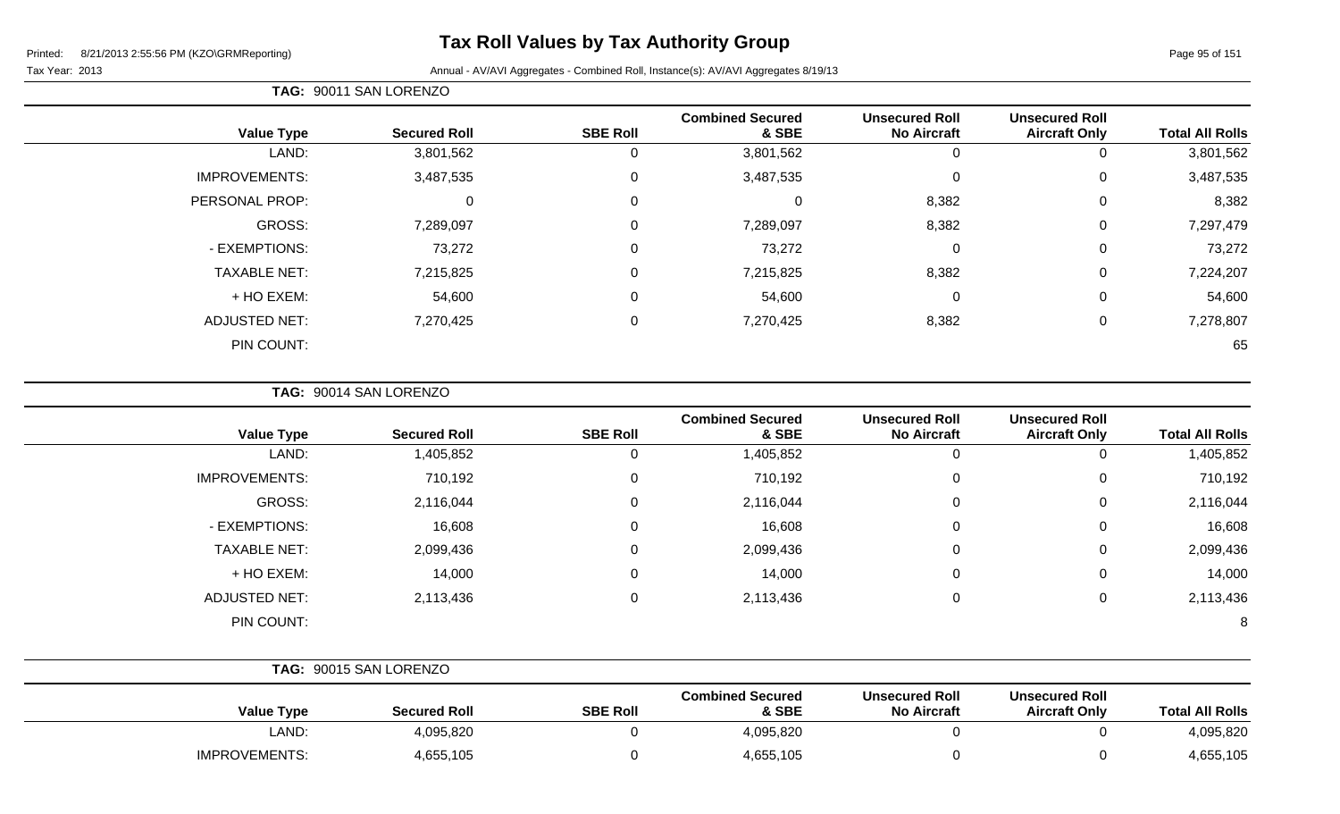# Tax Roll Values by Tax Authority Group

Printed: 8/21/2013 2:55:56 PM (KZO\GRMReporting)

Tax Year: 2013

Annual - AV/AVI Aggregates - Combined Roll, Instance(s): AV/AVI Aggregates 8/19/13

**TAG: 90011 SAN LORENZO**

| Value Type | Secured Roll | SBE Roll | Combined Secured & SBE | Unsecured Roll No Aircraft | Unsecured Roll Aircraft Only | Total All Rolls |
|---|---|---|---|---|---|---|
| LAND: | 3,801,562 | 0 | 3,801,562 | 0 | 0 | 3,801,562 |
| IMPROVEMENTS: | 3,487,535 | 0 | 3,487,535 | 0 | 0 | 3,487,535 |
| PERSONAL PROP: | 0 | 0 | 0 | 8,382 | 0 | 8,382 |
| GROSS: | 7,289,097 | 0 | 7,289,097 | 8,382 | 0 | 7,297,479 |
| - EXEMPTIONS: | 73,272 | 0 | 73,272 | 0 | 0 | 73,272 |
| TAXABLE NET: | 7,215,825 | 0 | 7,215,825 | 8,382 | 0 | 7,224,207 |
| + HO EXEM: | 54,600 | 0 | 54,600 | 0 | 0 | 54,600 |
| ADJUSTED NET: | 7,270,425 | 0 | 7,270,425 | 8,382 | 0 | 7,278,807 |
| PIN COUNT: | | | | | | 65 |

**TAG: 90014 SAN LORENZO**

| Value Type | Secured Roll | SBE Roll | Combined Secured & SBE | Unsecured Roll No Aircraft | Unsecured Roll Aircraft Only | Total All Rolls |
|---|---|---|---|---|---|---|
| LAND: | 1,405,852 | 0 | 1,405,852 | 0 | 0 | 1,405,852 |
| IMPROVEMENTS: | 710,192 | 0 | 710,192 | 0 | 0 | 710,192 |
| GROSS: | 2,116,044 | 0 | 2,116,044 | 0 | 0 | 2,116,044 |
| - EXEMPTIONS: | 16,608 | 0 | 16,608 | 0 | 0 | 16,608 |
| TAXABLE NET: | 2,099,436 | 0 | 2,099,436 | 0 | 0 | 2,099,436 |
| + HO EXEM: | 14,000 | 0 | 14,000 | 0 | 0 | 14,000 |
| ADJUSTED NET: | 2,113,436 | 0 | 2,113,436 | 0 | 0 | 2,113,436 |
| PIN COUNT: | | | | | | 8 |

**TAG: 90015 SAN LORENZO**

| Value Type | Secured Roll | SBE Roll | Combined Secured & SBE | Unsecured Roll No Aircraft | Unsecured Roll Aircraft Only | Total All Rolls |
|---|---|---|---|---|---|---|
| LAND: | 4,095,820 | 0 | 4,095,820 | 0 | 0 | 4,095,820 |
| IMPROVEMENTS: | 4,655,105 | 0 | 4,655,105 | 0 | 0 | 4,655,105 |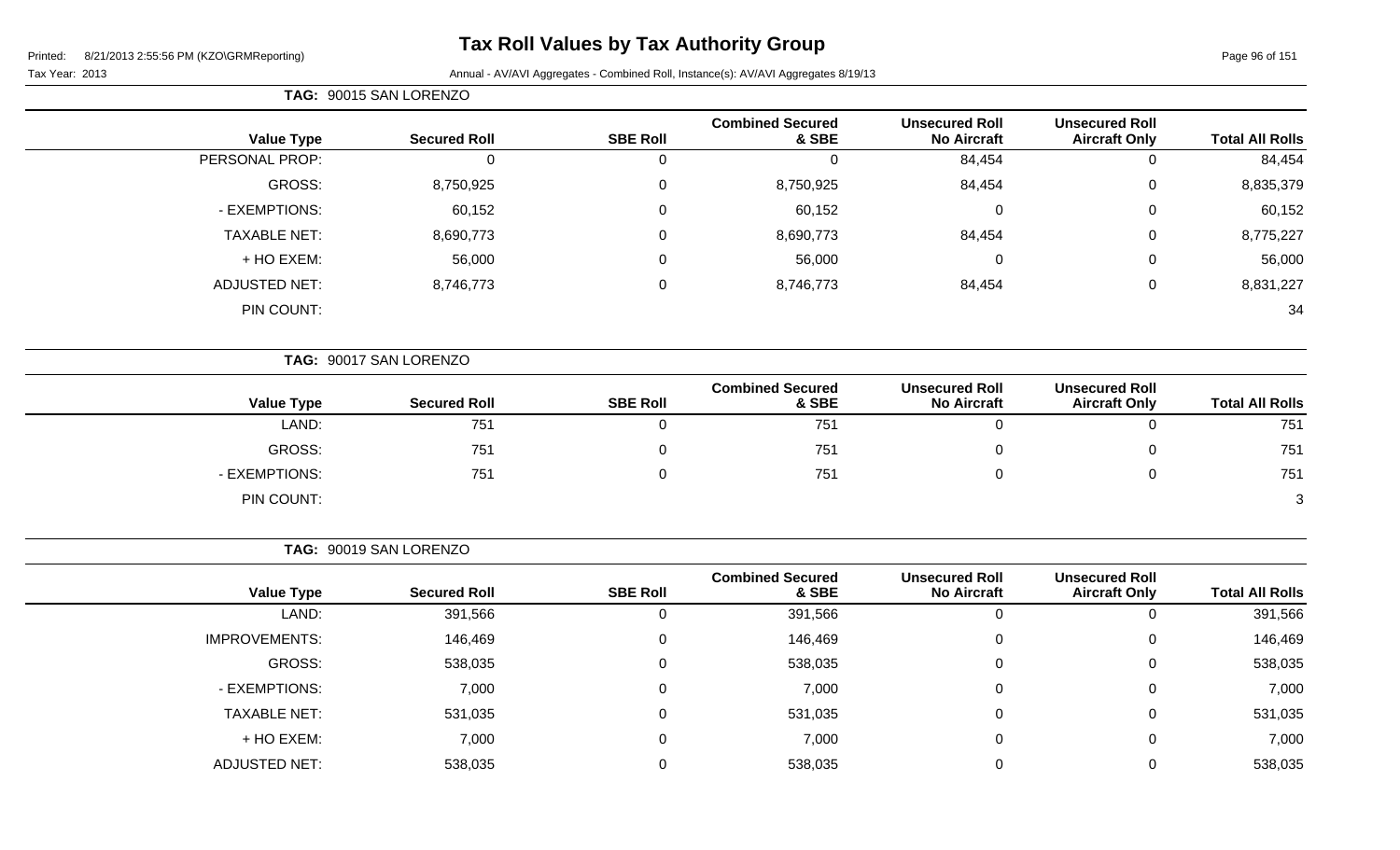# Tax Roll Values by Tax Authority Group

Printed: 8/21/2013 2:55:56 PM (KZO\GRMReporting)

Tax Year: 2013

Annual - AV/AVI Aggregates - Combined Roll, Instance(s): AV/AVI Aggregates 8/19/13

**TAG: 90015 SAN LORENZO**

| Value Type | Secured Roll | SBE Roll | Combined Secured & SBE | Unsecured Roll No Aircraft | Unsecured Roll Aircraft Only | Total All Rolls |
|---|---|---|---|---|---|---|
| PERSONAL PROP: | 0 | 0 | 0 | 84,454 | 0 | 84,454 |
| GROSS: | 8,750,925 | 0 | 8,750,925 | 84,454 | 0 | 8,835,379 |
| - EXEMPTIONS: | 60,152 | 0 | 60,152 | 0 | 0 | 60,152 |
| TAXABLE NET: | 8,690,773 | 0 | 8,690,773 | 84,454 | 0 | 8,775,227 |
| + HO EXEM: | 56,000 | 0 | 56,000 | 0 | 0 | 56,000 |
| ADJUSTED NET: | 8,746,773 | 0 | 8,746,773 | 84,454 | 0 | 8,831,227 |
| PIN COUNT: | | | | | | 34 |

**TAG: 90017 SAN LORENZO**

| Value Type | Secured Roll | SBE Roll | Combined Secured & SBE | Unsecured Roll No Aircraft | Unsecured Roll Aircraft Only | Total All Rolls |
|---|---|---|---|---|---|---|
| LAND: | 751 | 0 | 751 | 0 | 0 | 751 |
| GROSS: | 751 | 0 | 751 | 0 | 0 | 751 |
| - EXEMPTIONS: | 751 | 0 | 751 | 0 | 0 | 751 |
| PIN COUNT: | | | | | | 3 |

**TAG: 90019 SAN LORENZO**

| Value Type | Secured Roll | SBE Roll | Combined Secured & SBE | Unsecured Roll No Aircraft | Unsecured Roll Aircraft Only | Total All Rolls |
|---|---|---|---|---|---|---|
| LAND: | 391,566 | 0 | 391,566 | 0 | 0 | 391,566 |
| IMPROVEMENTS: | 146,469 | 0 | 146,469 | 0 | 0 | 146,469 |
| GROSS: | 538,035 | 0 | 538,035 | 0 | 0 | 538,035 |
| - EXEMPTIONS: | 7,000 | 0 | 7,000 | 0 | 0 | 7,000 |
| TAXABLE NET: | 531,035 | 0 | 531,035 | 0 | 0 | 531,035 |
| + HO EXEM: | 7,000 | 0 | 7,000 | 0 | 0 | 7,000 |
| ADJUSTED NET: | 538,035 | 0 | 538,035 | 0 | 0 | 538,035 |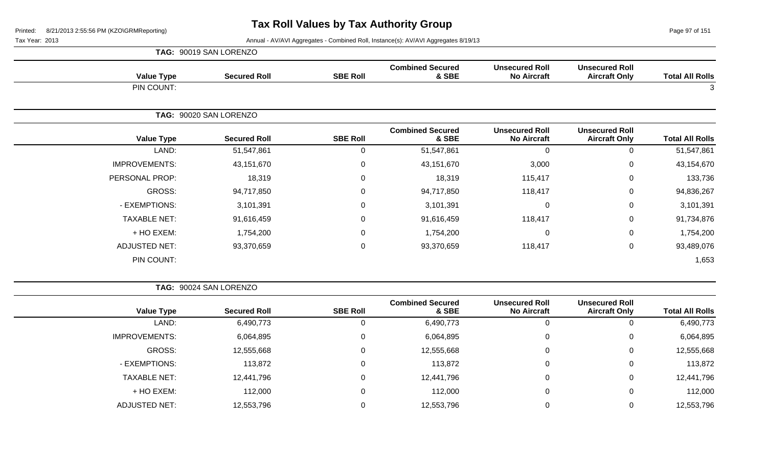# Tax Roll Values by Tax Authority Group

Printed: 8/21/2013 2:55:56 PM (KZO\GRMReporting)

Tax Year: 2013

Annual - AV/AVI Aggregates - Combined Roll, Instance(s): AV/AVI Aggregates 8/19/13

**TAG: 90019 SAN LORENZO**

| Value Type | Secured Roll | SBE Roll | Combined Secured & SBE | Unsecured Roll No Aircraft | Unsecured Roll Aircraft Only | Total All Rolls |
|---|---|---|---|---|---|---|
| PIN COUNT: | | | | | | 3 |

**TAG: 90020 SAN LORENZO**

| Value Type | Secured Roll | SBE Roll | Combined Secured & SBE | Unsecured Roll No Aircraft | Unsecured Roll Aircraft Only | Total All Rolls |
|---|---|---|---|---|---|---|
| LAND: | 51,547,861 | 0 | 51,547,861 | 0 | 0 | 51,547,861 |
| IMPROVEMENTS: | 43,151,670 | 0 | 43,151,670 | 3,000 | 0 | 43,154,670 |
| PERSONAL PROP: | 18,319 | 0 | 18,319 | 115,417 | 0 | 133,736 |
| GROSS: | 94,717,850 | 0 | 94,717,850 | 118,417 | 0 | 94,836,267 |
| - EXEMPTIONS: | 3,101,391 | 0 | 3,101,391 | 0 | 0 | 3,101,391 |
| TAXABLE NET: | 91,616,459 | 0 | 91,616,459 | 118,417 | 0 | 91,734,876 |
| + HO EXEM: | 1,754,200 | 0 | 1,754,200 | 0 | 0 | 1,754,200 |
| ADJUSTED NET: | 93,370,659 | 0 | 93,370,659 | 118,417 | 0 | 93,489,076 |
| PIN COUNT: | | | | | | 1,653 |

**TAG: 90024 SAN LORENZO**

| Value Type | Secured Roll | SBE Roll | Combined Secured & SBE | Unsecured Roll No Aircraft | Unsecured Roll Aircraft Only | Total All Rolls |
|---|---|---|---|---|---|---|
| LAND: | 6,490,773 | 0 | 6,490,773 | 0 | 0 | 6,490,773 |
| IMPROVEMENTS: | 6,064,895 | 0 | 6,064,895 | 0 | 0 | 6,064,895 |
| GROSS: | 12,555,668 | 0 | 12,555,668 | 0 | 0 | 12,555,668 |
| - EXEMPTIONS: | 113,872 | 0 | 113,872 | 0 | 0 | 113,872 |
| TAXABLE NET: | 12,441,796 | 0 | 12,441,796 | 0 | 0 | 12,441,796 |
| + HO EXEM: | 112,000 | 0 | 112,000 | 0 | 0 | 112,000 |
| ADJUSTED NET: | 12,553,796 | 0 | 12,553,796 | 0 | 0 | 12,553,796 |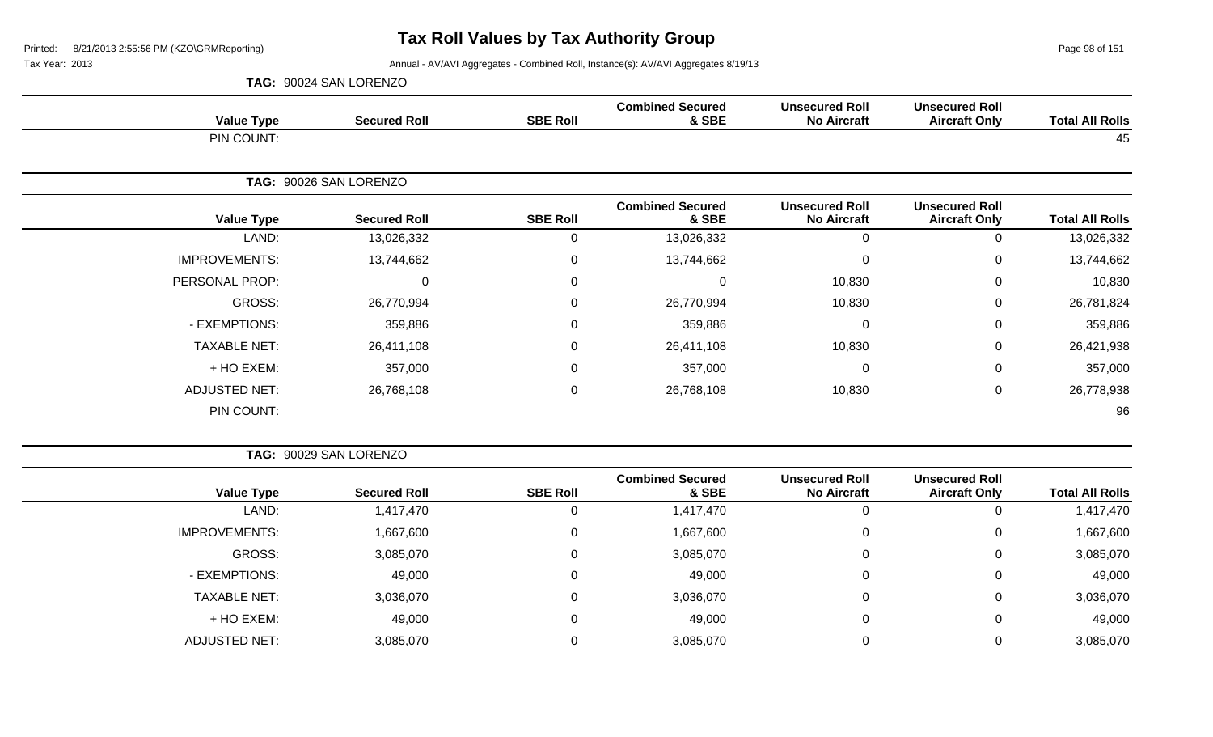# Tax Roll Values by Tax Authority Group

Tax Year: 2013

Annual - AV/AVI Aggregates - Combined Roll, Instance(s): AV/AVI Aggregates 8/19/13

**TAG: 90024 SAN LORENZO**

| Value Type | Secured Roll | SBE Roll | Combined Secured & SBE | Unsecured Roll No Aircraft | Unsecured Roll Aircraft Only | Total All Rolls |
|---|---|---|---|---|---|---|
| PIN COUNT: | | | | | | 45 |

**TAG: 90026 SAN LORENZO**

| Value Type | Secured Roll | SBE Roll | Combined Secured & SBE | Unsecured Roll No Aircraft | Unsecured Roll Aircraft Only | Total All Rolls |
|---|---|---|---|---|---|---|
| LAND: | 13,026,332 | 0 | 13,026,332 | 0 | 0 | 13,026,332 |
| IMPROVEMENTS: | 13,744,662 | 0 | 13,744,662 | 0 | 0 | 13,744,662 |
| PERSONAL PROP: | 0 | 0 | 0 | 10,830 | 0 | 10,830 |
| GROSS: | 26,770,994 | 0 | 26,770,994 | 10,830 | 0 | 26,781,824 |
| - EXEMPTIONS: | 359,886 | 0 | 359,886 | 0 | 0 | 359,886 |
| TAXABLE NET: | 26,411,108 | 0 | 26,411,108 | 10,830 | 0 | 26,421,938 |
| + HO EXEM: | 357,000 | 0 | 357,000 | 0 | 0 | 357,000 |
| ADJUSTED NET: | 26,768,108 | 0 | 26,768,108 | 10,830 | 0 | 26,778,938 |
| PIN COUNT: | | | | | | 96 |

**TAG: 90029 SAN LORENZO**

| Value Type | Secured Roll | SBE Roll | Combined Secured & SBE | Unsecured Roll No Aircraft | Unsecured Roll Aircraft Only | Total All Rolls |
|---|---|---|---|---|---|---|
| LAND: | 1,417,470 | 0 | 1,417,470 | 0 | 0 | 1,417,470 |
| IMPROVEMENTS: | 1,667,600 | 0 | 1,667,600 | 0 | 0 | 1,667,600 |
| GROSS: | 3,085,070 | 0 | 3,085,070 | 0 | 0 | 3,085,070 |
| - EXEMPTIONS: | 49,000 | 0 | 49,000 | 0 | 0 | 49,000 |
| TAXABLE NET: | 3,036,070 | 0 | 3,036,070 | 0 | 0 | 3,036,070 |
| + HO EXEM: | 49,000 | 0 | 49,000 | 0 | 0 | 49,000 |
| ADJUSTED NET: | 3,085,070 | 0 | 3,085,070 | 0 | 0 | 3,085,070 |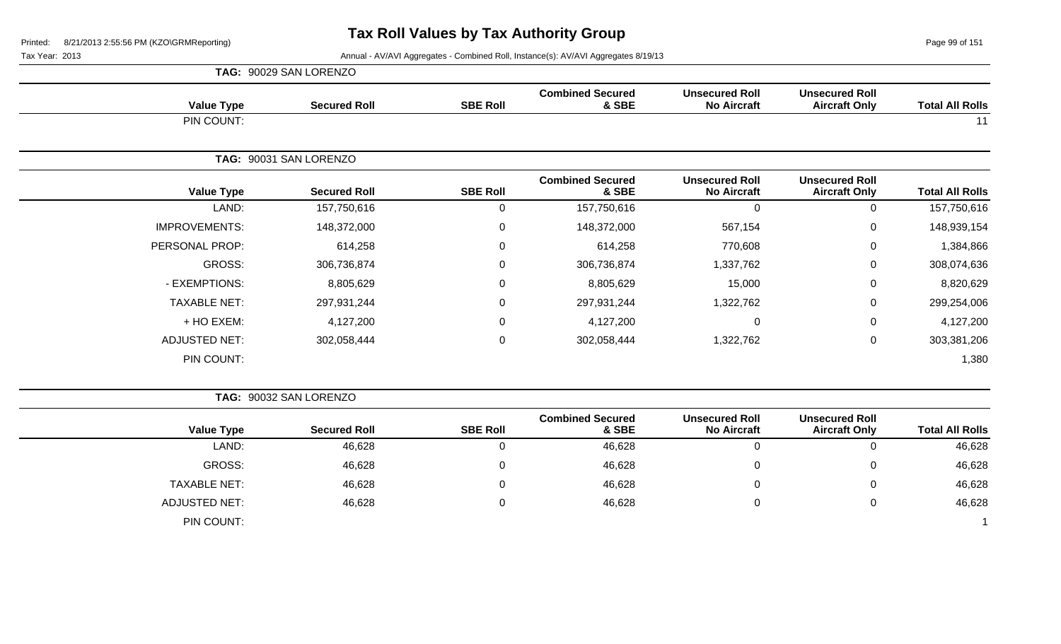# Tax Roll Values by Tax Authority Group

Printed: 8/21/2013 2:55:56 PM (KZO\GRMReporting)

Tax Year: 2013

Annual - AV/AVI Aggregates - Combined Roll, Instance(s): AV/AVI Aggregates 8/19/13

**TAG: 90029 SAN LORENZO**

| Value Type | Secured Roll | SBE Roll | Combined Secured & SBE | Unsecured Roll No Aircraft | Unsecured Roll Aircraft Only | Total All Rolls |
|---|---|---|---|---|---|---|
| PIN COUNT: | | | | | | 11 |

**TAG: 90031 SAN LORENZO**

| Value Type | Secured Roll | SBE Roll | Combined Secured & SBE | Unsecured Roll No Aircraft | Unsecured Roll Aircraft Only | Total All Rolls |
|---|---|---|---|---|---|---|
| LAND: | 157,750,616 | 0 | 157,750,616 | 0 | 0 | 157,750,616 |
| IMPROVEMENTS: | 148,372,000 | 0 | 148,372,000 | 567,154 | 0 | 148,939,154 |
| PERSONAL PROP: | 614,258 | 0 | 614,258 | 770,608 | 0 | 1,384,866 |
| GROSS: | 306,736,874 | 0 | 306,736,874 | 1,337,762 | 0 | 308,074,636 |
| - EXEMPTIONS: | 8,805,629 | 0 | 8,805,629 | 15,000 | 0 | 8,820,629 |
| TAXABLE NET: | 297,931,244 | 0 | 297,931,244 | 1,322,762 | 0 | 299,254,006 |
| + HO EXEM: | 4,127,200 | 0 | 4,127,200 | 0 | 0 | 4,127,200 |
| ADJUSTED NET: | 302,058,444 | 0 | 302,058,444 | 1,322,762 | 0 | 303,381,206 |
| PIN COUNT: | | | | | | 1,380 |

**TAG: 90032 SAN LORENZO**

| Value Type | Secured Roll | SBE Roll | Combined Secured & SBE | Unsecured Roll No Aircraft | Unsecured Roll Aircraft Only | Total All Rolls |
|---|---|---|---|---|---|---|
| LAND: | 46,628 | 0 | 46,628 | 0 | 0 | 46,628 |
| GROSS: | 46,628 | 0 | 46,628 | 0 | 0 | 46,628 |
| TAXABLE NET: | 46,628 | 0 | 46,628 | 0 | 0 | 46,628 |
| ADJUSTED NET: | 46,628 | 0 | 46,628 | 0 | 0 | 46,628 |
| PIN COUNT: | | | | | | 1 |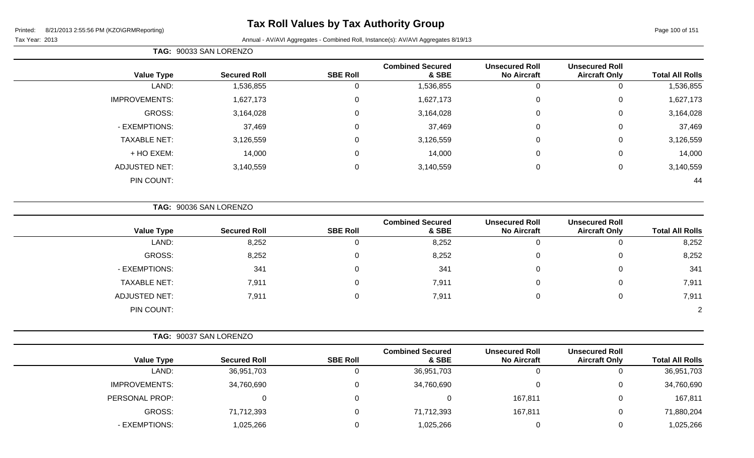# Tax Roll Values by Tax Authority Group

Printed: 8/21/2013 2:55:56 PM (KZO\GRMReporting)

Tax Year: 2013

Annual - AV/AVI Aggregates - Combined Roll, Instance(s): AV/AVI Aggregates 8/19/13

**TAG: 90033 SAN LORENZO**

| Value Type | Secured Roll | SBE Roll | Combined Secured & SBE | Unsecured Roll No Aircraft | Unsecured Roll Aircraft Only | Total All Rolls |
|---|---|---|---|---|---|---|
| LAND: | 1,536,855 | 0 | 1,536,855 | 0 | 0 | 1,536,855 |
| IMPROVEMENTS: | 1,627,173 | 0 | 1,627,173 | 0 | 0 | 1,627,173 |
| GROSS: | 3,164,028 | 0 | 3,164,028 | 0 | 0 | 3,164,028 |
| - EXEMPTIONS: | 37,469 | 0 | 37,469 | 0 | 0 | 37,469 |
| TAXABLE NET: | 3,126,559 | 0 | 3,126,559 | 0 | 0 | 3,126,559 |
| + HO EXEM: | 14,000 | 0 | 14,000 | 0 | 0 | 14,000 |
| ADJUSTED NET: | 3,140,559 | 0 | 3,140,559 | 0 | 0 | 3,140,559 |
| PIN COUNT: | | | | | | 44 |

**TAG: 90036 SAN LORENZO**

| Value Type | Secured Roll | SBE Roll | Combined Secured & SBE | Unsecured Roll No Aircraft | Unsecured Roll Aircraft Only | Total All Rolls |
|---|---|---|---|---|---|---|
| LAND: | 8,252 | 0 | 8,252 | 0 | 0 | 8,252 |
| GROSS: | 8,252 | 0 | 8,252 | 0 | 0 | 8,252 |
| - EXEMPTIONS: | 341 | 0 | 341 | 0 | 0 | 341 |
| TAXABLE NET: | 7,911 | 0 | 7,911 | 0 | 0 | 7,911 |
| ADJUSTED NET: | 7,911 | 0 | 7,911 | 0 | 0 | 7,911 |
| PIN COUNT: | | | | | | 2 |

**TAG: 90037 SAN LORENZO**

| Value Type | Secured Roll | SBE Roll | Combined Secured & SBE | Unsecured Roll No Aircraft | Unsecured Roll Aircraft Only | Total All Rolls |
|---|---|---|---|---|---|---|
| LAND: | 36,951,703 | 0 | 36,951,703 | 0 | 0 | 36,951,703 |
| IMPROVEMENTS: | 34,760,690 | 0 | 34,760,690 | 0 | 0 | 34,760,690 |
| PERSONAL PROP: | 0 | 0 | 0 | 167,811 | 0 | 167,811 |
| GROSS: | 71,712,393 | 0 | 71,712,393 | 167,811 | 0 | 71,880,204 |
| - EXEMPTIONS: | 1,025,266 | 0 | 1,025,266 | 0 | 0 | 1,025,266 |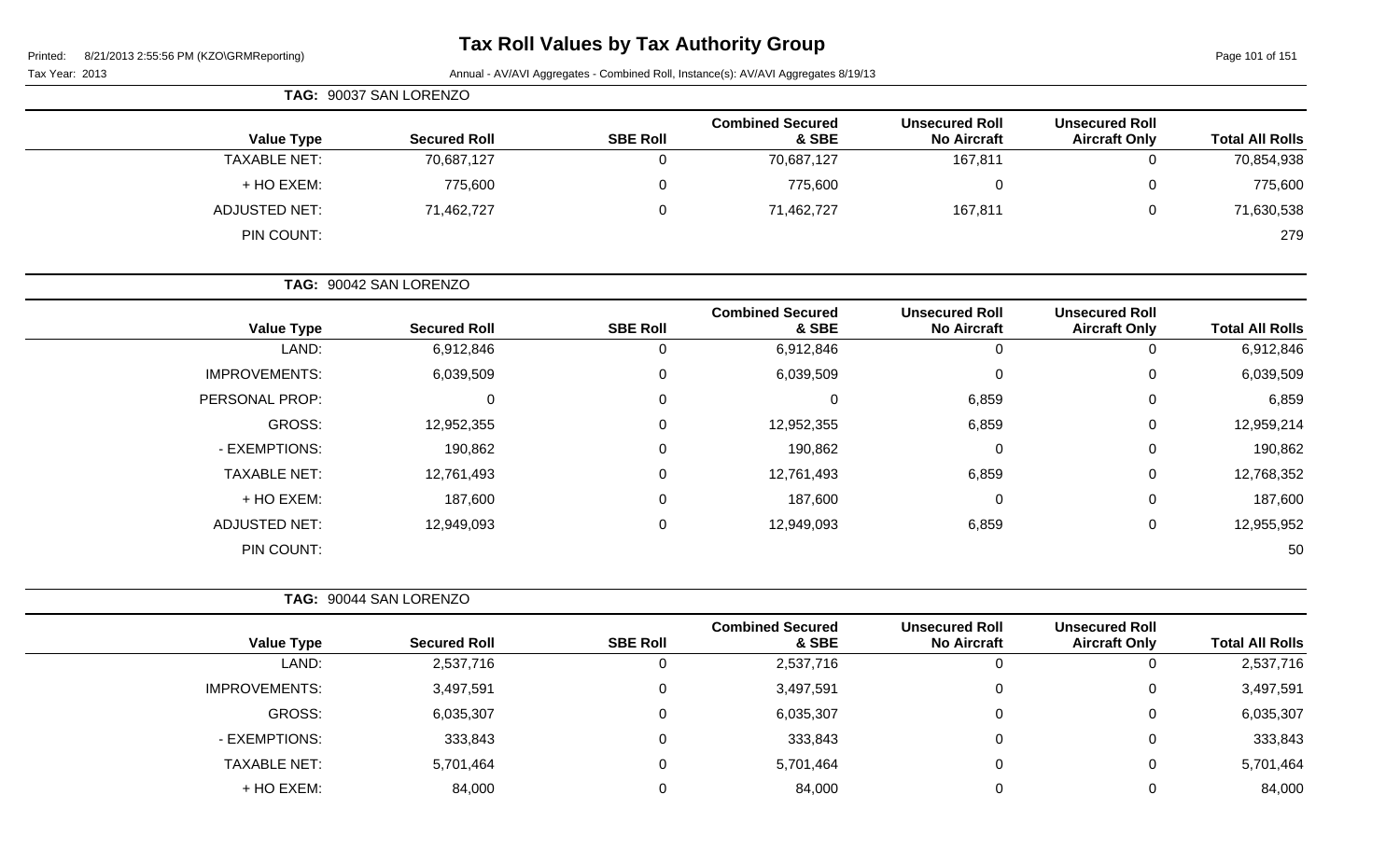# Tax Roll Values by Tax Authority Group

Printed: 8/21/2013 2:55:56 PM (KZO\GRMReporting)

Tax Year: 2013

Annual - AV/AVI Aggregates - Combined Roll, Instance(s): AV/AVI Aggregates 8/19/13

**TAG: 90037 SAN LORENZO**

| Value Type | Secured Roll | SBE Roll | Combined Secured & SBE | Unsecured Roll No Aircraft | Unsecured Roll Aircraft Only | Total All Rolls |
|---|---|---|---|---|---|---|
| TAXABLE NET: | 70,687,127 | 0 | 70,687,127 | 167,811 | 0 | 70,854,938 |
| + HO EXEM: | 775,600 | 0 | 775,600 | 0 | 0 | 775,600 |
| ADJUSTED NET: | 71,462,727 | 0 | 71,462,727 | 167,811 | 0 | 71,630,538 |
| PIN COUNT: | | | | | | 279 |

**TAG: 90042 SAN LORENZO**

| Value Type | Secured Roll | SBE Roll | Combined Secured & SBE | Unsecured Roll No Aircraft | Unsecured Roll Aircraft Only | Total All Rolls |
|---|---|---|---|---|---|---|
| LAND: | 6,912,846 | 0 | 6,912,846 | 0 | 0 | 6,912,846 |
| IMPROVEMENTS: | 6,039,509 | 0 | 6,039,509 | 0 | 0 | 6,039,509 |
| PERSONAL PROP: | 0 | 0 | 0 | 6,859 | 0 | 6,859 |
| GROSS: | 12,952,355 | 0 | 12,952,355 | 6,859 | 0 | 12,959,214 |
| - EXEMPTIONS: | 190,862 | 0 | 190,862 | 0 | 0 | 190,862 |
| TAXABLE NET: | 12,761,493 | 0 | 12,761,493 | 6,859 | 0 | 12,768,352 |
| + HO EXEM: | 187,600 | 0 | 187,600 | 0 | 0 | 187,600 |
| ADJUSTED NET: | 12,949,093 | 0 | 12,949,093 | 6,859 | 0 | 12,955,952 |
| PIN COUNT: | | | | | | 50 |

**TAG: 90044 SAN LORENZO**

| Value Type | Secured Roll | SBE Roll | Combined Secured & SBE | Unsecured Roll No Aircraft | Unsecured Roll Aircraft Only | Total All Rolls |
|---|---|---|---|---|---|---|
| LAND: | 2,537,716 | 0 | 2,537,716 | 0 | 0 | 2,537,716 |
| IMPROVEMENTS: | 3,497,591 | 0 | 3,497,591 | 0 | 0 | 3,497,591 |
| GROSS: | 6,035,307 | 0 | 6,035,307 | 0 | 0 | 6,035,307 |
| - EXEMPTIONS: | 333,843 | 0 | 333,843 | 0 | 0 | 333,843 |
| TAXABLE NET: | 5,701,464 | 0 | 5,701,464 | 0 | 0 | 5,701,464 |
| + HO EXEM: | 84,000 | 0 | 84,000 | 0 | 0 | 84,000 |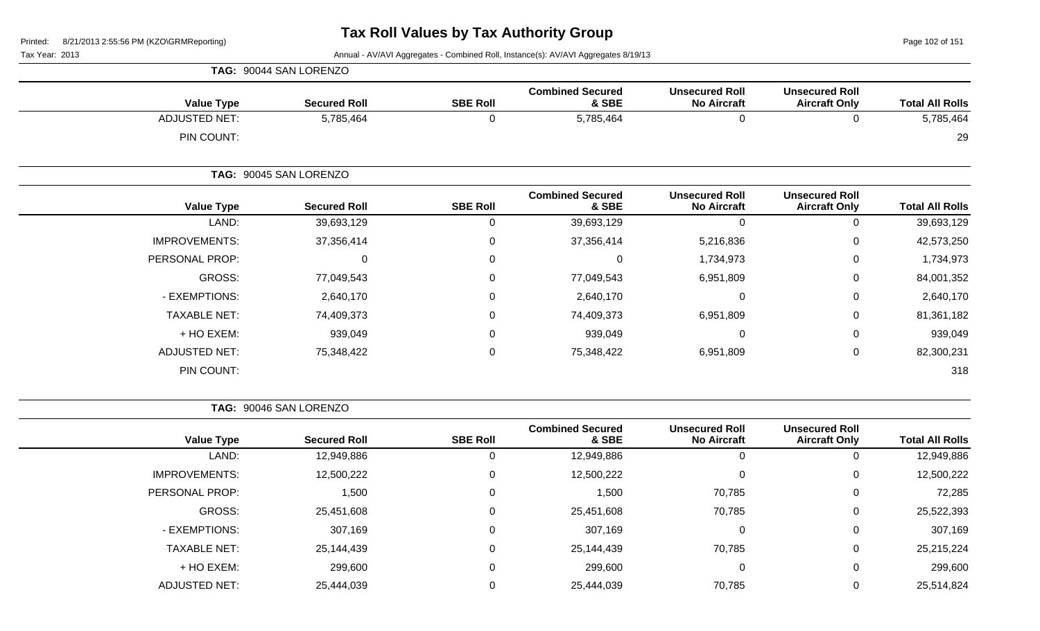# Tax Roll Values by Tax Authority Group

Printed: 8/21/2013 2:55:56 PM (KZO\GRMReporting)

Tax Year: 2013

Annual - AV/AVI Aggregates - Combined Roll, Instance(s): AV/AVI Aggregates 8/19/13

**TAG: 90044 SAN LORENZO**

| Value Type | Secured Roll | SBE Roll | Combined Secured & SBE | Unsecured Roll No Aircraft | Unsecured Roll Aircraft Only | Total All Rolls |
|---|---|---|---|---|---|---|
| ADJUSTED NET: | 5,785,464 | 0 | 5,785,464 | 0 | 0 | 5,785,464 |
| PIN COUNT: | | | | | | 29 |

**TAG: 90045 SAN LORENZO**

| Value Type | Secured Roll | SBE Roll | Combined Secured & SBE | Unsecured Roll No Aircraft | Unsecured Roll Aircraft Only | Total All Rolls |
|---|---|---|---|---|---|---|
| LAND: | 39,693,129 | 0 | 39,693,129 | 0 | 0 | 39,693,129 |
| IMPROVEMENTS: | 37,356,414 | 0 | 37,356,414 | 5,216,836 | 0 | 42,573,250 |
| PERSONAL PROP: | 0 | 0 | 0 | 1,734,973 | 0 | 1,734,973 |
| GROSS: | 77,049,543 | 0 | 77,049,543 | 6,951,809 | 0 | 84,001,352 |
| - EXEMPTIONS: | 2,640,170 | 0 | 2,640,170 | 0 | 0 | 2,640,170 |
| TAXABLE NET: | 74,409,373 | 0 | 74,409,373 | 6,951,809 | 0 | 81,361,182 |
| + HO EXEM: | 939,049 | 0 | 939,049 | 0 | 0 | 939,049 |
| ADJUSTED NET: | 75,348,422 | 0 | 75,348,422 | 6,951,809 | 0 | 82,300,231 |
| PIN COUNT: | | | | | | 318 |

**TAG: 90046 SAN LORENZO**

| Value Type | Secured Roll | SBE Roll | Combined Secured & SBE | Unsecured Roll No Aircraft | Unsecured Roll Aircraft Only | Total All Rolls |
|---|---|---|---|---|---|---|
| LAND: | 12,949,886 | 0 | 12,949,886 | 0 | 0 | 12,949,886 |
| IMPROVEMENTS: | 12,500,222 | 0 | 12,500,222 | 0 | 0 | 12,500,222 |
| PERSONAL PROP: | 1,500 | 0 | 1,500 | 70,785 | 0 | 72,285 |
| GROSS: | 25,451,608 | 0 | 25,451,608 | 70,785 | 0 | 25,522,393 |
| - EXEMPTIONS: | 307,169 | 0 | 307,169 | 0 | 0 | 307,169 |
| TAXABLE NET: | 25,144,439 | 0 | 25,144,439 | 70,785 | 0 | 25,215,224 |
| + HO EXEM: | 299,600 | 0 | 299,600 | 0 | 0 | 299,600 |
| ADJUSTED NET: | 25,444,039 | 0 | 25,444,039 | 70,785 | 0 | 25,514,824 |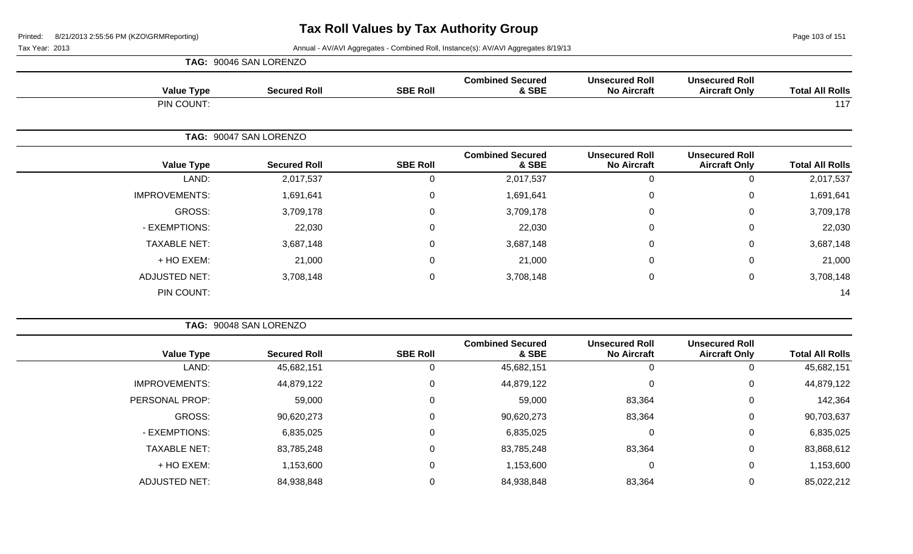# Tax Roll Values by Tax Authority Group

Printed: 8/21/2013 2:55:56 PM (KZO\GRMReporting)

Tax Year: 2013

Annual - AV/AVI Aggregates - Combined Roll, Instance(s): AV/AVI Aggregates 8/19/13

**TAG: 90046 SAN LORENZO**

| Value Type | Secured Roll | SBE Roll | Combined Secured & SBE | Unsecured Roll No Aircraft | Unsecured Roll Aircraft Only | Total All Rolls |
|---|---|---|---|---|---|---|
| PIN COUNT: | | | | | | 117 |

**TAG: 90047 SAN LORENZO**

| Value Type | Secured Roll | SBE Roll | Combined Secured & SBE | Unsecured Roll No Aircraft | Unsecured Roll Aircraft Only | Total All Rolls |
|---|---|---|---|---|---|---|
| LAND: | 2,017,537 | 0 | 2,017,537 | 0 | 0 | 2,017,537 |
| IMPROVEMENTS: | 1,691,641 | 0 | 1,691,641 | 0 | 0 | 1,691,641 |
| GROSS: | 3,709,178 | 0 | 3,709,178 | 0 | 0 | 3,709,178 |
| - EXEMPTIONS: | 22,030 | 0 | 22,030 | 0 | 0 | 22,030 |
| TAXABLE NET: | 3,687,148 | 0 | 3,687,148 | 0 | 0 | 3,687,148 |
| + HO EXEM: | 21,000 | 0 | 21,000 | 0 | 0 | 21,000 |
| ADJUSTED NET: | 3,708,148 | 0 | 3,708,148 | 0 | 0 | 3,708,148 |
| PIN COUNT: | | | | | | 14 |

**TAG: 90048 SAN LORENZO**

| Value Type | Secured Roll | SBE Roll | Combined Secured & SBE | Unsecured Roll No Aircraft | Unsecured Roll Aircraft Only | Total All Rolls |
|---|---|---|---|---|---|---|
| LAND: | 45,682,151 | 0 | 45,682,151 | 0 | 0 | 45,682,151 |
| IMPROVEMENTS: | 44,879,122 | 0 | 44,879,122 | 0 | 0 | 44,879,122 |
| PERSONAL PROP: | 59,000 | 0 | 59,000 | 83,364 | 0 | 142,364 |
| GROSS: | 90,620,273 | 0 | 90,620,273 | 83,364 | 0 | 90,703,637 |
| - EXEMPTIONS: | 6,835,025 | 0 | 6,835,025 | 0 | 0 | 6,835,025 |
| TAXABLE NET: | 83,785,248 | 0 | 83,785,248 | 83,364 | 0 | 83,868,612 |
| + HO EXEM: | 1,153,600 | 0 | 1,153,600 | 0 | 0 | 1,153,600 |
| ADJUSTED NET: | 84,938,848 | 0 | 84,938,848 | 83,364 | 0 | 85,022,212 |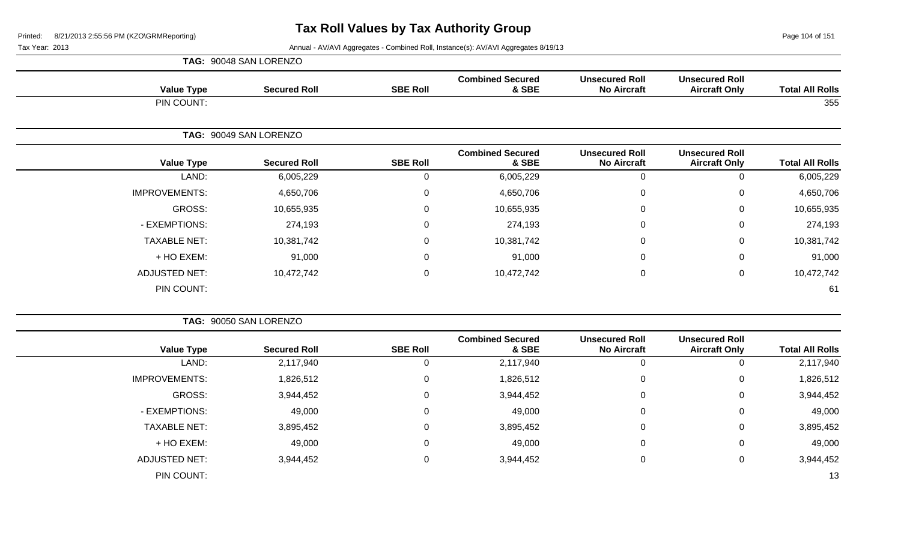# Tax Roll Values by Tax Authority Group

Tax Year: 2013

Annual - AV/AVI Aggregates - Combined Roll, Instance(s): AV/AVI Aggregates 8/19/13

**TAG: 90048 SAN LORENZO**

| Value Type | Secured Roll | SBE Roll | Combined Secured & SBE | Unsecured Roll No Aircraft | Unsecured Roll Aircraft Only | Total All Rolls |
|---|---|---|---|---|---|---|
| PIN COUNT: | | | | | | 355 |

**TAG: 90049 SAN LORENZO**

| Value Type | Secured Roll | SBE Roll | Combined Secured & SBE | Unsecured Roll No Aircraft | Unsecured Roll Aircraft Only | Total All Rolls |
|---|---|---|---|---|---|---|
| LAND: | 6,005,229 | 0 | 6,005,229 | 0 | 0 | 6,005,229 |
| IMPROVEMENTS: | 4,650,706 | 0 | 4,650,706 | 0 | 0 | 4,650,706 |
| GROSS: | 10,655,935 | 0 | 10,655,935 | 0 | 0 | 10,655,935 |
| - EXEMPTIONS: | 274,193 | 0 | 274,193 | 0 | 0 | 274,193 |
| TAXABLE NET: | 10,381,742 | 0 | 10,381,742 | 0 | 0 | 10,381,742 |
| + HO EXEM: | 91,000 | 0 | 91,000 | 0 | 0 | 91,000 |
| ADJUSTED NET: | 10,472,742 | 0 | 10,472,742 | 0 | 0 | 10,472,742 |
| PIN COUNT: | | | | | | 61 |

**TAG: 90050 SAN LORENZO**

| Value Type | Secured Roll | SBE Roll | Combined Secured & SBE | Unsecured Roll No Aircraft | Unsecured Roll Aircraft Only | Total All Rolls |
|---|---|---|---|---|---|---|
| LAND: | 2,117,940 | 0 | 2,117,940 | 0 | 0 | 2,117,940 |
| IMPROVEMENTS: | 1,826,512 | 0 | 1,826,512 | 0 | 0 | 1,826,512 |
| GROSS: | 3,944,452 | 0 | 3,944,452 | 0 | 0 | 3,944,452 |
| - EXEMPTIONS: | 49,000 | 0 | 49,000 | 0 | 0 | 49,000 |
| TAXABLE NET: | 3,895,452 | 0 | 3,895,452 | 0 | 0 | 3,895,452 |
| + HO EXEM: | 49,000 | 0 | 49,000 | 0 | 0 | 49,000 |
| ADJUSTED NET: | 3,944,452 | 0 | 3,944,452 | 0 | 0 | 3,944,452 |
| PIN COUNT: | | | | | | 13 |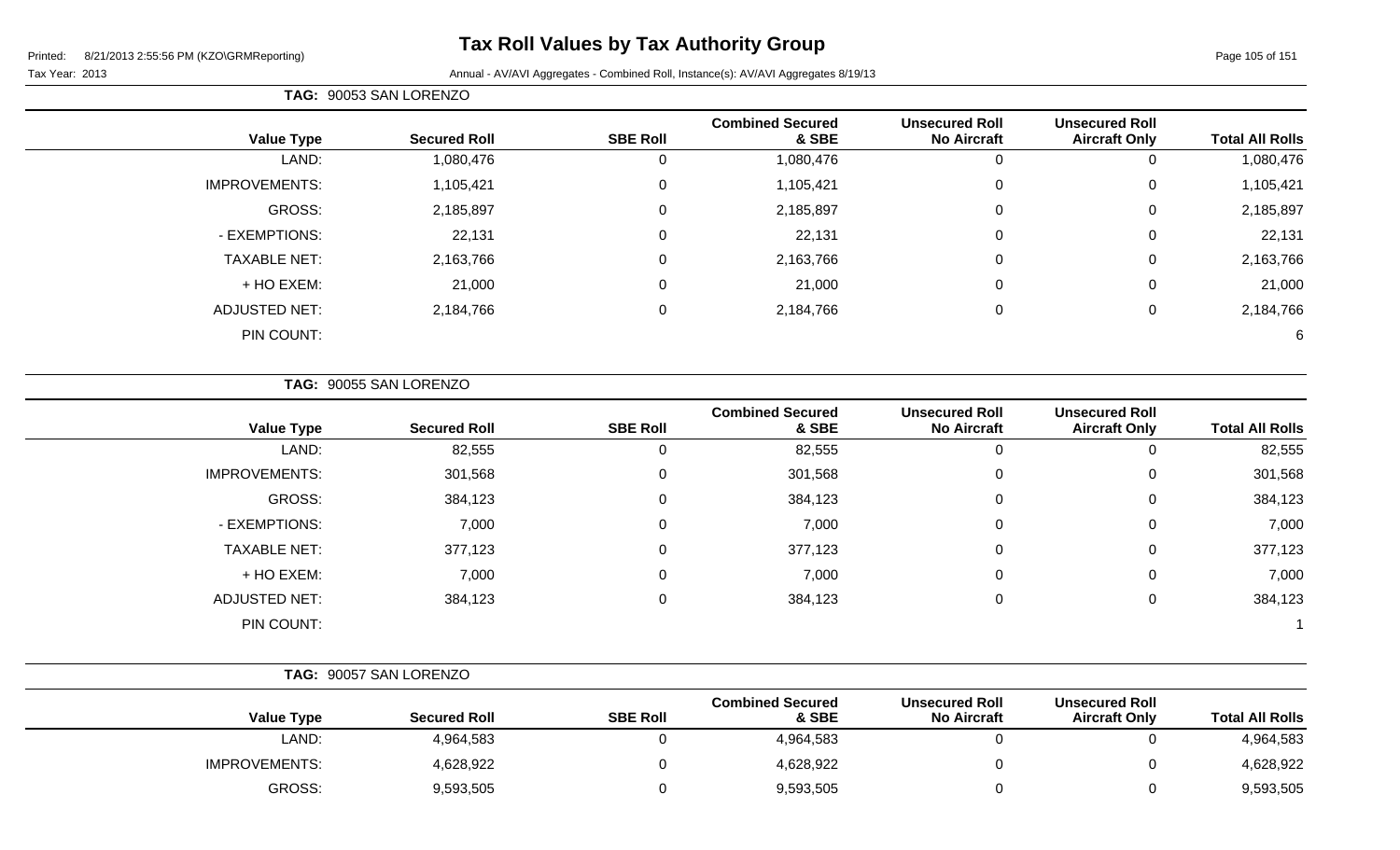# Tax Roll Values by Tax Authority Group

Printed: 8/21/2013 2:55:56 PM (KZO\GRMReporting)

Tax Year: 2013

Annual - AV/AVI Aggregates - Combined Roll, Instance(s): AV/AVI Aggregates 8/19/13

**TAG: 90053 SAN LORENZO**

| Value Type | Secured Roll | SBE Roll | Combined Secured & SBE | Unsecured Roll No Aircraft | Unsecured Roll Aircraft Only | Total All Rolls |
|---|---|---|---|---|---|---|
| LAND: | 1,080,476 | 0 | 1,080,476 | 0 | 0 | 1,080,476 |
| IMPROVEMENTS: | 1,105,421 | 0 | 1,105,421 | 0 | 0 | 1,105,421 |
| GROSS: | 2,185,897 | 0 | 2,185,897 | 0 | 0 | 2,185,897 |
| - EXEMPTIONS: | 22,131 | 0 | 22,131 | 0 | 0 | 22,131 |
| TAXABLE NET: | 2,163,766 | 0 | 2,163,766 | 0 | 0 | 2,163,766 |
| + HO EXEM: | 21,000 | 0 | 21,000 | 0 | 0 | 21,000 |
| ADJUSTED NET: | 2,184,766 | 0 | 2,184,766 | 0 | 0 | 2,184,766 |
| PIN COUNT: | | | | | | 6 |

**TAG: 90055 SAN LORENZO**

| Value Type | Secured Roll | SBE Roll | Combined Secured & SBE | Unsecured Roll No Aircraft | Unsecured Roll Aircraft Only | Total All Rolls |
|---|---|---|---|---|---|---|
| LAND: | 82,555 | 0 | 82,555 | 0 | 0 | 82,555 |
| IMPROVEMENTS: | 301,568 | 0 | 301,568 | 0 | 0 | 301,568 |
| GROSS: | 384,123 | 0 | 384,123 | 0 | 0 | 384,123 |
| - EXEMPTIONS: | 7,000 | 0 | 7,000 | 0 | 0 | 7,000 |
| TAXABLE NET: | 377,123 | 0 | 377,123 | 0 | 0 | 377,123 |
| + HO EXEM: | 7,000 | 0 | 7,000 | 0 | 0 | 7,000 |
| ADJUSTED NET: | 384,123 | 0 | 384,123 | 0 | 0 | 384,123 |
| PIN COUNT: | | | | | | 1 |

**TAG: 90057 SAN LORENZO**

| Value Type | Secured Roll | SBE Roll | Combined Secured & SBE | Unsecured Roll No Aircraft | Unsecured Roll Aircraft Only | Total All Rolls |
|---|---|---|---|---|---|---|
| LAND: | 4,964,583 | 0 | 4,964,583 | 0 | 0 | 4,964,583 |
| IMPROVEMENTS: | 4,628,922 | 0 | 4,628,922 | 0 | 0 | 4,628,922 |
| GROSS: | 9,593,505 | 0 | 9,593,505 | 0 | 0 | 9,593,505 |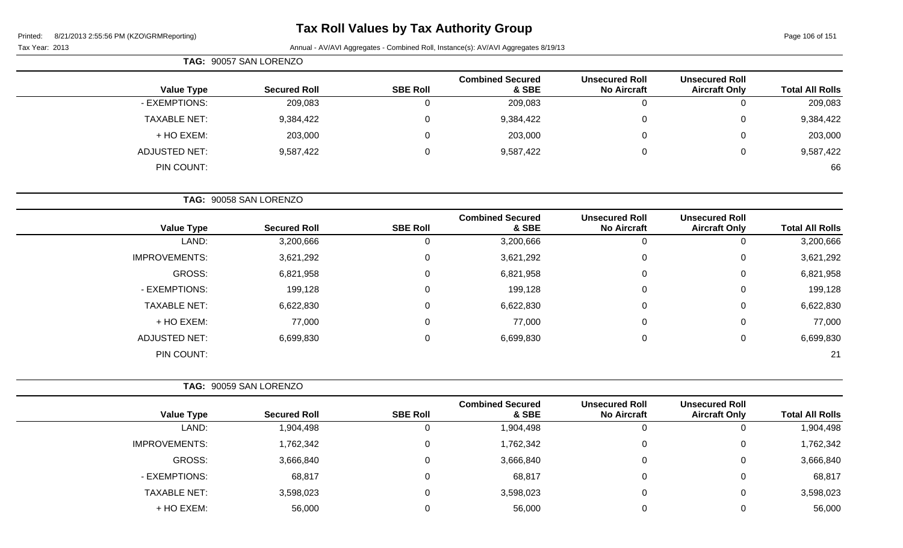# Tax Roll Values by Tax Authority Group

Printed: 8/21/2013 2:55:56 PM (KZO\GRMReporting)

Tax Year: 2013

Annual - AV/AVI Aggregates - Combined Roll, Instance(s): AV/AVI Aggregates 8/19/13

**TAG: 90057 SAN LORENZO**

| Value Type | Secured Roll | SBE Roll | Combined Secured & SBE | Unsecured Roll No Aircraft | Unsecured Roll Aircraft Only | Total All Rolls |
|---|---|---|---|---|---|---|
| - EXEMPTIONS: | 209,083 | 0 | 209,083 | 0 | 0 | 209,083 |
| TAXABLE NET: | 9,384,422 | 0 | 9,384,422 | 0 | 0 | 9,384,422 |
| + HO EXEM: | 203,000 | 0 | 203,000 | 0 | 0 | 203,000 |
| ADJUSTED NET: | 9,587,422 | 0 | 9,587,422 | 0 | 0 | 9,587,422 |
| PIN COUNT: | | | | | | 66 |

**TAG: 90058 SAN LORENZO**

| Value Type | Secured Roll | SBE Roll | Combined Secured & SBE | Unsecured Roll No Aircraft | Unsecured Roll Aircraft Only | Total All Rolls |
|---|---|---|---|---|---|---|
| LAND: | 3,200,666 | 0 | 3,200,666 | 0 | 0 | 3,200,666 |
| IMPROVEMENTS: | 3,621,292 | 0 | 3,621,292 | 0 | 0 | 3,621,292 |
| GROSS: | 6,821,958 | 0 | 6,821,958 | 0 | 0 | 6,821,958 |
| - EXEMPTIONS: | 199,128 | 0 | 199,128 | 0 | 0 | 199,128 |
| TAXABLE NET: | 6,622,830 | 0 | 6,622,830 | 0 | 0 | 6,622,830 |
| + HO EXEM: | 77,000 | 0 | 77,000 | 0 | 0 | 77,000 |
| ADJUSTED NET: | 6,699,830 | 0 | 6,699,830 | 0 | 0 | 6,699,830 |
| PIN COUNT: | | | | | | 21 |

**TAG: 90059 SAN LORENZO**

| Value Type | Secured Roll | SBE Roll | Combined Secured & SBE | Unsecured Roll No Aircraft | Unsecured Roll Aircraft Only | Total All Rolls |
|---|---|---|---|---|---|---|
| LAND: | 1,904,498 | 0 | 1,904,498 | 0 | 0 | 1,904,498 |
| IMPROVEMENTS: | 1,762,342 | 0 | 1,762,342 | 0 | 0 | 1,762,342 |
| GROSS: | 3,666,840 | 0 | 3,666,840 | 0 | 0 | 3,666,840 |
| - EXEMPTIONS: | 68,817 | 0 | 68,817 | 0 | 0 | 68,817 |
| TAXABLE NET: | 3,598,023 | 0 | 3,598,023 | 0 | 0 | 3,598,023 |
| + HO EXEM: | 56,000 | 0 | 56,000 | 0 | 0 | 56,000 |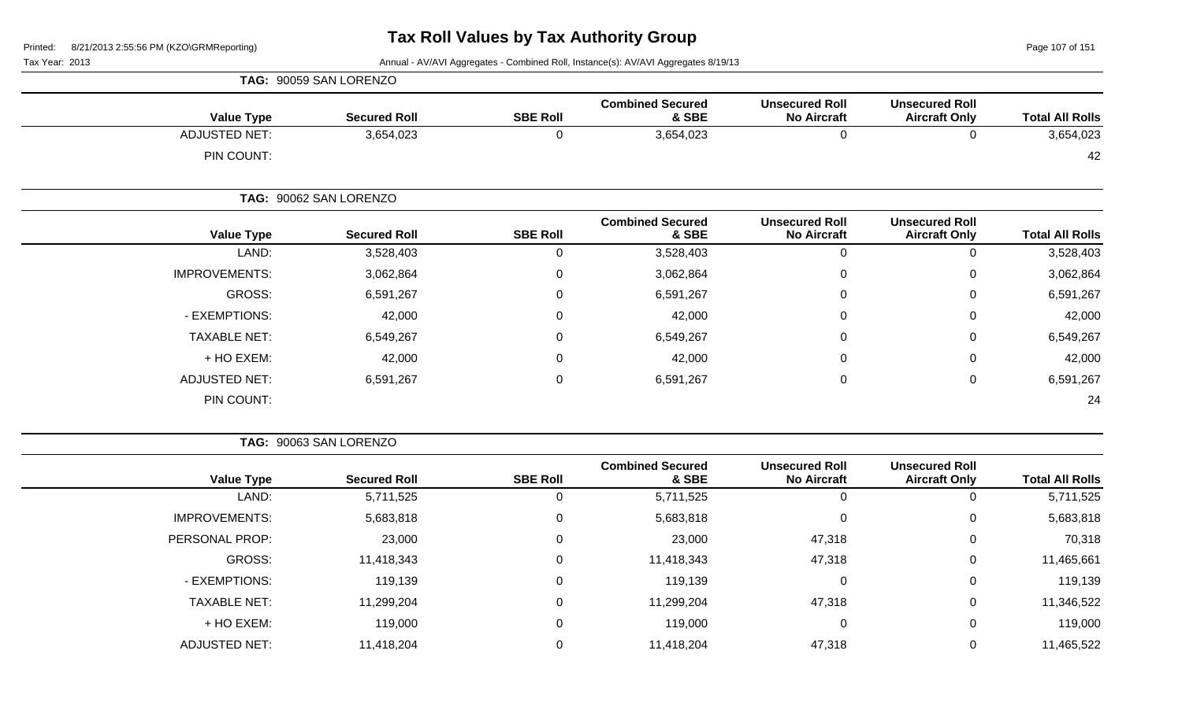# Tax Roll Values by Tax Authority Group

Printed: 8/21/2013 2:55:56 PM (KZO\GRMReporting)

Tax Year: 2013

Annual - AV/AVI Aggregates - Combined Roll, Instance(s): AV/AVI Aggregates 8/19/13

**TAG: 90059 SAN LORENZO**

| Value Type | Secured Roll | SBE Roll | Combined Secured & SBE | Unsecured Roll No Aircraft | Unsecured Roll Aircraft Only | Total All Rolls |
|---|---|---|---|---|---|---|
| ADJUSTED NET: | 3,654,023 | 0 | 3,654,023 | 0 | 0 | 3,654,023 |
| PIN COUNT: | | | | | | 42 |

**TAG: 90062 SAN LORENZO**

| Value Type | Secured Roll | SBE Roll | Combined Secured & SBE | Unsecured Roll No Aircraft | Unsecured Roll Aircraft Only | Total All Rolls |
|---|---|---|---|---|---|---|
| LAND: | 3,528,403 | 0 | 3,528,403 | 0 | 0 | 3,528,403 |
| IMPROVEMENTS: | 3,062,864 | 0 | 3,062,864 | 0 | 0 | 3,062,864 |
| GROSS: | 6,591,267 | 0 | 6,591,267 | 0 | 0 | 6,591,267 |
| - EXEMPTIONS: | 42,000 | 0 | 42,000 | 0 | 0 | 42,000 |
| TAXABLE NET: | 6,549,267 | 0 | 6,549,267 | 0 | 0 | 6,549,267 |
| + HO EXEM: | 42,000 | 0 | 42,000 | 0 | 0 | 42,000 |
| ADJUSTED NET: | 6,591,267 | 0 | 6,591,267 | 0 | 0 | 6,591,267 |
| PIN COUNT: | | | | | | 24 |

**TAG: 90063 SAN LORENZO**

| Value Type | Secured Roll | SBE Roll | Combined Secured & SBE | Unsecured Roll No Aircraft | Unsecured Roll Aircraft Only | Total All Rolls |
|---|---|---|---|---|---|---|
| LAND: | 5,711,525 | 0 | 5,711,525 | 0 | 0 | 5,711,525 |
| IMPROVEMENTS: | 5,683,818 | 0 | 5,683,818 | 0 | 0 | 5,683,818 |
| PERSONAL PROP: | 23,000 | 0 | 23,000 | 47,318 | 0 | 70,318 |
| GROSS: | 11,418,343 | 0 | 11,418,343 | 47,318 | 0 | 11,465,661 |
| - EXEMPTIONS: | 119,139 | 0 | 119,139 | 0 | 0 | 119,139 |
| TAXABLE NET: | 11,299,204 | 0 | 11,299,204 | 47,318 | 0 | 11,346,522 |
| + HO EXEM: | 119,000 | 0 | 119,000 | 0 | 0 | 119,000 |
| ADJUSTED NET: | 11,418,204 | 0 | 11,418,204 | 47,318 | 0 | 11,465,522 |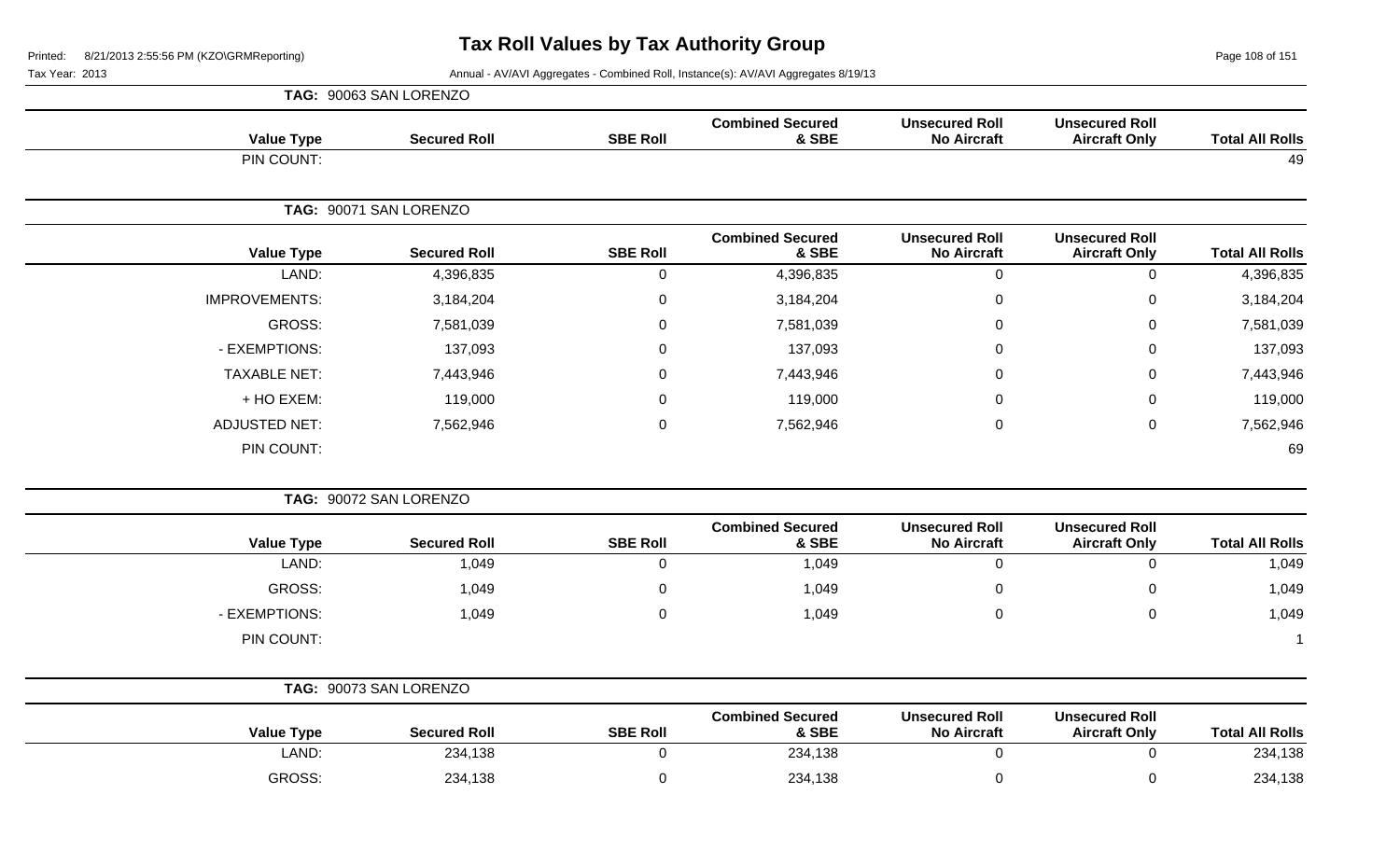# Tax Roll Values by Tax Authority Group

Printed: 8/21/2013 2:55:56 PM (KZO\GRMReporting)

Tax Year: 2013

Annual - AV/AVI Aggregates - Combined Roll, Instance(s): AV/AVI Aggregates 8/19/13

**TAG: 90063 SAN LORENZO**

| Value Type | Secured Roll | SBE Roll | Combined Secured & SBE | Unsecured Roll No Aircraft | Unsecured Roll Aircraft Only | Total All Rolls |
|---|---|---|---|---|---|---|
| PIN COUNT: | | | | | | 49 |

**TAG: 90071 SAN LORENZO**

| Value Type | Secured Roll | SBE Roll | Combined Secured & SBE | Unsecured Roll No Aircraft | Unsecured Roll Aircraft Only | Total All Rolls |
|---|---|---|---|---|---|---|
| LAND: | 4,396,835 | 0 | 4,396,835 | 0 | 0 | 4,396,835 |
| IMPROVEMENTS: | 3,184,204 | 0 | 3,184,204 | 0 | 0 | 3,184,204 |
| GROSS: | 7,581,039 | 0 | 7,581,039 | 0 | 0 | 7,581,039 |
| - EXEMPTIONS: | 137,093 | 0 | 137,093 | 0 | 0 | 137,093 |
| TAXABLE NET: | 7,443,946 | 0 | 7,443,946 | 0 | 0 | 7,443,946 |
| + HO EXEM: | 119,000 | 0 | 119,000 | 0 | 0 | 119,000 |
| ADJUSTED NET: | 7,562,946 | 0 | 7,562,946 | 0 | 0 | 7,562,946 |
| PIN COUNT: | | | | | | 69 |

**TAG: 90072 SAN LORENZO**

| Value Type | Secured Roll | SBE Roll | Combined Secured & SBE | Unsecured Roll No Aircraft | Unsecured Roll Aircraft Only | Total All Rolls |
|---|---|---|---|---|---|---|
| LAND: | 1,049 | 0 | 1,049 | 0 | 0 | 1,049 |
| GROSS: | 1,049 | 0 | 1,049 | 0 | 0 | 1,049 |
| - EXEMPTIONS: | 1,049 | 0 | 1,049 | 0 | 0 | 1,049 |
| PIN COUNT: | | | | | | 1 |

**TAG: 90073 SAN LORENZO**

| Value Type | Secured Roll | SBE Roll | Combined Secured & SBE | Unsecured Roll No Aircraft | Unsecured Roll Aircraft Only | Total All Rolls |
|---|---|---|---|---|---|---|
| LAND: | 234,138 | 0 | 234,138 | 0 | 0 | 234,138 |
| GROSS: | 234,138 | 0 | 234,138 | 0 | 0 | 234,138 |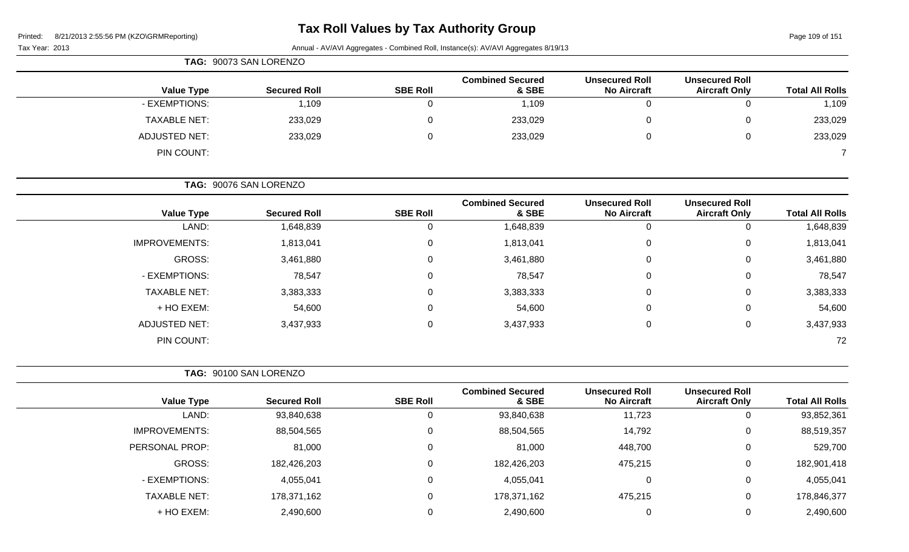# Tax Roll Values by Tax Authority Group

Printed: 8/21/2013 2:55:56 PM (KZO\GRMReporting)

Tax Year: 2013

Annual - AV/AVI Aggregates - Combined Roll, Instance(s): AV/AVI Aggregates 8/19/13

**TAG: 90073 SAN LORENZO**

| Value Type | Secured Roll | SBE Roll | Combined Secured & SBE | Unsecured Roll No Aircraft | Unsecured Roll Aircraft Only | Total All Rolls |
|---|---|---|---|---|---|---|
| - EXEMPTIONS: | 1,109 | 0 | 1,109 | 0 | 0 | 1,109 |
| TAXABLE NET: | 233,029 | 0 | 233,029 | 0 | 0 | 233,029 |
| ADJUSTED NET: | 233,029 | 0 | 233,029 | 0 | 0 | 233,029 |
| PIN COUNT: | | | | | | 7 |

**TAG: 90076 SAN LORENZO**

| Value Type | Secured Roll | SBE Roll | Combined Secured & SBE | Unsecured Roll No Aircraft | Unsecured Roll Aircraft Only | Total All Rolls |
|---|---|---|---|---|---|---|
| LAND: | 1,648,839 | 0 | 1,648,839 | 0 | 0 | 1,648,839 |
| IMPROVEMENTS: | 1,813,041 | 0 | 1,813,041 | 0 | 0 | 1,813,041 |
| GROSS: | 3,461,880 | 0 | 3,461,880 | 0 | 0 | 3,461,880 |
| - EXEMPTIONS: | 78,547 | 0 | 78,547 | 0 | 0 | 78,547 |
| TAXABLE NET: | 3,383,333 | 0 | 3,383,333 | 0 | 0 | 3,383,333 |
| + HO EXEM: | 54,600 | 0 | 54,600 | 0 | 0 | 54,600 |
| ADJUSTED NET: | 3,437,933 | 0 | 3,437,933 | 0 | 0 | 3,437,933 |
| PIN COUNT: | | | | | | 72 |

**TAG: 90100 SAN LORENZO**

| Value Type | Secured Roll | SBE Roll | Combined Secured & SBE | Unsecured Roll No Aircraft | Unsecured Roll Aircraft Only | Total All Rolls |
|---|---|---|---|---|---|---|
| LAND: | 93,840,638 | 0 | 93,840,638 | 11,723 | 0 | 93,852,361 |
| IMPROVEMENTS: | 88,504,565 | 0 | 88,504,565 | 14,792 | 0 | 88,519,357 |
| PERSONAL PROP: | 81,000 | 0 | 81,000 | 448,700 | 0 | 529,700 |
| GROSS: | 182,426,203 | 0 | 182,426,203 | 475,215 | 0 | 182,901,418 |
| - EXEMPTIONS: | 4,055,041 | 0 | 4,055,041 | 0 | 0 | 4,055,041 |
| TAXABLE NET: | 178,371,162 | 0 | 178,371,162 | 475,215 | 0 | 178,846,377 |
| + HO EXEM: | 2,490,600 | 0 | 2,490,600 | 0 | 0 | 2,490,600 |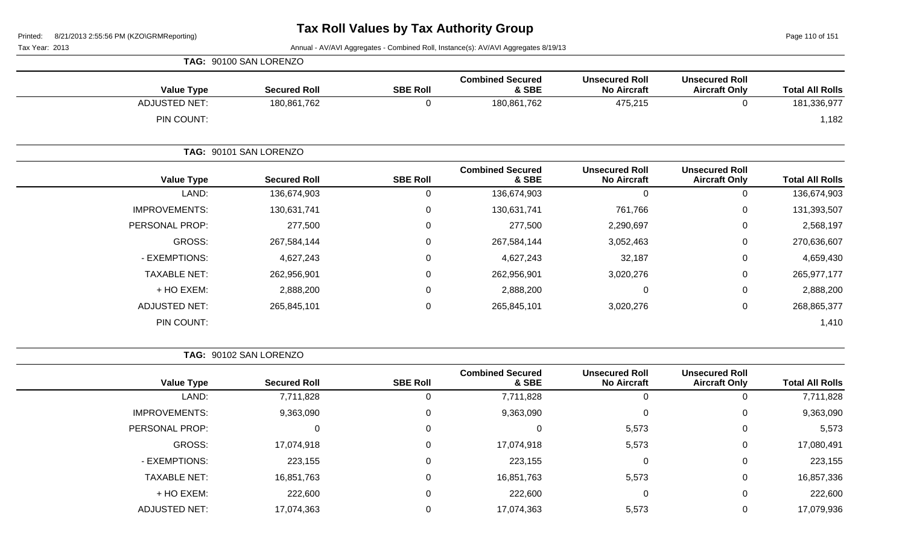# Tax Roll Values by Tax Authority Group

Tax Year: 2013

Annual - AV/AVI Aggregates - Combined Roll, Instance(s): AV/AVI Aggregates 8/19/13

**TAG: 90100 SAN LORENZO**

| Value Type | Secured Roll | SBE Roll | Combined Secured & SBE | Unsecured Roll No Aircraft | Unsecured Roll Aircraft Only | Total All Rolls |
|---|---|---|---|---|---|---|
| ADJUSTED NET: | 180,861,762 | 0 | 180,861,762 | 475,215 | 0 | 181,336,977 |
| PIN COUNT: | | | | | | 1,182 |

**TAG: 90101 SAN LORENZO**

| Value Type | Secured Roll | SBE Roll | Combined Secured & SBE | Unsecured Roll No Aircraft | Unsecured Roll Aircraft Only | Total All Rolls |
|---|---|---|---|---|---|---|
| LAND: | 136,674,903 | 0 | 136,674,903 | 0 | 0 | 136,674,903 |
| IMPROVEMENTS: | 130,631,741 | 0 | 130,631,741 | 761,766 | 0 | 131,393,507 |
| PERSONAL PROP: | 277,500 | 0 | 277,500 | 2,290,697 | 0 | 2,568,197 |
| GROSS: | 267,584,144 | 0 | 267,584,144 | 3,052,463 | 0 | 270,636,607 |
| - EXEMPTIONS: | 4,627,243 | 0 | 4,627,243 | 32,187 | 0 | 4,659,430 |
| TAXABLE NET: | 262,956,901 | 0 | 262,956,901 | 3,020,276 | 0 | 265,977,177 |
| + HO EXEM: | 2,888,200 | 0 | 2,888,200 | 0 | 0 | 2,888,200 |
| ADJUSTED NET: | 265,845,101 | 0 | 265,845,101 | 3,020,276 | 0 | 268,865,377 |
| PIN COUNT: | | | | | | 1,410 |

**TAG: 90102 SAN LORENZO**

| Value Type | Secured Roll | SBE Roll | Combined Secured & SBE | Unsecured Roll No Aircraft | Unsecured Roll Aircraft Only | Total All Rolls |
|---|---|---|---|---|---|---|
| LAND: | 7,711,828 | 0 | 7,711,828 | 0 | 0 | 7,711,828 |
| IMPROVEMENTS: | 9,363,090 | 0 | 9,363,090 | 0 | 0 | 9,363,090 |
| PERSONAL PROP: | 0 | 0 | 0 | 5,573 | 0 | 5,573 |
| GROSS: | 17,074,918 | 0 | 17,074,918 | 5,573 | 0 | 17,080,491 |
| - EXEMPTIONS: | 223,155 | 0 | 223,155 | 0 | 0 | 223,155 |
| TAXABLE NET: | 16,851,763 | 0 | 16,851,763 | 5,573 | 0 | 16,857,336 |
| + HO EXEM: | 222,600 | 0 | 222,600 | 0 | 0 | 222,600 |
| ADJUSTED NET: | 17,074,363 | 0 | 17,074,363 | 5,573 | 0 | 17,079,936 |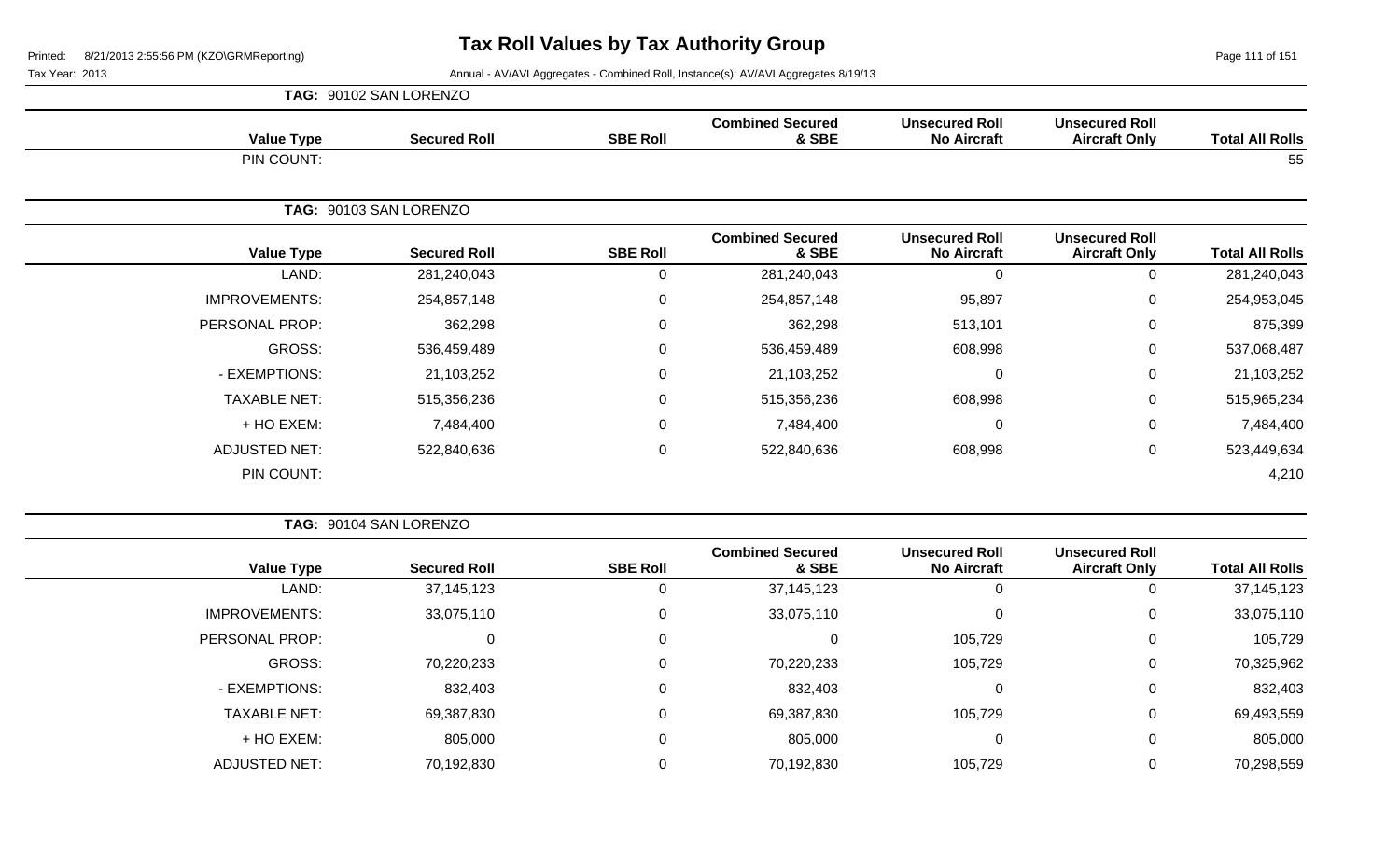# Tax Roll Values by Tax Authority Group

Printed: 8/21/2013 2:55:56 PM (KZO\GRMReporting)

Tax Year: 2013

Annual - AV/AVI Aggregates - Combined Roll, Instance(s): AV/AVI Aggregates 8/19/13

**TAG: 90102 SAN LORENZO**

| Value Type | Secured Roll | SBE Roll | Combined Secured & SBE | Unsecured Roll No Aircraft | Unsecured Roll Aircraft Only | Total All Rolls |
|---|---|---|---|---|---|---|
| PIN COUNT: | | | | | | 55 |

**TAG: 90103 SAN LORENZO**

| Value Type | Secured Roll | SBE Roll | Combined Secured & SBE | Unsecured Roll No Aircraft | Unsecured Roll Aircraft Only | Total All Rolls |
|---|---|---|---|---|---|---|
| LAND: | 281,240,043 | 0 | 281,240,043 | 0 | 0 | 281,240,043 |
| IMPROVEMENTS: | 254,857,148 | 0 | 254,857,148 | 95,897 | 0 | 254,953,045 |
| PERSONAL PROP: | 362,298 | 0 | 362,298 | 513,101 | 0 | 875,399 |
| GROSS: | 536,459,489 | 0 | 536,459,489 | 608,998 | 0 | 537,068,487 |
| - EXEMPTIONS: | 21,103,252 | 0 | 21,103,252 | 0 | 0 | 21,103,252 |
| TAXABLE NET: | 515,356,236 | 0 | 515,356,236 | 608,998 | 0 | 515,965,234 |
| + HO EXEM: | 7,484,400 | 0 | 7,484,400 | 0 | 0 | 7,484,400 |
| ADJUSTED NET: | 522,840,636 | 0 | 522,840,636 | 608,998 | 0 | 523,449,634 |
| PIN COUNT: | | | | | | 4,210 |

**TAG: 90104 SAN LORENZO**

| Value Type | Secured Roll | SBE Roll | Combined Secured & SBE | Unsecured Roll No Aircraft | Unsecured Roll Aircraft Only | Total All Rolls |
|---|---|---|---|---|---|---|
| LAND: | 37,145,123 | 0 | 37,145,123 | 0 | 0 | 37,145,123 |
| IMPROVEMENTS: | 33,075,110 | 0 | 33,075,110 | 0 | 0 | 33,075,110 |
| PERSONAL PROP: | 0 | 0 | 0 | 105,729 | 0 | 105,729 |
| GROSS: | 70,220,233 | 0 | 70,220,233 | 105,729 | 0 | 70,325,962 |
| - EXEMPTIONS: | 832,403 | 0 | 832,403 | 0 | 0 | 832,403 |
| TAXABLE NET: | 69,387,830 | 0 | 69,387,830 | 105,729 | 0 | 69,493,559 |
| + HO EXEM: | 805,000 | 0 | 805,000 | 0 | 0 | 805,000 |
| ADJUSTED NET: | 70,192,830 | 0 | 70,192,830 | 105,729 | 0 | 70,298,559 |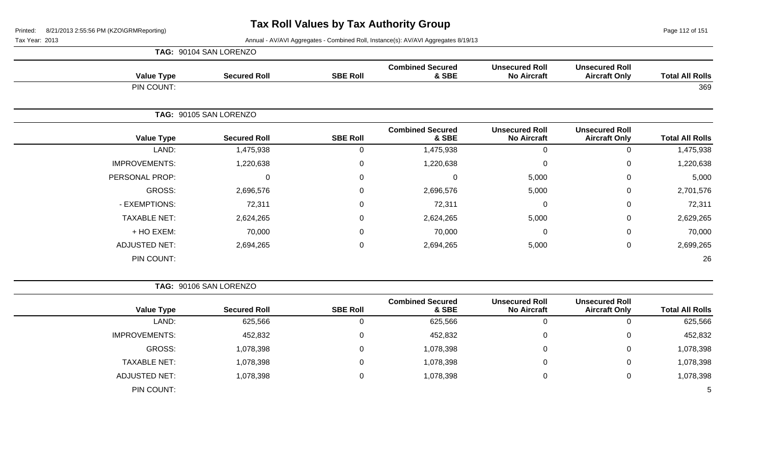# Tax Roll Values by Tax Authority Group

Printed: 8/21/2013 2:55:56 PM (KZO\GRMReporting)

Tax Year: 2013

Annual - AV/AVI Aggregates - Combined Roll, Instance(s): AV/AVI Aggregates 8/19/13

**TAG: 90104 SAN LORENZO**

| Value Type | Secured Roll | SBE Roll | Combined Secured & SBE | Unsecured Roll No Aircraft | Unsecured Roll Aircraft Only | Total All Rolls |
|---|---|---|---|---|---|---|
| PIN COUNT: | | | | | | 369 |

**TAG: 90105 SAN LORENZO**

| Value Type | Secured Roll | SBE Roll | Combined Secured & SBE | Unsecured Roll No Aircraft | Unsecured Roll Aircraft Only | Total All Rolls |
|---|---|---|---|---|---|---|
| LAND: | 1,475,938 | 0 | 1,475,938 | 0 | 0 | 1,475,938 |
| IMPROVEMENTS: | 1,220,638 | 0 | 1,220,638 | 0 | 0 | 1,220,638 |
| PERSONAL PROP: | 0 | 0 | 0 | 5,000 | 0 | 5,000 |
| GROSS: | 2,696,576 | 0 | 2,696,576 | 5,000 | 0 | 2,701,576 |
| - EXEMPTIONS: | 72,311 | 0 | 72,311 | 0 | 0 | 72,311 |
| TAXABLE NET: | 2,624,265 | 0 | 2,624,265 | 5,000 | 0 | 2,629,265 |
| + HO EXEM: | 70,000 | 0 | 70,000 | 0 | 0 | 70,000 |
| ADJUSTED NET: | 2,694,265 | 0 | 2,694,265 | 5,000 | 0 | 2,699,265 |
| PIN COUNT: | | | | | | 26 |

**TAG: 90106 SAN LORENZO**

| Value Type | Secured Roll | SBE Roll | Combined Secured & SBE | Unsecured Roll No Aircraft | Unsecured Roll Aircraft Only | Total All Rolls |
|---|---|---|---|---|---|---|
| LAND: | 625,566 | 0 | 625,566 | 0 | 0 | 625,566 |
| IMPROVEMENTS: | 452,832 | 0 | 452,832 | 0 | 0 | 452,832 |
| GROSS: | 1,078,398 | 0 | 1,078,398 | 0 | 0 | 1,078,398 |
| TAXABLE NET: | 1,078,398 | 0 | 1,078,398 | 0 | 0 | 1,078,398 |
| ADJUSTED NET: | 1,078,398 | 0 | 1,078,398 | 0 | 0 | 1,078,398 |
| PIN COUNT: | | | | | | 5 |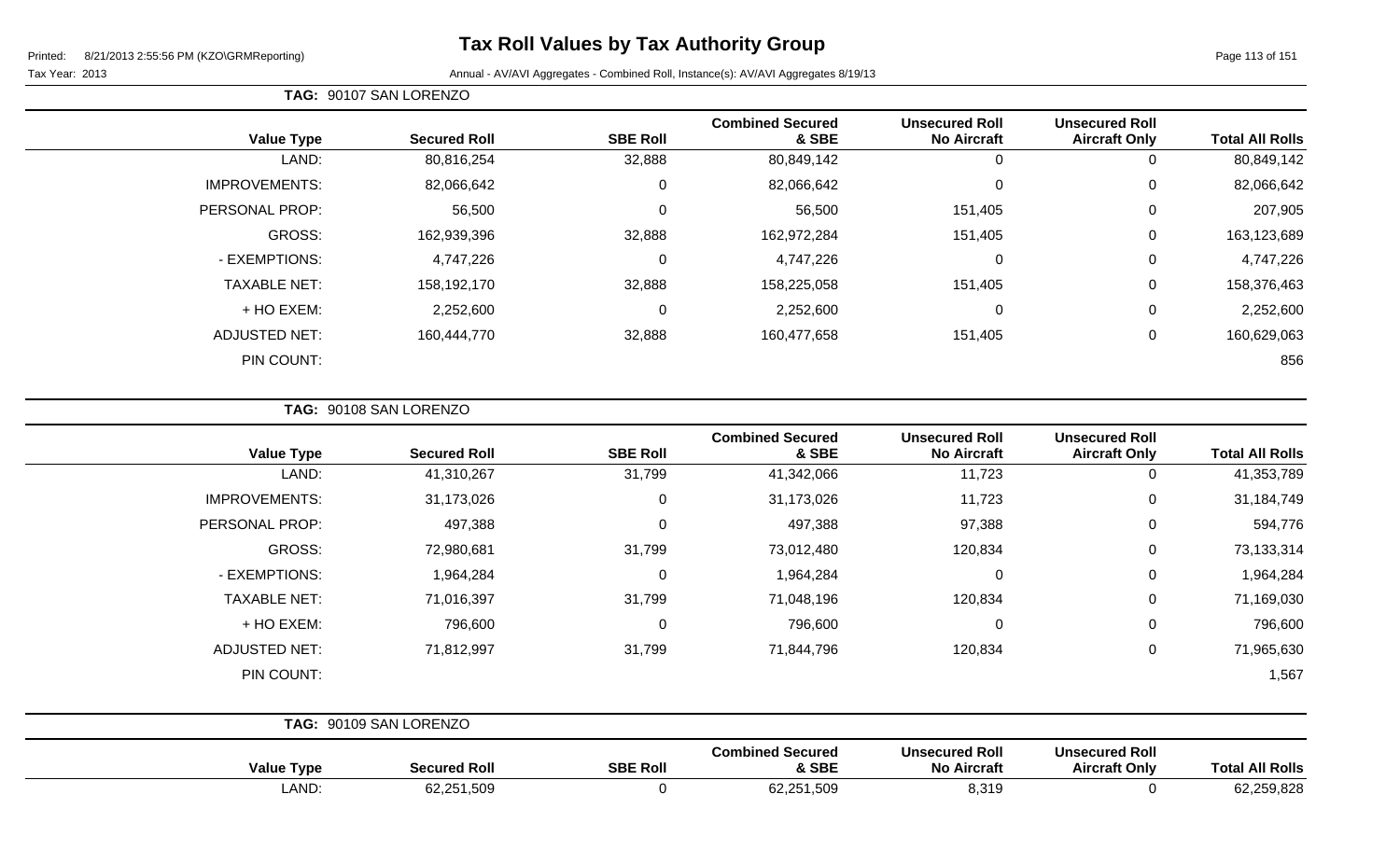# Tax Roll Values by Tax Authority Group

Printed: 8/21/2013 2:55:56 PM (KZO\GRMReporting)

Tax Year: 2013

Annual - AV/AVI Aggregates - Combined Roll, Instance(s): AV/AVI Aggregates 8/19/13

**TAG: 90107 SAN LORENZO**

| Value Type | Secured Roll | SBE Roll | Combined Secured & SBE | Unsecured Roll No Aircraft | Unsecured Roll Aircraft Only | Total All Rolls |
|---|---|---|---|---|---|---|
| LAND: | 80,816,254 | 32,888 | 80,849,142 | 0 | 0 | 80,849,142 |
| IMPROVEMENTS: | 82,066,642 | 0 | 82,066,642 | 0 | 0 | 82,066,642 |
| PERSONAL PROP: | 56,500 | 0 | 56,500 | 151,405 | 0 | 207,905 |
| GROSS: | 162,939,396 | 32,888 | 162,972,284 | 151,405 | 0 | 163,123,689 |
| - EXEMPTIONS: | 4,747,226 | 0 | 4,747,226 | 0 | 0 | 4,747,226 |
| TAXABLE NET: | 158,192,170 | 32,888 | 158,225,058 | 151,405 | 0 | 158,376,463 |
| + HO EXEM: | 2,252,600 | 0 | 2,252,600 | 0 | 0 | 2,252,600 |
| ADJUSTED NET: | 160,444,770 | 32,888 | 160,477,658 | 151,405 | 0 | 160,629,063 |
| PIN COUNT: | | | | | | 856 |

**TAG: 90108 SAN LORENZO**

| Value Type | Secured Roll | SBE Roll | Combined Secured & SBE | Unsecured Roll No Aircraft | Unsecured Roll Aircraft Only | Total All Rolls |
|---|---|---|---|---|---|---|
| LAND: | 41,310,267 | 31,799 | 41,342,066 | 11,723 | 0 | 41,353,789 |
| IMPROVEMENTS: | 31,173,026 | 0 | 31,173,026 | 11,723 | 0 | 31,184,749 |
| PERSONAL PROP: | 497,388 | 0 | 497,388 | 97,388 | 0 | 594,776 |
| GROSS: | 72,980,681 | 31,799 | 73,012,480 | 120,834 | 0 | 73,133,314 |
| - EXEMPTIONS: | 1,964,284 | 0 | 1,964,284 | 0 | 0 | 1,964,284 |
| TAXABLE NET: | 71,016,397 | 31,799 | 71,048,196 | 120,834 | 0 | 71,169,030 |
| + HO EXEM: | 796,600 | 0 | 796,600 | 0 | 0 | 796,600 |
| ADJUSTED NET: | 71,812,997 | 31,799 | 71,844,796 | 120,834 | 0 | 71,965,630 |
| PIN COUNT: | | | | | | 1,567 |

**TAG: 90109 SAN LORENZO**

| Value Type | Secured Roll | SBE Roll | Combined Secured & SBE | Unsecured Roll No Aircraft | Unsecured Roll Aircraft Only | Total All Rolls |
|---|---|---|---|---|---|---|
| LAND: | 62,251,509 | 0 | 62,251,509 | 8,319 | 0 | 62,259,828 |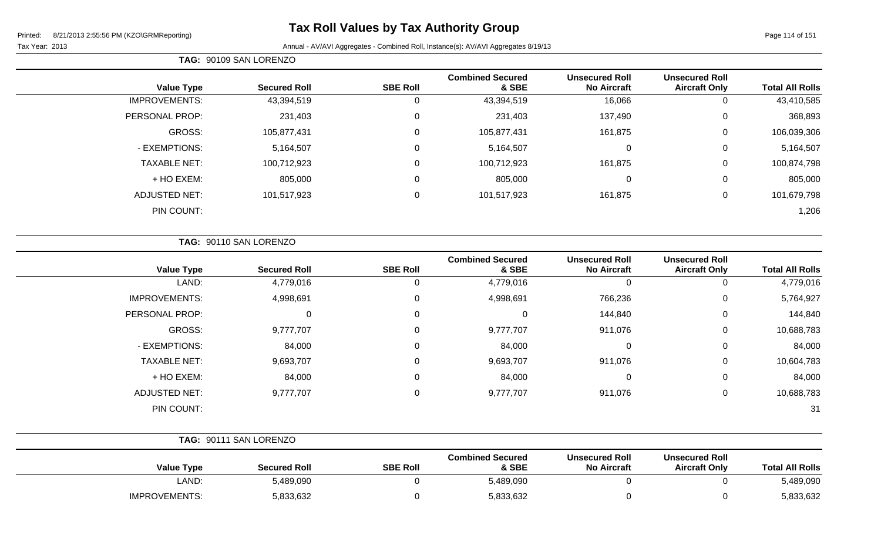# Tax Roll Values by Tax Authority Group

Printed: 8/21/2013 2:55:56 PM (KZO\GRMReporting)

Tax Year: 2013

Annual - AV/AVI Aggregates - Combined Roll, Instance(s): AV/AVI Aggregates 8/19/13

**TAG: 90109 SAN LORENZO**

| Value Type | Secured Roll | SBE Roll | Combined Secured & SBE | Unsecured Roll No Aircraft | Unsecured Roll Aircraft Only | Total All Rolls |
|---|---|---|---|---|---|---|
| IMPROVEMENTS: | 43,394,519 | 0 | 43,394,519 | 16,066 | 0 | 43,410,585 |
| PERSONAL PROP: | 231,403 | 0 | 231,403 | 137,490 | 0 | 368,893 |
| GROSS: | 105,877,431 | 0 | 105,877,431 | 161,875 | 0 | 106,039,306 |
| - EXEMPTIONS: | 5,164,507 | 0 | 5,164,507 | 0 | 0 | 5,164,507 |
| TAXABLE NET: | 100,712,923 | 0 | 100,712,923 | 161,875 | 0 | 100,874,798 |
| + HO EXEM: | 805,000 | 0 | 805,000 | 0 | 0 | 805,000 |
| ADJUSTED NET: | 101,517,923 | 0 | 101,517,923 | 161,875 | 0 | 101,679,798 |
| PIN COUNT: | | | | | | 1,206 |

**TAG: 90110 SAN LORENZO**

| Value Type | Secured Roll | SBE Roll | Combined Secured & SBE | Unsecured Roll No Aircraft | Unsecured Roll Aircraft Only | Total All Rolls |
|---|---|---|---|---|---|---|
| LAND: | 4,779,016 | 0 | 4,779,016 | 0 | 0 | 4,779,016 |
| IMPROVEMENTS: | 4,998,691 | 0 | 4,998,691 | 766,236 | 0 | 5,764,927 |
| PERSONAL PROP: | 0 | 0 | 0 | 144,840 | 0 | 144,840 |
| GROSS: | 9,777,707 | 0 | 9,777,707 | 911,076 | 0 | 10,688,783 |
| - EXEMPTIONS: | 84,000 | 0 | 84,000 | 0 | 0 | 84,000 |
| TAXABLE NET: | 9,693,707 | 0 | 9,693,707 | 911,076 | 0 | 10,604,783 |
| + HO EXEM: | 84,000 | 0 | 84,000 | 0 | 0 | 84,000 |
| ADJUSTED NET: | 9,777,707 | 0 | 9,777,707 | 911,076 | 0 | 10,688,783 |
| PIN COUNT: | | | | | | 31 |

**TAG: 90111 SAN LORENZO**

| Value Type | Secured Roll | SBE Roll | Combined Secured & SBE | Unsecured Roll No Aircraft | Unsecured Roll Aircraft Only | Total All Rolls |
|---|---|---|---|---|---|---|
| LAND: | 5,489,090 | 0 | 5,489,090 | 0 | 0 | 5,489,090 |
| IMPROVEMENTS: | 5,833,632 | 0 | 5,833,632 | 0 | 0 | 5,833,632 |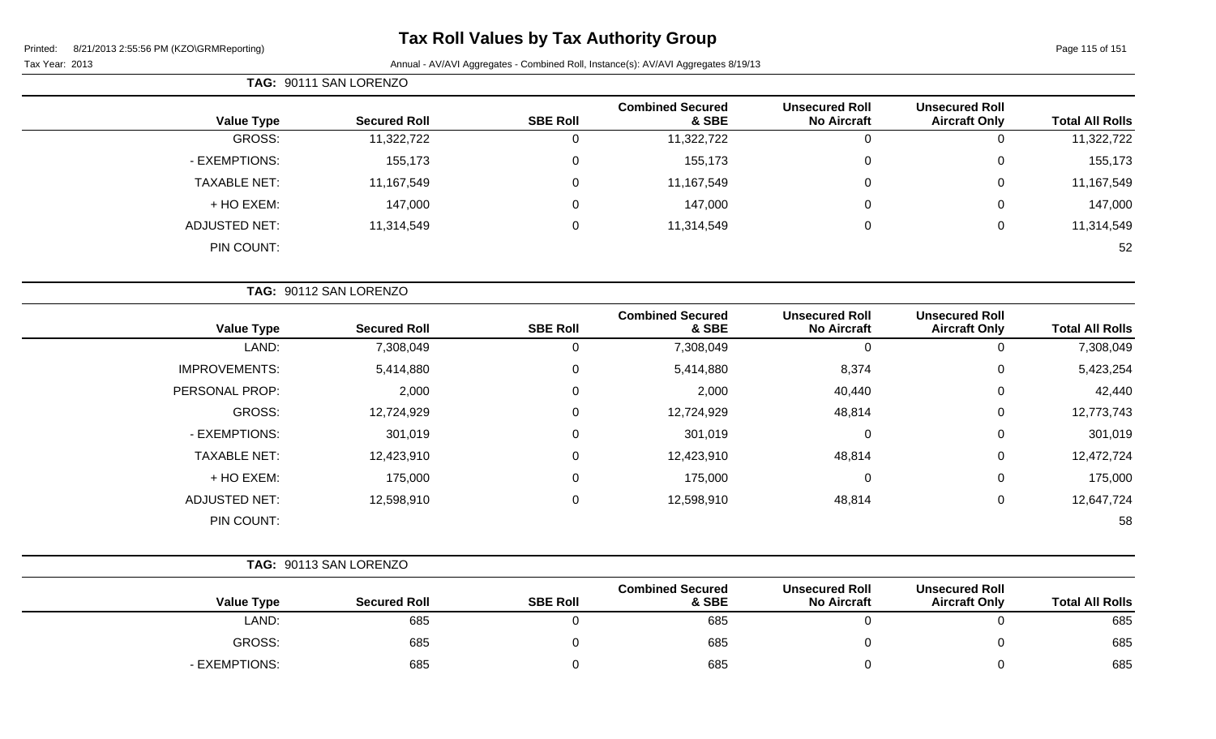# Tax Roll Values by Tax Authority Group

Printed: 8/21/2013 2:55:56 PM (KZO\GRMReporting)

Tax Year: 2013

Annual - AV/AVI Aggregates - Combined Roll, Instance(s): AV/AVI Aggregates 8/19/13

**TAG: 90111 SAN LORENZO**

| Value Type | Secured Roll | SBE Roll | Combined Secured & SBE | Unsecured Roll No Aircraft | Unsecured Roll Aircraft Only | Total All Rolls |
|---|---|---|---|---|---|---|
| GROSS: | 11,322,722 | 0 | 11,322,722 | 0 | 0 | 11,322,722 |
| - EXEMPTIONS: | 155,173 | 0 | 155,173 | 0 | 0 | 155,173 |
| TAXABLE NET: | 11,167,549 | 0 | 11,167,549 | 0 | 0 | 11,167,549 |
| + HO EXEM: | 147,000 | 0 | 147,000 | 0 | 0 | 147,000 |
| ADJUSTED NET: | 11,314,549 | 0 | 11,314,549 | 0 | 0 | 11,314,549 |
| PIN COUNT: | | | | | | 52 |

**TAG: 90112 SAN LORENZO**

| Value Type | Secured Roll | SBE Roll | Combined Secured & SBE | Unsecured Roll No Aircraft | Unsecured Roll Aircraft Only | Total All Rolls |
|---|---|---|---|---|---|---|
| LAND: | 7,308,049 | 0 | 7,308,049 | 0 | 0 | 7,308,049 |
| IMPROVEMENTS: | 5,414,880 | 0 | 5,414,880 | 8,374 | 0 | 5,423,254 |
| PERSONAL PROP: | 2,000 | 0 | 2,000 | 40,440 | 0 | 42,440 |
| GROSS: | 12,724,929 | 0 | 12,724,929 | 48,814 | 0 | 12,773,743 |
| - EXEMPTIONS: | 301,019 | 0 | 301,019 | 0 | 0 | 301,019 |
| TAXABLE NET: | 12,423,910 | 0 | 12,423,910 | 48,814 | 0 | 12,472,724 |
| + HO EXEM: | 175,000 | 0 | 175,000 | 0 | 0 | 175,000 |
| ADJUSTED NET: | 12,598,910 | 0 | 12,598,910 | 48,814 | 0 | 12,647,724 |
| PIN COUNT: | | | | | | 58 |

**TAG: 90113 SAN LORENZO**

| Value Type | Secured Roll | SBE Roll | Combined Secured & SBE | Unsecured Roll No Aircraft | Unsecured Roll Aircraft Only | Total All Rolls |
|---|---|---|---|---|---|---|
| LAND: | 685 | 0 | 685 | 0 | 0 | 685 |
| GROSS: | 685 | 0 | 685 | 0 | 0 | 685 |
| - EXEMPTIONS: | 685 | 0 | 685 | 0 | 0 | 685 |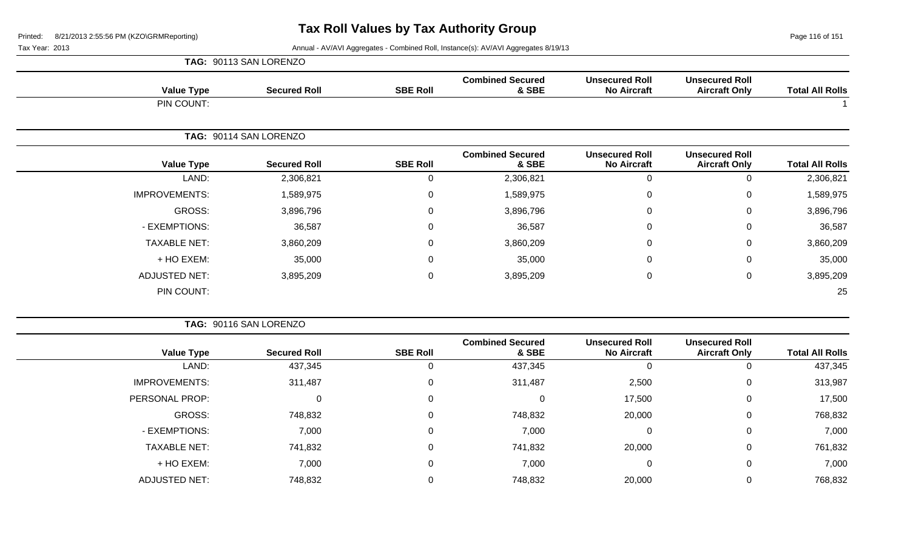# Tax Roll Values by Tax Authority Group

Tax Year: 2013

Annual - AV/AVI Aggregates - Combined Roll, Instance(s): AV/AVI Aggregates 8/19/13

**TAG: 90113 SAN LORENZO**

| Value Type | Secured Roll | SBE Roll | Combined Secured & SBE | Unsecured Roll No Aircraft | Unsecured Roll Aircraft Only | Total All Rolls |
|---|---|---|---|---|---|---|
| PIN COUNT: | | | | | | 1 |

**TAG: 90114 SAN LORENZO**

| Value Type | Secured Roll | SBE Roll | Combined Secured & SBE | Unsecured Roll No Aircraft | Unsecured Roll Aircraft Only | Total All Rolls |
|---|---|---|---|---|---|---|
| LAND: | 2,306,821 | 0 | 2,306,821 | 0 | 0 | 2,306,821 |
| IMPROVEMENTS: | 1,589,975 | 0 | 1,589,975 | 0 | 0 | 1,589,975 |
| GROSS: | 3,896,796 | 0 | 3,896,796 | 0 | 0 | 3,896,796 |
| - EXEMPTIONS: | 36,587 | 0 | 36,587 | 0 | 0 | 36,587 |
| TAXABLE NET: | 3,860,209 | 0 | 3,860,209 | 0 | 0 | 3,860,209 |
| + HO EXEM: | 35,000 | 0 | 35,000 | 0 | 0 | 35,000 |
| ADJUSTED NET: | 3,895,209 | 0 | 3,895,209 | 0 | 0 | 3,895,209 |
| PIN COUNT: | | | | | | 25 |

**TAG: 90116 SAN LORENZO**

| Value Type | Secured Roll | SBE Roll | Combined Secured & SBE | Unsecured Roll No Aircraft | Unsecured Roll Aircraft Only | Total All Rolls |
|---|---|---|---|---|---|---|
| LAND: | 437,345 | 0 | 437,345 | 0 | 0 | 437,345 |
| IMPROVEMENTS: | 311,487 | 0 | 311,487 | 2,500 | 0 | 313,987 |
| PERSONAL PROP: | 0 | 0 | 0 | 17,500 | 0 | 17,500 |
| GROSS: | 748,832 | 0 | 748,832 | 20,000 | 0 | 768,832 |
| - EXEMPTIONS: | 7,000 | 0 | 7,000 | 0 | 0 | 7,000 |
| TAXABLE NET: | 741,832 | 0 | 741,832 | 20,000 | 0 | 761,832 |
| + HO EXEM: | 7,000 | 0 | 7,000 | 0 | 0 | 7,000 |
| ADJUSTED NET: | 748,832 | 0 | 748,832 | 20,000 | 0 | 768,832 |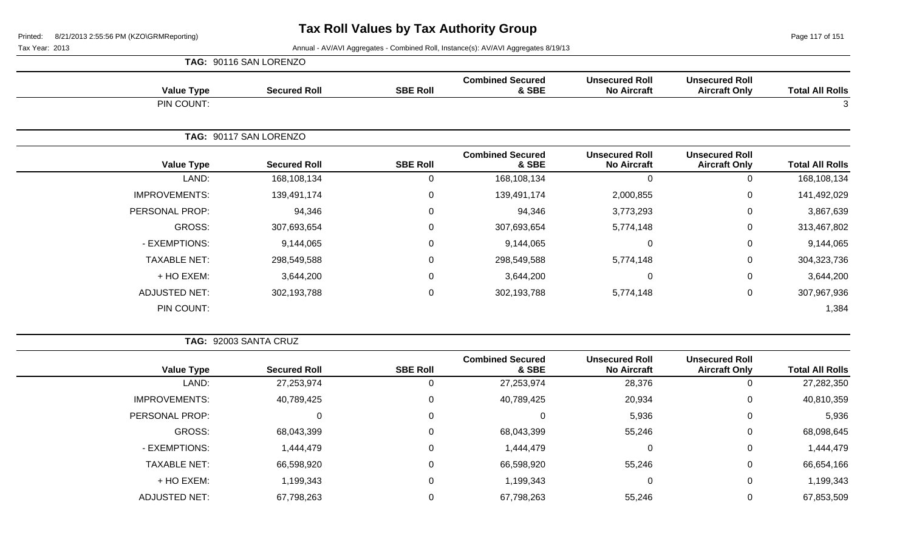# Tax Roll Values by Tax Authority Group

Tax Year: 2013

Annual - AV/AVI Aggregates - Combined Roll, Instance(s): AV/AVI Aggregates 8/19/13

Printed: 8/21/2013 2:55:56 PM (KZO\GRMReporting)

**TAG: 90116 SAN LORENZO**

| Value Type | Secured Roll | SBE Roll | Combined Secured & SBE | Unsecured Roll No Aircraft | Unsecured Roll Aircraft Only | Total All Rolls |
|---|---|---|---|---|---|---|
| PIN COUNT: | | | | | | 3 |

**TAG: 90117 SAN LORENZO**

| Value Type | Secured Roll | SBE Roll | Combined Secured & SBE | Unsecured Roll No Aircraft | Unsecured Roll Aircraft Only | Total All Rolls |
|---|---|---|---|---|---|---|
| LAND: | 168,108,134 | 0 | 168,108,134 | 0 | 0 | 168,108,134 |
| IMPROVEMENTS: | 139,491,174 | 0 | 139,491,174 | 2,000,855 | 0 | 141,492,029 |
| PERSONAL PROP: | 94,346 | 0 | 94,346 | 3,773,293 | 0 | 3,867,639 |
| GROSS: | 307,693,654 | 0 | 307,693,654 | 5,774,148 | 0 | 313,467,802 |
| - EXEMPTIONS: | 9,144,065 | 0 | 9,144,065 | 0 | 0 | 9,144,065 |
| TAXABLE NET: | 298,549,588 | 0 | 298,549,588 | 5,774,148 | 0 | 304,323,736 |
| + HO EXEM: | 3,644,200 | 0 | 3,644,200 | 0 | 0 | 3,644,200 |
| ADJUSTED NET: | 302,193,788 | 0 | 302,193,788 | 5,774,148 | 0 | 307,967,936 |
| PIN COUNT: | | | | | | 1,384 |

**TAG: 92003 SANTA CRUZ**

| Value Type | Secured Roll | SBE Roll | Combined Secured & SBE | Unsecured Roll No Aircraft | Unsecured Roll Aircraft Only | Total All Rolls |
|---|---|---|---|---|---|---|
| LAND: | 27,253,974 | 0 | 27,253,974 | 28,376 | 0 | 27,282,350 |
| IMPROVEMENTS: | 40,789,425 | 0 | 40,789,425 | 20,934 | 0 | 40,810,359 |
| PERSONAL PROP: | 0 | 0 | 0 | 5,936 | 0 | 5,936 |
| GROSS: | 68,043,399 | 0 | 68,043,399 | 55,246 | 0 | 68,098,645 |
| - EXEMPTIONS: | 1,444,479 | 0 | 1,444,479 | 0 | 0 | 1,444,479 |
| TAXABLE NET: | 66,598,920 | 0 | 66,598,920 | 55,246 | 0 | 66,654,166 |
| + HO EXEM: | 1,199,343 | 0 | 1,199,343 | 0 | 0 | 1,199,343 |
| ADJUSTED NET: | 67,798,263 | 0 | 67,798,263 | 55,246 | 0 | 67,853,509 |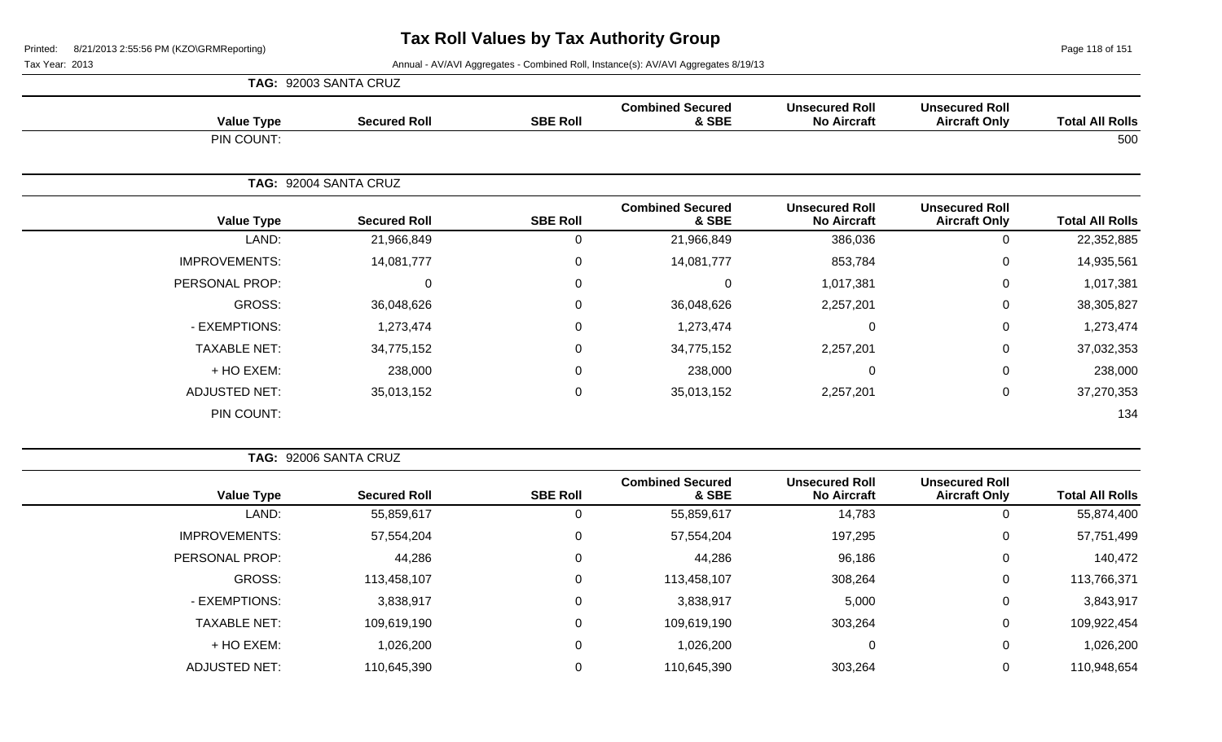# Tax Roll Values by Tax Authority Group

Tax Year: 2013

Annual - AV/AVI Aggregates - Combined Roll, Instance(s): AV/AVI Aggregates 8/19/13

**TAG: 92003 SANTA CRUZ**

| Value Type | Secured Roll | SBE Roll | Combined Secured & SBE | Unsecured Roll No Aircraft | Unsecured Roll Aircraft Only | Total All Rolls |
|---|---|---|---|---|---|---|
| PIN COUNT: | | | | | | 500 |

**TAG: 92004 SANTA CRUZ**

| Value Type | Secured Roll | SBE Roll | Combined Secured & SBE | Unsecured Roll No Aircraft | Unsecured Roll Aircraft Only | Total All Rolls |
|---|---|---|---|---|---|---|
| LAND: | 21,966,849 | 0 | 21,966,849 | 386,036 | 0 | 22,352,885 |
| IMPROVEMENTS: | 14,081,777 | 0 | 14,081,777 | 853,784 | 0 | 14,935,561 |
| PERSONAL PROP: | 0 | 0 | 0 | 1,017,381 | 0 | 1,017,381 |
| GROSS: | 36,048,626 | 0 | 36,048,626 | 2,257,201 | 0 | 38,305,827 |
| - EXEMPTIONS: | 1,273,474 | 0 | 1,273,474 | 0 | 0 | 1,273,474 |
| TAXABLE NET: | 34,775,152 | 0 | 34,775,152 | 2,257,201 | 0 | 37,032,353 |
| + HO EXEM: | 238,000 | 0 | 238,000 | 0 | 0 | 238,000 |
| ADJUSTED NET: | 35,013,152 | 0 | 35,013,152 | 2,257,201 | 0 | 37,270,353 |
| PIN COUNT: | | | | | | 134 |

**TAG: 92006 SANTA CRUZ**

| Value Type | Secured Roll | SBE Roll | Combined Secured & SBE | Unsecured Roll No Aircraft | Unsecured Roll Aircraft Only | Total All Rolls |
|---|---|---|---|---|---|---|
| LAND: | 55,859,617 | 0 | 55,859,617 | 14,783 | 0 | 55,874,400 |
| IMPROVEMENTS: | 57,554,204 | 0 | 57,554,204 | 197,295 | 0 | 57,751,499 |
| PERSONAL PROP: | 44,286 | 0 | 44,286 | 96,186 | 0 | 140,472 |
| GROSS: | 113,458,107 | 0 | 113,458,107 | 308,264 | 0 | 113,766,371 |
| - EXEMPTIONS: | 3,838,917 | 0 | 3,838,917 | 5,000 | 0 | 3,843,917 |
| TAXABLE NET: | 109,619,190 | 0 | 109,619,190 | 303,264 | 0 | 109,922,454 |
| + HO EXEM: | 1,026,200 | 0 | 1,026,200 | 0 | 0 | 1,026,200 |
| ADJUSTED NET: | 110,645,390 | 0 | 110,645,390 | 303,264 | 0 | 110,948,654 |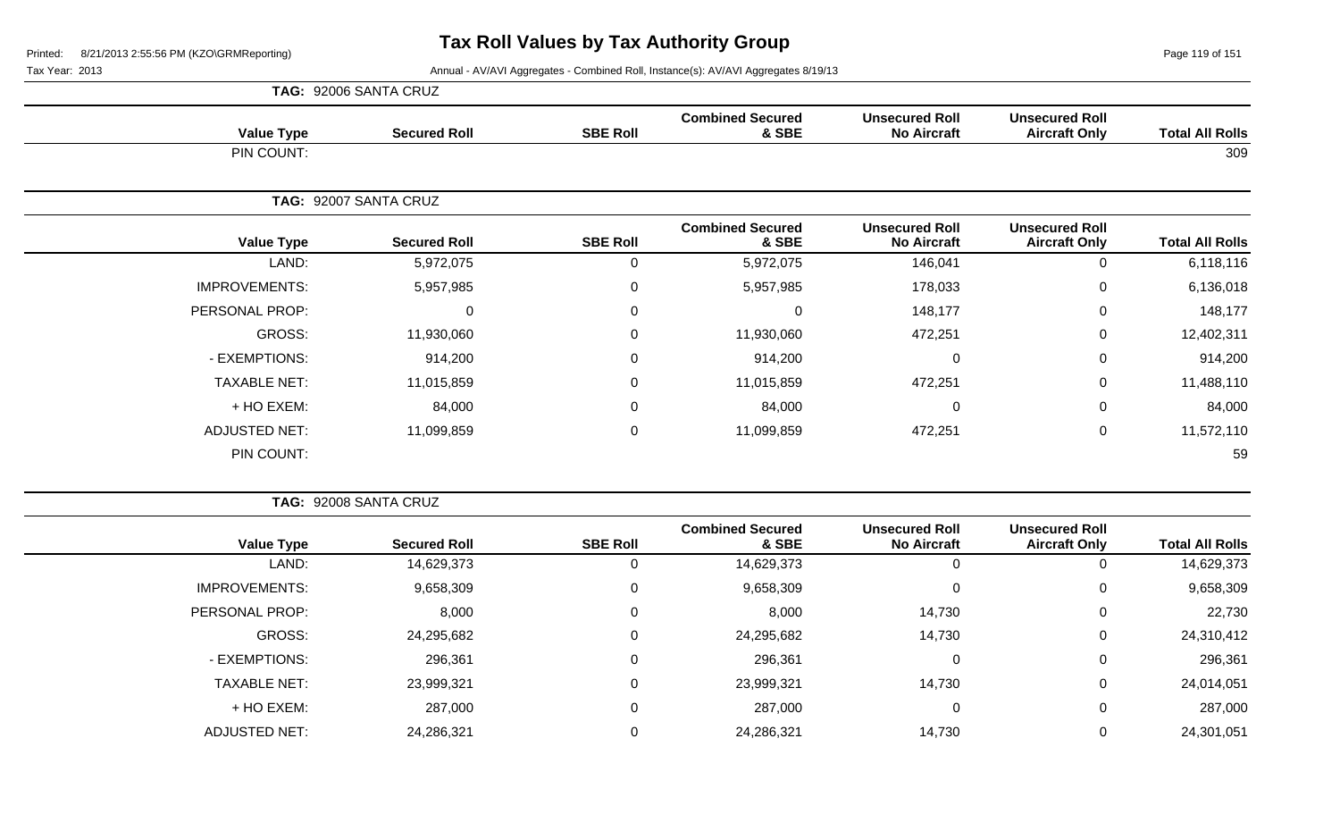# Tax Roll Values by Tax Authority Group

Tax Year: 2013

Annual - AV/AVI Aggregates - Combined Roll, Instance(s): AV/AVI Aggregates 8/19/13

**TAG: 92006 SANTA CRUZ**

| Value Type | Secured Roll | SBE Roll | Combined Secured & SBE | Unsecured Roll No Aircraft | Unsecured Roll Aircraft Only | Total All Rolls |
|---|---|---|---|---|---|---|
| PIN COUNT: | | | | | | 309 |

**TAG: 92007 SANTA CRUZ**

| Value Type | Secured Roll | SBE Roll | Combined Secured & SBE | Unsecured Roll No Aircraft | Unsecured Roll Aircraft Only | Total All Rolls |
|---|---|---|---|---|---|---|
| LAND: | 5,972,075 | 0 | 5,972,075 | 146,041 | 0 | 6,118,116 |
| IMPROVEMENTS: | 5,957,985 | 0 | 5,957,985 | 178,033 | 0 | 6,136,018 |
| PERSONAL PROP: | 0 | 0 | 0 | 148,177 | 0 | 148,177 |
| GROSS: | 11,930,060 | 0 | 11,930,060 | 472,251 | 0 | 12,402,311 |
| - EXEMPTIONS: | 914,200 | 0 | 914,200 | 0 | 0 | 914,200 |
| TAXABLE NET: | 11,015,859 | 0 | 11,015,859 | 472,251 | 0 | 11,488,110 |
| + HO EXEM: | 84,000 | 0 | 84,000 | 0 | 0 | 84,000 |
| ADJUSTED NET: | 11,099,859 | 0 | 11,099,859 | 472,251 | 0 | 11,572,110 |
| PIN COUNT: | | | | | | 59 |

**TAG: 92008 SANTA CRUZ**

| Value Type | Secured Roll | SBE Roll | Combined Secured & SBE | Unsecured Roll No Aircraft | Unsecured Roll Aircraft Only | Total All Rolls |
|---|---|---|---|---|---|---|
| LAND: | 14,629,373 | 0 | 14,629,373 | 0 | 0 | 14,629,373 |
| IMPROVEMENTS: | 9,658,309 | 0 | 9,658,309 | 0 | 0 | 9,658,309 |
| PERSONAL PROP: | 8,000 | 0 | 8,000 | 14,730 | 0 | 22,730 |
| GROSS: | 24,295,682 | 0 | 24,295,682 | 14,730 | 0 | 24,310,412 |
| - EXEMPTIONS: | 296,361 | 0 | 296,361 | 0 | 0 | 296,361 |
| TAXABLE NET: | 23,999,321 | 0 | 23,999,321 | 14,730 | 0 | 24,014,051 |
| + HO EXEM: | 287,000 | 0 | 287,000 | 0 | 0 | 287,000 |
| ADJUSTED NET: | 24,286,321 | 0 | 24,286,321 | 14,730 | 0 | 24,301,051 |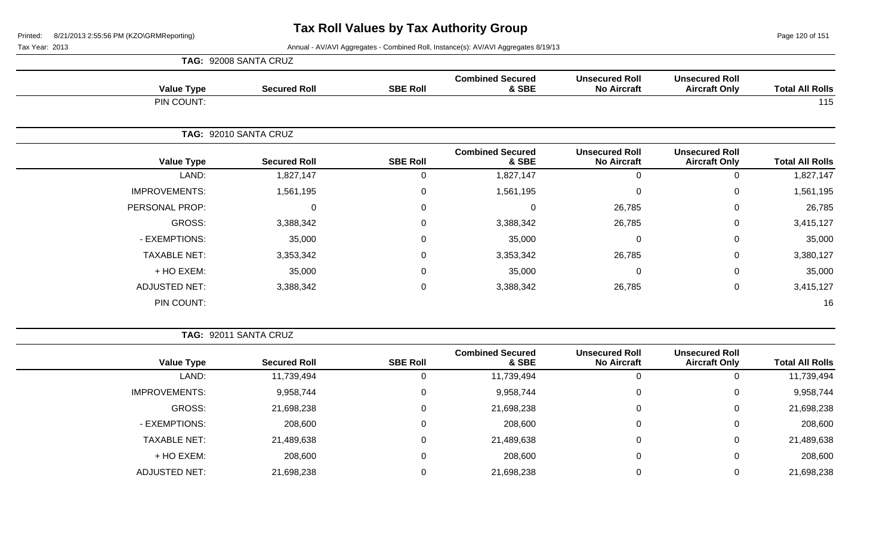# Tax Roll Values by Tax Authority Group

Printed: 8/21/2013 2:55:56 PM (KZO\GRMReporting)

Tax Year: 2013

Annual - AV/AVI Aggregates - Combined Roll, Instance(s): AV/AVI Aggregates 8/19/13

**TAG: 92008 SANTA CRUZ**

| Value Type | Secured Roll | SBE Roll | Combined Secured & SBE | Unsecured Roll No Aircraft | Unsecured Roll Aircraft Only | Total All Rolls |
|---|---|---|---|---|---|---|
| PIN COUNT: | | | | | | 115 |

**TAG: 92010 SANTA CRUZ**

| Value Type | Secured Roll | SBE Roll | Combined Secured & SBE | Unsecured Roll No Aircraft | Unsecured Roll Aircraft Only | Total All Rolls |
|---|---|---|---|---|---|---|
| LAND: | 1,827,147 | 0 | 1,827,147 | 0 | 0 | 1,827,147 |
| IMPROVEMENTS: | 1,561,195 | 0 | 1,561,195 | 0 | 0 | 1,561,195 |
| PERSONAL PROP: | 0 | 0 | 0 | 26,785 | 0 | 26,785 |
| GROSS: | 3,388,342 | 0 | 3,388,342 | 26,785 | 0 | 3,415,127 |
| - EXEMPTIONS: | 35,000 | 0 | 35,000 | 0 | 0 | 35,000 |
| TAXABLE NET: | 3,353,342 | 0 | 3,353,342 | 26,785 | 0 | 3,380,127 |
| + HO EXEM: | 35,000 | 0 | 35,000 | 0 | 0 | 35,000 |
| ADJUSTED NET: | 3,388,342 | 0 | 3,388,342 | 26,785 | 0 | 3,415,127 |
| PIN COUNT: | | | | | | 16 |

**TAG: 92011 SANTA CRUZ**

| Value Type | Secured Roll | SBE Roll | Combined Secured & SBE | Unsecured Roll No Aircraft | Unsecured Roll Aircraft Only | Total All Rolls |
|---|---|---|---|---|---|---|
| LAND: | 11,739,494 | 0 | 11,739,494 | 0 | 0 | 11,739,494 |
| IMPROVEMENTS: | 9,958,744 | 0 | 9,958,744 | 0 | 0 | 9,958,744 |
| GROSS: | 21,698,238 | 0 | 21,698,238 | 0 | 0 | 21,698,238 |
| - EXEMPTIONS: | 208,600 | 0 | 208,600 | 0 | 0 | 208,600 |
| TAXABLE NET: | 21,489,638 | 0 | 21,489,638 | 0 | 0 | 21,489,638 |
| + HO EXEM: | 208,600 | 0 | 208,600 | 0 | 0 | 208,600 |
| ADJUSTED NET: | 21,698,238 | 0 | 21,698,238 | 0 | 0 | 21,698,238 |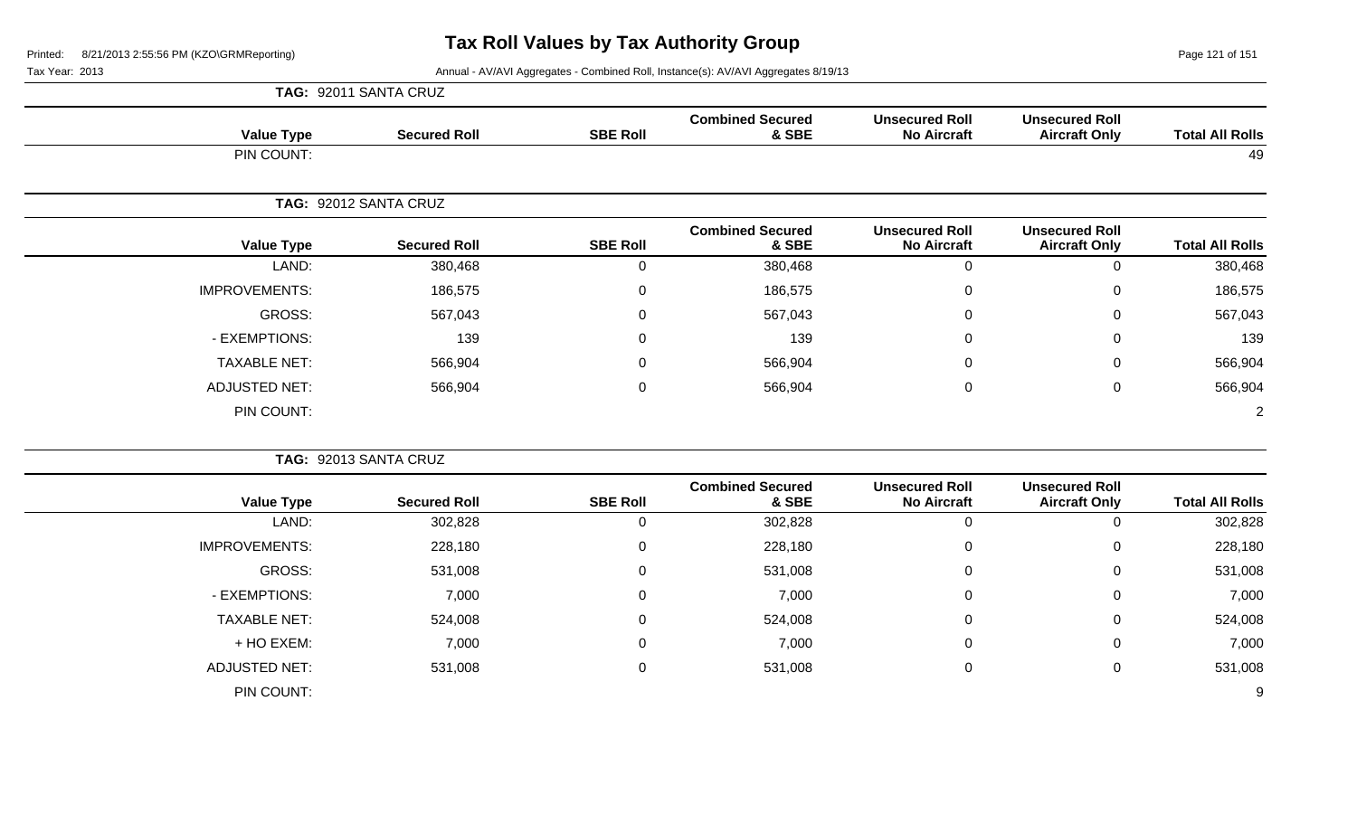# Tax Roll Values by Tax Authority Group

Printed: 8/21/2013 2:55:56 PM (KZO\GRMReporting)

Tax Year: 2013

Annual - AV/AVI Aggregates - Combined Roll, Instance(s): AV/AVI Aggregates 8/19/13

**TAG: 92011 SANTA CRUZ**

| Value Type | Secured Roll | SBE Roll | Combined Secured & SBE | Unsecured Roll No Aircraft | Unsecured Roll Aircraft Only | Total All Rolls |
|---|---|---|---|---|---|---|
| PIN COUNT: | | | | | | 49 |

**TAG: 92012 SANTA CRUZ**

| Value Type | Secured Roll | SBE Roll | Combined Secured & SBE | Unsecured Roll No Aircraft | Unsecured Roll Aircraft Only | Total All Rolls |
|---|---|---|---|---|---|---|
| LAND: | 380,468 | 0 | 380,468 | 0 | 0 | 380,468 |
| IMPROVEMENTS: | 186,575 | 0 | 186,575 | 0 | 0 | 186,575 |
| GROSS: | 567,043 | 0 | 567,043 | 0 | 0 | 567,043 |
| - EXEMPTIONS: | 139 | 0 | 139 | 0 | 0 | 139 |
| TAXABLE NET: | 566,904 | 0 | 566,904 | 0 | 0 | 566,904 |
| ADJUSTED NET: | 566,904 | 0 | 566,904 | 0 | 0 | 566,904 |
| PIN COUNT: | | | | | | 2 |

**TAG: 92013 SANTA CRUZ**

| Value Type | Secured Roll | SBE Roll | Combined Secured & SBE | Unsecured Roll No Aircraft | Unsecured Roll Aircraft Only | Total All Rolls |
|---|---|---|---|---|---|---|
| LAND: | 302,828 | 0 | 302,828 | 0 | 0 | 302,828 |
| IMPROVEMENTS: | 228,180 | 0 | 228,180 | 0 | 0 | 228,180 |
| GROSS: | 531,008 | 0 | 531,008 | 0 | 0 | 531,008 |
| - EXEMPTIONS: | 7,000 | 0 | 7,000 | 0 | 0 | 7,000 |
| TAXABLE NET: | 524,008 | 0 | 524,008 | 0 | 0 | 524,008 |
| + HO EXEM: | 7,000 | 0 | 7,000 | 0 | 0 | 7,000 |
| ADJUSTED NET: | 531,008 | 0 | 531,008 | 0 | 0 | 531,008 |
| PIN COUNT: | | | | | | 9 |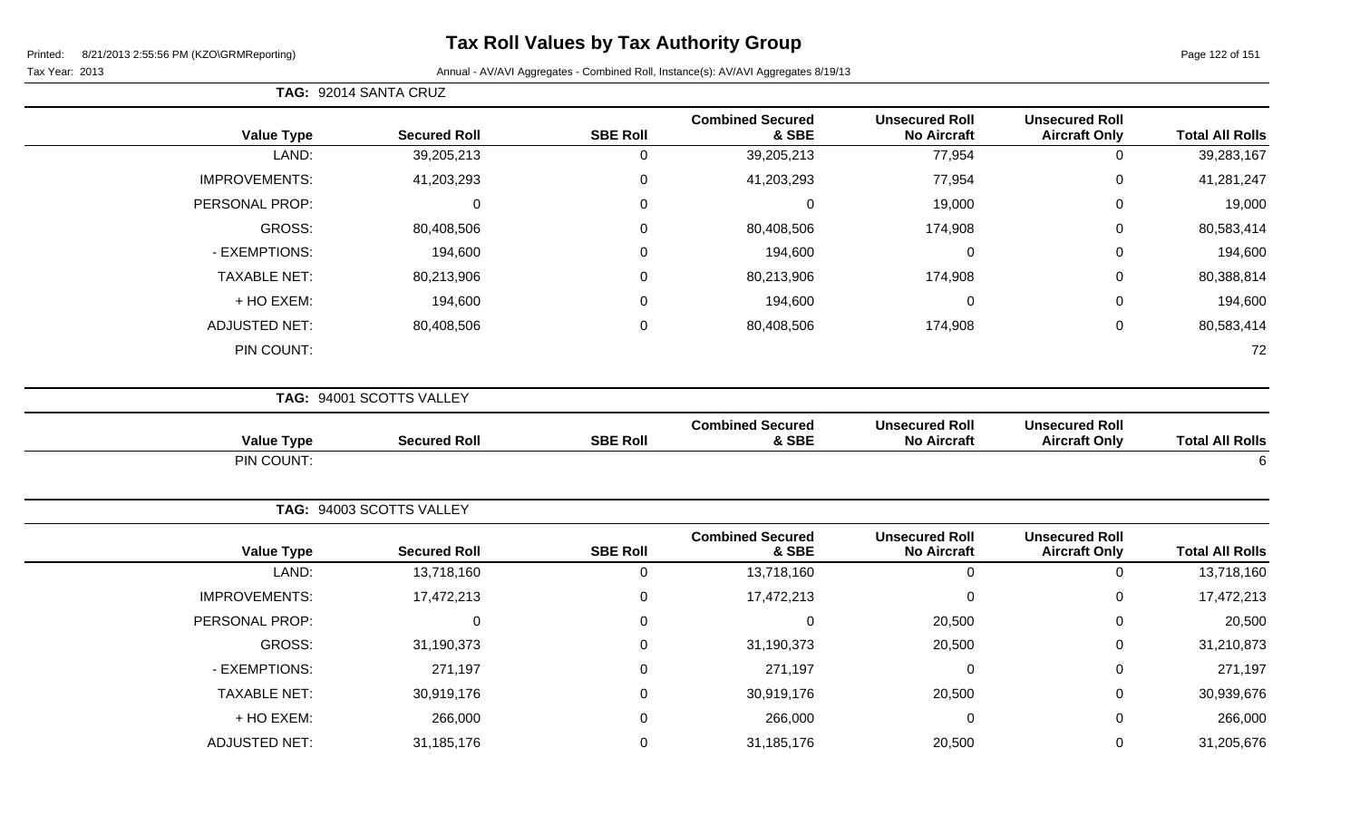# Tax Roll Values by Tax Authority Group

Tax Year: 2013

Annual - AV/AVI Aggregates - Combined Roll, Instance(s): AV/AVI Aggregates 8/19/13

**TAG: 92014 SANTA CRUZ**

| Value Type | Secured Roll | SBE Roll | Combined Secured & SBE | Unsecured Roll No Aircraft | Unsecured Roll Aircraft Only | Total All Rolls |
|---|---|---|---|---|---|---|
| LAND: | 39,205,213 | 0 | 39,205,213 | 77,954 | 0 | 39,283,167 |
| IMPROVEMENTS: | 41,203,293 | 0 | 41,203,293 | 77,954 | 0 | 41,281,247 |
| PERSONAL PROP: | 0 | 0 | 0 | 19,000 | 0 | 19,000 |
| GROSS: | 80,408,506 | 0 | 80,408,506 | 174,908 | 0 | 80,583,414 |
| - EXEMPTIONS: | 194,600 | 0 | 194,600 | 0 | 0 | 194,600 |
| TAXABLE NET: | 80,213,906 | 0 | 80,213,906 | 174,908 | 0 | 80,388,814 |
| + HO EXEM: | 194,600 | 0 | 194,600 | 0 | 0 | 194,600 |
| ADJUSTED NET: | 80,408,506 | 0 | 80,408,506 | 174,908 | 0 | 80,583,414 |
| PIN COUNT: | | | | | | 72 |

**TAG: 94001 SCOTTS VALLEY**

| Value Type | Secured Roll | SBE Roll | Combined Secured & SBE | Unsecured Roll No Aircraft | Unsecured Roll Aircraft Only | Total All Rolls |
|---|---|---|---|---|---|---|
| PIN COUNT: | | | | | | 6 |

**TAG: 94003 SCOTTS VALLEY**

| Value Type | Secured Roll | SBE Roll | Combined Secured & SBE | Unsecured Roll No Aircraft | Unsecured Roll Aircraft Only | Total All Rolls |
|---|---|---|---|---|---|---|
| LAND: | 13,718,160 | 0 | 13,718,160 | 0 | 0 | 13,718,160 |
| IMPROVEMENTS: | 17,472,213 | 0 | 17,472,213 | 0 | 0 | 17,472,213 |
| PERSONAL PROP: | 0 | 0 | 0 | 20,500 | 0 | 20,500 |
| GROSS: | 31,190,373 | 0 | 31,190,373 | 20,500 | 0 | 31,210,873 |
| - EXEMPTIONS: | 271,197 | 0 | 271,197 | 0 | 0 | 271,197 |
| TAXABLE NET: | 30,919,176 | 0 | 30,919,176 | 20,500 | 0 | 30,939,676 |
| + HO EXEM: | 266,000 | 0 | 266,000 | 0 | 0 | 266,000 |
| ADJUSTED NET: | 31,185,176 | 0 | 31,185,176 | 20,500 | 0 | 31,205,676 |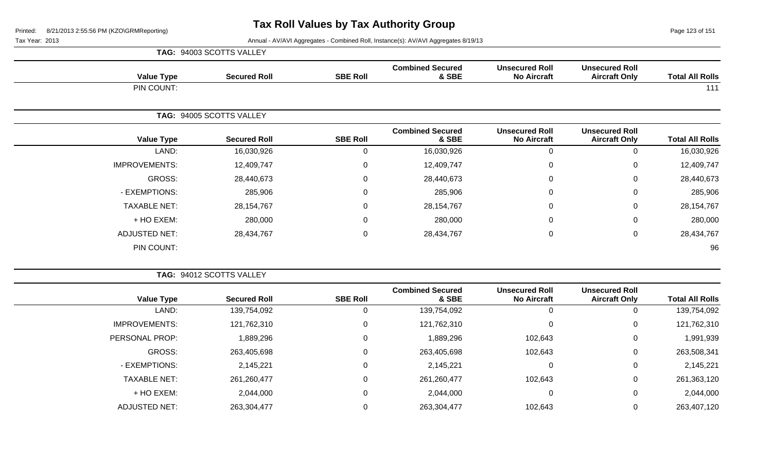**TAG: 94003 SCOTTS VALLEY**

| Value Type | Secured Roll | SBE Roll | Combined Secured & SBE | Unsecured Roll No Aircraft | Unsecured Roll Aircraft Only | Total All Rolls |
|---|---|---|---|---|---|---|
| PIN COUNT: | | | | | | 111 |

**TAG: 94005 SCOTTS VALLEY**

| Value Type | Secured Roll | SBE Roll | Combined Secured & SBE | Unsecured Roll No Aircraft | Unsecured Roll Aircraft Only | Total All Rolls |
|---|---|---|---|---|---|---|
| LAND: | 16,030,926 | 0 | 16,030,926 | 0 | 0 | 16,030,926 |
| IMPROVEMENTS: | 12,409,747 | 0 | 12,409,747 | 0 | 0 | 12,409,747 |
| GROSS: | 28,440,673 | 0 | 28,440,673 | 0 | 0 | 28,440,673 |
| - EXEMPTIONS: | 285,906 | 0 | 285,906 | 0 | 0 | 285,906 |
| TAXABLE NET: | 28,154,767 | 0 | 28,154,767 | 0 | 0 | 28,154,767 |
| + HO EXEM: | 280,000 | 0 | 280,000 | 0 | 0 | 280,000 |
| ADJUSTED NET: | 28,434,767 | 0 | 28,434,767 | 0 | 0 | 28,434,767 |
| PIN COUNT: | | | | | | 96 |

**TAG: 94012 SCOTTS VALLEY**

| Value Type | Secured Roll | SBE Roll | Combined Secured & SBE | Unsecured Roll No Aircraft | Unsecured Roll Aircraft Only | Total All Rolls |
|---|---|---|---|---|---|---|
| LAND: | 139,754,092 | 0 | 139,754,092 | 0 | 0 | 139,754,092 |
| IMPROVEMENTS: | 121,762,310 | 0 | 121,762,310 | 0 | 0 | 121,762,310 |
| PERSONAL PROP: | 1,889,296 | 0 | 1,889,296 | 102,643 | 0 | 1,991,939 |
| GROSS: | 263,405,698 | 0 | 263,405,698 | 102,643 | 0 | 263,508,341 |
| - EXEMPTIONS: | 2,145,221 | 0 | 2,145,221 | 0 | 0 | 2,145,221 |
| TAXABLE NET: | 261,260,477 | 0 | 261,260,477 | 102,643 | 0 | 261,363,120 |
| + HO EXEM: | 2,044,000 | 0 | 2,044,000 | 0 | 0 | 2,044,000 |
| ADJUSTED NET: | 263,304,477 | 0 | 263,304,477 | 102,643 | 0 | 263,407,120 |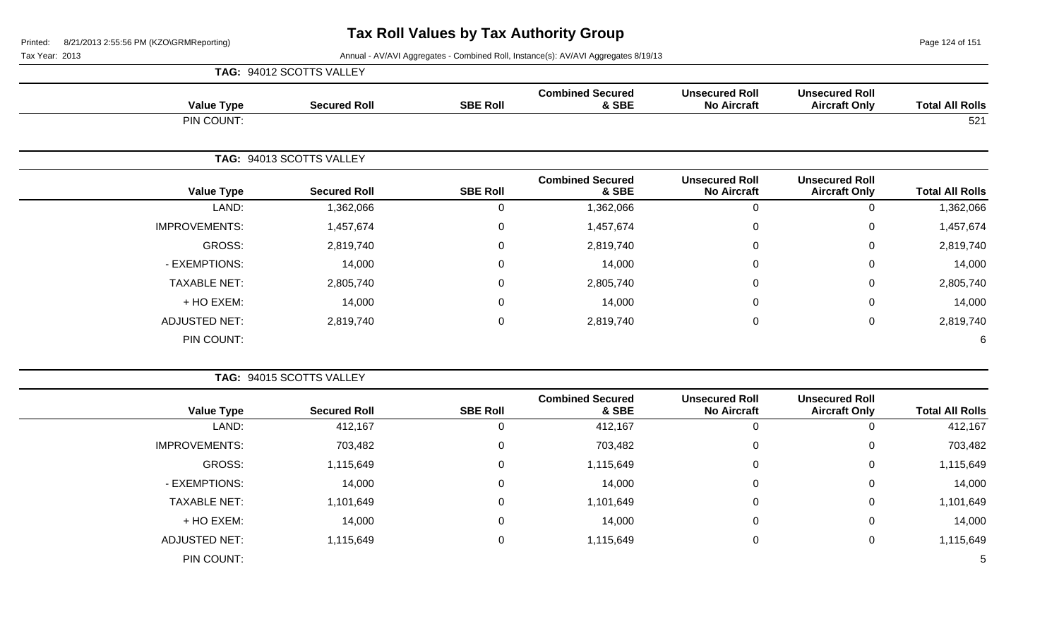# Tax Roll Values by Tax Authority Group

Tax Year: 2013

Annual - AV/AVI Aggregates - Combined Roll, Instance(s): AV/AVI Aggregates 8/19/13

**TAG: 94012 SCOTTS VALLEY**

| Value Type | Secured Roll | SBE Roll | Combined Secured & SBE | Unsecured Roll No Aircraft | Unsecured Roll Aircraft Only | Total All Rolls |
|---|---|---|---|---|---|---|
| PIN COUNT: | | | | | | 521 |

**TAG: 94013 SCOTTS VALLEY**

| Value Type | Secured Roll | SBE Roll | Combined Secured & SBE | Unsecured Roll No Aircraft | Unsecured Roll Aircraft Only | Total All Rolls |
|---|---|---|---|---|---|---|
| LAND: | 1,362,066 | 0 | 1,362,066 | 0 | 0 | 1,362,066 |
| IMPROVEMENTS: | 1,457,674 | 0 | 1,457,674 | 0 | 0 | 1,457,674 |
| GROSS: | 2,819,740 | 0 | 2,819,740 | 0 | 0 | 2,819,740 |
| - EXEMPTIONS: | 14,000 | 0 | 14,000 | 0 | 0 | 14,000 |
| TAXABLE NET: | 2,805,740 | 0 | 2,805,740 | 0 | 0 | 2,805,740 |
| + HO EXEM: | 14,000 | 0 | 14,000 | 0 | 0 | 14,000 |
| ADJUSTED NET: | 2,819,740 | 0 | 2,819,740 | 0 | 0 | 2,819,740 |
| PIN COUNT: | | | | | | 6 |

**TAG: 94015 SCOTTS VALLEY**

| Value Type | Secured Roll | SBE Roll | Combined Secured & SBE | Unsecured Roll No Aircraft | Unsecured Roll Aircraft Only | Total All Rolls |
|---|---|---|---|---|---|---|
| LAND: | 412,167 | 0 | 412,167 | 0 | 0 | 412,167 |
| IMPROVEMENTS: | 703,482 | 0 | 703,482 | 0 | 0 | 703,482 |
| GROSS: | 1,115,649 | 0 | 1,115,649 | 0 | 0 | 1,115,649 |
| - EXEMPTIONS: | 14,000 | 0 | 14,000 | 0 | 0 | 14,000 |
| TAXABLE NET: | 1,101,649 | 0 | 1,101,649 | 0 | 0 | 1,101,649 |
| + HO EXEM: | 14,000 | 0 | 14,000 | 0 | 0 | 14,000 |
| ADJUSTED NET: | 1,115,649 | 0 | 1,115,649 | 0 | 0 | 1,115,649 |
| PIN COUNT: | | | | | | 5 |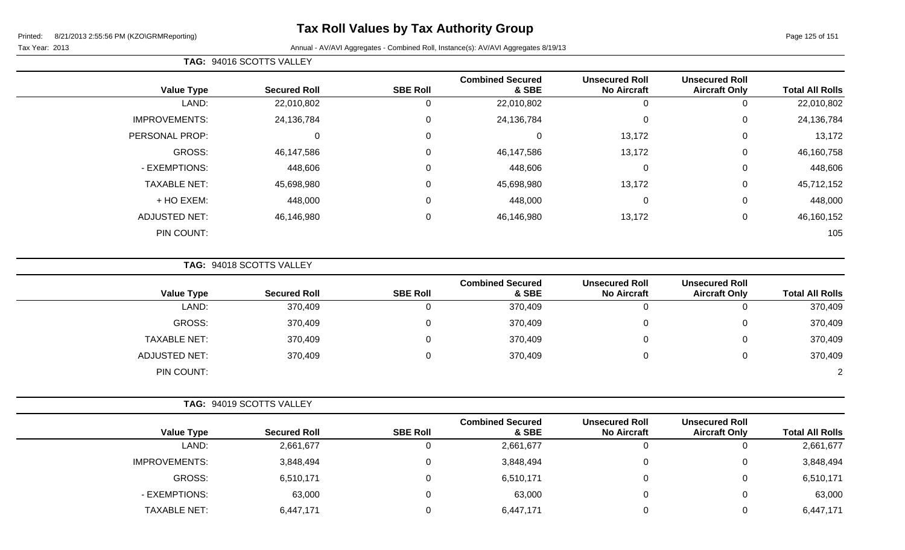# Tax Roll Values by Tax Authority Group

Printed: 8/21/2013 2:55:56 PM (KZO\GRMReporting)

Tax Year: 2013

Annual - AV/AVI Aggregates - Combined Roll, Instance(s): AV/AVI Aggregates 8/19/13

**TAG: 94016 SCOTTS VALLEY**

| Value Type | Secured Roll | SBE Roll | Combined Secured & SBE | Unsecured Roll No Aircraft | Unsecured Roll Aircraft Only | Total All Rolls |
|---|---|---|---|---|---|---|
| LAND: | 22,010,802 | 0 | 22,010,802 | 0 | 0 | 22,010,802 |
| IMPROVEMENTS: | 24,136,784 | 0 | 24,136,784 | 0 | 0 | 24,136,784 |
| PERSONAL PROP: | 0 | 0 | 0 | 13,172 | 0 | 13,172 |
| GROSS: | 46,147,586 | 0 | 46,147,586 | 13,172 | 0 | 46,160,758 |
| - EXEMPTIONS: | 448,606 | 0 | 448,606 | 0 | 0 | 448,606 |
| TAXABLE NET: | 45,698,980 | 0 | 45,698,980 | 13,172 | 0 | 45,712,152 |
| + HO EXEM: | 448,000 | 0 | 448,000 | 0 | 0 | 448,000 |
| ADJUSTED NET: | 46,146,980 | 0 | 46,146,980 | 13,172 | 0 | 46,160,152 |
| PIN COUNT: | | | | | | 105 |

**TAG: 94018 SCOTTS VALLEY**

| Value Type | Secured Roll | SBE Roll | Combined Secured & SBE | Unsecured Roll No Aircraft | Unsecured Roll Aircraft Only | Total All Rolls |
|---|---|---|---|---|---|---|
| LAND: | 370,409 | 0 | 370,409 | 0 | 0 | 370,409 |
| GROSS: | 370,409 | 0 | 370,409 | 0 | 0 | 370,409 |
| TAXABLE NET: | 370,409 | 0 | 370,409 | 0 | 0 | 370,409 |
| ADJUSTED NET: | 370,409 | 0 | 370,409 | 0 | 0 | 370,409 |
| PIN COUNT: | | | | | | 2 |

**TAG: 94019 SCOTTS VALLEY**

| Value Type | Secured Roll | SBE Roll | Combined Secured & SBE | Unsecured Roll No Aircraft | Unsecured Roll Aircraft Only | Total All Rolls |
|---|---|---|---|---|---|---|
| LAND: | 2,661,677 | 0 | 2,661,677 | 0 | 0 | 2,661,677 |
| IMPROVEMENTS: | 3,848,494 | 0 | 3,848,494 | 0 | 0 | 3,848,494 |
| GROSS: | 6,510,171 | 0 | 6,510,171 | 0 | 0 | 6,510,171 |
| - EXEMPTIONS: | 63,000 | 0 | 63,000 | 0 | 0 | 63,000 |
| TAXABLE NET: | 6,447,171 | 0 | 6,447,171 | 0 | 0 | 6,447,171 |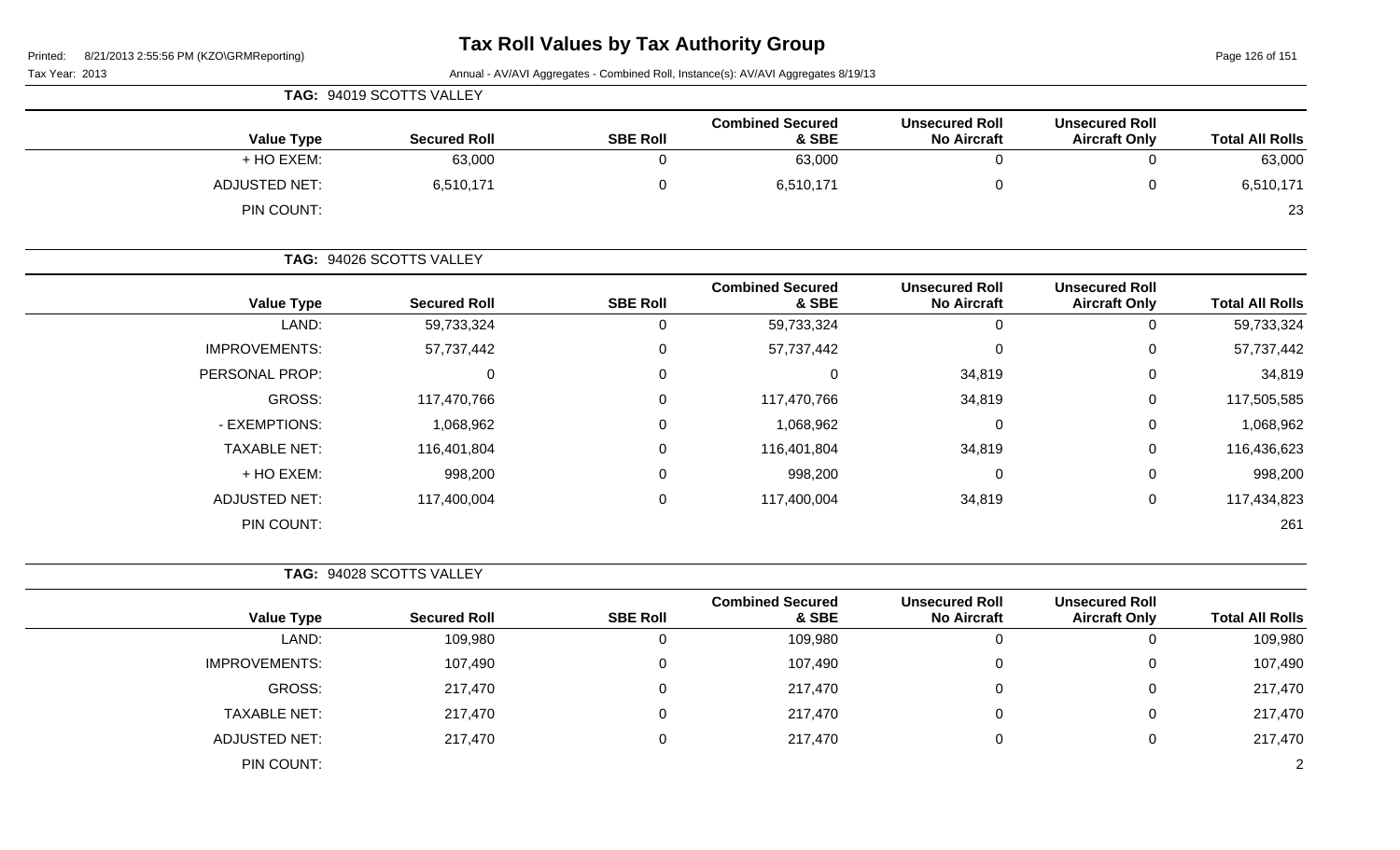# Tax Roll Values by Tax Authority Group

Tax Year: 2013

Annual - AV/AVI Aggregates - Combined Roll, Instance(s): AV/AVI Aggregates 8/19/13

**TAG: 94019 SCOTTS VALLEY**

| Value Type | Secured Roll | SBE Roll | Combined Secured & SBE | Unsecured Roll No Aircraft | Unsecured Roll Aircraft Only | Total All Rolls |
|---|---|---|---|---|---|---|
| + HO EXEM: | 63,000 | 0 | 63,000 | 0 | 0 | 63,000 |
| ADJUSTED NET: | 6,510,171 | 0 | 6,510,171 | 0 | 0 | 6,510,171 |
| PIN COUNT: | | | | | | 23 |

**TAG: 94026 SCOTTS VALLEY**

| Value Type | Secured Roll | SBE Roll | Combined Secured & SBE | Unsecured Roll No Aircraft | Unsecured Roll Aircraft Only | Total All Rolls |
|---|---|---|---|---|---|---|
| LAND: | 59,733,324 | 0 | 59,733,324 | 0 | 0 | 59,733,324 |
| IMPROVEMENTS: | 57,737,442 | 0 | 57,737,442 | 0 | 0 | 57,737,442 |
| PERSONAL PROP: | 0 | 0 | 0 | 34,819 | 0 | 34,819 |
| GROSS: | 117,470,766 | 0 | 117,470,766 | 34,819 | 0 | 117,505,585 |
| - EXEMPTIONS: | 1,068,962 | 0 | 1,068,962 | 0 | 0 | 1,068,962 |
| TAXABLE NET: | 116,401,804 | 0 | 116,401,804 | 34,819 | 0 | 116,436,623 |
| + HO EXEM: | 998,200 | 0 | 998,200 | 0 | 0 | 998,200 |
| ADJUSTED NET: | 117,400,004 | 0 | 117,400,004 | 34,819 | 0 | 117,434,823 |
| PIN COUNT: | | | | | | 261 |

**TAG: 94028 SCOTTS VALLEY**

| Value Type | Secured Roll | SBE Roll | Combined Secured & SBE | Unsecured Roll No Aircraft | Unsecured Roll Aircraft Only | Total All Rolls |
|---|---|---|---|---|---|---|
| LAND: | 109,980 | 0 | 109,980 | 0 | 0 | 109,980 |
| IMPROVEMENTS: | 107,490 | 0 | 107,490 | 0 | 0 | 107,490 |
| GROSS: | 217,470 | 0 | 217,470 | 0 | 0 | 217,470 |
| TAXABLE NET: | 217,470 | 0 | 217,470 | 0 | 0 | 217,470 |
| ADJUSTED NET: | 217,470 | 0 | 217,470 | 0 | 0 | 217,470 |
| PIN COUNT: | | | | | | 2 |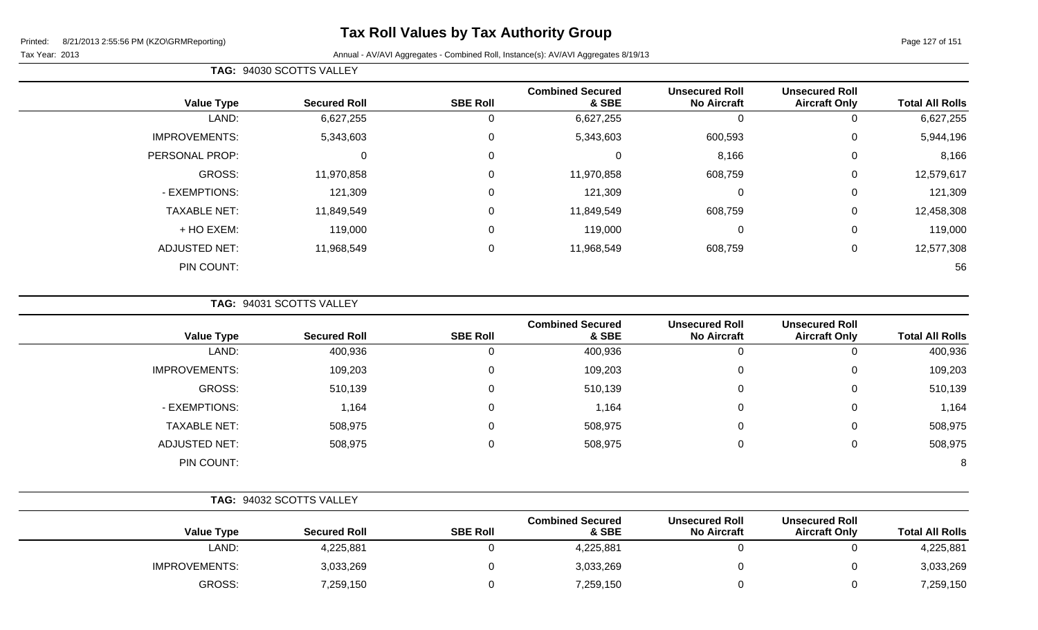# Tax Roll Values by Tax Authority Group

Printed: 8/21/2013 2:55:56 PM (KZO\GRMReporting)

Tax Year: 2013

Annual - AV/AVI Aggregates - Combined Roll, Instance(s): AV/AVI Aggregates 8/19/13

**TAG: 94030 SCOTTS VALLEY**

| Value Type | Secured Roll | SBE Roll | Combined Secured & SBE | Unsecured Roll No Aircraft | Unsecured Roll Aircraft Only | Total All Rolls |
|---|---|---|---|---|---|---|
| LAND: | 6,627,255 | 0 | 6,627,255 | 0 | 0 | 6,627,255 |
| IMPROVEMENTS: | 5,343,603 | 0 | 5,343,603 | 600,593 | 0 | 5,944,196 |
| PERSONAL PROP: | 0 | 0 | 0 | 8,166 | 0 | 8,166 |
| GROSS: | 11,970,858 | 0 | 11,970,858 | 608,759 | 0 | 12,579,617 |
| - EXEMPTIONS: | 121,309 | 0 | 121,309 | 0 | 0 | 121,309 |
| TAXABLE NET: | 11,849,549 | 0 | 11,849,549 | 608,759 | 0 | 12,458,308 |
| + HO EXEM: | 119,000 | 0 | 119,000 | 0 | 0 | 119,000 |
| ADJUSTED NET: | 11,968,549 | 0 | 11,968,549 | 608,759 | 0 | 12,577,308 |
| PIN COUNT: | | | | | | 56 |

**TAG: 94031 SCOTTS VALLEY**

| Value Type | Secured Roll | SBE Roll | Combined Secured & SBE | Unsecured Roll No Aircraft | Unsecured Roll Aircraft Only | Total All Rolls |
|---|---|---|---|---|---|---|
| LAND: | 400,936 | 0 | 400,936 | 0 | 0 | 400,936 |
| IMPROVEMENTS: | 109,203 | 0 | 109,203 | 0 | 0 | 109,203 |
| GROSS: | 510,139 | 0 | 510,139 | 0 | 0 | 510,139 |
| - EXEMPTIONS: | 1,164 | 0 | 1,164 | 0 | 0 | 1,164 |
| TAXABLE NET: | 508,975 | 0 | 508,975 | 0 | 0 | 508,975 |
| ADJUSTED NET: | 508,975 | 0 | 508,975 | 0 | 0 | 508,975 |
| PIN COUNT: | | | | | | 8 |

**TAG: 94032 SCOTTS VALLEY**

| Value Type | Secured Roll | SBE Roll | Combined Secured & SBE | Unsecured Roll No Aircraft | Unsecured Roll Aircraft Only | Total All Rolls |
|---|---|---|---|---|---|---|
| LAND: | 4,225,881 | 0 | 4,225,881 | 0 | 0 | 4,225,881 |
| IMPROVEMENTS: | 3,033,269 | 0 | 3,033,269 | 0 | 0 | 3,033,269 |
| GROSS: | 7,259,150 | 0 | 7,259,150 | 0 | 0 | 7,259,150 |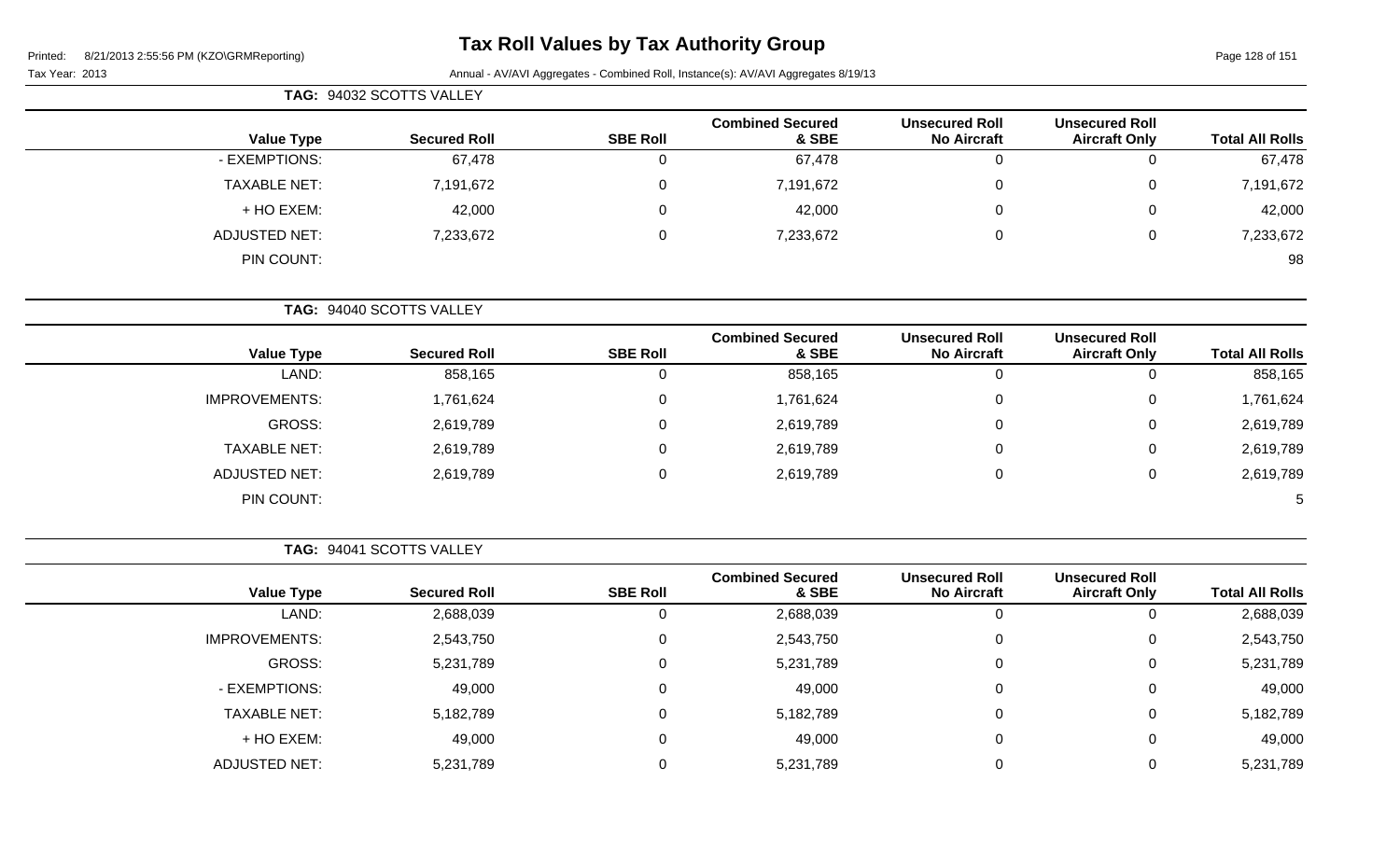**TAG:** 94032 SCOTTS VALLEY

| Value Type | Secured Roll | SBE Roll | Combined Secured & SBE | Unsecured Roll No Aircraft | Unsecured Roll Aircraft Only | Total All Rolls |
|---|---|---|---|---|---|---|
| - EXEMPTIONS: | 67,478 | 0 | 67,478 | 0 | 0 | 67,478 |
| TAXABLE NET: | 7,191,672 | 0 | 7,191,672 | 0 | 0 | 7,191,672 |
| + HO EXEM: | 42,000 | 0 | 42,000 | 0 | 0 | 42,000 |
| ADJUSTED NET: | 7,233,672 | 0 | 7,233,672 | 0 | 0 | 7,233,672 |
| PIN COUNT: | | | | | | 98 |

**TAG:** 94040 SCOTTS VALLEY

| Value Type | Secured Roll | SBE Roll | Combined Secured & SBE | Unsecured Roll No Aircraft | Unsecured Roll Aircraft Only | Total All Rolls |
|---|---|---|---|---|---|---|
| LAND: | 858,165 | 0 | 858,165 | 0 | 0 | 858,165 |
| IMPROVEMENTS: | 1,761,624 | 0 | 1,761,624 | 0 | 0 | 1,761,624 |
| GROSS: | 2,619,789 | 0 | 2,619,789 | 0 | 0 | 2,619,789 |
| TAXABLE NET: | 2,619,789 | 0 | 2,619,789 | 0 | 0 | 2,619,789 |
| ADJUSTED NET: | 2,619,789 | 0 | 2,619,789 | 0 | 0 | 2,619,789 |
| PIN COUNT: | | | | | | 5 |

**TAG:** 94041 SCOTTS VALLEY

| Value Type | Secured Roll | SBE Roll | Combined Secured & SBE | Unsecured Roll No Aircraft | Unsecured Roll Aircraft Only | Total All Rolls |
|---|---|---|---|---|---|---|
| LAND: | 2,688,039 | 0 | 2,688,039 | 0 | 0 | 2,688,039 |
| IMPROVEMENTS: | 2,543,750 | 0 | 2,543,750 | 0 | 0 | 2,543,750 |
| GROSS: | 5,231,789 | 0 | 5,231,789 | 0 | 0 | 5,231,789 |
| - EXEMPTIONS: | 49,000 | 0 | 49,000 | 0 | 0 | 49,000 |
| TAXABLE NET: | 5,182,789 | 0 | 5,182,789 | 0 | 0 | 5,182,789 |
| + HO EXEM: | 49,000 | 0 | 49,000 | 0 | 0 | 49,000 |
| ADJUSTED NET: | 5,231,789 | 0 | 5,231,789 | 0 | 0 | 5,231,789 |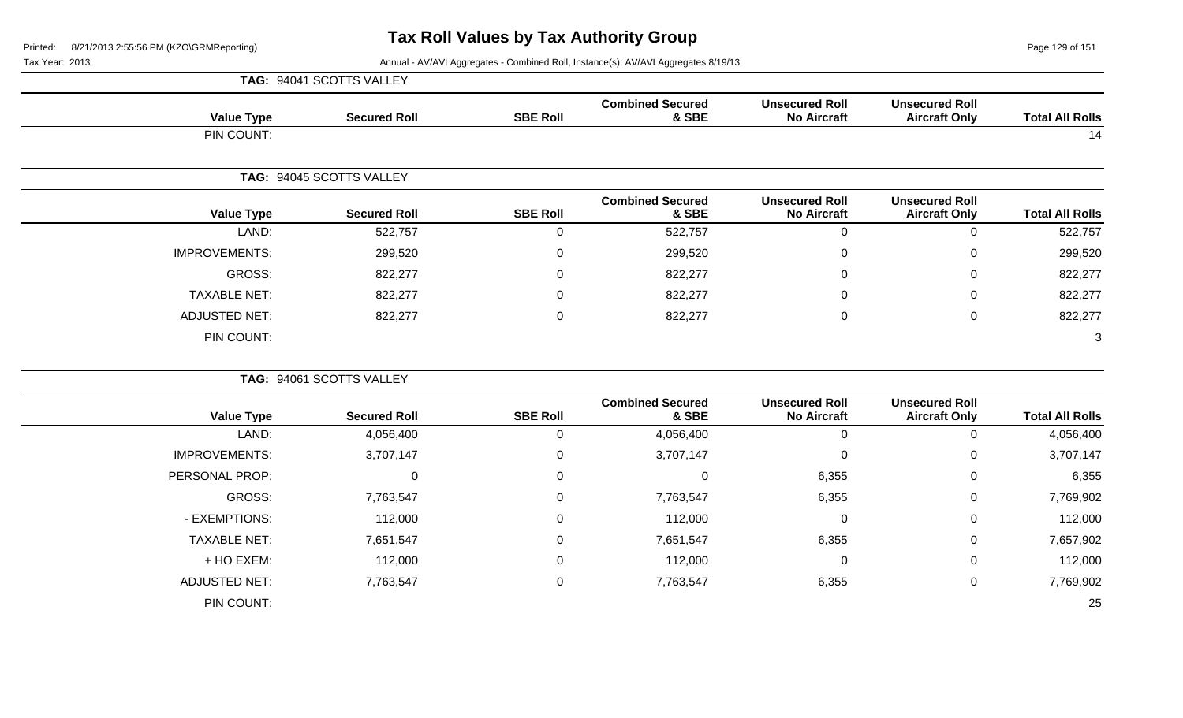# Tax Roll Values by Tax Authority Group

Printed: 8/21/2013 2:55:56 PM (KZO\GRMReporting)

Tax Year: 2013

Annual - AV/AVI Aggregates - Combined Roll, Instance(s): AV/AVI Aggregates 8/19/13

**TAG: 94041 SCOTTS VALLEY**

| Value Type | Secured Roll | SBE Roll | Combined Secured & SBE | Unsecured Roll No Aircraft | Unsecured Roll Aircraft Only | Total All Rolls |
|---|---|---|---|---|---|---|
| PIN COUNT: | | | | | | 14 |

**TAG: 94045 SCOTTS VALLEY**

| Value Type | Secured Roll | SBE Roll | Combined Secured & SBE | Unsecured Roll No Aircraft | Unsecured Roll Aircraft Only | Total All Rolls |
|---|---|---|---|---|---|---|
| LAND: | 522,757 | 0 | 522,757 | 0 | 0 | 522,757 |
| IMPROVEMENTS: | 299,520 | 0 | 299,520 | 0 | 0 | 299,520 |
| GROSS: | 822,277 | 0 | 822,277 | 0 | 0 | 822,277 |
| TAXABLE NET: | 822,277 | 0 | 822,277 | 0 | 0 | 822,277 |
| ADJUSTED NET: | 822,277 | 0 | 822,277 | 0 | 0 | 822,277 |
| PIN COUNT: | | | | | | 3 |

**TAG: 94061 SCOTTS VALLEY**

| Value Type | Secured Roll | SBE Roll | Combined Secured & SBE | Unsecured Roll No Aircraft | Unsecured Roll Aircraft Only | Total All Rolls |
|---|---|---|---|---|---|---|
| LAND: | 4,056,400 | 0 | 4,056,400 | 0 | 0 | 4,056,400 |
| IMPROVEMENTS: | 3,707,147 | 0 | 3,707,147 | 0 | 0 | 3,707,147 |
| PERSONAL PROP: | 0 | 0 | 0 | 6,355 | 0 | 6,355 |
| GROSS: | 7,763,547 | 0 | 7,763,547 | 6,355 | 0 | 7,769,902 |
| - EXEMPTIONS: | 112,000 | 0 | 112,000 | 0 | 0 | 112,000 |
| TAXABLE NET: | 7,651,547 | 0 | 7,651,547 | 6,355 | 0 | 7,657,902 |
| + HO EXEM: | 112,000 | 0 | 112,000 | 0 | 0 | 112,000 |
| ADJUSTED NET: | 7,763,547 | 0 | 7,763,547 | 6,355 | 0 | 7,769,902 |
| PIN COUNT: | | | | | | 25 |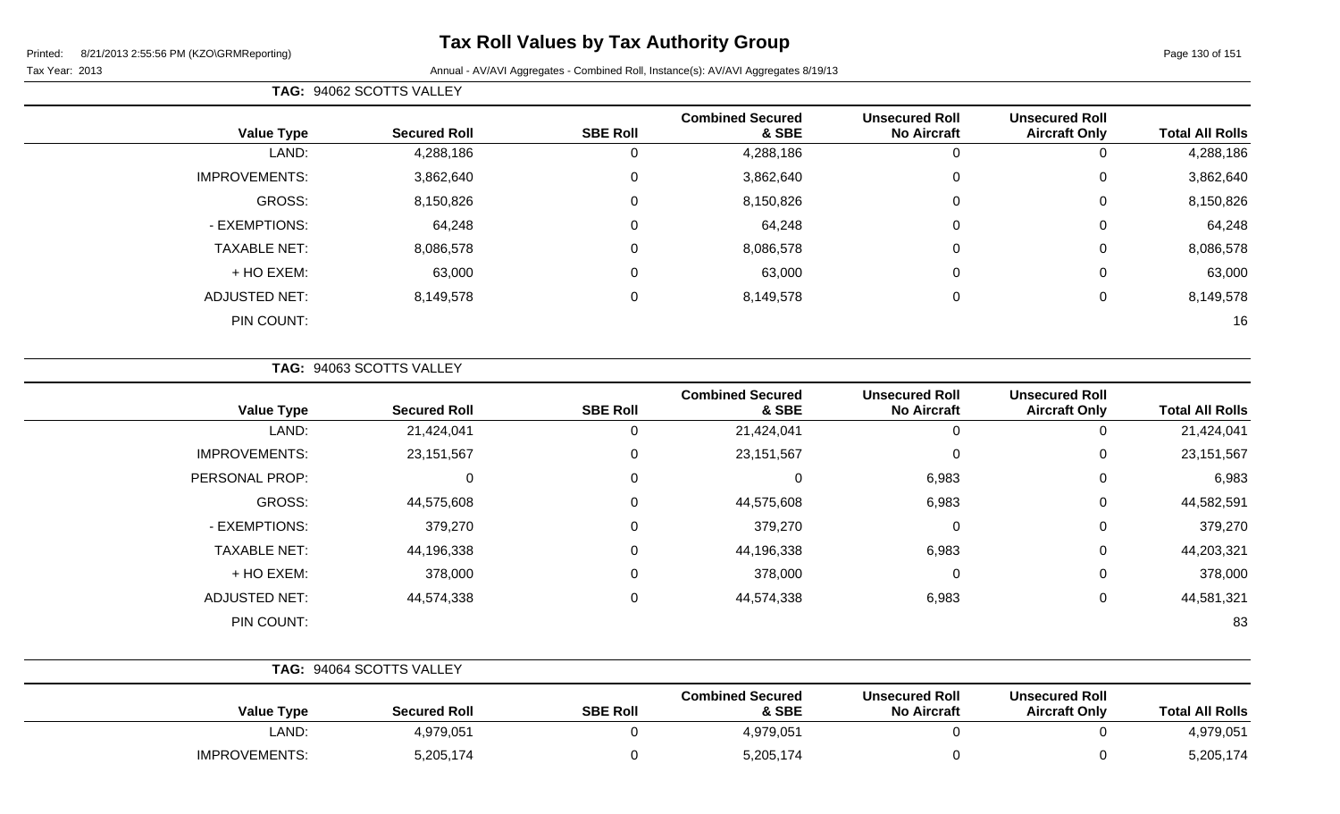# Tax Roll Values by Tax Authority Group

Printed: 8/21/2013 2:55:56 PM (KZO\GRMReporting)

Tax Year: 2013

Annual - AV/AVI Aggregates - Combined Roll, Instance(s): AV/AVI Aggregates 8/19/13

**TAG: 94062 SCOTTS VALLEY**

| Value Type | Secured Roll | SBE Roll | Combined Secured & SBE | Unsecured Roll No Aircraft | Unsecured Roll Aircraft Only | Total All Rolls |
|---|---|---|---|---|---|---|
| LAND: | 4,288,186 | 0 | 4,288,186 | 0 | 0 | 4,288,186 |
| IMPROVEMENTS: | 3,862,640 | 0 | 3,862,640 | 0 | 0 | 3,862,640 |
| GROSS: | 8,150,826 | 0 | 8,150,826 | 0 | 0 | 8,150,826 |
| - EXEMPTIONS: | 64,248 | 0 | 64,248 | 0 | 0 | 64,248 |
| TAXABLE NET: | 8,086,578 | 0 | 8,086,578 | 0 | 0 | 8,086,578 |
| + HO EXEM: | 63,000 | 0 | 63,000 | 0 | 0 | 63,000 |
| ADJUSTED NET: | 8,149,578 | 0 | 8,149,578 | 0 | 0 | 8,149,578 |
| PIN COUNT: | | | | | | 16 |

**TAG: 94063 SCOTTS VALLEY**

| Value Type | Secured Roll | SBE Roll | Combined Secured & SBE | Unsecured Roll No Aircraft | Unsecured Roll Aircraft Only | Total All Rolls |
|---|---|---|---|---|---|---|
| LAND: | 21,424,041 | 0 | 21,424,041 | 0 | 0 | 21,424,041 |
| IMPROVEMENTS: | 23,151,567 | 0 | 23,151,567 | 0 | 0 | 23,151,567 |
| PERSONAL PROP: | 0 | 0 | 0 | 6,983 | 0 | 6,983 |
| GROSS: | 44,575,608 | 0 | 44,575,608 | 6,983 | 0 | 44,582,591 |
| - EXEMPTIONS: | 379,270 | 0 | 379,270 | 0 | 0 | 379,270 |
| TAXABLE NET: | 44,196,338 | 0 | 44,196,338 | 6,983 | 0 | 44,203,321 |
| + HO EXEM: | 378,000 | 0 | 378,000 | 0 | 0 | 378,000 |
| ADJUSTED NET: | 44,574,338 | 0 | 44,574,338 | 6,983 | 0 | 44,581,321 |
| PIN COUNT: | | | | | | 83 |

**TAG: 94064 SCOTTS VALLEY**

| Value Type | Secured Roll | SBE Roll | Combined Secured & SBE | Unsecured Roll No Aircraft | Unsecured Roll Aircraft Only | Total All Rolls |
|---|---|---|---|---|---|---|
| LAND: | 4,979,051 | 0 | 4,979,051 | 0 | 0 | 4,979,051 |
| IMPROVEMENTS: | 5,205,174 | 0 | 5,205,174 | 0 | 0 | 5,205,174 |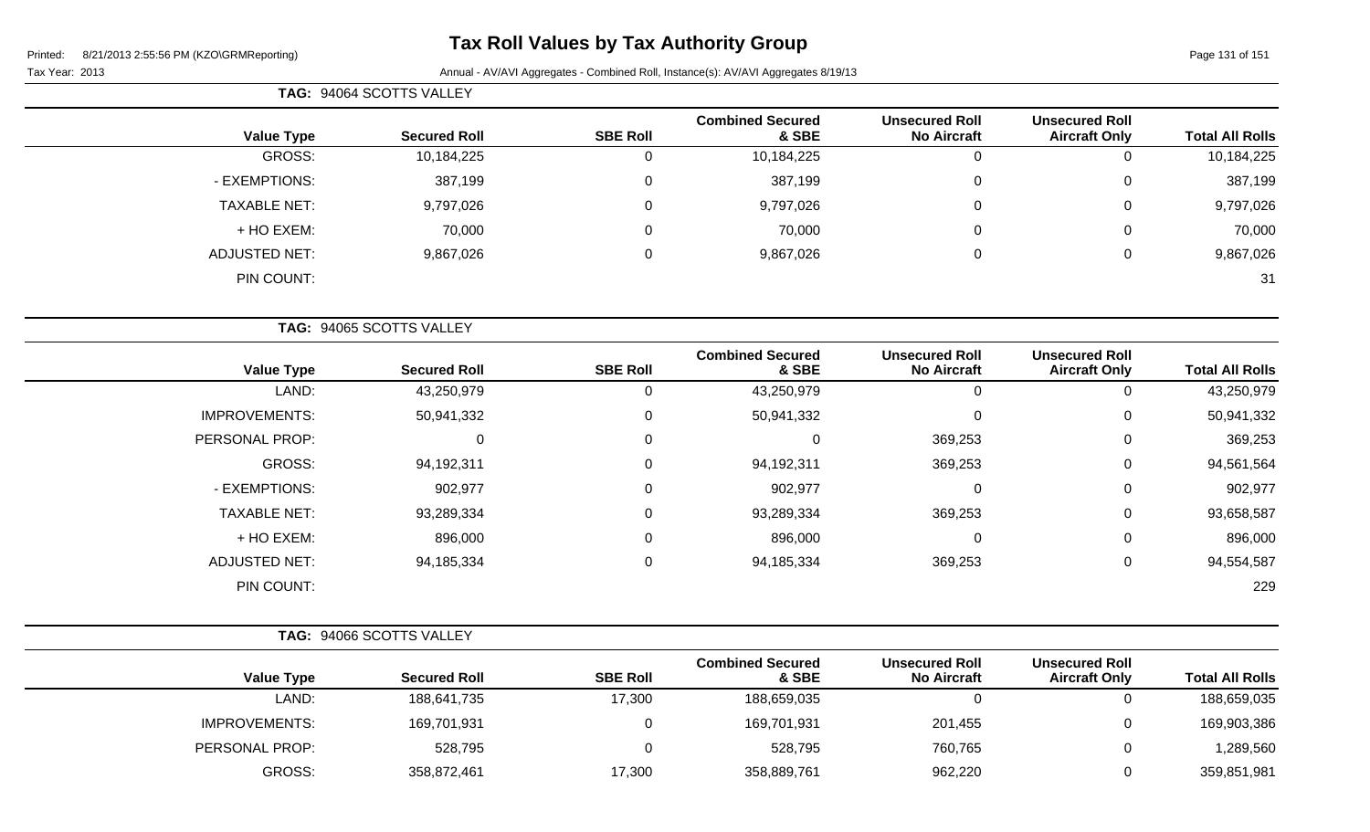# Tax Roll Values by Tax Authority Group

Printed: 8/21/2013 2:55:56 PM (KZO\GRMReporting)

Tax Year: 2013

Annual - AV/AVI Aggregates - Combined Roll, Instance(s): AV/AVI Aggregates 8/19/13

**TAG: 94064 SCOTTS VALLEY**

| Value Type | Secured Roll | SBE Roll | Combined Secured & SBE | Unsecured Roll No Aircraft | Unsecured Roll Aircraft Only | Total All Rolls |
|---|---|---|---|---|---|---|
| GROSS: | 10,184,225 | 0 | 10,184,225 | 0 | 0 | 10,184,225 |
| - EXEMPTIONS: | 387,199 | 0 | 387,199 | 0 | 0 | 387,199 |
| TAXABLE NET: | 9,797,026 | 0 | 9,797,026 | 0 | 0 | 9,797,026 |
| + HO EXEM: | 70,000 | 0 | 70,000 | 0 | 0 | 70,000 |
| ADJUSTED NET: | 9,867,026 | 0 | 9,867,026 | 0 | 0 | 9,867,026 |
| PIN COUNT: | | | | | | 31 |

**TAG: 94065 SCOTTS VALLEY**

| Value Type | Secured Roll | SBE Roll | Combined Secured & SBE | Unsecured Roll No Aircraft | Unsecured Roll Aircraft Only | Total All Rolls |
|---|---|---|---|---|---|---|
| LAND: | 43,250,979 | 0 | 43,250,979 | 0 | 0 | 43,250,979 |
| IMPROVEMENTS: | 50,941,332 | 0 | 50,941,332 | 0 | 0 | 50,941,332 |
| PERSONAL PROP: | 0 | 0 | 0 | 369,253 | 0 | 369,253 |
| GROSS: | 94,192,311 | 0 | 94,192,311 | 369,253 | 0 | 94,561,564 |
| - EXEMPTIONS: | 902,977 | 0 | 902,977 | 0 | 0 | 902,977 |
| TAXABLE NET: | 93,289,334 | 0 | 93,289,334 | 369,253 | 0 | 93,658,587 |
| + HO EXEM: | 896,000 | 0 | 896,000 | 0 | 0 | 896,000 |
| ADJUSTED NET: | 94,185,334 | 0 | 94,185,334 | 369,253 | 0 | 94,554,587 |
| PIN COUNT: | | | | | | 229 |

**TAG: 94066 SCOTTS VALLEY**

| Value Type | Secured Roll | SBE Roll | Combined Secured & SBE | Unsecured Roll No Aircraft | Unsecured Roll Aircraft Only | Total All Rolls |
|---|---|---|---|---|---|---|
| LAND: | 188,641,735 | 17,300 | 188,659,035 | 0 | 0 | 188,659,035 |
| IMPROVEMENTS: | 169,701,931 | 0 | 169,701,931 | 201,455 | 0 | 169,903,386 |
| PERSONAL PROP: | 528,795 | 0 | 528,795 | 760,765 | 0 | 1,289,560 |
| GROSS: | 358,872,461 | 17,300 | 358,889,761 | 962,220 | 0 | 359,851,981 |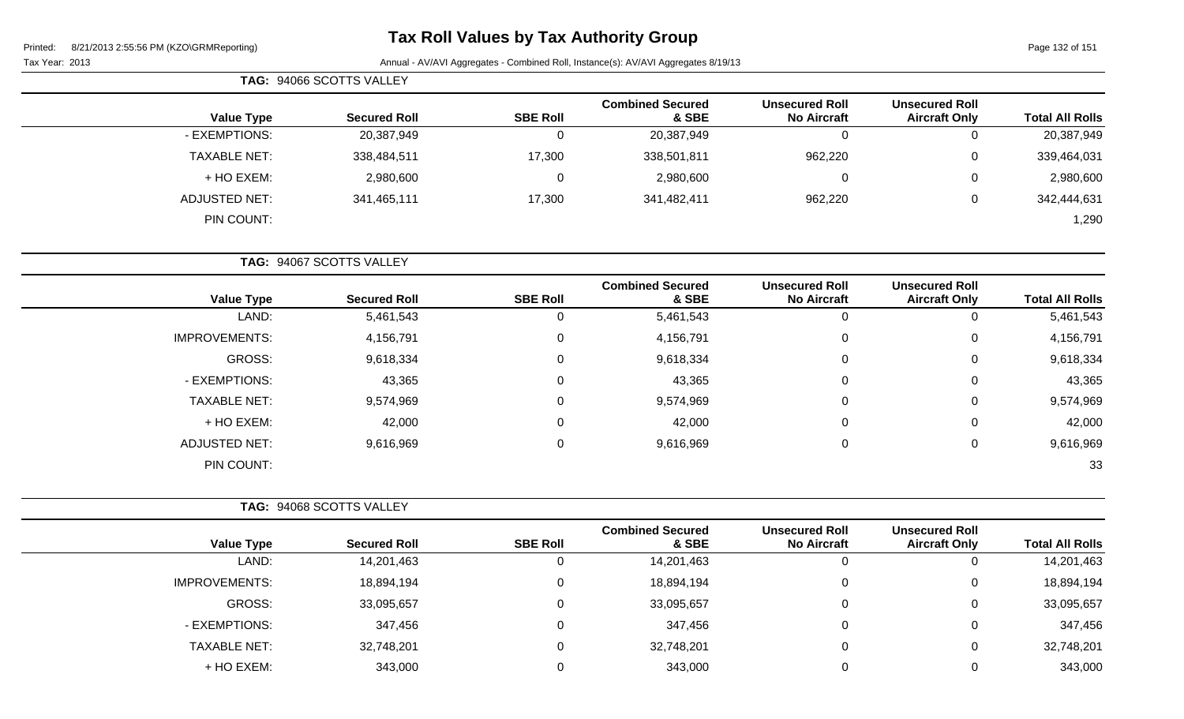# Tax Roll Values by Tax Authority Group

Printed: 8/21/2013 2:55:56 PM (KZO\GRMReporting)

Tax Year: 2013

Annual - AV/AVI Aggregates - Combined Roll, Instance(s): AV/AVI Aggregates 8/19/13

**TAG: 94066 SCOTTS VALLEY**

| Value Type | Secured Roll | SBE Roll | Combined Secured & SBE | Unsecured Roll No Aircraft | Unsecured Roll Aircraft Only | Total All Rolls |
|---|---|---|---|---|---|---|
| - EXEMPTIONS: | 20,387,949 | 0 | 20,387,949 | 0 | 0 | 20,387,949 |
| TAXABLE NET: | 338,484,511 | 17,300 | 338,501,811 | 962,220 | 0 | 339,464,031 |
| + HO EXEM: | 2,980,600 | 0 | 2,980,600 | 0 | 0 | 2,980,600 |
| ADJUSTED NET: | 341,465,111 | 17,300 | 341,482,411 | 962,220 | 0 | 342,444,631 |
| PIN COUNT: | | | | | | 1,290 |

**TAG: 94067 SCOTTS VALLEY**

| Value Type | Secured Roll | SBE Roll | Combined Secured & SBE | Unsecured Roll No Aircraft | Unsecured Roll Aircraft Only | Total All Rolls |
|---|---|---|---|---|---|---|
| LAND: | 5,461,543 | 0 | 5,461,543 | 0 | 0 | 5,461,543 |
| IMPROVEMENTS: | 4,156,791 | 0 | 4,156,791 | 0 | 0 | 4,156,791 |
| GROSS: | 9,618,334 | 0 | 9,618,334 | 0 | 0 | 9,618,334 |
| - EXEMPTIONS: | 43,365 | 0 | 43,365 | 0 | 0 | 43,365 |
| TAXABLE NET: | 9,574,969 | 0 | 9,574,969 | 0 | 0 | 9,574,969 |
| + HO EXEM: | 42,000 | 0 | 42,000 | 0 | 0 | 42,000 |
| ADJUSTED NET: | 9,616,969 | 0 | 9,616,969 | 0 | 0 | 9,616,969 |
| PIN COUNT: | | | | | | 33 |

**TAG: 94068 SCOTTS VALLEY**

| Value Type | Secured Roll | SBE Roll | Combined Secured & SBE | Unsecured Roll No Aircraft | Unsecured Roll Aircraft Only | Total All Rolls |
|---|---|---|---|---|---|---|
| LAND: | 14,201,463 | 0 | 14,201,463 | 0 | 0 | 14,201,463 |
| IMPROVEMENTS: | 18,894,194 | 0 | 18,894,194 | 0 | 0 | 18,894,194 |
| GROSS: | 33,095,657 | 0 | 33,095,657 | 0 | 0 | 33,095,657 |
| - EXEMPTIONS: | 347,456 | 0 | 347,456 | 0 | 0 | 347,456 |
| TAXABLE NET: | 32,748,201 | 0 | 32,748,201 | 0 | 0 | 32,748,201 |
| + HO EXEM: | 343,000 | 0 | 343,000 | 0 | 0 | 343,000 |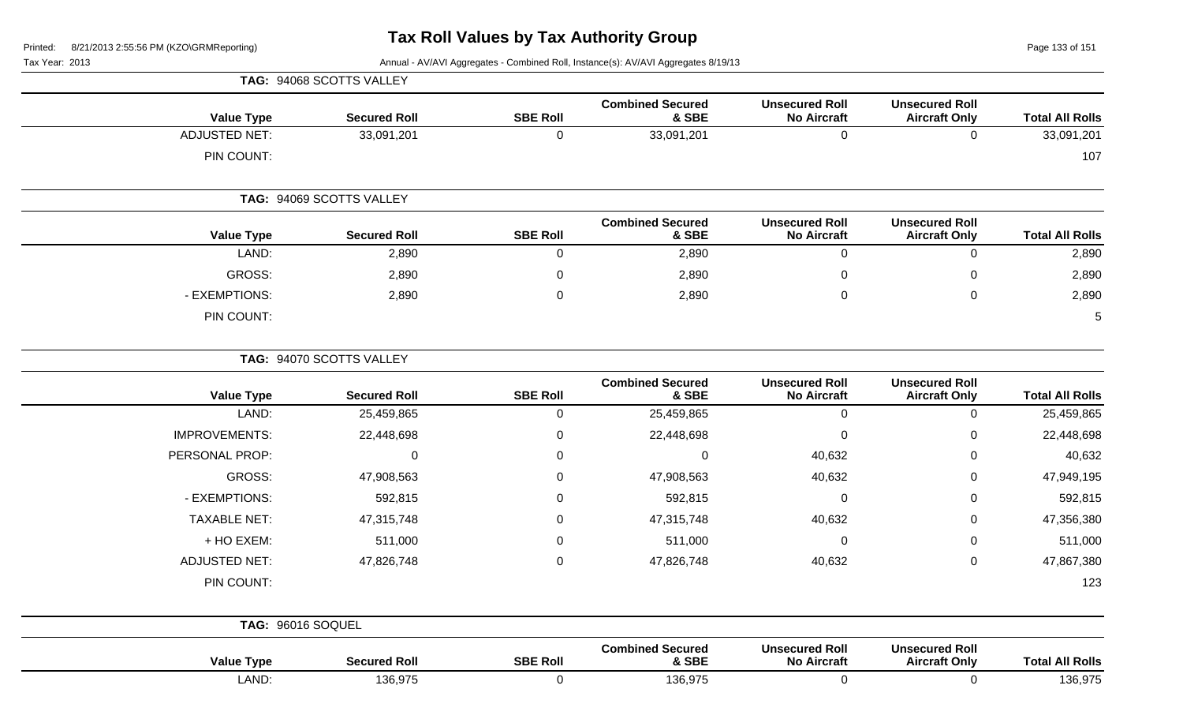# Tax Roll Values by Tax Authority Group

Tax Year: 2013

Annual - AV/AVI Aggregates - Combined Roll, Instance(s): AV/AVI Aggregates 8/19/13

**TAG: 94068 SCOTTS VALLEY**

| Value Type | Secured Roll | SBE Roll | Combined Secured & SBE | Unsecured Roll No Aircraft | Unsecured Roll Aircraft Only | Total All Rolls |
|---|---|---|---|---|---|---|
| ADJUSTED NET: | 33,091,201 | 0 | 33,091,201 | 0 | 0 | 33,091,201 |
| PIN COUNT: | | | | | | 107 |

**TAG: 94069 SCOTTS VALLEY**

| Value Type | Secured Roll | SBE Roll | Combined Secured & SBE | Unsecured Roll No Aircraft | Unsecured Roll Aircraft Only | Total All Rolls |
|---|---|---|---|---|---|---|
| LAND: | 2,890 | 0 | 2,890 | 0 | 0 | 2,890 |
| GROSS: | 2,890 | 0 | 2,890 | 0 | 0 | 2,890 |
| - EXEMPTIONS: | 2,890 | 0 | 2,890 | 0 | 0 | 2,890 |
| PIN COUNT: | | | | | | 5 |

**TAG: 94070 SCOTTS VALLEY**

| Value Type | Secured Roll | SBE Roll | Combined Secured & SBE | Unsecured Roll No Aircraft | Unsecured Roll Aircraft Only | Total All Rolls |
|---|---|---|---|---|---|---|
| LAND: | 25,459,865 | 0 | 25,459,865 | 0 | 0 | 25,459,865 |
| IMPROVEMENTS: | 22,448,698 | 0 | 22,448,698 | 0 | 0 | 22,448,698 |
| PERSONAL PROP: | 0 | 0 | 0 | 40,632 | 0 | 40,632 |
| GROSS: | 47,908,563 | 0 | 47,908,563 | 40,632 | 0 | 47,949,195 |
| - EXEMPTIONS: | 592,815 | 0 | 592,815 | 0 | 0 | 592,815 |
| TAXABLE NET: | 47,315,748 | 0 | 47,315,748 | 40,632 | 0 | 47,356,380 |
| + HO EXEM: | 511,000 | 0 | 511,000 | 0 | 0 | 511,000 |
| ADJUSTED NET: | 47,826,748 | 0 | 47,826,748 | 40,632 | 0 | 47,867,380 |
| PIN COUNT: | | | | | | 123 |

**TAG: 96016 SOQUEL**

| Value Type | Secured Roll | SBE Roll | Combined Secured & SBE | Unsecured Roll No Aircraft | Unsecured Roll Aircraft Only | Total All Rolls |
|---|---|---|---|---|---|---|
| LAND: | 136,975 | 0 | 136,975 | 0 | 0 | 136,975 |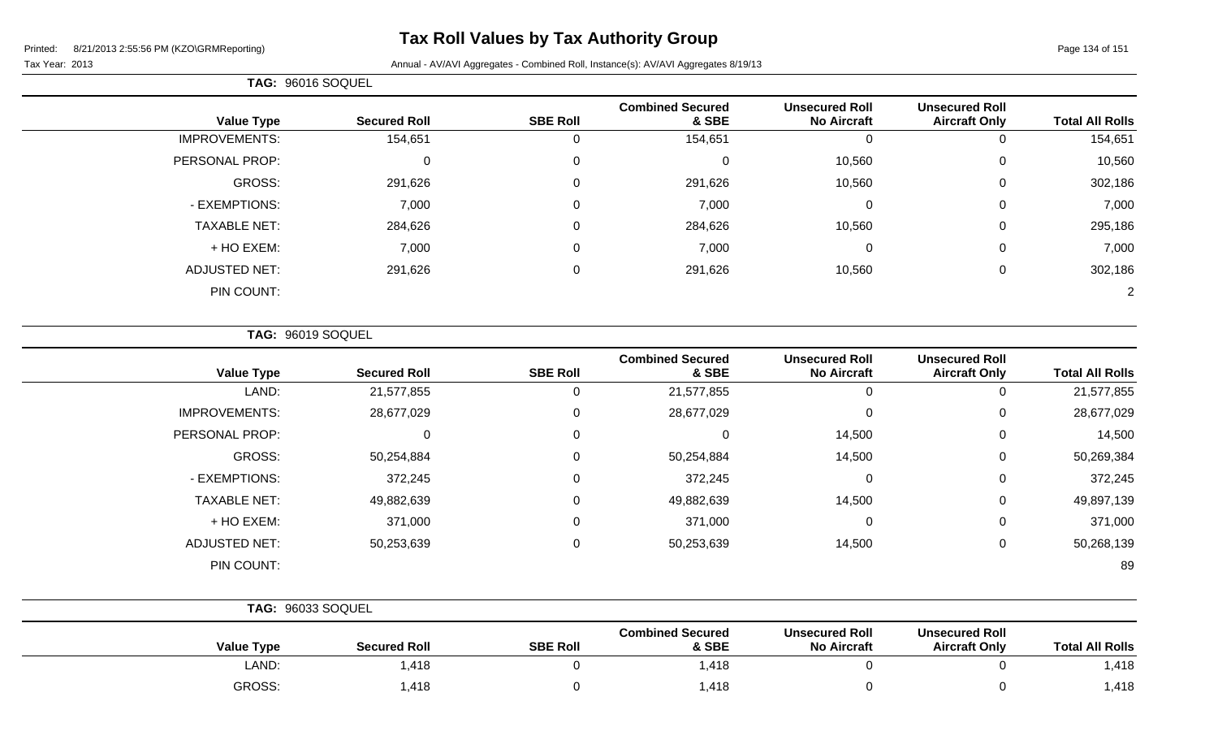# Tax Roll Values by Tax Authority Group

Printed: 8/21/2013 2:55:56 PM (KZO\GRMReporting)

Tax Year: 2013

Annual - AV/AVI Aggregates - Combined Roll, Instance(s): AV/AVI Aggregates 8/19/13

**TAG: 96016 SOQUEL**

| Value Type | Secured Roll | SBE Roll | Combined Secured & SBE | Unsecured Roll No Aircraft | Unsecured Roll Aircraft Only | Total All Rolls |
|---|---|---|---|---|---|---|
| IMPROVEMENTS: | 154,651 | 0 | 154,651 | 0 | 0 | 154,651 |
| PERSONAL PROP: | 0 | 0 | 0 | 10,560 | 0 | 10,560 |
| GROSS: | 291,626 | 0 | 291,626 | 10,560 | 0 | 302,186 |
| - EXEMPTIONS: | 7,000 | 0 | 7,000 | 0 | 0 | 7,000 |
| TAXABLE NET: | 284,626 | 0 | 284,626 | 10,560 | 0 | 295,186 |
| + HO EXEM: | 7,000 | 0 | 7,000 | 0 | 0 | 7,000 |
| ADJUSTED NET: | 291,626 | 0 | 291,626 | 10,560 | 0 | 302,186 |
| PIN COUNT: | | | | | | 2 |

**TAG: 96019 SOQUEL**

| Value Type | Secured Roll | SBE Roll | Combined Secured & SBE | Unsecured Roll No Aircraft | Unsecured Roll Aircraft Only | Total All Rolls |
|---|---|---|---|---|---|---|
| LAND: | 21,577,855 | 0 | 21,577,855 | 0 | 0 | 21,577,855 |
| IMPROVEMENTS: | 28,677,029 | 0 | 28,677,029 | 0 | 0 | 28,677,029 |
| PERSONAL PROP: | 0 | 0 | 0 | 14,500 | 0 | 14,500 |
| GROSS: | 50,254,884 | 0 | 50,254,884 | 14,500 | 0 | 50,269,384 |
| - EXEMPTIONS: | 372,245 | 0 | 372,245 | 0 | 0 | 372,245 |
| TAXABLE NET: | 49,882,639 | 0 | 49,882,639 | 14,500 | 0 | 49,897,139 |
| + HO EXEM: | 371,000 | 0 | 371,000 | 0 | 0 | 371,000 |
| ADJUSTED NET: | 50,253,639 | 0 | 50,253,639 | 14,500 | 0 | 50,268,139 |
| PIN COUNT: | | | | | | 89 |

**TAG: 96033 SOQUEL**

| Value Type | Secured Roll | SBE Roll | Combined Secured & SBE | Unsecured Roll No Aircraft | Unsecured Roll Aircraft Only | Total All Rolls |
|---|---|---|---|---|---|---|
| LAND: | 1,418 | 0 | 1,418 | 0 | 0 | 1,418 |
| GROSS: | 1,418 | 0 | 1,418 | 0 | 0 | 1,418 |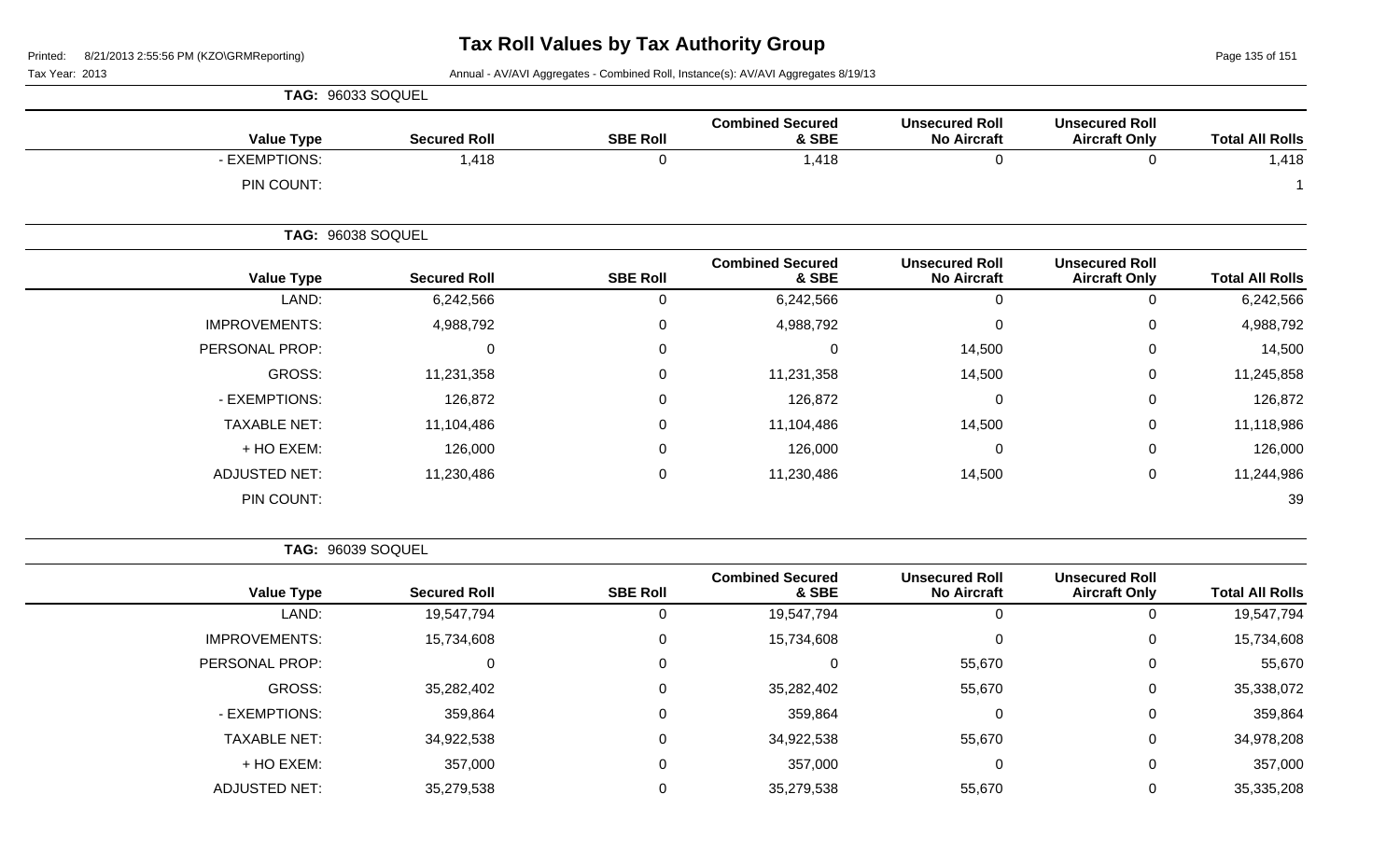# Tax Roll Values by Tax Authority Group

Tax Year: 2013

Annual - AV/AVI Aggregates - Combined Roll, Instance(s): AV/AVI Aggregates 8/19/13

**TAG: 96033 SOQUEL**

| Value Type | Secured Roll | SBE Roll | Combined Secured & SBE | Unsecured Roll No Aircraft | Unsecured Roll Aircraft Only | Total All Rolls |
|---|---|---|---|---|---|---|
| - EXEMPTIONS: | 1,418 | 0 | 1,418 | 0 | 0 | 1,418 |
| PIN COUNT: | | | | | | 1 |

**TAG: 96038 SOQUEL**

| Value Type | Secured Roll | SBE Roll | Combined Secured & SBE | Unsecured Roll No Aircraft | Unsecured Roll Aircraft Only | Total All Rolls |
|---|---|---|---|---|---|---|
| LAND: | 6,242,566 | 0 | 6,242,566 | 0 | 0 | 6,242,566 |
| IMPROVEMENTS: | 4,988,792 | 0 | 4,988,792 | 0 | 0 | 4,988,792 |
| PERSONAL PROP: | 0 | 0 | 0 | 14,500 | 0 | 14,500 |
| GROSS: | 11,231,358 | 0 | 11,231,358 | 14,500 | 0 | 11,245,858 |
| - EXEMPTIONS: | 126,872 | 0 | 126,872 | 0 | 0 | 126,872 |
| TAXABLE NET: | 11,104,486 | 0 | 11,104,486 | 14,500 | 0 | 11,118,986 |
| + HO EXEM: | 126,000 | 0 | 126,000 | 0 | 0 | 126,000 |
| ADJUSTED NET: | 11,230,486 | 0 | 11,230,486 | 14,500 | 0 | 11,244,986 |
| PIN COUNT: | | | | | | 39 |

**TAG: 96039 SOQUEL**

| Value Type | Secured Roll | SBE Roll | Combined Secured & SBE | Unsecured Roll No Aircraft | Unsecured Roll Aircraft Only | Total All Rolls |
|---|---|---|---|---|---|---|
| LAND: | 19,547,794 | 0 | 19,547,794 | 0 | 0 | 19,547,794 |
| IMPROVEMENTS: | 15,734,608 | 0 | 15,734,608 | 0 | 0 | 15,734,608 |
| PERSONAL PROP: | 0 | 0 | 0 | 55,670 | 0 | 55,670 |
| GROSS: | 35,282,402 | 0 | 35,282,402 | 55,670 | 0 | 35,338,072 |
| - EXEMPTIONS: | 359,864 | 0 | 359,864 | 0 | 0 | 359,864 |
| TAXABLE NET: | 34,922,538 | 0 | 34,922,538 | 55,670 | 0 | 34,978,208 |
| + HO EXEM: | 357,000 | 0 | 357,000 | 0 | 0 | 357,000 |
| ADJUSTED NET: | 35,279,538 | 0 | 35,279,538 | 55,670 | 0 | 35,335,208 |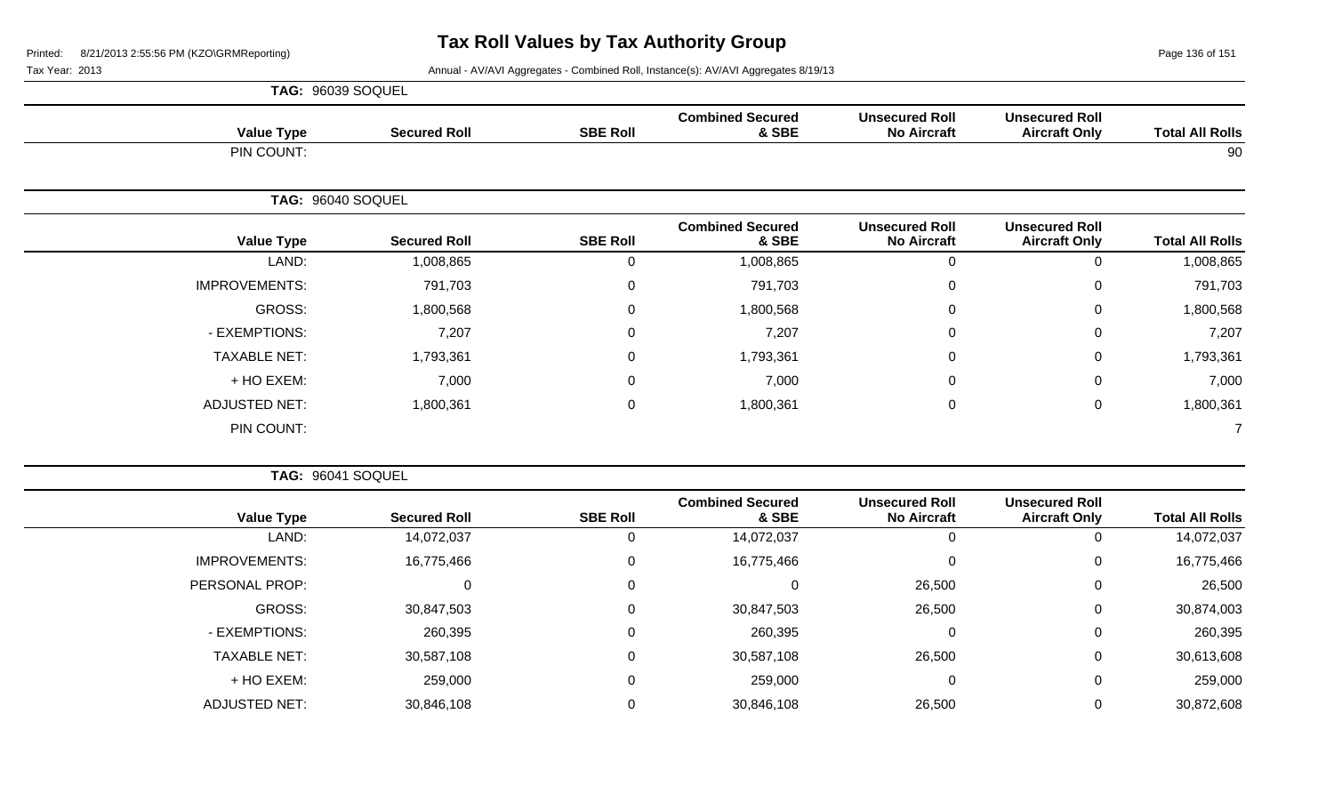# Tax Roll Values by Tax Authority Group

Tax Year: 2013

Annual - AV/AVI Aggregates - Combined Roll, Instance(s): AV/AVI Aggregates 8/19/13

**TAG: 96039 SOQUEL**

| Value Type | Secured Roll | SBE Roll | Combined Secured & SBE | Unsecured Roll No Aircraft | Unsecured Roll Aircraft Only | Total All Rolls |
|---|---|---|---|---|---|---|
| PIN COUNT: | | | | | | 90 |

**TAG: 96040 SOQUEL**

| Value Type | Secured Roll | SBE Roll | Combined Secured & SBE | Unsecured Roll No Aircraft | Unsecured Roll Aircraft Only | Total All Rolls |
|---|---|---|---|---|---|---|
| LAND: | 1,008,865 | 0 | 1,008,865 | 0 | 0 | 1,008,865 |
| IMPROVEMENTS: | 791,703 | 0 | 791,703 | 0 | 0 | 791,703 |
| GROSS: | 1,800,568 | 0 | 1,800,568 | 0 | 0 | 1,800,568 |
| - EXEMPTIONS: | 7,207 | 0 | 7,207 | 0 | 0 | 7,207 |
| TAXABLE NET: | 1,793,361 | 0 | 1,793,361 | 0 | 0 | 1,793,361 |
| + HO EXEM: | 7,000 | 0 | 7,000 | 0 | 0 | 7,000 |
| ADJUSTED NET: | 1,800,361 | 0 | 1,800,361 | 0 | 0 | 1,800,361 |
| PIN COUNT: | | | | | | 7 |

**TAG: 96041 SOQUEL**

| Value Type | Secured Roll | SBE Roll | Combined Secured & SBE | Unsecured Roll No Aircraft | Unsecured Roll Aircraft Only | Total All Rolls |
|---|---|---|---|---|---|---|
| LAND: | 14,072,037 | 0 | 14,072,037 | 0 | 0 | 14,072,037 |
| IMPROVEMENTS: | 16,775,466 | 0 | 16,775,466 | 0 | 0 | 16,775,466 |
| PERSONAL PROP: | 0 | 0 | 0 | 26,500 | 0 | 26,500 |
| GROSS: | 30,847,503 | 0 | 30,847,503 | 26,500 | 0 | 30,874,003 |
| - EXEMPTIONS: | 260,395 | 0 | 260,395 | 0 | 0 | 260,395 |
| TAXABLE NET: | 30,587,108 | 0 | 30,587,108 | 26,500 | 0 | 30,613,608 |
| + HO EXEM: | 259,000 | 0 | 259,000 | 0 | 0 | 259,000 |
| ADJUSTED NET: | 30,846,108 | 0 | 30,846,108 | 26,500 | 0 | 30,872,608 |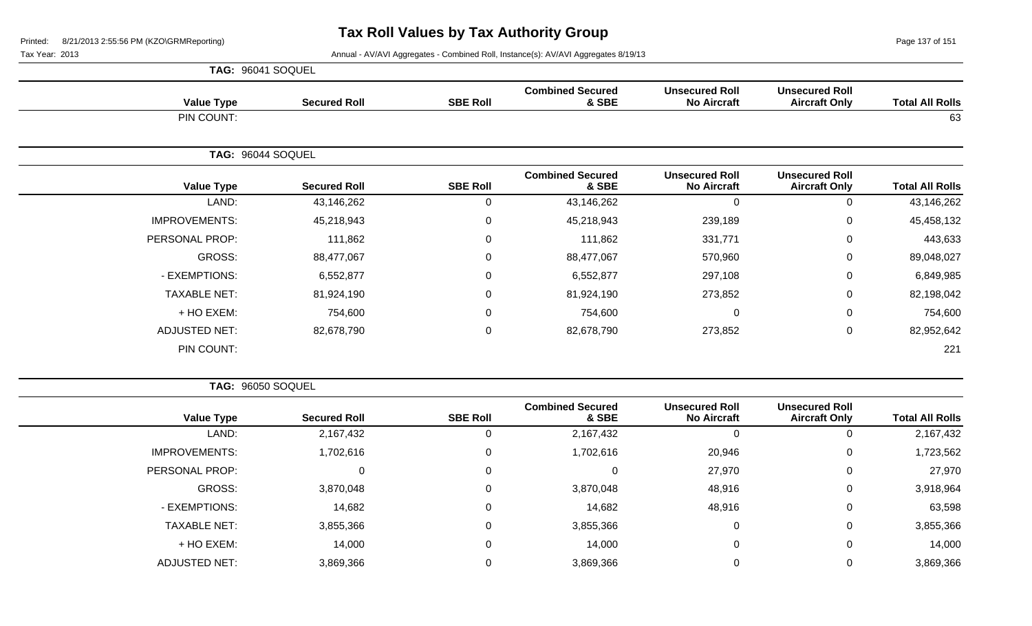# Tax Roll Values by Tax Authority Group

Tax Year: 2013

Annual - AV/AVI Aggregates - Combined Roll, Instance(s): AV/AVI Aggregates 8/19/13

**TAG: 96041 SOQUEL**

| Value Type | Secured Roll | SBE Roll | Combined Secured & SBE | Unsecured Roll No Aircraft | Unsecured Roll Aircraft Only | Total All Rolls |
|---|---|---|---|---|---|---|
| PIN COUNT: | | | | | | 63 |

**TAG: 96044 SOQUEL**

| Value Type | Secured Roll | SBE Roll | Combined Secured & SBE | Unsecured Roll No Aircraft | Unsecured Roll Aircraft Only | Total All Rolls |
|---|---|---|---|---|---|---|
| LAND: | 43,146,262 | 0 | 43,146,262 | 0 | 0 | 43,146,262 |
| IMPROVEMENTS: | 45,218,943 | 0 | 45,218,943 | 239,189 | 0 | 45,458,132 |
| PERSONAL PROP: | 111,862 | 0 | 111,862 | 331,771 | 0 | 443,633 |
| GROSS: | 88,477,067 | 0 | 88,477,067 | 570,960 | 0 | 89,048,027 |
| - EXEMPTIONS: | 6,552,877 | 0 | 6,552,877 | 297,108 | 0 | 6,849,985 |
| TAXABLE NET: | 81,924,190 | 0 | 81,924,190 | 273,852 | 0 | 82,198,042 |
| + HO EXEM: | 754,600 | 0 | 754,600 | 0 | 0 | 754,600 |
| ADJUSTED NET: | 82,678,790 | 0 | 82,678,790 | 273,852 | 0 | 82,952,642 |
| PIN COUNT: | | | | | | 221 |

**TAG: 96050 SOQUEL**

| Value Type | Secured Roll | SBE Roll | Combined Secured & SBE | Unsecured Roll No Aircraft | Unsecured Roll Aircraft Only | Total All Rolls |
|---|---|---|---|---|---|---|
| LAND: | 2,167,432 | 0 | 2,167,432 | 0 | 0 | 2,167,432 |
| IMPROVEMENTS: | 1,702,616 | 0 | 1,702,616 | 20,946 | 0 | 1,723,562 |
| PERSONAL PROP: | 0 | 0 | 0 | 27,970 | 0 | 27,970 |
| GROSS: | 3,870,048 | 0 | 3,870,048 | 48,916 | 0 | 3,918,964 |
| - EXEMPTIONS: | 14,682 | 0 | 14,682 | 48,916 | 0 | 63,598 |
| TAXABLE NET: | 3,855,366 | 0 | 3,855,366 | 0 | 0 | 3,855,366 |
| + HO EXEM: | 14,000 | 0 | 14,000 | 0 | 0 | 14,000 |
| ADJUSTED NET: | 3,869,366 | 0 | 3,869,366 | 0 | 0 | 3,869,366 |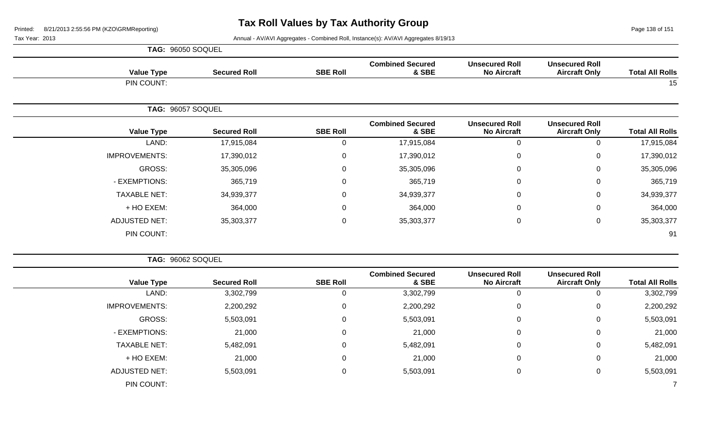# Tax Roll Values by Tax Authority Group

Printed: 8/21/2013 2:55:56 PM (KZO\GRMReporting)

Tax Year: 2013

Annual - AV/AVI Aggregates - Combined Roll, Instance(s): AV/AVI Aggregates 8/19/13

**TAG: 96050 SOQUEL**

| Value Type | Secured Roll | SBE Roll | Combined Secured & SBE | Unsecured Roll No Aircraft | Unsecured Roll Aircraft Only | Total All Rolls |
|---|---|---|---|---|---|---|
| PIN COUNT: | | | | | | 15 |

**TAG: 96057 SOQUEL**

| Value Type | Secured Roll | SBE Roll | Combined Secured & SBE | Unsecured Roll No Aircraft | Unsecured Roll Aircraft Only | Total All Rolls |
|---|---|---|---|---|---|---|
| LAND: | 17,915,084 | 0 | 17,915,084 | 0 | 0 | 17,915,084 |
| IMPROVEMENTS: | 17,390,012 | 0 | 17,390,012 | 0 | 0 | 17,390,012 |
| GROSS: | 35,305,096 | 0 | 35,305,096 | 0 | 0 | 35,305,096 |
| - EXEMPTIONS: | 365,719 | 0 | 365,719 | 0 | 0 | 365,719 |
| TAXABLE NET: | 34,939,377 | 0 | 34,939,377 | 0 | 0 | 34,939,377 |
| + HO EXEM: | 364,000 | 0 | 364,000 | 0 | 0 | 364,000 |
| ADJUSTED NET: | 35,303,377 | 0 | 35,303,377 | 0 | 0 | 35,303,377 |
| PIN COUNT: | | | | | | 91 |

**TAG: 96062 SOQUEL**

| Value Type | Secured Roll | SBE Roll | Combined Secured & SBE | Unsecured Roll No Aircraft | Unsecured Roll Aircraft Only | Total All Rolls |
|---|---|---|---|---|---|---|
| LAND: | 3,302,799 | 0 | 3,302,799 | 0 | 0 | 3,302,799 |
| IMPROVEMENTS: | 2,200,292 | 0 | 2,200,292 | 0 | 0 | 2,200,292 |
| GROSS: | 5,503,091 | 0 | 5,503,091 | 0 | 0 | 5,503,091 |
| - EXEMPTIONS: | 21,000 | 0 | 21,000 | 0 | 0 | 21,000 |
| TAXABLE NET: | 5,482,091 | 0 | 5,482,091 | 0 | 0 | 5,482,091 |
| + HO EXEM: | 21,000 | 0 | 21,000 | 0 | 0 | 21,000 |
| ADJUSTED NET: | 5,503,091 | 0 | 5,503,091 | 0 | 0 | 5,503,091 |
| PIN COUNT: | | | | | | 7 |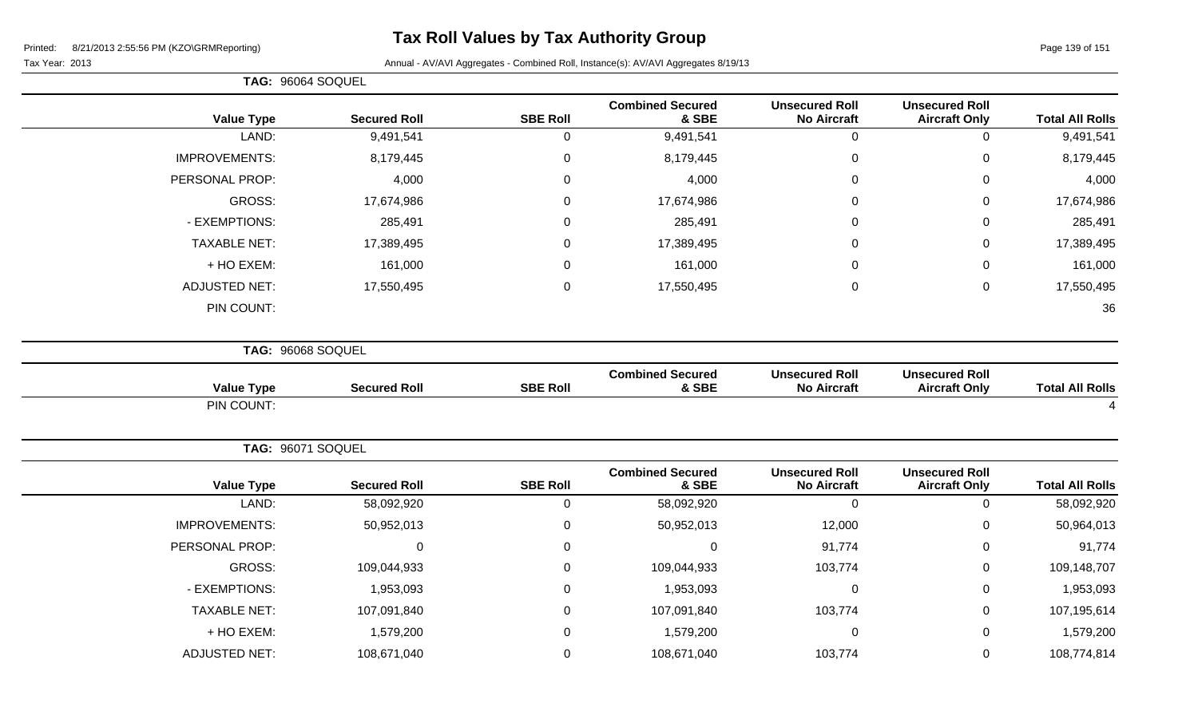# Tax Roll Values by Tax Authority Group

Printed: 8/21/2013 2:55:56 PM (KZO\GRMReporting)

Tax Year: 2013

Annual - AV/AVI Aggregates - Combined Roll, Instance(s): AV/AVI Aggregates 8/19/13

**TAG: 96064 SOQUEL**

| Value Type | Secured Roll | SBE Roll | Combined Secured & SBE | Unsecured Roll No Aircraft | Unsecured Roll Aircraft Only | Total All Rolls |
|---|---|---|---|---|---|---|
| LAND: | 9,491,541 | 0 | 9,491,541 | 0 | 0 | 9,491,541 |
| IMPROVEMENTS: | 8,179,445 | 0 | 8,179,445 | 0 | 0 | 8,179,445 |
| PERSONAL PROP: | 4,000 | 0 | 4,000 | 0 | 0 | 4,000 |
| GROSS: | 17,674,986 | 0 | 17,674,986 | 0 | 0 | 17,674,986 |
| - EXEMPTIONS: | 285,491 | 0 | 285,491 | 0 | 0 | 285,491 |
| TAXABLE NET: | 17,389,495 | 0 | 17,389,495 | 0 | 0 | 17,389,495 |
| + HO EXEM: | 161,000 | 0 | 161,000 | 0 | 0 | 161,000 |
| ADJUSTED NET: | 17,550,495 | 0 | 17,550,495 | 0 | 0 | 17,550,495 |
| PIN COUNT: | | | | | | 36 |

**TAG: 96068 SOQUEL**

| Value Type | Secured Roll | SBE Roll | Combined Secured & SBE | Unsecured Roll No Aircraft | Unsecured Roll Aircraft Only | Total All Rolls |
|---|---|---|---|---|---|---|
| PIN COUNT: | | | | | | 4 |

**TAG: 96071 SOQUEL**

| Value Type | Secured Roll | SBE Roll | Combined Secured & SBE | Unsecured Roll No Aircraft | Unsecured Roll Aircraft Only | Total All Rolls |
|---|---|---|---|---|---|---|
| LAND: | 58,092,920 | 0 | 58,092,920 | 0 | 0 | 58,092,920 |
| IMPROVEMENTS: | 50,952,013 | 0 | 50,952,013 | 12,000 | 0 | 50,964,013 |
| PERSONAL PROP: | 0 | 0 | 0 | 91,774 | 0 | 91,774 |
| GROSS: | 109,044,933 | 0 | 109,044,933 | 103,774 | 0 | 109,148,707 |
| - EXEMPTIONS: | 1,953,093 | 0 | 1,953,093 | 0 | 0 | 1,953,093 |
| TAXABLE NET: | 107,091,840 | 0 | 107,091,840 | 103,774 | 0 | 107,195,614 |
| + HO EXEM: | 1,579,200 | 0 | 1,579,200 | 0 | 0 | 1,579,200 |
| ADJUSTED NET: | 108,671,040 | 0 | 108,671,040 | 103,774 | 0 | 108,774,814 |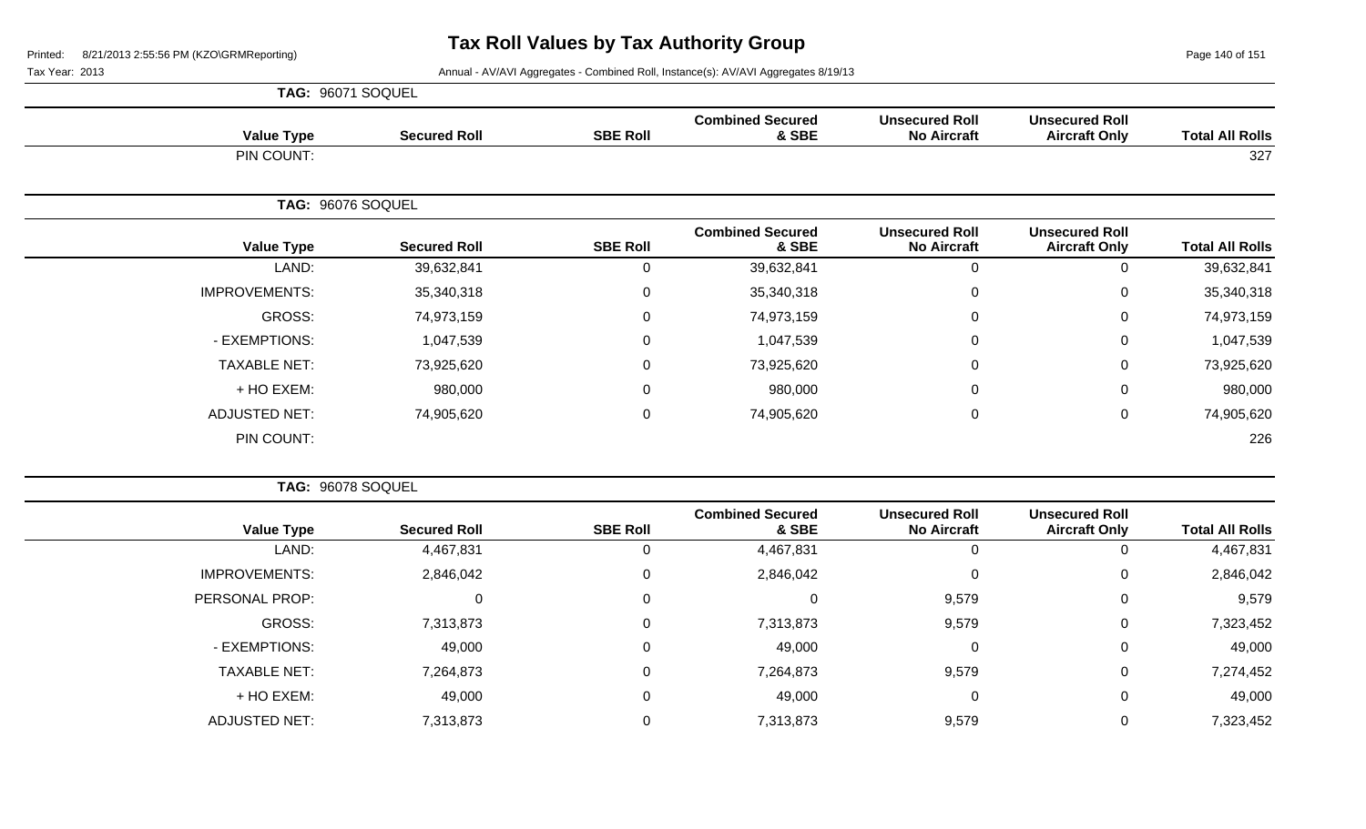# Tax Roll Values by Tax Authority Group

Tax Year: 2013

Annual - AV/AVI Aggregates - Combined Roll, Instance(s): AV/AVI Aggregates 8/19/13

## TAG: 96071 SOQUEL

| Value Type | Secured Roll | SBE Roll | Combined Secured & SBE | Unsecured Roll No Aircraft | Unsecured Roll Aircraft Only | Total All Rolls |
|---|---|---|---|---|---|---|
| PIN COUNT: | | | | | | 327 |

## TAG: 96076 SOQUEL

| Value Type | Secured Roll | SBE Roll | Combined Secured & SBE | Unsecured Roll No Aircraft | Unsecured Roll Aircraft Only | Total All Rolls |
|---|---|---|---|---|---|---|
| LAND: | 39,632,841 | 0 | 39,632,841 | 0 | 0 | 39,632,841 |
| IMPROVEMENTS: | 35,340,318 | 0 | 35,340,318 | 0 | 0 | 35,340,318 |
| GROSS: | 74,973,159 | 0 | 74,973,159 | 0 | 0 | 74,973,159 |
| - EXEMPTIONS: | 1,047,539 | 0 | 1,047,539 | 0 | 0 | 1,047,539 |
| TAXABLE NET: | 73,925,620 | 0 | 73,925,620 | 0 | 0 | 73,925,620 |
| + HO EXEM: | 980,000 | 0 | 980,000 | 0 | 0 | 980,000 |
| ADJUSTED NET: | 74,905,620 | 0 | 74,905,620 | 0 | 0 | 74,905,620 |
| PIN COUNT: | | | | | | 226 |

## TAG: 96078 SOQUEL

| Value Type | Secured Roll | SBE Roll | Combined Secured & SBE | Unsecured Roll No Aircraft | Unsecured Roll Aircraft Only | Total All Rolls |
|---|---|---|---|---|---|---|
| LAND: | 4,467,831 | 0 | 4,467,831 | 0 | 0 | 4,467,831 |
| IMPROVEMENTS: | 2,846,042 | 0 | 2,846,042 | 0 | 0 | 2,846,042 |
| PERSONAL PROP: | 0 | 0 | 0 | 9,579 | 0 | 9,579 |
| GROSS: | 7,313,873 | 0 | 7,313,873 | 9,579 | 0 | 7,323,452 |
| - EXEMPTIONS: | 49,000 | 0 | 49,000 | 0 | 0 | 49,000 |
| TAXABLE NET: | 7,264,873 | 0 | 7,264,873 | 9,579 | 0 | 7,274,452 |
| + HO EXEM: | 49,000 | 0 | 49,000 | 0 | 0 | 49,000 |
| ADJUSTED NET: | 7,313,873 | 0 | 7,313,873 | 9,579 | 0 | 7,323,452 |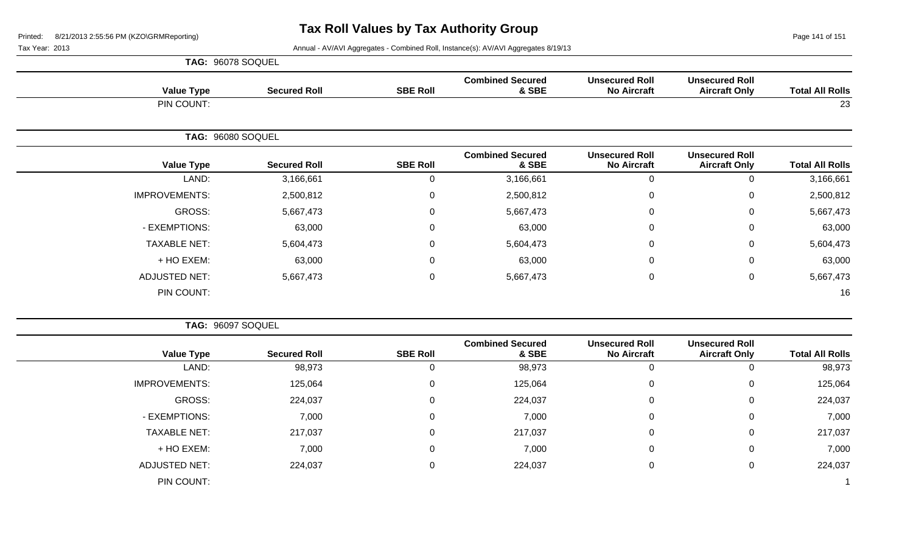# Tax Roll Values by Tax Authority Group

Printed: 8/21/2013 2:55:56 PM (KZO\GRMReporting)

Tax Year: 2013

Annual - AV/AVI Aggregates - Combined Roll, Instance(s): AV/AVI Aggregates 8/19/13

**TAG: 96078 SOQUEL**

| Value Type | Secured Roll | SBE Roll | Combined Secured & SBE | Unsecured Roll No Aircraft | Unsecured Roll Aircraft Only | Total All Rolls |
|---|---|---|---|---|---|---|
| PIN COUNT: | | | | | | 23 |

**TAG: 96080 SOQUEL**

| Value Type | Secured Roll | SBE Roll | Combined Secured & SBE | Unsecured Roll No Aircraft | Unsecured Roll Aircraft Only | Total All Rolls |
|---|---|---|---|---|---|---|
| LAND: | 3,166,661 | 0 | 3,166,661 | 0 | 0 | 3,166,661 |
| IMPROVEMENTS: | 2,500,812 | 0 | 2,500,812 | 0 | 0 | 2,500,812 |
| GROSS: | 5,667,473 | 0 | 5,667,473 | 0 | 0 | 5,667,473 |
| - EXEMPTIONS: | 63,000 | 0 | 63,000 | 0 | 0 | 63,000 |
| TAXABLE NET: | 5,604,473 | 0 | 5,604,473 | 0 | 0 | 5,604,473 |
| + HO EXEM: | 63,000 | 0 | 63,000 | 0 | 0 | 63,000 |
| ADJUSTED NET: | 5,667,473 | 0 | 5,667,473 | 0 | 0 | 5,667,473 |
| PIN COUNT: | | | | | | 16 |

**TAG: 96097 SOQUEL**

| Value Type | Secured Roll | SBE Roll | Combined Secured & SBE | Unsecured Roll No Aircraft | Unsecured Roll Aircraft Only | Total All Rolls |
|---|---|---|---|---|---|---|
| LAND: | 98,973 | 0 | 98,973 | 0 | 0 | 98,973 |
| IMPROVEMENTS: | 125,064 | 0 | 125,064 | 0 | 0 | 125,064 |
| GROSS: | 224,037 | 0 | 224,037 | 0 | 0 | 224,037 |
| - EXEMPTIONS: | 7,000 | 0 | 7,000 | 0 | 0 | 7,000 |
| TAXABLE NET: | 217,037 | 0 | 217,037 | 0 | 0 | 217,037 |
| + HO EXEM: | 7,000 | 0 | 7,000 | 0 | 0 | 7,000 |
| ADJUSTED NET: | 224,037 | 0 | 224,037 | 0 | 0 | 224,037 |
| PIN COUNT: | | | | | | 1 |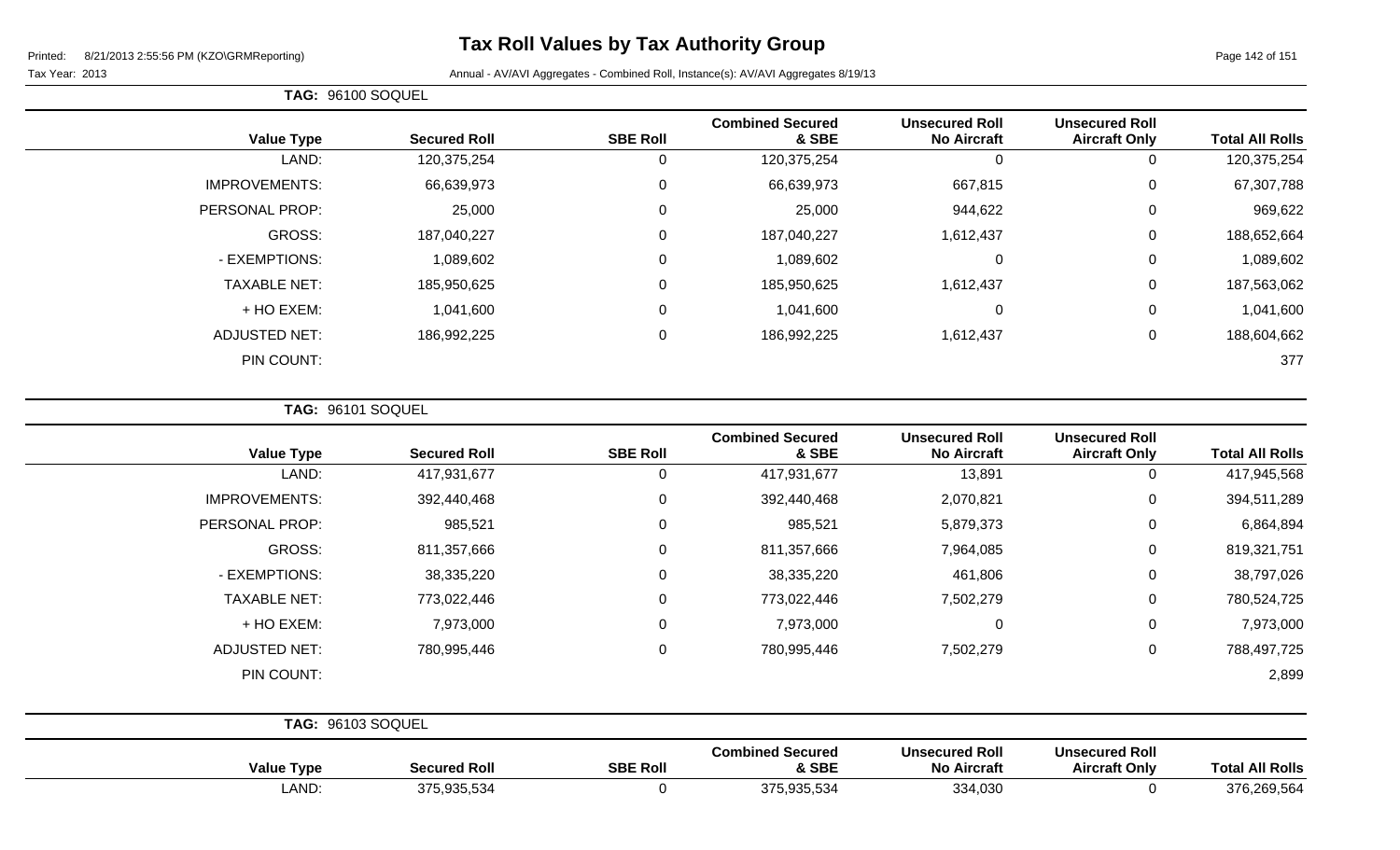# Tax Roll Values by Tax Authority Group

Printed: 8/21/2013 2:55:56 PM (KZO\GRMReporting)

Tax Year: 2013

Annual - AV/AVI Aggregates - Combined Roll, Instance(s): AV/AVI Aggregates 8/19/13

**TAG: 96100 SOQUEL**

| Value Type | Secured Roll | SBE Roll | Combined Secured & SBE | Unsecured Roll No Aircraft | Unsecured Roll Aircraft Only | Total All Rolls |
|---|---|---|---|---|---|---|
| LAND: | 120,375,254 | 0 | 120,375,254 | 0 | 0 | 120,375,254 |
| IMPROVEMENTS: | 66,639,973 | 0 | 66,639,973 | 667,815 | 0 | 67,307,788 |
| PERSONAL PROP: | 25,000 | 0 | 25,000 | 944,622 | 0 | 969,622 |
| GROSS: | 187,040,227 | 0 | 187,040,227 | 1,612,437 | 0 | 188,652,664 |
| - EXEMPTIONS: | 1,089,602 | 0 | 1,089,602 | 0 | 0 | 1,089,602 |
| TAXABLE NET: | 185,950,625 | 0 | 185,950,625 | 1,612,437 | 0 | 187,563,062 |
| + HO EXEM: | 1,041,600 | 0 | 1,041,600 | 0 | 0 | 1,041,600 |
| ADJUSTED NET: | 186,992,225 | 0 | 186,992,225 | 1,612,437 | 0 | 188,604,662 |
| PIN COUNT: | | | | | | 377 |

**TAG: 96101 SOQUEL**

| Value Type | Secured Roll | SBE Roll | Combined Secured & SBE | Unsecured Roll No Aircraft | Unsecured Roll Aircraft Only | Total All Rolls |
|---|---|---|---|---|---|---|
| LAND: | 417,931,677 | 0 | 417,931,677 | 13,891 | 0 | 417,945,568 |
| IMPROVEMENTS: | 392,440,468 | 0 | 392,440,468 | 2,070,821 | 0 | 394,511,289 |
| PERSONAL PROP: | 985,521 | 0 | 985,521 | 5,879,373 | 0 | 6,864,894 |
| GROSS: | 811,357,666 | 0 | 811,357,666 | 7,964,085 | 0 | 819,321,751 |
| - EXEMPTIONS: | 38,335,220 | 0 | 38,335,220 | 461,806 | 0 | 38,797,026 |
| TAXABLE NET: | 773,022,446 | 0 | 773,022,446 | 7,502,279 | 0 | 780,524,725 |
| + HO EXEM: | 7,973,000 | 0 | 7,973,000 | 0 | 0 | 7,973,000 |
| ADJUSTED NET: | 780,995,446 | 0 | 780,995,446 | 7,502,279 | 0 | 788,497,725 |
| PIN COUNT: | | | | | | 2,899 |

**TAG: 96103 SOQUEL**

| Value Type | Secured Roll | SBE Roll | Combined Secured & SBE | Unsecured Roll No Aircraft | Unsecured Roll Aircraft Only | Total All Rolls |
|---|---|---|---|---|---|---|
| LAND: | 375,935,534 | 0 | 375,935,534 | 334,030 | 0 | 376,269,564 |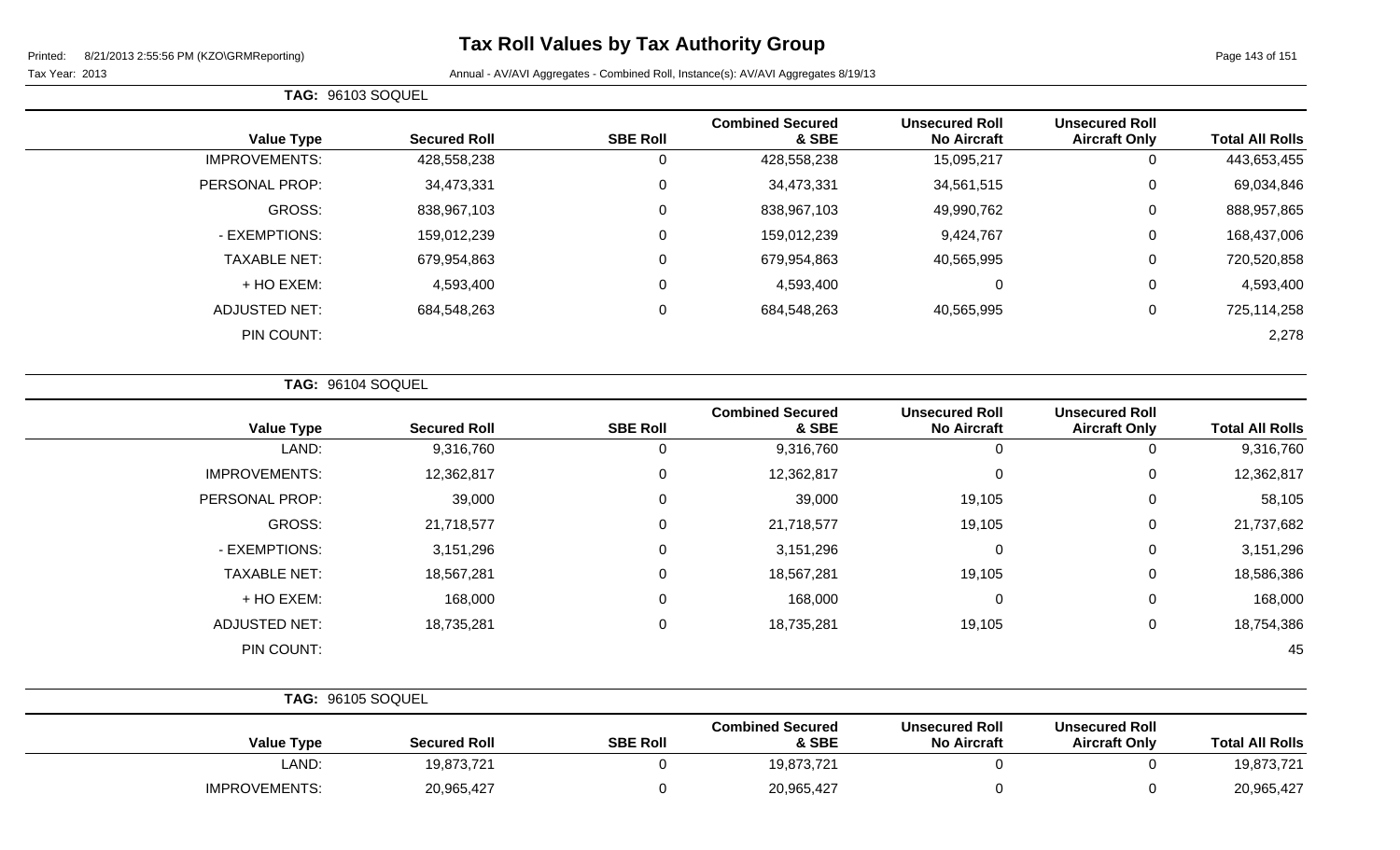# Tax Roll Values by Tax Authority Group

Printed: 8/21/2013 2:55:56 PM (KZO\GRMReporting)

Tax Year: 2013

Annual - AV/AVI Aggregates - Combined Roll, Instance(s): AV/AVI Aggregates 8/19/13

**TAG: 96103 SOQUEL**

| Value Type | Secured Roll | SBE Roll | Combined Secured & SBE | Unsecured Roll No Aircraft | Unsecured Roll Aircraft Only | Total All Rolls |
|---|---|---|---|---|---|---|
| IMPROVEMENTS: | 428,558,238 | 0 | 428,558,238 | 15,095,217 | 0 | 443,653,455 |
| PERSONAL PROP: | 34,473,331 | 0 | 34,473,331 | 34,561,515 | 0 | 69,034,846 |
| GROSS: | 838,967,103 | 0 | 838,967,103 | 49,990,762 | 0 | 888,957,865 |
| - EXEMPTIONS: | 159,012,239 | 0 | 159,012,239 | 9,424,767 | 0 | 168,437,006 |
| TAXABLE NET: | 679,954,863 | 0 | 679,954,863 | 40,565,995 | 0 | 720,520,858 |
| + HO EXEM: | 4,593,400 | 0 | 4,593,400 | 0 | 0 | 4,593,400 |
| ADJUSTED NET: | 684,548,263 | 0 | 684,548,263 | 40,565,995 | 0 | 725,114,258 |
| PIN COUNT: | | | | | | 2,278 |

**TAG: 96104 SOQUEL**

| Value Type | Secured Roll | SBE Roll | Combined Secured & SBE | Unsecured Roll No Aircraft | Unsecured Roll Aircraft Only | Total All Rolls |
|---|---|---|---|---|---|---|
| LAND: | 9,316,760 | 0 | 9,316,760 | 0 | 0 | 9,316,760 |
| IMPROVEMENTS: | 12,362,817 | 0 | 12,362,817 | 0 | 0 | 12,362,817 |
| PERSONAL PROP: | 39,000 | 0 | 39,000 | 19,105 | 0 | 58,105 |
| GROSS: | 21,718,577 | 0 | 21,718,577 | 19,105 | 0 | 21,737,682 |
| - EXEMPTIONS: | 3,151,296 | 0 | 3,151,296 | 0 | 0 | 3,151,296 |
| TAXABLE NET: | 18,567,281 | 0 | 18,567,281 | 19,105 | 0 | 18,586,386 |
| + HO EXEM: | 168,000 | 0 | 168,000 | 0 | 0 | 168,000 |
| ADJUSTED NET: | 18,735,281 | 0 | 18,735,281 | 19,105 | 0 | 18,754,386 |
| PIN COUNT: | | | | | | 45 |

**TAG: 96105 SOQUEL**

| Value Type | Secured Roll | SBE Roll | Combined Secured & SBE | Unsecured Roll No Aircraft | Unsecured Roll Aircraft Only | Total All Rolls |
|---|---|---|---|---|---|---|
| LAND: | 19,873,721 | 0 | 19,873,721 | 0 | 0 | 19,873,721 |
| IMPROVEMENTS: | 20,965,427 | 0 | 20,965,427 | 0 | 0 | 20,965,427 |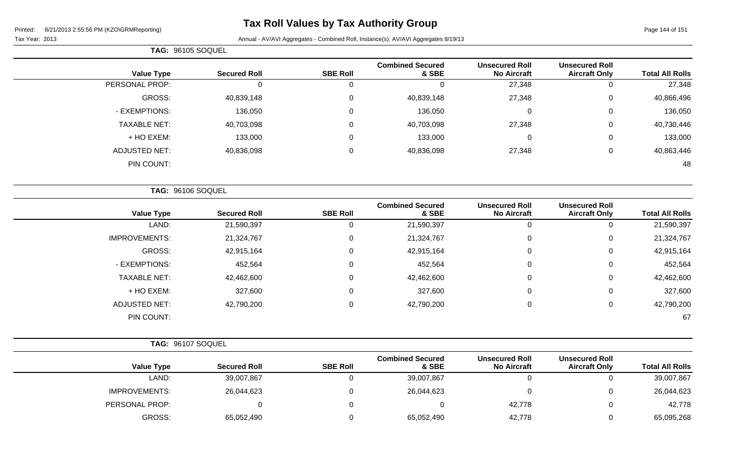# Tax Roll Values by Tax Authority Group

Tax Year: 2013

Annual - AV/AVI Aggregates - Combined Roll, Instance(s): AV/AVI Aggregates 8/19/13

**TAG: 96105 SOQUEL**

| Value Type | Secured Roll | SBE Roll | Combined Secured & SBE | Unsecured Roll No Aircraft | Unsecured Roll Aircraft Only | Total All Rolls |
|---|---|---|---|---|---|---|
| PERSONAL PROP: | 0 | 0 | 0 | 27,348 | 0 | 27,348 |
| GROSS: | 40,839,148 | 0 | 40,839,148 | 27,348 | 0 | 40,866,496 |
| - EXEMPTIONS: | 136,050 | 0 | 136,050 | 0 | 0 | 136,050 |
| TAXABLE NET: | 40,703,098 | 0 | 40,703,098 | 27,348 | 0 | 40,730,446 |
| + HO EXEM: | 133,000 | 0 | 133,000 | 0 | 0 | 133,000 |
| ADJUSTED NET: | 40,836,098 | 0 | 40,836,098 | 27,348 | 0 | 40,863,446 |
| PIN COUNT: | | | | | | 48 |

**TAG: 96106 SOQUEL**

| Value Type | Secured Roll | SBE Roll | Combined Secured & SBE | Unsecured Roll No Aircraft | Unsecured Roll Aircraft Only | Total All Rolls |
|---|---|---|---|---|---|---|
| LAND: | 21,590,397 | 0 | 21,590,397 | 0 | 0 | 21,590,397 |
| IMPROVEMENTS: | 21,324,767 | 0 | 21,324,767 | 0 | 0 | 21,324,767 |
| GROSS: | 42,915,164 | 0 | 42,915,164 | 0 | 0 | 42,915,164 |
| - EXEMPTIONS: | 452,564 | 0 | 452,564 | 0 | 0 | 452,564 |
| TAXABLE NET: | 42,462,600 | 0 | 42,462,600 | 0 | 0 | 42,462,600 |
| + HO EXEM: | 327,600 | 0 | 327,600 | 0 | 0 | 327,600 |
| ADJUSTED NET: | 42,790,200 | 0 | 42,790,200 | 0 | 0 | 42,790,200 |
| PIN COUNT: | | | | | | 67 |

**TAG: 96107 SOQUEL**

| Value Type | Secured Roll | SBE Roll | Combined Secured & SBE | Unsecured Roll No Aircraft | Unsecured Roll Aircraft Only | Total All Rolls |
|---|---|---|---|---|---|---|
| LAND: | 39,007,867 | 0 | 39,007,867 | 0 | 0 | 39,007,867 |
| IMPROVEMENTS: | 26,044,623 | 0 | 26,044,623 | 0 | 0 | 26,044,623 |
| PERSONAL PROP: | 0 | 0 | 0 | 42,778 | 0 | 42,778 |
| GROSS: | 65,052,490 | 0 | 65,052,490 | 42,778 | 0 | 65,095,268 |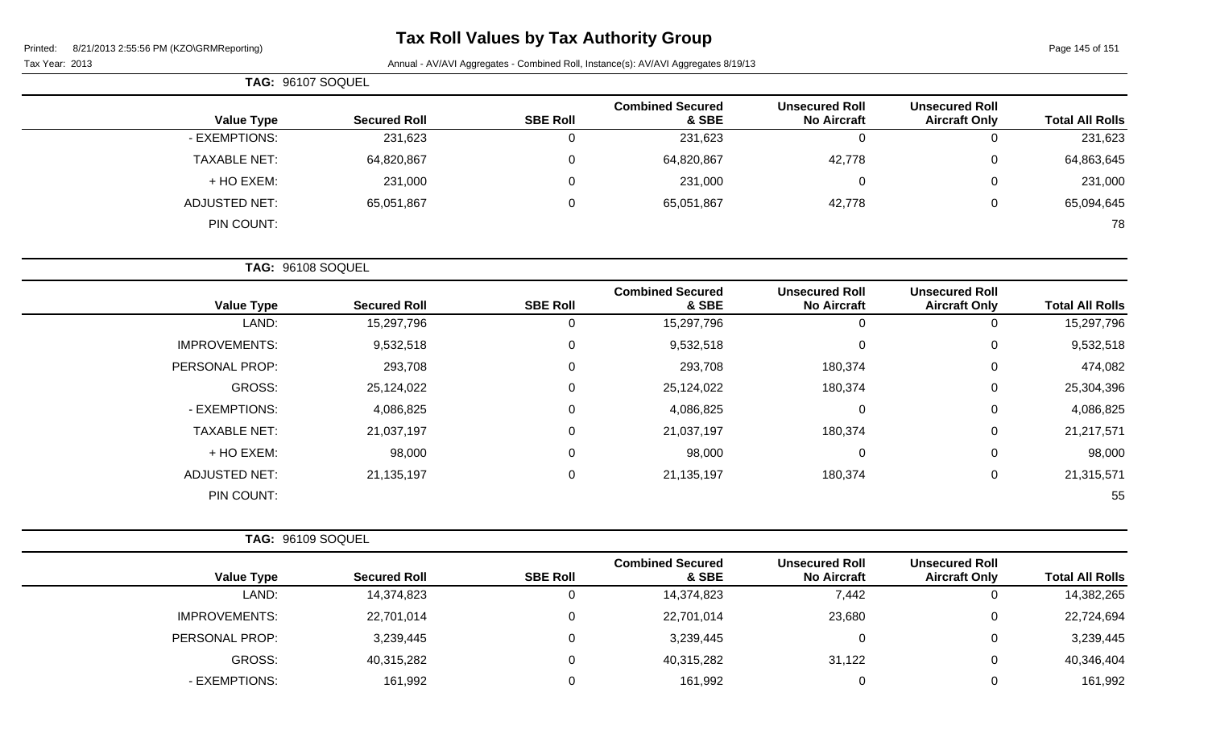# Tax Roll Values by Tax Authority Group

Tax Year: 2013

Annual - AV/AVI Aggregates - Combined Roll, Instance(s): AV/AVI Aggregates 8/19/13

**TAG: 96107 SOQUEL**

| Value Type | Secured Roll | SBE Roll | Combined Secured & SBE | Unsecured Roll No Aircraft | Unsecured Roll Aircraft Only | Total All Rolls |
|---|---|---|---|---|---|---|
| - EXEMPTIONS: | 231,623 | 0 | 231,623 | 0 | 0 | 231,623 |
| TAXABLE NET: | 64,820,867 | 0 | 64,820,867 | 42,778 | 0 | 64,863,645 |
| + HO EXEM: | 231,000 | 0 | 231,000 | 0 | 0 | 231,000 |
| ADJUSTED NET: | 65,051,867 | 0 | 65,051,867 | 42,778 | 0 | 65,094,645 |
| PIN COUNT: | | | | | | 78 |

**TAG: 96108 SOQUEL**

| Value Type | Secured Roll | SBE Roll | Combined Secured & SBE | Unsecured Roll No Aircraft | Unsecured Roll Aircraft Only | Total All Rolls |
|---|---|---|---|---|---|---|
| LAND: | 15,297,796 | 0 | 15,297,796 | 0 | 0 | 15,297,796 |
| IMPROVEMENTS: | 9,532,518 | 0 | 9,532,518 | 0 | 0 | 9,532,518 |
| PERSONAL PROP: | 293,708 | 0 | 293,708 | 180,374 | 0 | 474,082 |
| GROSS: | 25,124,022 | 0 | 25,124,022 | 180,374 | 0 | 25,304,396 |
| - EXEMPTIONS: | 4,086,825 | 0 | 4,086,825 | 0 | 0 | 4,086,825 |
| TAXABLE NET: | 21,037,197 | 0 | 21,037,197 | 180,374 | 0 | 21,217,571 |
| + HO EXEM: | 98,000 | 0 | 98,000 | 0 | 0 | 98,000 |
| ADJUSTED NET: | 21,135,197 | 0 | 21,135,197 | 180,374 | 0 | 21,315,571 |
| PIN COUNT: | | | | | | 55 |

**TAG: 96109 SOQUEL**

| Value Type | Secured Roll | SBE Roll | Combined Secured & SBE | Unsecured Roll No Aircraft | Unsecured Roll Aircraft Only | Total All Rolls |
|---|---|---|---|---|---|---|
| LAND: | 14,374,823 | 0 | 14,374,823 | 7,442 | 0 | 14,382,265 |
| IMPROVEMENTS: | 22,701,014 | 0 | 22,701,014 | 23,680 | 0 | 22,724,694 |
| PERSONAL PROP: | 3,239,445 | 0 | 3,239,445 | 0 | 0 | 3,239,445 |
| GROSS: | 40,315,282 | 0 | 40,315,282 | 31,122 | 0 | 40,346,404 |
| - EXEMPTIONS: | 161,992 | 0 | 161,992 | 0 | 0 | 161,992 |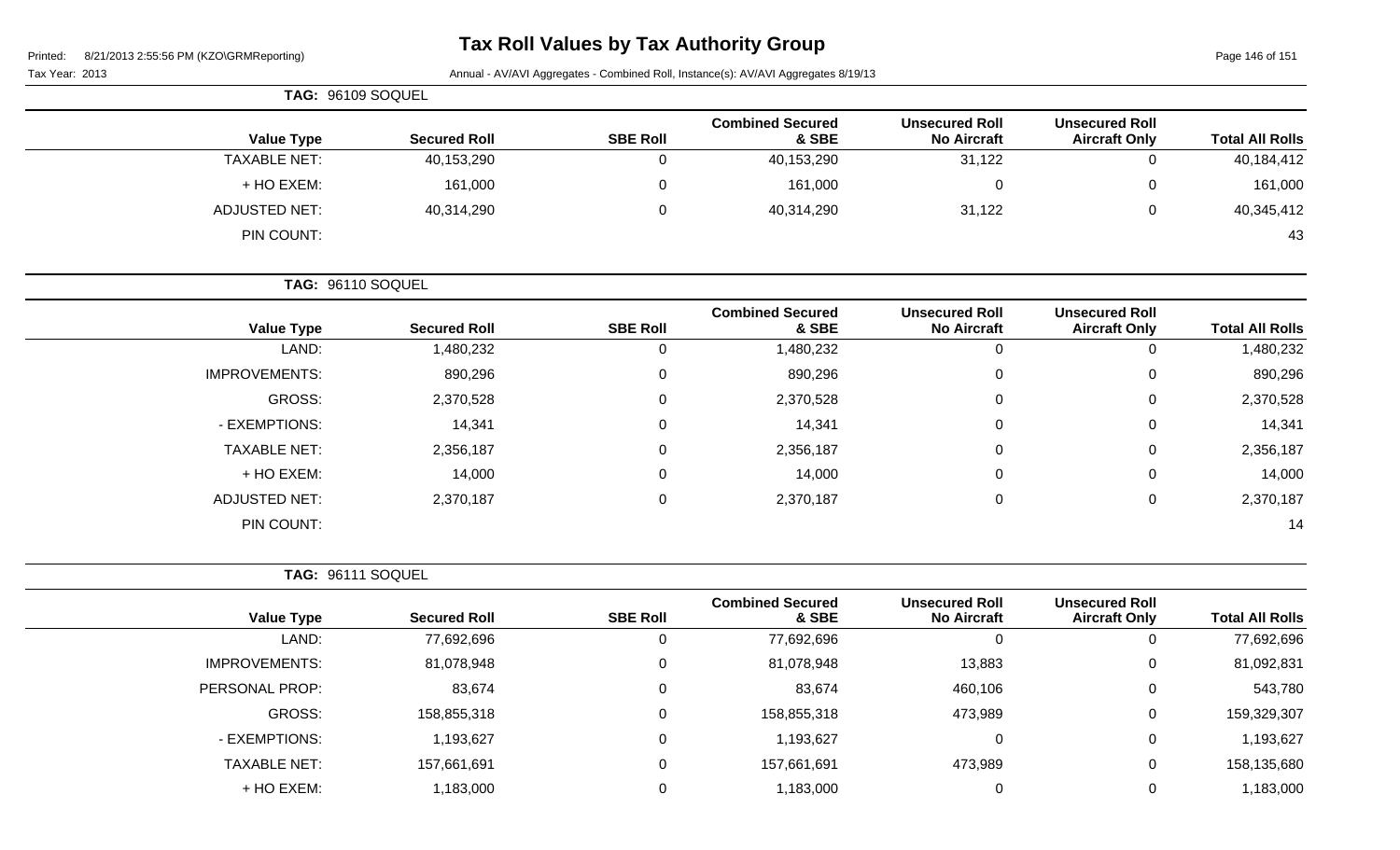# Tax Roll Values by Tax Authority Group

Tax Year: 2013

Annual - AV/AVI Aggregates - Combined Roll, Instance(s): AV/AVI Aggregates 8/19/13

**TAG: 96109 SOQUEL**

| Value Type | Secured Roll | SBE Roll | Combined Secured & SBE | Unsecured Roll No Aircraft | Unsecured Roll Aircraft Only | Total All Rolls |
|---|---|---|---|---|---|---|
| TAXABLE NET: | 40,153,290 | 0 | 40,153,290 | 31,122 | 0 | 40,184,412 |
| + HO EXEM: | 161,000 | 0 | 161,000 | 0 | 0 | 161,000 |
| ADJUSTED NET: | 40,314,290 | 0 | 40,314,290 | 31,122 | 0 | 40,345,412 |
| PIN COUNT: | | | | | | 43 |

**TAG: 96110 SOQUEL**

| Value Type | Secured Roll | SBE Roll | Combined Secured & SBE | Unsecured Roll No Aircraft | Unsecured Roll Aircraft Only | Total All Rolls |
|---|---|---|---|---|---|---|
| LAND: | 1,480,232 | 0 | 1,480,232 | 0 | 0 | 1,480,232 |
| IMPROVEMENTS: | 890,296 | 0 | 890,296 | 0 | 0 | 890,296 |
| GROSS: | 2,370,528 | 0 | 2,370,528 | 0 | 0 | 2,370,528 |
| - EXEMPTIONS: | 14,341 | 0 | 14,341 | 0 | 0 | 14,341 |
| TAXABLE NET: | 2,356,187 | 0 | 2,356,187 | 0 | 0 | 2,356,187 |
| + HO EXEM: | 14,000 | 0 | 14,000 | 0 | 0 | 14,000 |
| ADJUSTED NET: | 2,370,187 | 0 | 2,370,187 | 0 | 0 | 2,370,187 |
| PIN COUNT: | | | | | | 14 |

**TAG: 96111 SOQUEL**

| Value Type | Secured Roll | SBE Roll | Combined Secured & SBE | Unsecured Roll No Aircraft | Unsecured Roll Aircraft Only | Total All Rolls |
|---|---|---|---|---|---|---|
| LAND: | 77,692,696 | 0 | 77,692,696 | 0 | 0 | 77,692,696 |
| IMPROVEMENTS: | 81,078,948 | 0 | 81,078,948 | 13,883 | 0 | 81,092,831 |
| PERSONAL PROP: | 83,674 | 0 | 83,674 | 460,106 | 0 | 543,780 |
| GROSS: | 158,855,318 | 0 | 158,855,318 | 473,989 | 0 | 159,329,307 |
| - EXEMPTIONS: | 1,193,627 | 0 | 1,193,627 | 0 | 0 | 1,193,627 |
| TAXABLE NET: | 157,661,691 | 0 | 157,661,691 | 473,989 | 0 | 158,135,680 |
| + HO EXEM: | 1,183,000 | 0 | 1,183,000 | 0 | 0 | 1,183,000 |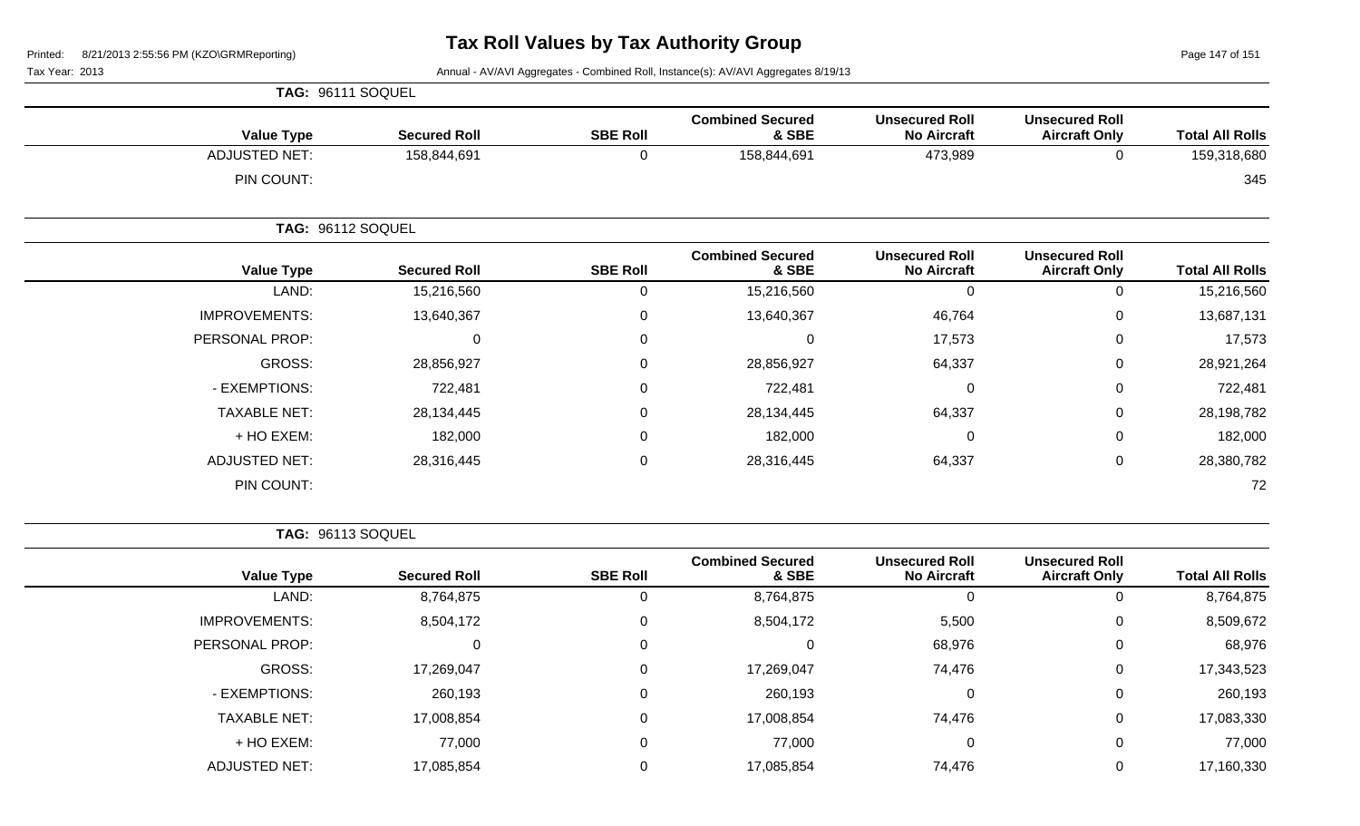# Tax Roll Values by Tax Authority Group

Tax Year: 2013

Annual - AV/AVI Aggregates - Combined Roll, Instance(s): AV/AVI Aggregates 8/19/13

**TAG: 96111 SOQUEL**

| Value Type | Secured Roll | SBE Roll | Combined Secured & SBE | Unsecured Roll No Aircraft | Unsecured Roll Aircraft Only | Total All Rolls |
|---|---|---|---|---|---|---|
| ADJUSTED NET: | 158,844,691 | 0 | 158,844,691 | 473,989 | 0 | 159,318,680 |
| PIN COUNT: | | | | | | 345 |

**TAG: 96112 SOQUEL**

| Value Type | Secured Roll | SBE Roll | Combined Secured & SBE | Unsecured Roll No Aircraft | Unsecured Roll Aircraft Only | Total All Rolls |
|---|---|---|---|---|---|---|
| LAND: | 15,216,560 | 0 | 15,216,560 | 0 | 0 | 15,216,560 |
| IMPROVEMENTS: | 13,640,367 | 0 | 13,640,367 | 46,764 | 0 | 13,687,131 |
| PERSONAL PROP: | 0 | 0 | 0 | 17,573 | 0 | 17,573 |
| GROSS: | 28,856,927 | 0 | 28,856,927 | 64,337 | 0 | 28,921,264 |
| - EXEMPTIONS: | 722,481 | 0 | 722,481 | 0 | 0 | 722,481 |
| TAXABLE NET: | 28,134,445 | 0 | 28,134,445 | 64,337 | 0 | 28,198,782 |
| + HO EXEM: | 182,000 | 0 | 182,000 | 0 | 0 | 182,000 |
| ADJUSTED NET: | 28,316,445 | 0 | 28,316,445 | 64,337 | 0 | 28,380,782 |
| PIN COUNT: | | | | | | 72 |

**TAG: 96113 SOQUEL**

| Value Type | Secured Roll | SBE Roll | Combined Secured & SBE | Unsecured Roll No Aircraft | Unsecured Roll Aircraft Only | Total All Rolls |
|---|---|---|---|---|---|---|
| LAND: | 8,764,875 | 0 | 8,764,875 | 0 | 0 | 8,764,875 |
| IMPROVEMENTS: | 8,504,172 | 0 | 8,504,172 | 5,500 | 0 | 8,509,672 |
| PERSONAL PROP: | 0 | 0 | 0 | 68,976 | 0 | 68,976 |
| GROSS: | 17,269,047 | 0 | 17,269,047 | 74,476 | 0 | 17,343,523 |
| - EXEMPTIONS: | 260,193 | 0 | 260,193 | 0 | 0 | 260,193 |
| TAXABLE NET: | 17,008,854 | 0 | 17,008,854 | 74,476 | 0 | 17,083,330 |
| + HO EXEM: | 77,000 | 0 | 77,000 | 0 | 0 | 77,000 |
| ADJUSTED NET: | 17,085,854 | 0 | 17,085,854 | 74,476 | 0 | 17,160,330 |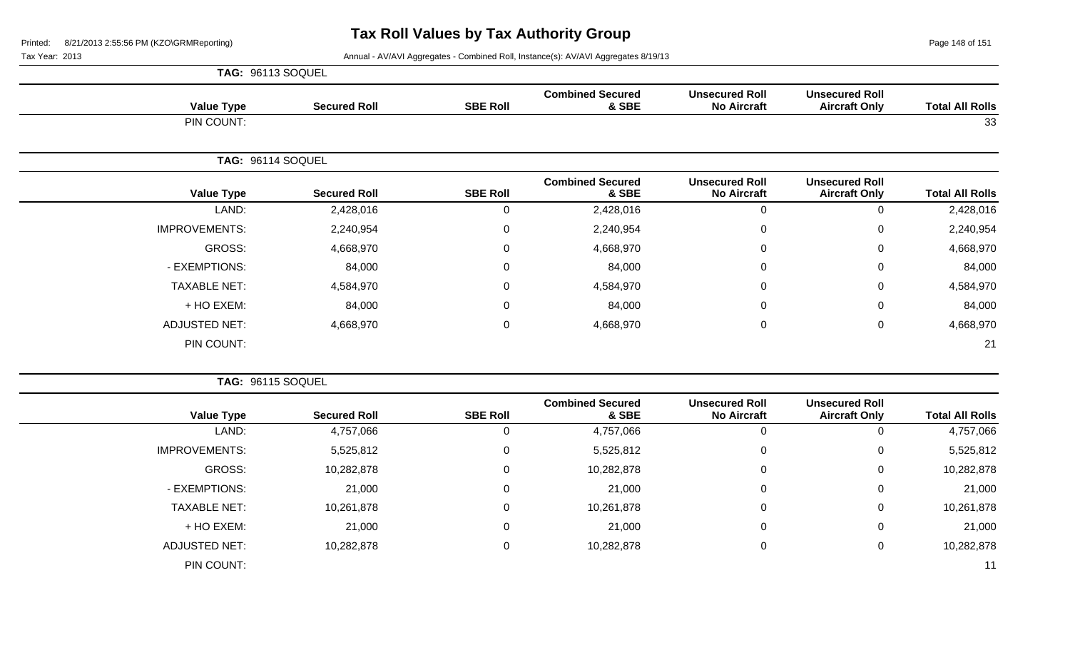# Tax Roll Values by Tax Authority Group

Tax Year: 2013

Annual - AV/AVI Aggregates - Combined Roll, Instance(s): AV/AVI Aggregates 8/19/13

**TAG: 96113 SOQUEL**

| Value Type | Secured Roll | SBE Roll | Combined Secured & SBE | Unsecured Roll No Aircraft | Unsecured Roll Aircraft Only | Total All Rolls |
|---|---|---|---|---|---|---|
| PIN COUNT: | | | | | | 33 |

**TAG: 96114 SOQUEL**

| Value Type | Secured Roll | SBE Roll | Combined Secured & SBE | Unsecured Roll No Aircraft | Unsecured Roll Aircraft Only | Total All Rolls |
|---|---|---|---|---|---|---|
| LAND: | 2,428,016 | 0 | 2,428,016 | 0 | 0 | 2,428,016 |
| IMPROVEMENTS: | 2,240,954 | 0 | 2,240,954 | 0 | 0 | 2,240,954 |
| GROSS: | 4,668,970 | 0 | 4,668,970 | 0 | 0 | 4,668,970 |
| - EXEMPTIONS: | 84,000 | 0 | 84,000 | 0 | 0 | 84,000 |
| TAXABLE NET: | 4,584,970 | 0 | 4,584,970 | 0 | 0 | 4,584,970 |
| + HO EXEM: | 84,000 | 0 | 84,000 | 0 | 0 | 84,000 |
| ADJUSTED NET: | 4,668,970 | 0 | 4,668,970 | 0 | 0 | 4,668,970 |
| PIN COUNT: | | | | | | 21 |

**TAG: 96115 SOQUEL**

| Value Type | Secured Roll | SBE Roll | Combined Secured & SBE | Unsecured Roll No Aircraft | Unsecured Roll Aircraft Only | Total All Rolls |
|---|---|---|---|---|---|---|
| LAND: | 4,757,066 | 0 | 4,757,066 | 0 | 0 | 4,757,066 |
| IMPROVEMENTS: | 5,525,812 | 0 | 5,525,812 | 0 | 0 | 5,525,812 |
| GROSS: | 10,282,878 | 0 | 10,282,878 | 0 | 0 | 10,282,878 |
| - EXEMPTIONS: | 21,000 | 0 | 21,000 | 0 | 0 | 21,000 |
| TAXABLE NET: | 10,261,878 | 0 | 10,261,878 | 0 | 0 | 10,261,878 |
| + HO EXEM: | 21,000 | 0 | 21,000 | 0 | 0 | 21,000 |
| ADJUSTED NET: | 10,282,878 | 0 | 10,282,878 | 0 | 0 | 10,282,878 |
| PIN COUNT: | | | | | | 11 |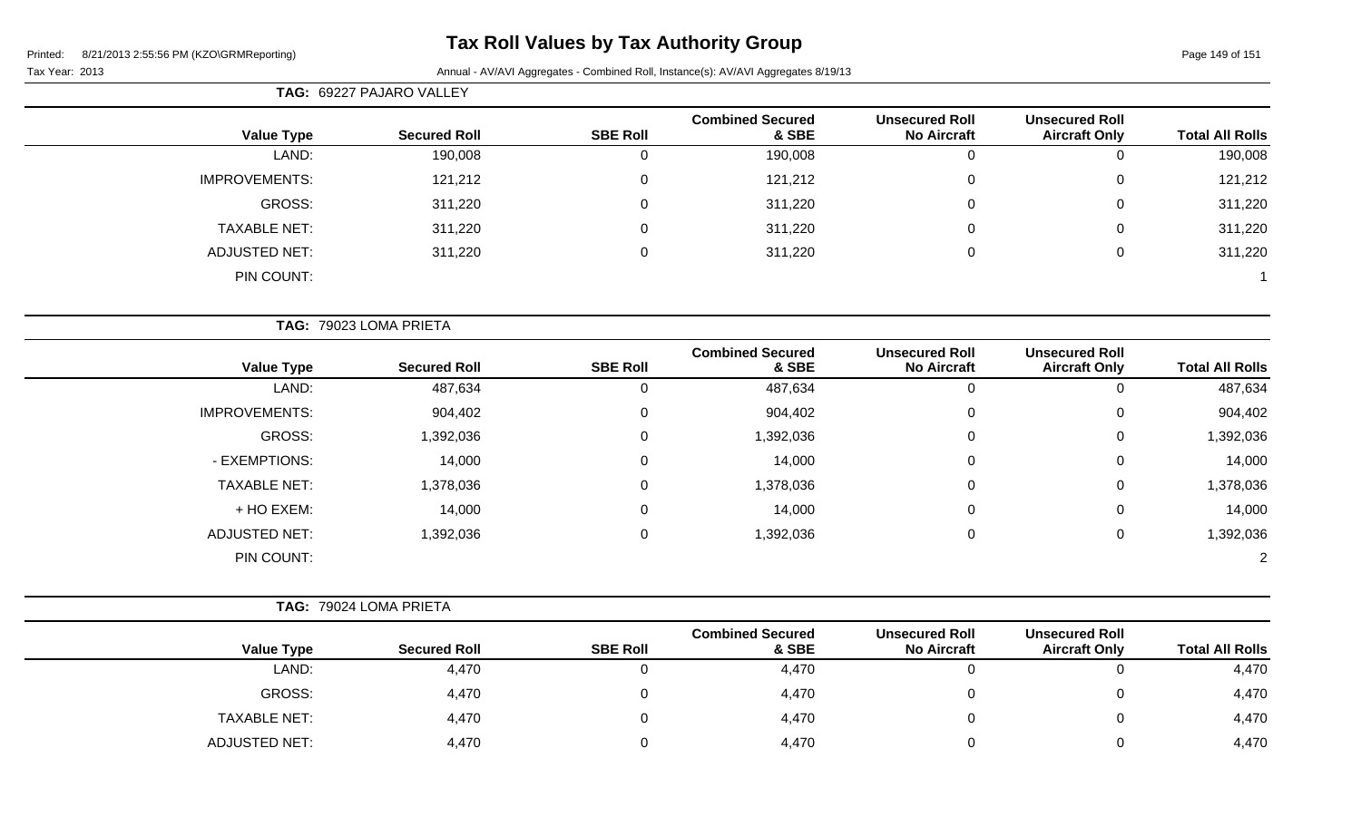# Tax Roll Values by Tax Authority Group

Printed: 8/21/2013 2:55:56 PM (KZO\GRMReporting)

Tax Year: 2013

Annual - AV/AVI Aggregates - Combined Roll, Instance(s): AV/AVI Aggregates 8/19/13

**TAG: 69227 PAJARO VALLEY**

| Value Type | Secured Roll | SBE Roll | Combined Secured & SBE | Unsecured Roll No Aircraft | Unsecured Roll Aircraft Only | Total All Rolls |
|---|---|---|---|---|---|---|
| LAND: | 190,008 | 0 | 190,008 | 0 | 0 | 190,008 |
| IMPROVEMENTS: | 121,212 | 0 | 121,212 | 0 | 0 | 121,212 |
| GROSS: | 311,220 | 0 | 311,220 | 0 | 0 | 311,220 |
| TAXABLE NET: | 311,220 | 0 | 311,220 | 0 | 0 | 311,220 |
| ADJUSTED NET: | 311,220 | 0 | 311,220 | 0 | 0 | 311,220 |
| PIN COUNT: | | | | | | 1 |

**TAG: 79023 LOMA PRIETA**

| Value Type | Secured Roll | SBE Roll | Combined Secured & SBE | Unsecured Roll No Aircraft | Unsecured Roll Aircraft Only | Total All Rolls |
|---|---|---|---|---|---|---|
| LAND: | 487,634 | 0 | 487,634 | 0 | 0 | 487,634 |
| IMPROVEMENTS: | 904,402 | 0 | 904,402 | 0 | 0 | 904,402 |
| GROSS: | 1,392,036 | 0 | 1,392,036 | 0 | 0 | 1,392,036 |
| - EXEMPTIONS: | 14,000 | 0 | 14,000 | 0 | 0 | 14,000 |
| TAXABLE NET: | 1,378,036 | 0 | 1,378,036 | 0 | 0 | 1,378,036 |
| + HO EXEM: | 14,000 | 0 | 14,000 | 0 | 0 | 14,000 |
| ADJUSTED NET: | 1,392,036 | 0 | 1,392,036 | 0 | 0 | 1,392,036 |
| PIN COUNT: | | | | | | 2 |

**TAG: 79024 LOMA PRIETA**

| Value Type | Secured Roll | SBE Roll | Combined Secured & SBE | Unsecured Roll No Aircraft | Unsecured Roll Aircraft Only | Total All Rolls |
|---|---|---|---|---|---|---|
| LAND: | 4,470 | 0 | 4,470 | 0 | 0 | 4,470 |
| GROSS: | 4,470 | 0 | 4,470 | 0 | 0 | 4,470 |
| TAXABLE NET: | 4,470 | 0 | 4,470 | 0 | 0 | 4,470 |
| ADJUSTED NET: | 4,470 | 0 | 4,470 | 0 | 0 | 4,470 |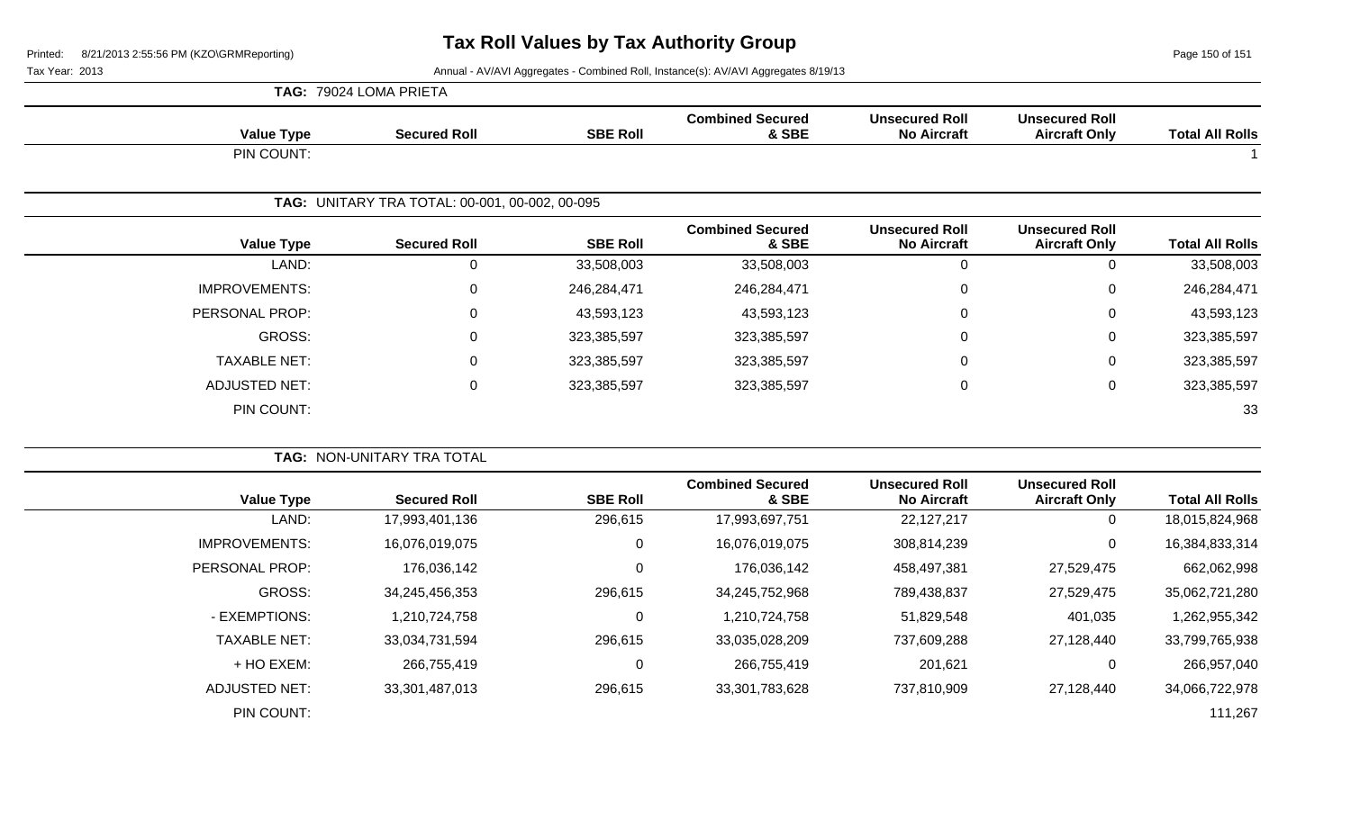# Tax Roll Values by Tax Authority Group

Tax Year: 2013

Annual - AV/AVI Aggregates - Combined Roll, Instance(s): AV/AVI Aggregates 8/19/13

**TAG: 79024 LOMA PRIETA**

| Value Type | Secured Roll | SBE Roll | Combined Secured & SBE | Unsecured Roll No Aircraft | Unsecured Roll Aircraft Only | Total All Rolls |
|---|---|---|---|---|---|---|
| PIN COUNT: | | | | | | 1 |

**TAG: UNITARY TRA TOTAL: 00-001, 00-002, 00-095**

| Value Type | Secured Roll | SBE Roll | Combined Secured & SBE | Unsecured Roll No Aircraft | Unsecured Roll Aircraft Only | Total All Rolls |
|---|---|---|---|---|---|---|
| LAND: | 0 | 33,508,003 | 33,508,003 | 0 | 0 | 33,508,003 |
| IMPROVEMENTS: | 0 | 246,284,471 | 246,284,471 | 0 | 0 | 246,284,471 |
| PERSONAL PROP: | 0 | 43,593,123 | 43,593,123 | 0 | 0 | 43,593,123 |
| GROSS: | 0 | 323,385,597 | 323,385,597 | 0 | 0 | 323,385,597 |
| TAXABLE NET: | 0 | 323,385,597 | 323,385,597 | 0 | 0 | 323,385,597 |
| ADJUSTED NET: | 0 | 323,385,597 | 323,385,597 | 0 | 0 | 323,385,597 |
| PIN COUNT: | | | | | | 33 |

**TAG: NON-UNITARY TRA TOTAL**

| Value Type | Secured Roll | SBE Roll | Combined Secured & SBE | Unsecured Roll No Aircraft | Unsecured Roll Aircraft Only | Total All Rolls |
|---|---|---|---|---|---|---|
| LAND: | 17,993,401,136 | 296,615 | 17,993,697,751 | 22,127,217 | 0 | 18,015,824,968 |
| IMPROVEMENTS: | 16,076,019,075 | 0 | 16,076,019,075 | 308,814,239 | 0 | 16,384,833,314 |
| PERSONAL PROP: | 176,036,142 | 0 | 176,036,142 | 458,497,381 | 27,529,475 | 662,062,998 |
| GROSS: | 34,245,456,353 | 296,615 | 34,245,752,968 | 789,438,837 | 27,529,475 | 35,062,721,280 |
| - EXEMPTIONS: | 1,210,724,758 | 0 | 1,210,724,758 | 51,829,548 | 401,035 | 1,262,955,342 |
| TAXABLE NET: | 33,034,731,594 | 296,615 | 33,035,028,209 | 737,609,288 | 27,128,440 | 33,799,765,938 |
| + HO EXEM: | 266,755,419 | 0 | 266,755,419 | 201,621 | 0 | 266,957,040 |
| ADJUSTED NET: | 33,301,487,013 | 296,615 | 33,301,783,628 | 737,810,909 | 27,128,440 | 34,066,722,978 |
| PIN COUNT: | | | | | | 111,267 |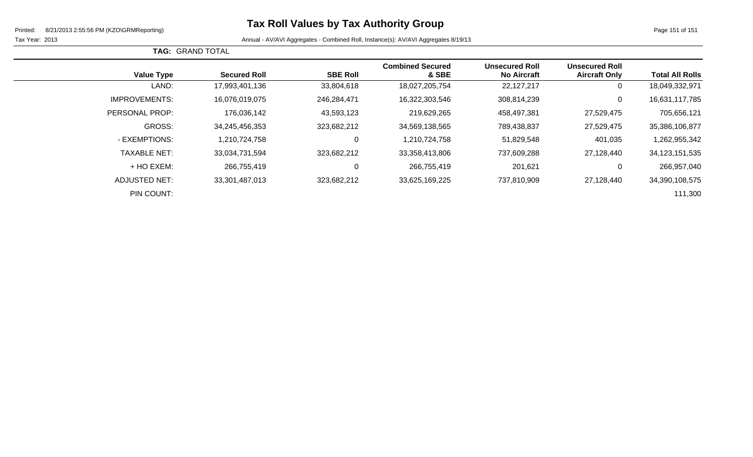# Tax Roll Values by Tax Authority Group

Printed: 8/21/2013 2:55:56 PM (KZO\GRMReporting)

Tax Year: 2013

Annual - AV/AVI Aggregates - Combined Roll, Instance(s): AV/AVI Aggregates 8/19/13

**TAG:** GRAND TOTAL

| Value Type | Secured Roll | SBE Roll | Combined Secured & SBE | Unsecured Roll No Aircraft | Unsecured Roll Aircraft Only | Total All Rolls |
|---|---|---|---|---|---|---|
| LAND: | 17,993,401,136 | 33,804,618 | 18,027,205,754 | 22,127,217 | 0 | 18,049,332,971 |
| IMPROVEMENTS: | 16,076,019,075 | 246,284,471 | 16,322,303,546 | 308,814,239 | 0 | 16,631,117,785 |
| PERSONAL PROP: | 176,036,142 | 43,593,123 | 219,629,265 | 458,497,381 | 27,529,475 | 705,656,121 |
| GROSS: | 34,245,456,353 | 323,682,212 | 34,569,138,565 | 789,438,837 | 27,529,475 | 35,386,106,877 |
| - EXEMPTIONS: | 1,210,724,758 | 0 | 1,210,724,758 | 51,829,548 | 401,035 | 1,262,955,342 |
| TAXABLE NET: | 33,034,731,594 | 323,682,212 | 33,358,413,806 | 737,609,288 | 27,128,440 | 34,123,151,535 |
| + HO EXEM: | 266,755,419 | 0 | 266,755,419 | 201,621 | 0 | 266,957,040 |
| ADJUSTED NET: | 33,301,487,013 | 323,682,212 | 33,625,169,225 | 737,810,909 | 27,128,440 | 34,390,108,575 |
| PIN COUNT: | | | | | | 111,300 |